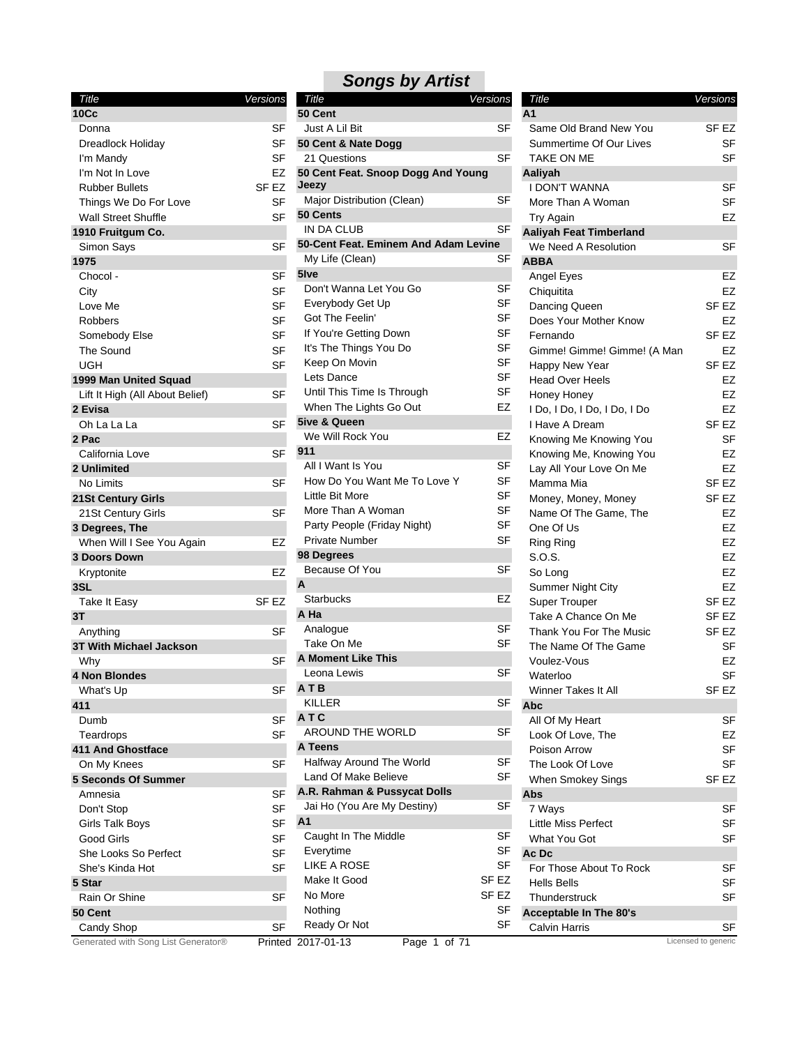# Songs by Artist

| Title | Versions |
|---|---|
| **10Cc** | |
| Donna | SF |
| Dreadlock Holiday | SF |
| I'm Mandy | SF |
| I'm Not In Love | EZ |
| Rubber Bullets | SF EZ |
| Things We Do For Love | SF |
| Wall Street Shuffle | SF |
| **1910 Fruitgum Co.** | |
| Simon Says | SF |
| **1975** | |
| Chocol - | SF |
| City | SF |
| Love Me | SF |
| Robbers | SF |
| Somebody Else | SF |
| The Sound | SF |
| UGH | SF |
| **1999 Man United Squad** | |
| Lift It High (All About Belief) | SF |
| **2 Evisa** | |
| Oh La La La | SF |
| **2 Pac** | |
| California Love | SF |
| **2 Unlimited** | |
| No Limits | SF |
| **21St Century Girls** | |
| 21St Century Girls | SF |
| **3 Degrees, The** | |
| When Will I See You Again | EZ |
| **3 Doors Down** | |
| Kryptonite | EZ |
| **3SL** | |
| Take It Easy | SF EZ |
| **3T** | |
| Anything | SF |
| **3T With Michael Jackson** | |
| Why | SF |
| **4 Non Blondes** | |
| What's Up | SF |
| **411** | |
| Dumb | SF |
| Teardrops | SF |
| **411 And Ghostface** | |
| On My Knees | SF |
| **5 Seconds Of Summer** | |
| Amnesia | SF |
| Don't Stop | SF |
| Girls Talk Boys | SF |
| Good Girls | SF |
| She Looks So Perfect | SF |
| She's Kinda Hot | SF |
| **5 Star** | |
| Rain Or Shine | SF |
| **50 Cent** | |
| Candy Shop | SF |
| Just A Lil Bit | SF |
| **50 Cent & Nate Dogg** | |
| 21 Questions | SF |
| **50 Cent Feat. Snoop Dogg And Young Jeezy** | |
| Major Distribution (Clean) | SF |
| **50 Cents** | |
| IN DA CLUB | SF |
| **50-Cent Feat. Eminem And Adam Levine** | |
| My Life (Clean) | SF |
| **5Ive** | |
| Don't Wanna Let You Go | SF |
| Everybody Get Up | SF |
| Got The Feelin' | SF |
| If You're Getting Down | SF |
| It's The Things You Do | SF |
| Keep On Movin | SF |
| Lets Dance | SF |
| Until This Time Is Through | SF |
| When The Lights Go Out | EZ |
| **5ive & Queen** | |
| We Will Rock You | EZ |
| **911** | |
| All I Want Is You | SF |
| How Do You Want Me To Love Y | SF |
| Little Bit More | SF |
| More Than A Woman | SF |
| Party People (Friday Night) | SF |
| Private Number | SF |
| **98 Degrees** | |
| Because Of You | SF |
| **A** | |
| Starbucks | EZ |
| **A Ha** | |
| Analogue | SF |
| Take On Me | SF |
| **A Moment Like This** | |
| Leona Lewis | SF |
| **A T B** | |
| KILLER | SF |
| **A T C** | |
| AROUND THE WORLD | SF |
| **A Teens** | |
| Halfway Around The World | SF |
| Land Of Make Believe | SF |
| **A.R. Rahman & Pussycat Dolls** | |
| Jai Ho (You Are My Destiny) | SF |
| **A1** | |
| Caught In The Middle | SF |
| Everytime | SF |
| LIKE A ROSE | SF |
| Make It Good | SF EZ |
| No More | SF EZ |
| Nothing | SF |
| Ready Or Not | SF |
| **A1** | |
| Same Old Brand New You | SF EZ |
| Summertime Of Our Lives | SF |
| TAKE ON ME | SF |
| **Aaliyah** | |
| I DON'T WANNA | SF |
| More Than A Woman | SF |
| Try Again | EZ |
| **Aaliyah Feat Timberland** | |
| We Need A Resolution | SF |
| **ABBA** | |
| Angel Eyes | EZ |
| Chiquitita | EZ |
| Dancing Queen | SF EZ |
| Does Your Mother Know | EZ |
| Fernando | SF EZ |
| Gimme! Gimme! Gimme! (A Man | EZ |
| Happy New Year | SF EZ |
| Head Over Heels | EZ |
| Honey Honey | EZ |
| I Do, I Do, I Do, I Do, I Do | EZ |
| I Have A Dream | SF EZ |
| Knowing Me Knowing You | SF |
| Knowing Me, Knowing You | EZ |
| Lay All Your Love On Me | EZ |
| Mamma Mia | SF EZ |
| Money, Money, Money | SF EZ |
| Name Of The Game, The | EZ |
| One Of Us | EZ |
| Ring Ring | EZ |
| S.O.S. | EZ |
| So Long | EZ |
| Summer Night City | EZ |
| Super Trouper | SF EZ |
| Take A Chance On Me | SF EZ |
| Thank You For The Music | SF EZ |
| The Name Of The Game | SF |
| Voulez-Vous | EZ |
| Waterloo | SF |
| Winner Takes It All | SF EZ |
| **Abc** | |
| All Of My Heart | SF |
| Look Of Love, The | EZ |
| Poison Arrow | SF |
| The Look Of Love | SF |
| When Smokey Sings | SF EZ |
| **Abs** | |
| 7 Ways | SF |
| Little Miss Perfect | SF |
| What You Got | SF |
| **Ac Dc** | |
| For Those About To Rock | SF |
| Hells Bells | SF |
| Thunderstruck | SF |
| **Acceptable In The 80's** | |
| Calvin Harris | SF |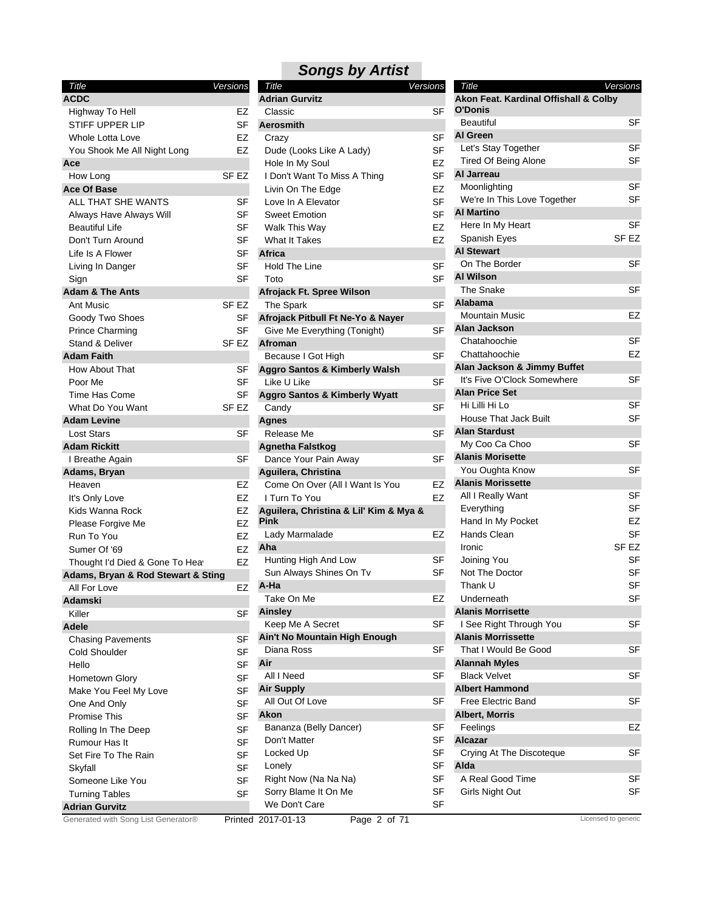## Songs by Artist

| Title | Versions |
|---|---|
| **ACDC** | |
| Highway To Hell | EZ |
| STIFF UPPER LIP | SF |
| Whole Lotta Love | EZ |
| You Shook Me All Night Long | EZ |
| **Ace** | |
| How Long | SF EZ |
| **Ace Of Base** | |
| ALL THAT SHE WANTS | SF |
| Always Have Always Will | SF |
| Beautiful Life | SF |
| Don't Turn Around | SF |
| Life Is A Flower | SF |
| Living In Danger | SF |
| Sign | SF |
| **Adam & The Ants** | |
| Ant Music | SF EZ |
| Goody Two Shoes | SF |
| Prince Charming | SF |
| Stand & Deliver | SF EZ |
| **Adam Faith** | |
| How About That | SF |
| Poor Me | SF |
| Time Has Come | SF |
| What Do You Want | SF EZ |
| **Adam Levine** | |
| Lost Stars | SF |
| **Adam Rickitt** | |
| I Breathe Again | SF |
| **Adams, Bryan** | |
| Heaven | EZ |
| It's Only Love | EZ |
| Kids Wanna Rock | EZ |
| Please Forgive Me | EZ |
| Run To You | EZ |
| Sumer Of '69 | EZ |
| Thought I'd Died & Gone To Hea | EZ |
| **Adams, Bryan & Rod Stewart & Sting** | |
| All For Love | EZ |
| **Adamski** | |
| Killer | SF |
| **Adele** | |
| Chasing Pavements | SF |
| Cold Shoulder | SF |
| Hello | SF |
| Hometown Glory | SF |
| Make You Feel My Love | SF |
| One And Only | SF |
| Promise This | SF |
| Rolling In The Deep | SF |
| Rumour Has It | SF |
| Set Fire To The Rain | SF |
| Skyfall | SF |
| Someone Like You | SF |
| Turning Tables | SF |
| **Adrian Gurvitz** | |
| Classic | SF |
| **Aerosmith** | |
| Crazy | SF |
| Dude (Looks Like A Lady) | SF |
| Hole In My Soul | EZ |
| I Don't Want To Miss A Thing | SF |
| Livin On The Edge | EZ |
| Love In A Elevator | SF |
| Sweet Emotion | SF |
| Walk This Way | EZ |
| What It Takes | EZ |
| **Africa** | |
| Hold The Line | SF |
| Toto | SF |
| **Afrojack Ft. Spree Wilson** | |
| The Spark | SF |
| **Afrojack Pitbull Ft Ne-Yo & Nayer** | |
| Give Me Everything (Tonight) | SF |
| **Afroman** | |
| Because I Got High | SF |
| **Aggro Santos & Kimberly Walsh** | |
| Like U Like | SF |
| **Aggro Santos & Kimberly Wyatt** | |
| Candy | SF |
| **Agnes** | |
| Release Me | SF |
| **Agnetha Falstkog** | |
| Dance Your Pain Away | SF |
| **Aguilera, Christina** | |
| Come On Over (All I Want Is You | EZ |
| I Turn To You | EZ |
| **Aguilera, Christina & Lil' Kim & Mya & Pink** | |
| Lady Marmalade | EZ |
| **Aha** | |
| Hunting High And Low | SF |
| Sun Always Shines On Tv | SF |
| **A-Ha** | |
| Take On Me | EZ |
| **Ainsley** | |
| Keep Me A Secret | SF |
| **Ain't No Mountain High Enough** | |
| Diana Ross | SF |
| **Air** | |
| All I Need | SF |
| **Air Supply** | |
| All Out Of Love | SF |
| **Akon** | |
| Bananza (Belly Dancer) | SF |
| Don't Matter | SF |
| Locked Up | SF |
| Lonely | SF |
| Right Now (Na Na Na) | SF |
| Sorry Blame It On Me | SF |
| We Don't Care | SF |
| **Akon Feat. Kardinal Offishall & Colby O'Donis** | |
| Beautiful | SF |
| **Al Green** | |
| Let's Stay Together | SF |
| Tired Of Being Alone | SF |
| **Al Jarreau** | |
| Moonlighting | SF |
| We're In This Love Together | SF |
| **Al Martino** | |
| Here In My Heart | SF |
| Spanish Eyes | SF EZ |
| **Al Stewart** | |
| On The Border | SF |
| **Al Wilson** | |
| The Snake | SF |
| **Alabama** | |
| Mountain Music | EZ |
| **Alan Jackson** | |
| Chatahoochie | SF |
| Chattahoochie | EZ |
| **Alan Jackson & Jimmy Buffet** | |
| It's Five O'Clock Somewhere | SF |
| **Alan Price Set** | |
| Hi Lilli Hi Lo | SF |
| House That Jack Built | SF |
| **Alan Stardust** | |
| My Coo Ca Choo | SF |
| **Alanis Morisette** | |
| You Oughta Know | SF |
| **Alanis Morissette** | |
| All I Really Want | SF |
| Everything | SF |
| Hand In My Pocket | EZ |
| Hands Clean | SF |
| Ironic | SF EZ |
| Joining You | SF |
| Not The Doctor | SF |
| Thank U | SF |
| Underneath | SF |
| **Alanis Morrisette** | |
| I See Right Through You | SF |
| **Alanis Morrissette** | |
| That I Would Be Good | SF |
| **Alannah Myles** | |
| Black Velvet | SF |
| **Albert Hammond** | |
| Free Electric Band | SF |
| **Albert, Morris** | |
| Feelings | EZ |
| **Alcazar** | |
| Crying At The Discoteque | SF |
| **Alda** | |
| A Real Good Time | SF |
| Girls Night Out | SF |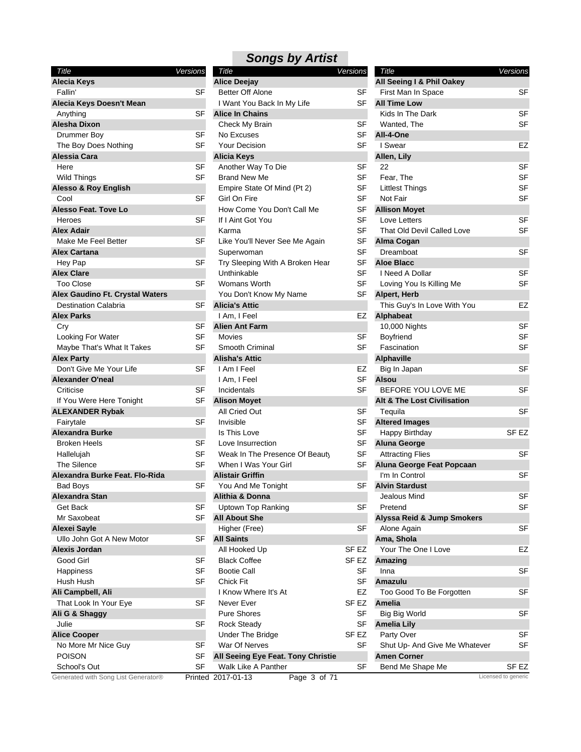## Songs by Artist

| Title | Versions |
|---|---|
| **Alecia Keys** | |
| Fallin' | SF |
| **Alecia Keys Doesn't Mean** | |
| Anything | SF |
| **Alesha Dixon** | |
| Drummer Boy | SF |
| The Boy Does Nothing | SF |
| **Alessia Cara** | |
| Here | SF |
| Wild Things | SF |
| **Alesso & Roy English** | |
| Cool | SF |
| **Alesso Feat. Tove Lo** | |
| Heroes | SF |
| **Alex Adair** | |
| Make Me Feel Better | SF |
| **Alex Cartana** | |
| Hey Pap | SF |
| **Alex Clare** | |
| Too Close | SF |
| **Alex Gaudino Ft. Crystal Waters** | |
| Destination Calabria | SF |
| **Alex Parks** | |
| Cry | SF |
| Looking For Water | SF |
| Maybe That's What It Takes | SF |
| **Alex Party** | |
| Don't Give Me Your Life | SF |
| **Alexander O'neal** | |
| Criticise | SF |
| If You Were Here Tonight | SF |
| **ALEXANDER Rybak** | |
| Fairytale | SF |
| **Alexandra Burke** | |
| Broken Heels | SF |
| Hallelujah | SF |
| The Silence | SF |
| **Alexandra Burke Feat. Flo-Rida** | |
| Bad Boys | SF |
| **Alexandra Stan** | |
| Get Back | SF |
| Mr Saxobeat | SF |
| **Alexei Sayle** | |
| Ullo John Got A New Motor | SF |
| **Alexis Jordan** | |
| Good Girl | SF |
| Happiness | SF |
| Hush Hush | SF |
| **Ali Campbell, Ali** | |
| That Look In Your Eye | SF |
| **Ali G & Shaggy** | |
| Julie | SF |
| **Alice Cooper** | |
| No More Mr Nice Guy | SF |
| POISON | SF |
| School's Out | SF |
| **Alice Deejay** | |
| Better Off Alone | SF |
| I Want You Back In My Life | SF |
| **Alice In Chains** | |
| Check My Brain | SF |
| No Excuses | SF |
| Your Decision | SF |
| **Alicia Keys** | |
| Another Way To Die | SF |
| Brand New Me | SF |
| Empire State Of Mind (Pt 2) | SF |
| Girl On Fire | SF |
| How Come You Don't Call Me | SF |
| If I Aint Got You | SF |
| Karma | SF |
| Like You'll Never See Me Again | SF |
| Superwoman | SF |
| Try Sleeping With A Broken Hear | SF |
| Unthinkable | SF |
| Womans Worth | SF |
| You Don't Know My Name | SF |
| **Alicia's Attic** | |
| I Am, I Feel | EZ |
| **Alien Ant Farm** | |
| Movies | SF |
| Smooth Criminal | SF |
| **Alisha's Attic** | |
| I Am I Feel | EZ |
| I Am, I Feel | SF |
| Incidentals | SF |
| **Alison Moyet** | |
| All Cried Out | SF |
| Invisible | SF |
| Is This Love | SF |
| Love Insurrection | SF |
| Weak In The Presence Of Beauty | SF |
| When I Was Your Girl | SF |
| **Alistair Griffin** | |
| You And Me Tonight | SF |
| **Alithia & Donna** | |
| Uptown Top Ranking | SF |
| **All About She** | |
| Higher (Free) | SF |
| **All Saints** | |
| All Hooked Up | SF EZ |
| Black Coffee | SF EZ |
| Bootie Call | SF |
| Chick Fit | SF |
| I Know Where It's At | EZ |
| Never Ever | SF EZ |
| Pure Shores | SF |
| Rock Steady | SF |
| Under The Bridge | SF EZ |
| War Of Nerves | SF |
| **All Seeing Eye Feat. Tony Christie** | |
| Walk Like A Panther | SF |
| **All Seeing I & Phil Oakey** | |
| First Man In Space | SF |
| **All Time Low** | |
| Kids In The Dark | SF |
| Wanted, The | SF |
| **All-4-One** | |
| I Swear | EZ |
| **Allen, Lily** | |
| 22 | SF |
| Fear, The | SF |
| Littlest Things | SF |
| Not Fair | SF |
| **Allison Moyet** | |
| Love Letters | SF |
| That Old Devil Called Love | SF |
| **Alma Cogan** | |
| Dreamboat | SF |
| **Aloe Blacc** | |
| I Need A Dollar | SF |
| Loving You Is Killing Me | SF |
| **Alpert, Herb** | |
| This Guy's In Love With You | EZ |
| **Alphabeat** | |
| 10,000 Nights | SF |
| Boyfriend | SF |
| Fascination | SF |
| **Alphaville** | |
| Big In Japan | SF |
| **Alsou** | |
| BEFORE YOU LOVE ME | SF |
| **Alt & The Lost Civilisation** | |
| Tequila | SF |
| **Altered Images** | |
| Happy Birthday | SF EZ |
| **Aluna George** | |
| Attracting Flies | SF |
| **Aluna George Feat Popcaan** | |
| I'm In Control | SF |
| **Alvin Stardust** | |
| Jealous Mind | SF |
| Pretend | SF |
| **Alyssa Reid & Jump Smokers** | |
| Alone Again | SF |
| **Ama, Shola** | |
| Your The One I Love | EZ |
| **Amazing** | |
| Inna | SF |
| **Amazulu** | |
| Too Good To Be Forgotten | SF |
| **Amelia** | |
| Big Big World | SF |
| **Amelia Lily** | |
| Party Over | SF |
| Shut Up- And Give Me Whatever | SF |
| **Amen Corner** | |
| Bend Me Shape Me | SF EZ |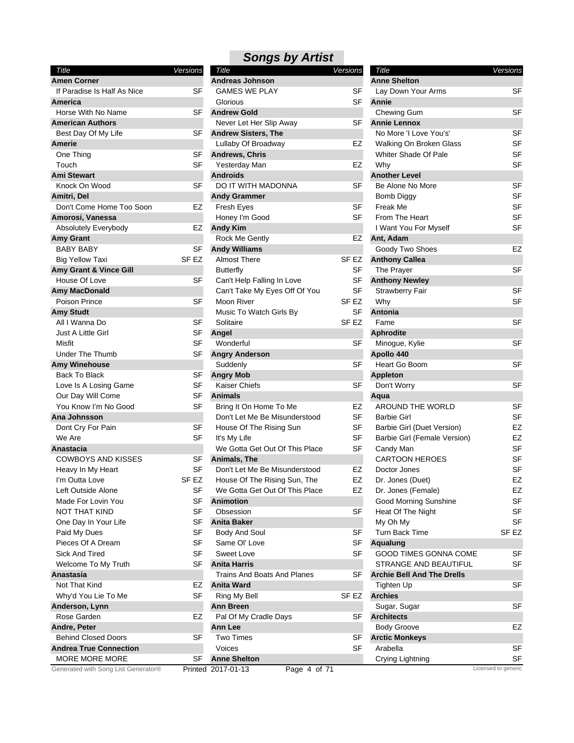## Songs by Artist

| Title | Versions |
|---|---|
| **Amen Corner** | |
| If Paradise Is Half As Nice | SF |
| **America** | |
| Horse With No Name | SF |
| **American Authors** | |
| Best Day Of My Life | SF |
| **Amerie** | |
| One Thing | SF |
| Touch | SF |
| **Ami Stewart** | |
| Knock On Wood | SF |
| **Amitri, Del** | |
| Don't Come Home Too Soon | EZ |
| **Amorosi, Vanessa** | |
| Absolutely Everybody | EZ |
| **Amy Grant** | |
| BABY BABY | SF |
| Big Yellow Taxi | SF EZ |
| **Amy Grant & Vince Gill** | |
| House Of Love | SF |
| **Amy MacDonald** | |
| Poison Prince | SF |
| **Amy Studt** | |
| All I Wanna Do | SF |
| Just A Little Girl | SF |
| Misfit | SF |
| Under The Thumb | SF |
| **Amy Winehouse** | |
| Back To Black | SF |
| Love Is A Losing Game | SF |
| Our Day Will Come | SF |
| You Know I'm No Good | SF |
| **Ana Johnsson** | |
| Dont Cry For Pain | SF |
| We Are | SF |
| **Anastacia** | |
| COWBOYS AND KISSES | SF |
| Heavy In My Heart | SF |
| I'm Outta Love | SF EZ |
| Left Outside Alone | SF |
| Made For Lovin You | SF |
| NOT THAT KIND | SF |
| One Day In Your Life | SF |
| Paid My Dues | SF |
| Pieces Of A Dream | SF |
| Sick And Tired | SF |
| Welcome To My Truth | SF |
| **Anastasia** | |
| Not That Kind | EZ |
| Why'd You Lie To Me | SF |
| **Anderson, Lynn** | |
| Rose Garden | EZ |
| **Andre, Peter** | |
| Behind Closed Doors | SF |
| **Andrea True Connection** | |
| MORE MORE MORE | SF |
| **Andreas Johnson** | |
| GAMES WE PLAY | SF |
| Glorious | SF |
| **Andrew Gold** | |
| Never Let Her Slip Away | SF |
| **Andrew Sisters, The** | |
| Lullaby Of Broadway | EZ |
| **Andrews, Chris** | |
| Yesterday Man | EZ |
| **Androids** | |
| DO IT WITH MADONNA | SF |
| **Andy Grammer** | |
| Fresh Eyes | SF |
| Honey I'm Good | SF |
| **Andy Kim** | |
| Rock Me Gently | EZ |
| **Andy Williams** | |
| Almost There | SF EZ |
| Butterfly | SF |
| Can't Help Falling In Love | SF |
| Can't Take My Eyes Off Of You | SF |
| Moon River | SF EZ |
| Music To Watch Girls By | SF |
| Solitaire | SF EZ |
| **Angel** | |
| Wonderful | SF |
| **Angry Anderson** | |
| Suddenly | SF |
| **Angry Mob** | |
| Kaiser Chiefs | SF |
| **Animals** | |
| Bring It On Home To Me | EZ |
| Don't Let Me Be Misunderstood | SF |
| House Of The Rising Sun | SF |
| It's My Life | SF |
| We Gotta Get Out Of This Place | SF |
| **Animals, The** | |
| Don't Let Me Be Misunderstood | EZ |
| House Of The Rising Sun, The | EZ |
| We Gotta Get Out Of This Place | EZ |
| **Animotion** | |
| Obsession | SF |
| **Anita Baker** | |
| Body And Soul | SF |
| Same Ol' Love | SF |
| Sweet Love | SF |
| **Anita Harris** | |
| Trains And Boats And Planes | SF |
| **Anita Ward** | |
| Ring My Bell | SF EZ |
| **Ann Breen** | |
| Pal Of My Cradle Days | SF |
| **Ann Lee** | |
| Two Times | SF |
| Voices | SF |
| **Anne Shelton** | |
| Lay Down Your Arms | SF |
| **Annie** | |
| Chewing Gum | SF |
| **Annie Lennox** | |
| No More 'I Love You's' | SF |
| Walking On Broken Glass | SF |
| Whiter Shade Of Pale | SF |
| Why | SF |
| **Another Level** | |
| Be Alone No More | SF |
| Bomb Diggy | SF |
| Freak Me | SF |
| From The Heart | SF |
| I Want You For Myself | SF |
| **Ant, Adam** | |
| Goody Two Shoes | EZ |
| **Anthony Callea** | |
| The Prayer | SF |
| **Anthony Newley** | |
| Strawberry Fair | SF |
| Why | SF |
| **Antonia** | |
| Fame | SF |
| **Aphrodite** | |
| Minogue, Kylie | SF |
| **Apollo 440** | |
| Heart Go Boom | SF |
| **Appleton** | |
| Don't Worry | SF |
| **Aqua** | |
| AROUND THE WORLD | SF |
| Barbie Girl | SF |
| Barbie Girl (Duet Version) | EZ |
| Barbie Girl (Female Version) | EZ |
| Candy Man | SF |
| CARTOON HEROES | SF |
| Doctor Jones | SF |
| Dr. Jones (Duet) | EZ |
| Dr. Jones (Female) | EZ |
| Good Morning Sunshine | SF |
| Heat Of The Night | SF |
| My Oh My | SF |
| Turn Back Time | SF EZ |
| **Aqualung** | |
| GOOD TIMES GONNA COME | SF |
| STRANGE AND BEAUTIFUL | SF |
| **Archie Bell And The Drells** | |
| Tighten Up | SF |
| **Archies** | |
| Sugar, Sugar | SF |
| **Architects** | |
| Body Groove | EZ |
| **Arctic Monkeys** | |
| Arabella | SF |
| Crying Lightning | SF |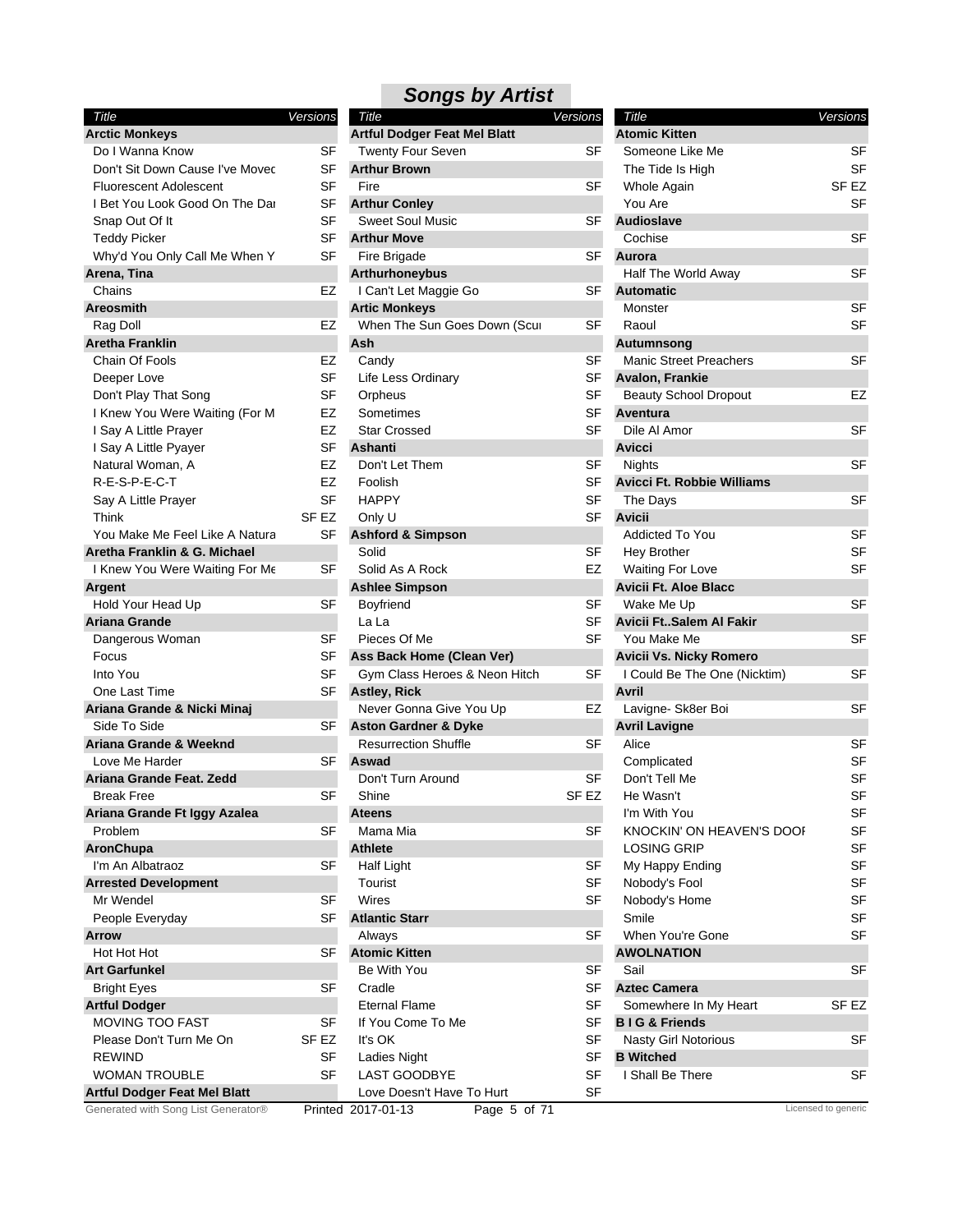## Songs by Artist

| Title | Versions |
|---|---|
| **Arctic Monkeys** | |
| Do I Wanna Know | SF |
| Don't Sit Down Cause I've Movec | SF |
| Fluorescent Adolescent | SF |
| I Bet You Look Good On The Dai | SF |
| Snap Out Of It | SF |
| Teddy Picker | SF |
| Why'd You Only Call Me When Y | SF |
| **Arena, Tina** | |
| Chains | EZ |
| **Areosmith** | |
| Rag Doll | EZ |
| **Aretha Franklin** | |
| Chain Of Fools | EZ |
| Deeper Love | SF |
| Don't Play That Song | SF |
| I Knew You Were Waiting (For M | EZ |
| I Say A Little Prayer | EZ |
| I Say A Little Pyayer | SF |
| Natural Woman, A | EZ |
| R-E-S-P-E-C-T | EZ |
| Say A Little Prayer | SF |
| Think | SF EZ |
| You Make Me Feel Like A Natura | SF |
| **Aretha Franklin & G. Michael** | |
| I Knew You Were Waiting For Me | SF |
| **Argent** | |
| Hold Your Head Up | SF |
| **Ariana Grande** | |
| Dangerous Woman | SF |
| Focus | SF |
| Into You | SF |
| One Last Time | SF |
| **Ariana Grande & Nicki Minaj** | |
| Side To Side | SF |
| **Ariana Grande & Weeknd** | |
| Love Me Harder | SF |
| **Ariana Grande Feat. Zedd** | |
| Break Free | SF |
| **Ariana Grande Ft Iggy Azalea** | |
| Problem | SF |
| **AronChupa** | |
| I'm An Albatraoz | SF |
| **Arrested Development** | |
| Mr Wendel | SF |
| People Everyday | SF |
| **Arrow** | |
| Hot Hot Hot | SF |
| **Art Garfunkel** | |
| Bright Eyes | SF |
| **Artful Dodger** | |
| MOVING TOO FAST | SF |
| Please Don't Turn Me On | SF EZ |
| REWIND | SF |
| WOMAN TROUBLE | SF |
| **Artful Dodger Feat Mel Blatt** | |
| **Artful Dodger Feat Mel Blatt** | |
| Twenty Four Seven | SF |
| **Arthur Brown** | |
| Fire | SF |
| **Arthur Conley** | |
| Sweet Soul Music | SF |
| **Arthur Move** | |
| Fire Brigade | SF |
| **Arthurhoneybus** | |
| I Can't Let Maggie Go | SF |
| **Artic Monkeys** | |
| When The Sun Goes Down (Scui | SF |
| **Ash** | |
| Candy | SF |
| Life Less Ordinary | SF |
| Orpheus | SF |
| Sometimes | SF |
| Star Crossed | SF |
| **Ashanti** | |
| Don't Let Them | SF |
| Foolish | SF |
| HAPPY | SF |
| Only U | SF |
| **Ashford & Simpson** | |
| Solid | SF |
| Solid As A Rock | EZ |
| **Ashlee Simpson** | |
| Boyfriend | SF |
| La La | SF |
| Pieces Of Me | SF |
| **Ass Back Home (Clean Ver)** | |
| Gym Class Heroes & Neon Hitch | SF |
| **Astley, Rick** | |
| Never Gonna Give You Up | EZ |
| **Aston Gardner & Dyke** | |
| Resurrection Shuffle | SF |
| **Aswad** | |
| Don't Turn Around | SF |
| Shine | SF EZ |
| **Ateens** | |
| Mama Mia | SF |
| **Athlete** | |
| Half Light | SF |
| Tourist | SF |
| Wires | SF |
| **Atlantic Starr** | |
| Always | SF |
| **Atomic Kitten** | |
| Be With You | SF |
| Cradle | SF |
| Eternal Flame | SF |
| If You Come To Me | SF |
| It's OK | SF |
| Ladies Night | SF |
| LAST GOODBYE | SF |
| Love Doesn't Have To Hurt | SF |
| **Atomic Kitten** | |
| Someone Like Me | SF |
| The Tide Is High | SF |
| Whole Again | SF EZ |
| You Are | SF |
| **Audioslave** | |
| Cochise | SF |
| **Aurora** | |
| Half The World Away | SF |
| **Automatic** | |
| Monster | SF |
| Raoul | SF |
| **Autumnsong** | |
| Manic Street Preachers | SF |
| **Avalon, Frankie** | |
| Beauty School Dropout | EZ |
| **Aventura** | |
| Dile Al Amor | SF |
| **Avicci** | |
| Nights | SF |
| **Avicci Ft. Robbie Williams** | |
| The Days | SF |
| **Avicii** | |
| Addicted To You | SF |
| Hey Brother | SF |
| Waiting For Love | SF |
| **Avicii Ft. Aloe Blacc** | |
| Wake Me Up | SF |
| **Avicii Ft..Salem Al Fakir** | |
| You Make Me | SF |
| **Avicii Vs. Nicky Romero** | |
| I Could Be The One (Nicktim) | SF |
| **Avril** | |
| Lavigne- Sk8er Boi | SF |
| **Avril Lavigne** | |
| Alice | SF |
| Complicated | SF |
| Don't Tell Me | SF |
| He Wasn't | SF |
| I'm With You | SF |
| KNOCKIN' ON HEAVEN'S DOOI | SF |
| LOSING GRIP | SF |
| My Happy Ending | SF |
| Nobody's Fool | SF |
| Nobody's Home | SF |
| Smile | SF |
| When You're Gone | SF |
| **AWOLNATION** | |
| Sail | SF |
| **Aztec Camera** | |
| Somewhere In My Heart | SF EZ |
| **B I G & Friends** | |
| Nasty Girl Notorious | SF |
| **B Witched** | |
| I Shall Be There | SF |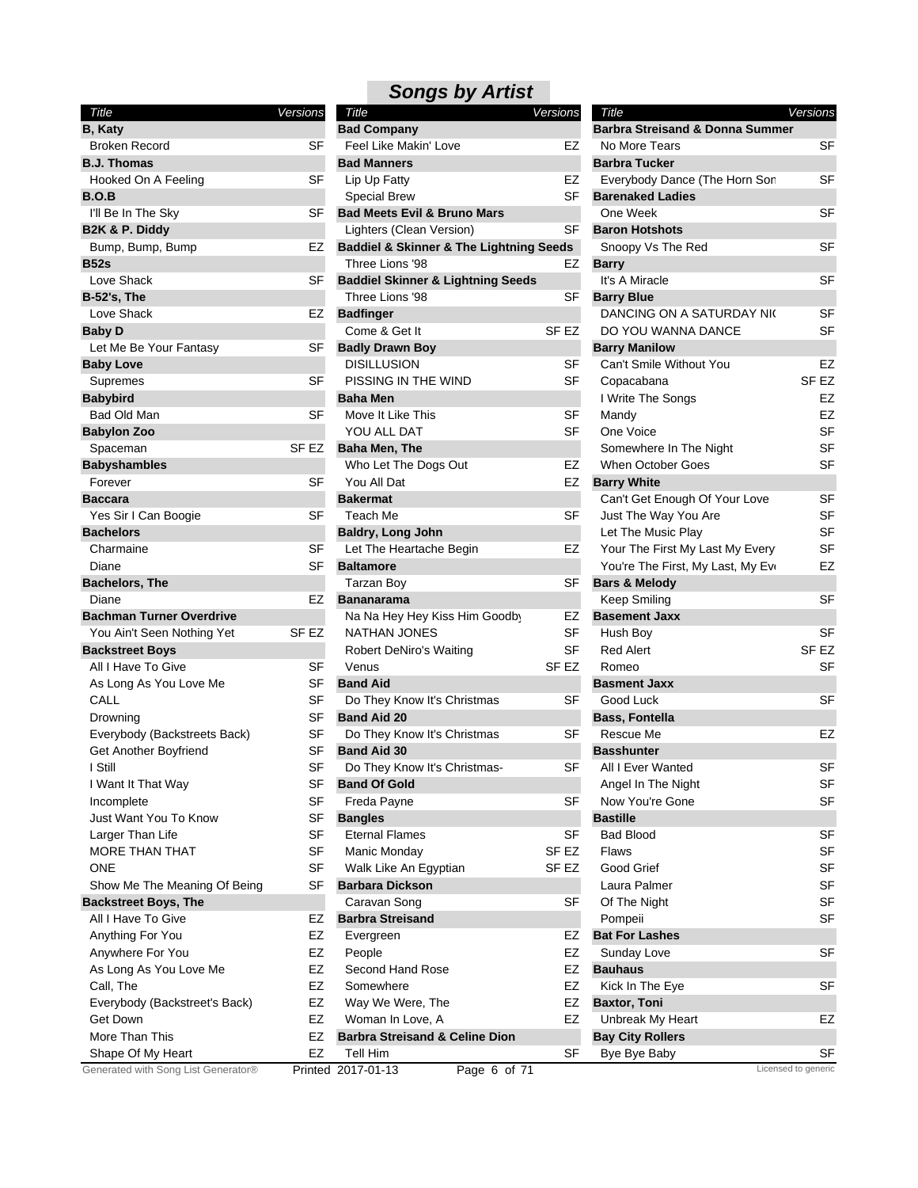## Songs by Artist

| Title | Versions |
|---|---|
| **B, Katy** | |
| Broken Record | SF |
| **B.J. Thomas** | |
| Hooked On A Feeling | SF |
| **B.O.B** | |
| I'll Be In The Sky | SF |
| **B2K & P. Diddy** | |
| Bump, Bump, Bump | EZ |
| **B52s** | |
| Love Shack | SF |
| **B-52's, The** | |
| Love Shack | EZ |
| **Baby D** | |
| Let Me Be Your Fantasy | SF |
| **Baby Love** | |
| Supremes | SF |
| **Babybird** | |
| Bad Old Man | SF |
| **Babylon Zoo** | |
| Spaceman | SF EZ |
| **Babyshambles** | |
| Forever | SF |
| **Baccara** | |
| Yes Sir I Can Boogie | SF |
| **Bachelors** | |
| Charmaine | SF |
| Diane | SF |
| **Bachelors, The** | |
| Diane | EZ |
| **Bachman Turner Overdrive** | |
| You Ain't Seen Nothing Yet | SF EZ |
| **Backstreet Boys** | |
| All I Have To Give | SF |
| As Long As You Love Me | SF |
| CALL | SF |
| Drowning | SF |
| Everybody (Backstreets Back) | SF |
| Get Another Boyfriend | SF |
| I Still | SF |
| I Want It That Way | SF |
| Incomplete | SF |
| Just Want You To Know | SF |
| Larger Than Life | SF |
| MORE THAN THAT | SF |
| ONE | SF |
| Show Me The Meaning Of Being | SF |
| **Backstreet Boys, The** | |
| All I Have To Give | EZ |
| Anything For You | EZ |
| Anywhere For You | EZ |
| As Long As You Love Me | EZ |
| Call, The | EZ |
| Everybody (Backstreet's Back) | EZ |
| Get Down | EZ |
| More Than This | EZ |
| Shape Of My Heart | EZ |
| **Bad Company** | |
| Feel Like Makin' Love | EZ |
| **Bad Manners** | |
| Lip Up Fatty | EZ |
| Special Brew | SF |
| **Bad Meets Evil & Bruno Mars** | |
| Lighters (Clean Version) | SF |
| **Baddiel & Skinner & The Lightning Seeds** | |
| Three Lions '98 | EZ |
| **Baddiel Skinner & Lightning Seeds** | |
| Three Lions '98 | SF |
| **Badfinger** | |
| Come & Get It | SF EZ |
| **Badly Drawn Boy** | |
| DISILLUSION | SF |
| PISSING IN THE WIND | SF |
| **Baha Men** | |
| Move It Like This | SF |
| YOU ALL DAT | SF |
| **Baha Men, The** | |
| Who Let The Dogs Out | EZ |
| You All Dat | EZ |
| **Bakermat** | |
| Teach Me | SF |
| **Baldry, Long John** | |
| Let The Heartache Begin | EZ |
| **Baltamore** | |
| Tarzan Boy | SF |
| **Bananarama** | |
| Na Na Hey Hey Kiss Him Goodby | EZ |
| NATHAN JONES | SF |
| Robert DeNiro's Waiting | SF |
| Venus | SF EZ |
| **Band Aid** | |
| Do They Know It's Christmas | SF |
| **Band Aid 20** | |
| Do They Know It's Christmas | SF |
| **Band Aid 30** | |
| Do They Know It's Christmas- | SF |
| **Band Of Gold** | |
| Freda Payne | SF |
| **Bangles** | |
| Eternal Flames | SF |
| Manic Monday | SF EZ |
| Walk Like An Egyptian | SF EZ |
| **Barbara Dickson** | |
| Caravan Song | SF |
| **Barbra Streisand** | |
| Evergreen | EZ |
| People | EZ |
| Second Hand Rose | EZ |
| Somewhere | EZ |
| Way We Were, The | EZ |
| Woman In Love, A | EZ |
| **Barbra Streisand & Celine Dion** | |
| Tell Him | SF |
| **Barbra Streisand & Donna Summer** | |
| No More Tears | SF |
| **Barbra Tucker** | |
| Everybody Dance (The Horn Son | SF |
| **Barenaked Ladies** | |
| One Week | SF |
| **Baron Hotshots** | |
| Snoopy Vs The Red | SF |
| **Barry** | |
| It's A Miracle | SF |
| **Barry Blue** | |
| DANCING ON A SATURDAY NI( | SF |
| DO YOU WANNA DANCE | SF |
| **Barry Manilow** | |
| Can't Smile Without You | EZ |
| Copacabana | SF EZ |
| I Write The Songs | EZ |
| Mandy | EZ |
| One Voice | SF |
| Somewhere In The Night | SF |
| When October Goes | SF |
| **Barry White** | |
| Can't Get Enough Of Your Love | SF |
| Just The Way You Are | SF |
| Let The Music Play | SF |
| Your The First My Last My Every | SF |
| You're The First, My Last, My Ev | EZ |
| **Bars & Melody** | |
| Keep Smiling | SF |
| **Basement Jaxx** | |
| Hush Boy | SF |
| Red Alert | SF EZ |
| Romeo | SF |
| **Basment Jaxx** | |
| Good Luck | SF |
| **Bass, Fontella** | |
| Rescue Me | EZ |
| **Basshunter** | |
| All I Ever Wanted | SF |
| Angel In The Night | SF |
| Now You're Gone | SF |
| **Bastille** | |
| Bad Blood | SF |
| Flaws | SF |
| Good Grief | SF |
| Laura Palmer | SF |
| Of The Night | SF |
| Pompeii | SF |
| **Bat For Lashes** | |
| Sunday Love | SF |
| **Bauhaus** | |
| Kick In The Eye | SF |
| **Baxtor, Toni** | |
| Unbreak My Heart | EZ |
| **Bay City Rollers** | |
| Bye Bye Baby | SF |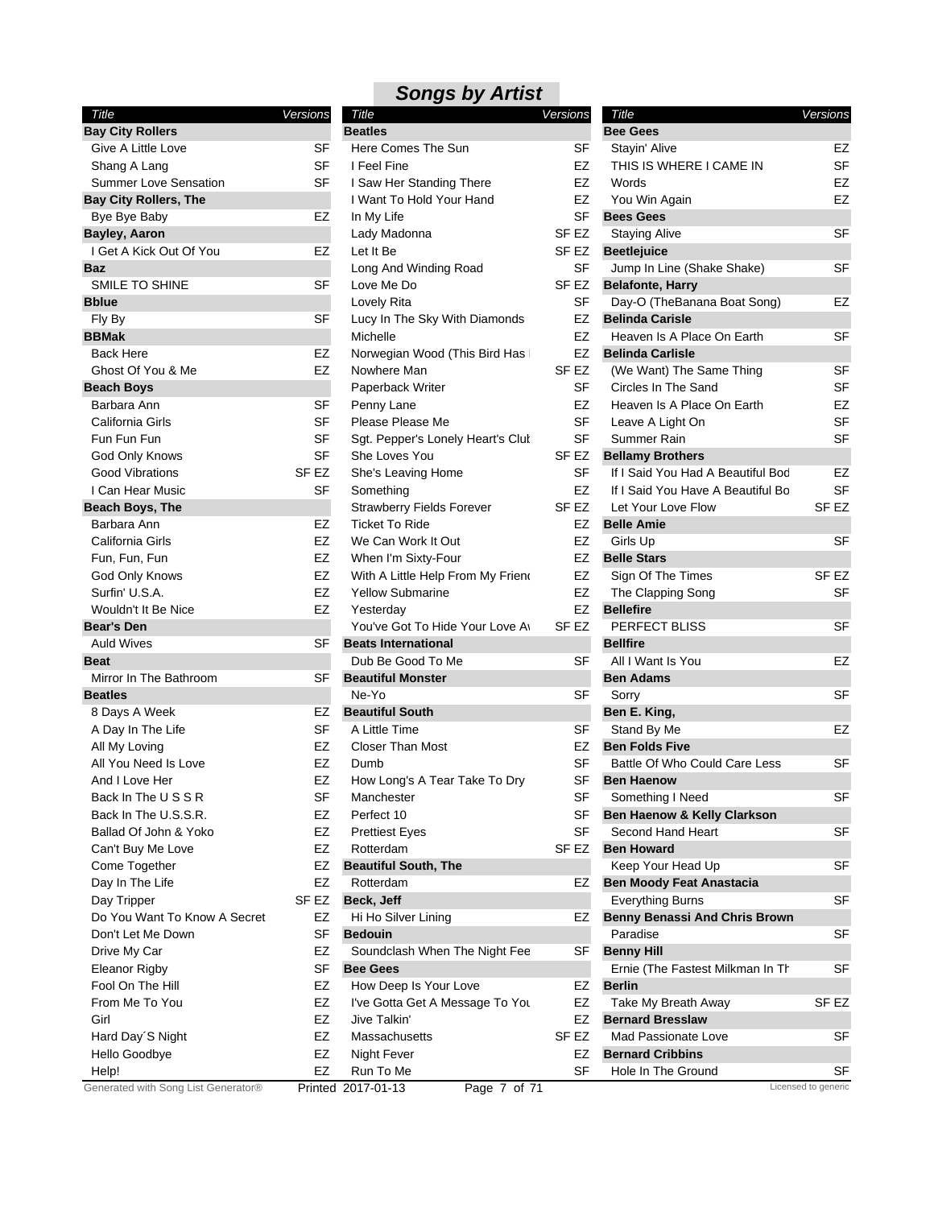# Songs by Artist

| Title | Versions |
|---|---|
| **Bay City Rollers** | |
| Give A Little Love | SF |
| Shang A Lang | SF |
| Summer Love Sensation | SF |
| **Bay City Rollers, The** | |
| Bye Bye Baby | EZ |
| **Bayley, Aaron** | |
| I Get A Kick Out Of You | EZ |
| **Baz** | |
| SMILE TO SHINE | SF |
| **Bblue** | |
| Fly By | SF |
| **BBMak** | |
| Back Here | EZ |
| Ghost Of You & Me | EZ |
| **Beach Boys** | |
| Barbara Ann | SF |
| California Girls | SF |
| Fun Fun Fun | SF |
| God Only Knows | SF |
| Good Vibrations | SF EZ |
| I Can Hear Music | SF |
| **Beach Boys, The** | |
| Barbara Ann | EZ |
| California Girls | EZ |
| Fun, Fun, Fun | EZ |
| God Only Knows | EZ |
| Surfin' U.S.A. | EZ |
| Wouldn't It Be Nice | EZ |
| **Bear's Den** | |
| Auld Wives | SF |
| **Beat** | |
| Mirror In The Bathroom | SF |
| **Beatles** | |
| 8 Days A Week | EZ |
| A Day In The Life | SF |
| All My Loving | EZ |
| All You Need Is Love | EZ |
| And I Love Her | EZ |
| Back In The U S S R | SF |
| Back In The U.S.S.R. | EZ |
| Ballad Of John & Yoko | EZ |
| Can't Buy Me Love | EZ |
| Come Together | EZ |
| Day In The Life | EZ |
| Day Tripper | SF EZ |
| Do You Want To Know A Secret | EZ |
| Don't Let Me Down | SF |
| Drive My Car | EZ |
| Eleanor Rigby | SF |
| Fool On The Hill | EZ |
| From Me To You | EZ |
| Girl | EZ |
| Hard Day´S Night | EZ |
| Hello Goodbye | EZ |
| Help! | EZ |
| **Beatles** | |
| Here Comes The Sun | SF |
| I Feel Fine | EZ |
| I Saw Her Standing There | EZ |
| I Want To Hold Your Hand | EZ |
| In My Life | SF |
| Lady Madonna | SF EZ |
| Let It Be | SF EZ |
| Long And Winding Road | SF |
| Love Me Do | SF EZ |
| Lovely Rita | SF |
| Lucy In The Sky With Diamonds | EZ |
| Michelle | EZ |
| Norwegian Wood (This Bird Has | EZ |
| Nowhere Man | SF EZ |
| Paperback Writer | SF |
| Penny Lane | EZ |
| Please Please Me | SF |
| Sgt. Pepper's Lonely Heart's Clut | SF |
| She Loves You | SF EZ |
| She's Leaving Home | SF |
| Something | EZ |
| Strawberry Fields Forever | SF EZ |
| Ticket To Ride | EZ |
| We Can Work It Out | EZ |
| When I'm Sixty-Four | EZ |
| With A Little Help From My Frienc | EZ |
| Yellow Submarine | EZ |
| Yesterday | EZ |
| You've Got To Hide Your Love Av | SF EZ |
| **Beats International** | |
| Dub Be Good To Me | SF |
| **Beautiful Monster** | |
| Ne-Yo | SF |
| **Beautiful South** | |
| A Little Time | SF |
| Closer Than Most | EZ |
| Dumb | SF |
| How Long's A Tear Take To Dry | SF |
| Manchester | SF |
| Perfect 10 | SF |
| Prettiest Eyes | SF |
| Rotterdam | SF EZ |
| **Beautiful South, The** | |
| Rotterdam | EZ |
| **Beck, Jeff** | |
| Hi Ho Silver Lining | EZ |
| **Bedouin** | |
| Soundclash When The Night Fee | SF |
| **Bee Gees** | |
| How Deep Is Your Love | EZ |
| I've Gotta Get A Message To You | EZ |
| Jive Talkin' | EZ |
| Massachusetts | SF EZ |
| Night Fever | EZ |
| Run To Me | SF |
| **Bee Gees** | |
| Stayin' Alive | EZ |
| THIS IS WHERE I CAME IN | SF |
| Words | EZ |
| You Win Again | EZ |
| **Bees Gees** | |
| Staying Alive | SF |
| **Beetlejuice** | |
| Jump In Line (Shake Shake) | SF |
| **Belafonte, Harry** | |
| Day-O (TheBanana Boat Song) | EZ |
| **Belinda Carisle** | |
| Heaven Is A Place On Earth | SF |
| **Belinda Carlisle** | |
| (We Want) The Same Thing | SF |
| Circles In The Sand | SF |
| Heaven Is A Place On Earth | EZ |
| Leave A Light On | SF |
| Summer Rain | SF |
| **Bellamy Brothers** | |
| If I Said You Had A Beautiful Bod | EZ |
| If I Said You Have A Beautiful Bo | SF |
| Let Your Love Flow | SF EZ |
| **Belle Amie** | |
| Girls Up | SF |
| **Belle Stars** | |
| Sign Of The Times | SF EZ |
| The Clapping Song | SF |
| **Bellefire** | |
| PERFECT BLISS | SF |
| **Bellfire** | |
| All I Want Is You | EZ |
| **Ben Adams** | |
| Sorry | SF |
| **Ben E. King,** | |
| Stand By Me | EZ |
| **Ben Folds Five** | |
| Battle Of Who Could Care Less | SF |
| **Ben Haenow** | |
| Something I Need | SF |
| **Ben Haenow & Kelly Clarkson** | |
| Second Hand Heart | SF |
| **Ben Howard** | |
| Keep Your Head Up | SF |
| **Ben Moody Feat Anastacia** | |
| Everything Burns | SF |
| **Benny Benassi And Chris Brown** | |
| Paradise | SF |
| **Benny Hill** | |
| Ernie (The Fastest Milkman In Th | SF |
| **Berlin** | |
| Take My Breath Away | SF EZ |
| **Bernard Bresslaw** | |
| Mad Passionate Love | SF |
| **Bernard Cribbins** | |
| Hole In The Ground | SF |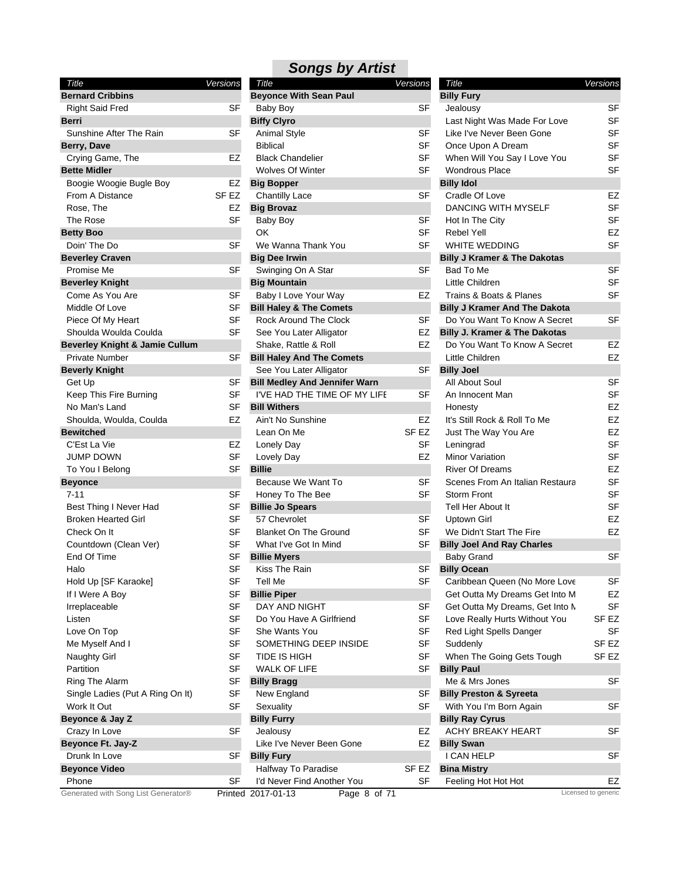## Songs by Artist

| Title | Versions |
|---|---|
| **Bernard Cribbins** | |
| Right Said Fred | SF |
| **Berri** | |
| Sunshine After The Rain | SF |
| **Berry, Dave** | |
| Crying Game, The | EZ |
| **Bette Midler** | |
| Boogie Woogie Bugle Boy | EZ |
| From A Distance | SF EZ |
| Rose, The | EZ |
| The Rose | SF |
| **Betty Boo** | |
| Doin' The Do | SF |
| **Beverley Craven** | |
| Promise Me | SF |
| **Beverley Knight** | |
| Come As You Are | SF |
| Middle Of Love | SF |
| Piece Of My Heart | SF |
| Shoulda Woulda Coulda | SF |
| **Beverley Knight & Jamie Cullum** | |
| Private Number | SF |
| **Beverly Knight** | |
| Get Up | SF |
| Keep This Fire Burning | SF |
| No Man's Land | SF |
| Shoulda, Woulda, Coulda | EZ |
| **Bewitched** | |
| C'Est La Vie | EZ |
| JUMP DOWN | SF |
| To You I Belong | SF |
| **Beyonce** | |
| 7-11 | SF |
| Best Thing I Never Had | SF |
| Broken Hearted Girl | SF |
| Check On It | SF |
| Countdown (Clean Ver) | SF |
| End Of Time | SF |
| Halo | SF |
| Hold Up [SF Karaoke] | SF |
| If I Were A Boy | SF |
| Irreplaceable | SF |
| Listen | SF |
| Love On Top | SF |
| Me Myself And I | SF |
| Naughty Girl | SF |
| Partition | SF |
| Ring The Alarm | SF |
| Single Ladies (Put A Ring On It) | SF |
| Work It Out | SF |
| **Beyonce & Jay Z** | |
| Crazy In Love | SF |
| **Beyonce Ft. Jay-Z** | |
| Drunk In Love | SF |
| **Beyonce Video** | |
| Phone | SF |
| **Beyonce With Sean Paul** | |
| Baby Boy | SF |
| **Biffy Clyro** | |
| Animal Style | SF |
| Biblical | SF |
| Black Chandelier | SF |
| Wolves Of Winter | SF |
| **Big Bopper** | |
| Chantilly Lace | SF |
| **Big Brovaz** | |
| Baby Boy | SF |
| OK | SF |
| We Wanna Thank You | SF |
| **Big Dee Irwin** | |
| Swinging On A Star | SF |
| **Big Mountain** | |
| Baby I Love Your Way | EZ |
| **Bill Haley & The Comets** | |
| Rock Around The Clock | SF |
| See You Later Alligator | EZ |
| Shake, Rattle & Roll | EZ |
| **Bill Haley And The Comets** | |
| See You Later Alligator | SF |
| **Bill Medley And Jennifer Warn** | |
| I'VE HAD THE TIME OF MY LIFE | SF |
| **Bill Withers** | |
| Ain't No Sunshine | EZ |
| Lean On Me | SF EZ |
| Lonely Day | SF |
| Lovely Day | EZ |
| **Billie** | |
| Because We Want To | SF |
| Honey To The Bee | SF |
| **Billie Jo Spears** | |
| 57 Chevrolet | SF |
| Blanket On The Ground | SF |
| What I've Got In Mind | SF |
| **Billie Myers** | |
| Kiss The Rain | SF |
| Tell Me | SF |
| **Billie Piper** | |
| DAY AND NIGHT | SF |
| Do You Have A Girlfriend | SF |
| She Wants You | SF |
| SOMETHING DEEP INSIDE | SF |
| TIDE IS HIGH | SF |
| WALK OF LIFE | SF |
| **Billy Bragg** | |
| New England | SF |
| Sexuality | SF |
| **Billy Furry** | |
| Jealousy | EZ |
| Like I've Never Been Gone | EZ |
| **Billy Fury** | |
| Halfway To Paradise | SF EZ |
| I'd Never Find Another You | SF |
| **Billy Fury** | |
| Jealousy | SF |
| Last Night Was Made For Love | SF |
| Like I've Never Been Gone | SF |
| Once Upon A Dream | SF |
| When Will You Say I Love You | SF |
| Wondrous Place | SF |
| **Billy Idol** | |
| Cradle Of Love | EZ |
| DANCING WITH MYSELF | SF |
| Hot In The City | SF |
| Rebel Yell | EZ |
| WHITE WEDDING | SF |
| **Billy J Kramer & The Dakotas** | |
| Bad To Me | SF |
| Little Children | SF |
| Trains & Boats & Planes | SF |
| **Billy J Kramer And The Dakota** | |
| Do You Want To Know A Secret | SF |
| **Billy J. Kramer & The Dakotas** | |
| Do You Want To Know A Secret | EZ |
| Little Children | EZ |
| **Billy Joel** | |
| All About Soul | SF |
| An Innocent Man | SF |
| Honesty | EZ |
| It's Still Rock & Roll To Me | EZ |
| Just The Way You Are | EZ |
| Leningrad | SF |
| Minor Variation | SF |
| River Of Dreams | EZ |
| Scenes From An Italian Restaura | SF |
| Storm Front | SF |
| Tell Her About It | SF |
| Uptown Girl | EZ |
| We Didn't Start The Fire | EZ |
| **Billy Joel And Ray Charles** | |
| Baby Grand | SF |
| **Billy Ocean** | |
| Caribbean Queen (No More Love | SF |
| Get Outta My Dreams Get Into M | EZ |
| Get Outta My Dreams, Get Into M | SF |
| Love Really Hurts Without You | SF EZ |
| Red Light Spells Danger | SF |
| Suddenly | SF EZ |
| When The Going Gets Tough | SF EZ |
| **Billy Paul** | |
| Me & Mrs Jones | SF |
| **Billy Preston & Syreeta** | |
| With You I'm Born Again | SF |
| **Billy Ray Cyrus** | |
| ACHY BREAKY HEART | SF |
| **Billy Swan** | |
| I CAN HELP | SF |
| **Bina Mistry** | |
| Feeling Hot Hot Hot | EZ |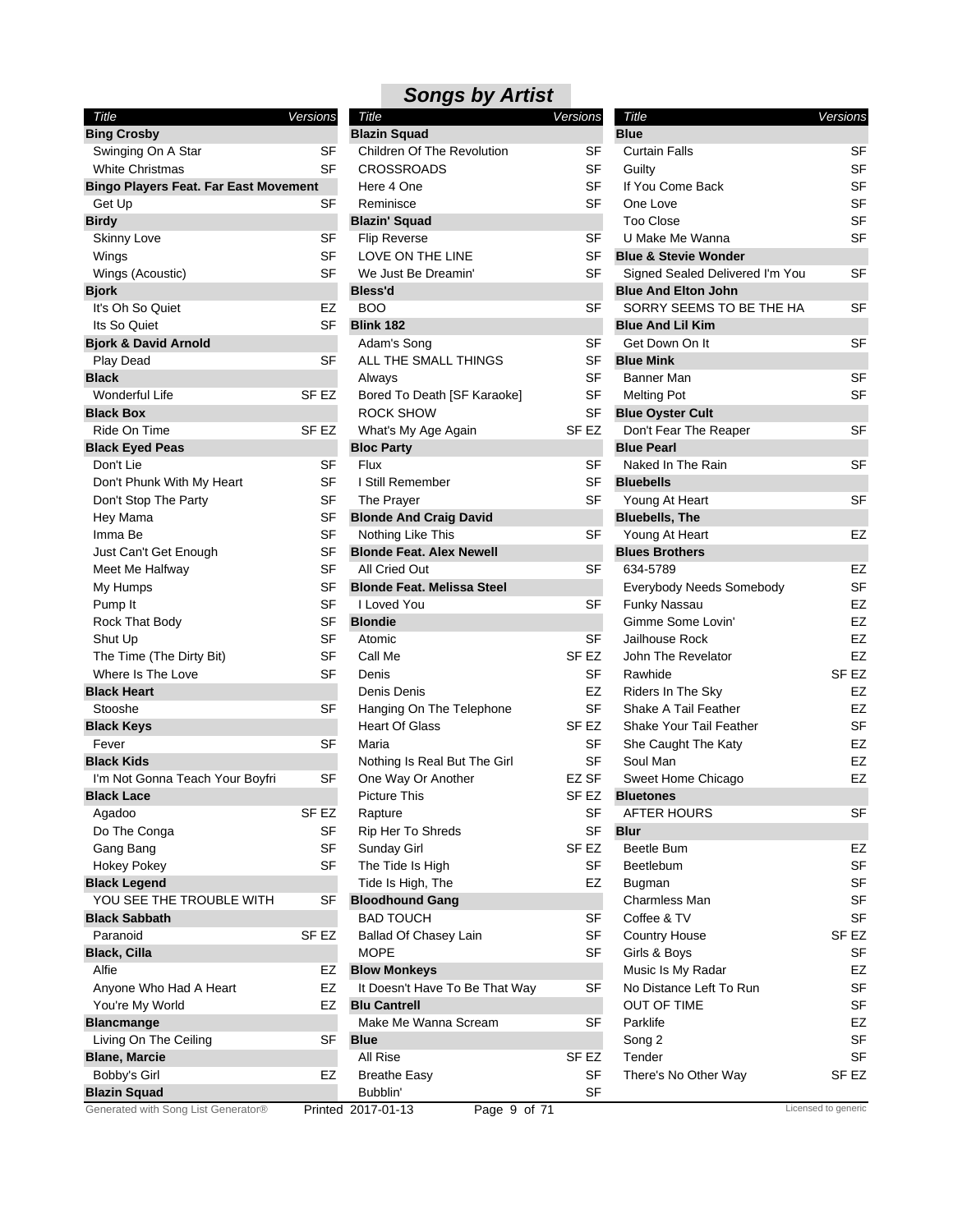## Songs by Artist

| Title | Versions |
|---|---|
| **Bing Crosby** | |
| Swinging On A Star | SF |
| White Christmas | SF |
| **Bingo Players Feat. Far East Movement** | |
| Get Up | SF |
| **Birdy** | |
| Skinny Love | SF |
| Wings | SF |
| Wings (Acoustic) | SF |
| **Bjork** | |
| It's Oh So Quiet | EZ |
| Its So Quiet | SF |
| **Bjork & David Arnold** | |
| Play Dead | SF |
| **Black** | |
| Wonderful Life | SF EZ |
| **Black Box** | |
| Ride On Time | SF EZ |
| **Black Eyed Peas** | |
| Don't Lie | SF |
| Don't Phunk With My Heart | SF |
| Don't Stop The Party | SF |
| Hey Mama | SF |
| Imma Be | SF |
| Just Can't Get Enough | SF |
| Meet Me Halfway | SF |
| My Humps | SF |
| Pump It | SF |
| Rock That Body | SF |
| Shut Up | SF |
| The Time (The Dirty Bit) | SF |
| Where Is The Love | SF |
| **Black Heart** | |
| Stooshe | SF |
| **Black Keys** | |
| Fever | SF |
| **Black Kids** | |
| I'm Not Gonna Teach Your Boyfri | SF |
| **Black Lace** | |
| Agadoo | SF EZ |
| Do The Conga | SF |
| Gang Bang | SF |
| Hokey Pokey | SF |
| **Black Legend** | |
| YOU SEE THE TROUBLE WITH | SF |
| **Black Sabbath** | |
| Paranoid | SF EZ |
| **Black, Cilla** | |
| Alfie | EZ |
| Anyone Who Had A Heart | EZ |
| You're My World | EZ |
| **Blancmange** | |
| Living On The Ceiling | SF |
| **Blane, Marcie** | |
| Bobby's Girl | EZ |
| **Blazin Squad** | |
| Children Of The Revolution | SF |
| CROSSROADS | SF |
| Here 4 One | SF |
| Reminisce | SF |
| **Blazin' Squad** | |
| Flip Reverse | SF |
| LOVE ON THE LINE | SF |
| We Just Be Dreamin' | SF |
| **Bless'd** | |
| BOO | SF |
| **Blink 182** | |
| Adam's Song | SF |
| ALL THE SMALL THINGS | SF |
| Always | SF |
| Bored To Death [SF Karaoke] | SF |
| ROCK SHOW | SF |
| What's My Age Again | SF EZ |
| **Bloc Party** | |
| Flux | SF |
| I Still Remember | SF |
| The Prayer | SF |
| **Blonde And Craig David** | |
| Nothing Like This | SF |
| **Blonde Feat. Alex Newell** | |
| All Cried Out | SF |
| **Blonde Feat. Melissa Steel** | |
| I Loved You | SF |
| **Blondie** | |
| Atomic | SF |
| Call Me | SF EZ |
| Denis | SF |
| Denis Denis | EZ |
| Hanging On The Telephone | SF |
| Heart Of Glass | SF EZ |
| Maria | SF |
| Nothing Is Real But The Girl | SF |
| One Way Or Another | EZ SF |
| Picture This | SF EZ |
| Rapture | SF |
| Rip Her To Shreds | SF |
| Sunday Girl | SF EZ |
| The Tide Is High | SF |
| Tide Is High, The | EZ |
| **Bloodhound Gang** | |
| BAD TOUCH | SF |
| Ballad Of Chasey Lain | SF |
| MOPE | SF |
| **Blow Monkeys** | |
| It Doesn't Have To Be That Way | SF |
| **Blu Cantrell** | |
| Make Me Wanna Scream | SF |
| **Blue** | |
| All Rise | SF EZ |
| Breathe Easy | SF |
| Bubblin' | SF |
| Curtain Falls | SF |
| Guilty | SF |
| If You Come Back | SF |
| One Love | SF |
| Too Close | SF |
| U Make Me Wanna | SF |
| **Blue & Stevie Wonder** | |
| Signed Sealed Delivered I'm You | SF |
| **Blue And Elton John** | |
| SORRY SEEMS TO BE THE HA | SF |
| **Blue And Lil Kim** | |
| Get Down On It | SF |
| **Blue Mink** | |
| Banner Man | SF |
| Melting Pot | SF |
| **Blue Oyster Cult** | |
| Don't Fear The Reaper | SF |
| **Blue Pearl** | |
| Naked In The Rain | SF |
| **Bluebells** | |
| Young At Heart | SF |
| **Bluebells, The** | |
| Young At Heart | EZ |
| **Blues Brothers** | |
| 634-5789 | EZ |
| Everybody Needs Somebody | SF |
| Funky Nassau | EZ |
| Gimme Some Lovin' | EZ |
| Jailhouse Rock | EZ |
| John The Revelator | EZ |
| Rawhide | SF EZ |
| Riders In The Sky | EZ |
| Shake A Tail Feather | EZ |
| Shake Your Tail Feather | SF |
| She Caught The Katy | EZ |
| Soul Man | EZ |
| Sweet Home Chicago | EZ |
| **Bluetones** | |
| AFTER HOURS | SF |
| **Blur** | |
| Beetle Bum | EZ |
| Beetlebum | SF |
| Bugman | SF |
| Charmless Man | SF |
| Coffee & TV | SF |
| Country House | SF EZ |
| Girls & Boys | SF |
| Music Is My Radar | EZ |
| No Distance Left To Run | SF |
| OUT OF TIME | SF |
| Parklife | EZ |
| Song 2 | SF |
| Tender | SF |
| There's No Other Way | SF EZ |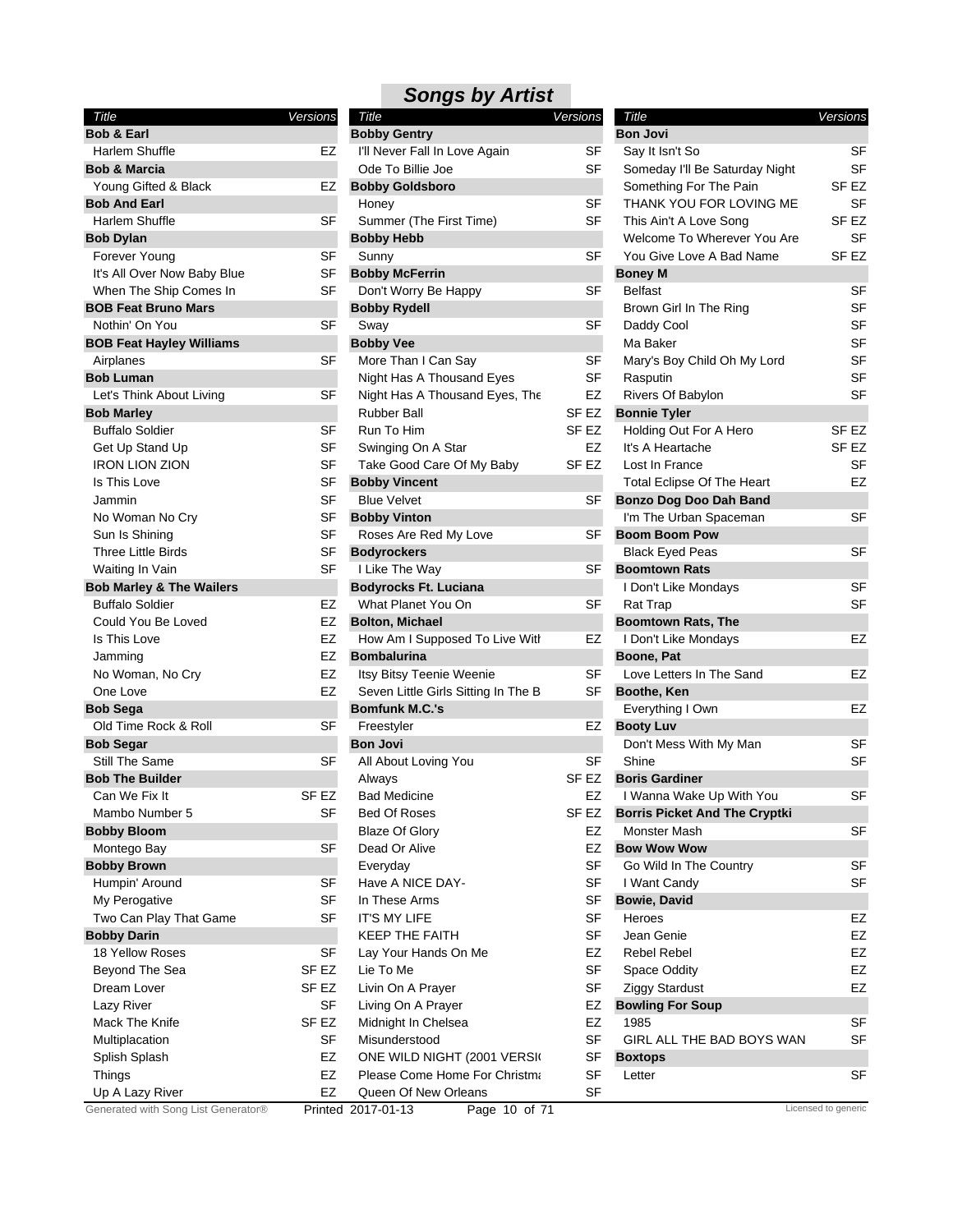## Songs by Artist

| Title | Versions |
|---|---|
| **Bob & Earl** | |
| Harlem Shuffle | EZ |
| **Bob & Marcia** | |
| Young Gifted & Black | EZ |
| **Bob And Earl** | |
| Harlem Shuffle | SF |
| **Bob Dylan** | |
| Forever Young | SF |
| It's All Over Now Baby Blue | SF |
| When The Ship Comes In | SF |
| **BOB Feat Bruno Mars** | |
| Nothin' On You | SF |
| **BOB Feat Hayley Williams** | |
| Airplanes | SF |
| **Bob Luman** | |
| Let's Think About Living | SF |
| **Bob Marley** | |
| Buffalo Soldier | SF |
| Get Up Stand Up | SF |
| IRON LION ZION | SF |
| Is This Love | SF |
| Jammin | SF |
| No Woman No Cry | SF |
| Sun Is Shining | SF |
| Three Little Birds | SF |
| Waiting In Vain | SF |
| **Bob Marley & The Wailers** | |
| Buffalo Soldier | EZ |
| Could You Be Loved | EZ |
| Is This Love | EZ |
| Jamming | EZ |
| No Woman, No Cry | EZ |
| One Love | EZ |
| **Bob Sega** | |
| Old Time Rock & Roll | SF |
| **Bob Segar** | |
| Still The Same | SF |
| **Bob The Builder** | |
| Can We Fix It | SF EZ |
| Mambo Number 5 | SF |
| **Bobby Bloom** | |
| Montego Bay | SF |
| **Bobby Brown** | |
| Humpin' Around | SF |
| My Perogative | SF |
| Two Can Play That Game | SF |
| **Bobby Darin** | |
| 18 Yellow Roses | SF |
| Beyond The Sea | SF EZ |
| Dream Lover | SF EZ |
| Lazy River | SF |
| Mack The Knife | SF EZ |
| Multiplacation | SF |
| Splish Splash | EZ |
| Things | EZ |
| Up A Lazy River | EZ |
| **Bobby Gentry** | |
| I'll Never Fall In Love Again | SF |
| Ode To Billie Joe | SF |
| **Bobby Goldsboro** | |
| Honey | SF |
| Summer (The First Time) | SF |
| **Bobby Hebb** | |
| Sunny | SF |
| **Bobby McFerrin** | |
| Don't Worry Be Happy | SF |
| **Bobby Rydell** | |
| Sway | SF |
| **Bobby Vee** | |
| More Than I Can Say | SF |
| Night Has A Thousand Eyes | SF |
| Night Has A Thousand Eyes, The | EZ |
| Rubber Ball | SF EZ |
| Run To Him | SF EZ |
| Swinging On A Star | EZ |
| Take Good Care Of My Baby | SF EZ |
| **Bobby Vincent** | |
| Blue Velvet | SF |
| **Bobby Vinton** | |
| Roses Are Red My Love | SF |
| **Bodyrockers** | |
| I Like The Way | SF |
| **Bodyrocks Ft. Luciana** | |
| What Planet You On | SF |
| **Bolton, Michael** | |
| How Am I Supposed To Live With | EZ |
| **Bombalurina** | |
| Itsy Bitsy Teenie Weenie | SF |
| Seven Little Girls Sitting In The B | SF |
| **Bomfunk M.C.'s** | |
| Freestyler | EZ |
| **Bon Jovi** | |
| All About Loving You | SF |
| Always | SF EZ |
| Bad Medicine | EZ |
| Bed Of Roses | SF EZ |
| Blaze Of Glory | EZ |
| Dead Or Alive | EZ |
| Everyday | SF |
| Have A NICE DAY- | SF |
| In These Arms | SF |
| IT'S MY LIFE | SF |
| KEEP THE FAITH | SF |
| Lay Your Hands On Me | EZ |
| Lie To Me | SF |
| Livin On A Prayer | SF |
| Living On A Prayer | EZ |
| Midnight In Chelsea | EZ |
| Misunderstood | SF |
| ONE WILD NIGHT (2001 VERSIO | SF |
| Please Come Home For Christma | SF |
| Queen Of New Orleans | SF |
| **Bon Jovi** | |
| Say It Isn't So | SF |
| Someday I'll Be Saturday Night | SF |
| Something For The Pain | SF EZ |
| THANK YOU FOR LOVING ME | SF |
| This Ain't A Love Song | SF EZ |
| Welcome To Wherever You Are | SF |
| You Give Love A Bad Name | SF EZ |
| **Boney M** | |
| Belfast | SF |
| Brown Girl In The Ring | SF |
| Daddy Cool | SF |
| Ma Baker | SF |
| Mary's Boy Child Oh My Lord | SF |
| Rasputin | SF |
| Rivers Of Babylon | SF |
| **Bonnie Tyler** | |
| Holding Out For A Hero | SF EZ |
| It's A Heartache | SF EZ |
| Lost In France | SF |
| Total Eclipse Of The Heart | EZ |
| **Bonzo Dog Doo Dah Band** | |
| I'm The Urban Spaceman | SF |
| **Boom Boom Pow** | |
| Black Eyed Peas | SF |
| **Boomtown Rats** | |
| I Don't Like Mondays | SF |
| Rat Trap | SF |
| **Boomtown Rats, The** | |
| I Don't Like Mondays | EZ |
| **Boone, Pat** | |
| Love Letters In The Sand | EZ |
| **Boothe, Ken** | |
| Everything I Own | EZ |
| **Booty Luv** | |
| Don't Mess With My Man | SF |
| Shine | SF |
| **Boris Gardiner** | |
| I Wanna Wake Up With You | SF |
| **Borris Picket And The Cryptki** | |
| Monster Mash | SF |
| **Bow Wow Wow** | |
| Go Wild In The Country | SF |
| I Want Candy | SF |
| **Bowie, David** | |
| Heroes | EZ |
| Jean Genie | EZ |
| Rebel Rebel | EZ |
| Space Oddity | EZ |
| Ziggy Stardust | EZ |
| **Bowling For Soup** | |
| 1985 | SF |
| GIRL ALL THE BAD BOYS WAN | SF |
| **Boxtops** | |
| Letter | SF |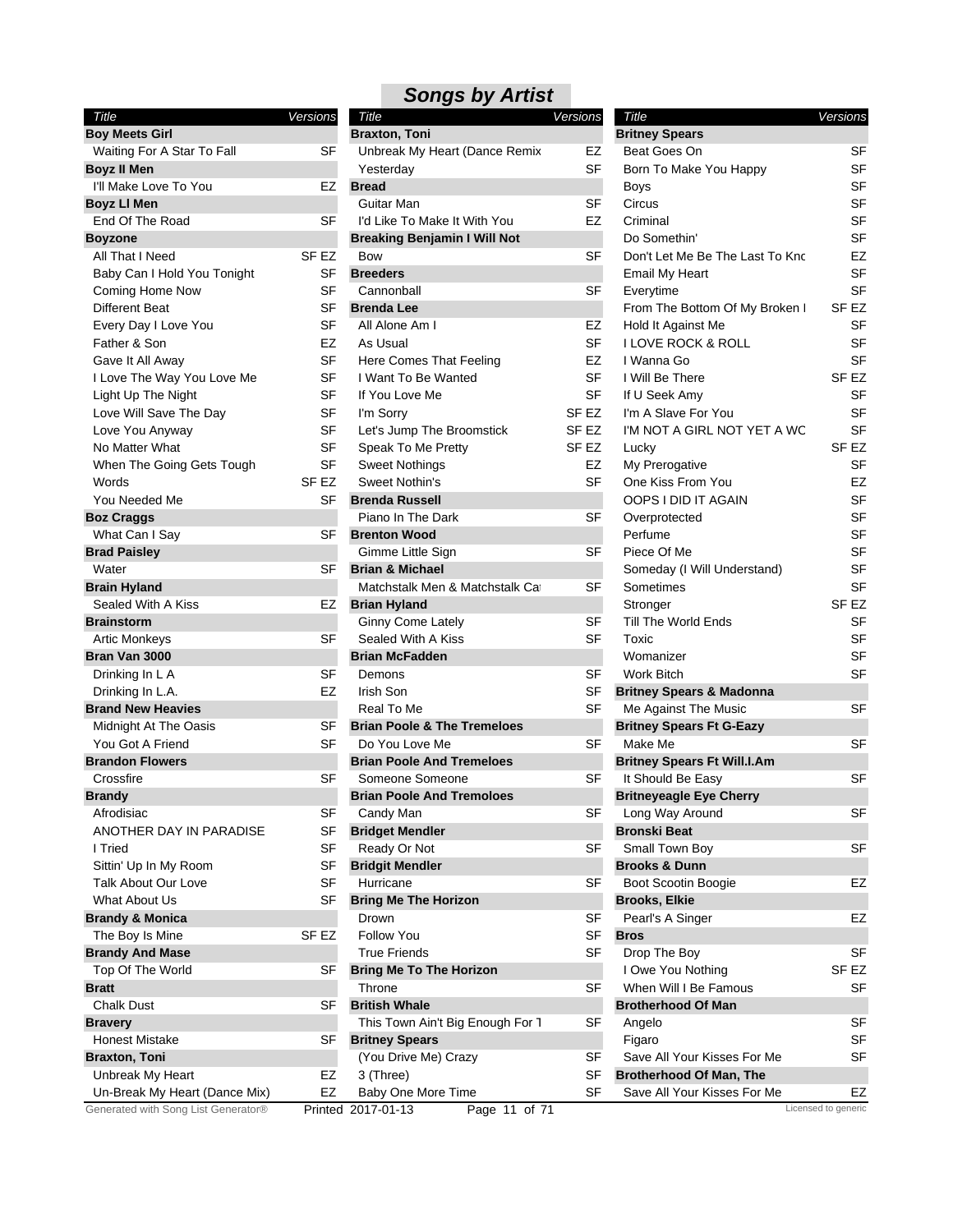## Songs by Artist

| Title | Versions |
|---|---|
| **Boy Meets Girl** | |
| Waiting For A Star To Fall | SF |
| **Boyz II Men** | |
| I'll Make Love To You | EZ |
| **Boyz Ll Men** | |
| End Of The Road | SF |
| **Boyzone** | |
| All That I Need | SF EZ |
| Baby Can I Hold You Tonight | SF |
| Coming Home Now | SF |
| Different Beat | SF |
| Every Day I Love You | SF |
| Father & Son | EZ |
| Gave It All Away | SF |
| I Love The Way You Love Me | SF |
| Light Up The Night | SF |
| Love Will Save The Day | SF |
| Love You Anyway | SF |
| No Matter What | SF |
| When The Going Gets Tough | SF |
| Words | SF EZ |
| You Needed Me | SF |
| **Boz Craggs** | |
| What Can I Say | SF |
| **Brad Paisley** | |
| Water | SF |
| **Brain Hyland** | |
| Sealed With A Kiss | EZ |
| **Brainstorm** | |
| Artic Monkeys | SF |
| **Bran Van 3000** | |
| Drinking In L A | SF |
| Drinking In L.A. | EZ |
| **Brand New Heavies** | |
| Midnight At The Oasis | SF |
| You Got A Friend | SF |
| **Brandon Flowers** | |
| Crossfire | SF |
| **Brandy** | |
| Afrodisiac | SF |
| ANOTHER DAY IN PARADISE | SF |
| I Tried | SF |
| Sittin' Up In My Room | SF |
| Talk About Our Love | SF |
| What About Us | SF |
| **Brandy & Monica** | |
| The Boy Is Mine | SF EZ |
| **Brandy And Mase** | |
| Top Of The World | SF |
| **Bratt** | |
| Chalk Dust | SF |
| **Bravery** | |
| Honest Mistake | SF |
| **Braxton, Toni** | |
| Unbreak My Heart | EZ |
| Un-Break My Heart (Dance Mix) | EZ |
| **Braxton, Toni** | |
| Unbreak My Heart (Dance Remix | EZ |
| Yesterday | SF |
| **Bread** | |
| Guitar Man | SF |
| I'd Like To Make It With You | EZ |
| **Breaking Benjamin I Will Not** | |
| Bow | SF |
| **Breeders** | |
| Cannonball | SF |
| **Brenda Lee** | |
| All Alone Am I | EZ |
| As Usual | SF |
| Here Comes That Feeling | EZ |
| I Want To Be Wanted | SF |
| If You Love Me | SF |
| I'm Sorry | SF EZ |
| Let's Jump The Broomstick | SF EZ |
| Speak To Me Pretty | SF EZ |
| Sweet Nothings | EZ |
| Sweet Nothin's | SF |
| **Brenda Russell** | |
| Piano In The Dark | SF |
| **Brenton Wood** | |
| Gimme Little Sign | SF |
| **Brian & Michael** | |
| Matchstalk Men & Matchstalk Ca | SF |
| **Brian Hyland** | |
| Ginny Come Lately | SF |
| Sealed With A Kiss | SF |
| **Brian McFadden** | |
| Demons | SF |
| Irish Son | SF |
| Real To Me | SF |
| **Brian Poole & The Tremeloes** | |
| Do You Love Me | SF |
| **Brian Poole And Tremeloes** | |
| Someone Someone | SF |
| **Brian Poole And Tremoloes** | |
| Candy Man | SF |
| **Bridget Mendler** | |
| Ready Or Not | SF |
| **Bridgit Mendler** | |
| Hurricane | SF |
| **Bring Me The Horizon** | |
| Drown | SF |
| Follow You | SF |
| True Friends | SF |
| **Bring Me To The Horizon** | |
| Throne | SF |
| **British Whale** | |
| This Town Ain't Big Enough For T | SF |
| **Britney Spears** | |
| (You Drive Me) Crazy | SF |
| 3 (Three) | SF |
| Baby One More Time | SF |
| **Britney Spears** | |
| Beat Goes On | SF |
| Born To Make You Happy | SF |
| Boys | SF |
| Circus | SF |
| Criminal | SF |
| Do Somethin' | SF |
| Don't Let Me Be The Last To Knc | EZ |
| Email My Heart | SF |
| Everytime | SF |
| From The Bottom Of My Broken I | SF EZ |
| Hold It Against Me | SF |
| I LOVE ROCK & ROLL | SF |
| I Wanna Go | SF |
| I Will Be There | SF EZ |
| If U Seek Amy | SF |
| I'm A Slave For You | SF |
| I'M NOT A GIRL NOT YET A WC | SF |
| Lucky | SF EZ |
| My Prerogative | SF |
| One Kiss From You | EZ |
| OOPS I DID IT AGAIN | SF |
| Overprotected | SF |
| Perfume | SF |
| Piece Of Me | SF |
| Someday (I Will Understand) | SF |
| Sometimes | SF |
| Stronger | SF EZ |
| Till The World Ends | SF |
| Toxic | SF |
| Womanizer | SF |
| Work Bitch | SF |
| **Britney Spears & Madonna** | |
| Me Against The Music | SF |
| **Britney Spears Ft G-Eazy** | |
| Make Me | SF |
| **Britney Spears Ft Will.I.Am** | |
| It Should Be Easy | SF |
| **Britneyeagle Eye Cherry** | |
| Long Way Around | SF |
| **Bronski Beat** | |
| Small Town Boy | SF |
| **Brooks & Dunn** | |
| Boot Scootin Boogie | EZ |
| **Brooks, Elkie** | |
| Pearl's A Singer | EZ |
| **Bros** | |
| Drop The Boy | SF |
| I Owe You Nothing | SF EZ |
| When Will I Be Famous | SF |
| **Brotherhood Of Man** | |
| Angelo | SF |
| Figaro | SF |
| Save All Your Kisses For Me | SF |
| **Brotherhood Of Man, The** | |
| Save All Your Kisses For Me | EZ |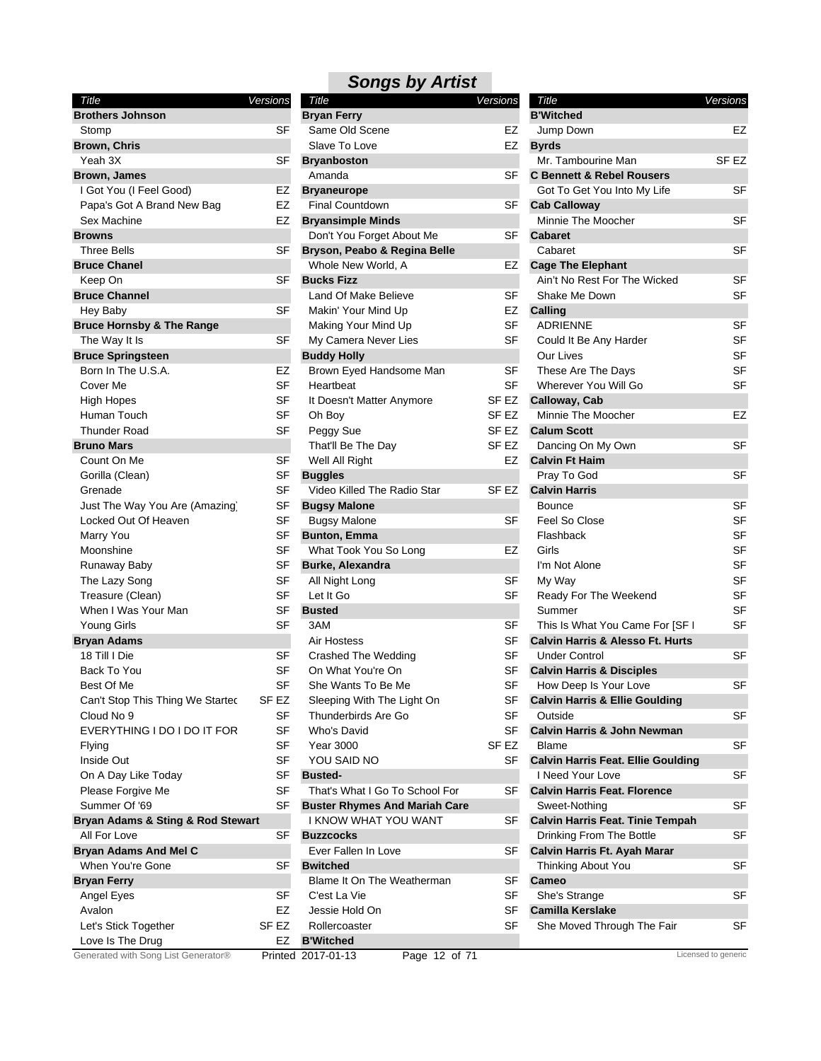## Songs by Artist

| Title | Versions |
|---|---|
| **Brothers Johnson** | |
| Stomp | SF |
| **Brown, Chris** | |
| Yeah 3X | SF |
| **Brown, James** | |
| I Got You (I Feel Good) | EZ |
| Papa's Got A Brand New Bag | EZ |
| Sex Machine | EZ |
| **Browns** | |
| Three Bells | SF |
| **Bruce Chanel** | |
| Keep On | SF |
| **Bruce Channel** | |
| Hey Baby | SF |
| **Bruce Hornsby & The Range** | |
| The Way It Is | SF |
| **Bruce Springsteen** | |
| Born In The U.S.A. | EZ |
| Cover Me | SF |
| High Hopes | SF |
| Human Touch | SF |
| Thunder Road | SF |
| **Bruno Mars** | |
| Count On Me | SF |
| Gorilla (Clean) | SF |
| Grenade | SF |
| Just The Way You Are (Amazing) | SF |
| Locked Out Of Heaven | SF |
| Marry You | SF |
| Moonshine | SF |
| Runaway Baby | SF |
| The Lazy Song | SF |
| Treasure (Clean) | SF |
| When I Was Your Man | SF |
| Young Girls | SF |
| **Bryan Adams** | |
| 18 Till I Die | SF |
| Back To You | SF |
| Best Of Me | SF |
| Can't Stop This Thing We Startec | SF EZ |
| Cloud No 9 | SF |
| EVERYTHING I DO I DO IT FOR | SF |
| Flying | SF |
| Inside Out | SF |
| On A Day Like Today | SF |
| Please Forgive Me | SF |
| Summer Of '69 | SF |
| **Bryan Adams & Sting & Rod Stewart** | |
| All For Love | SF |
| **Bryan Adams And Mel C** | |
| When You're Gone | SF |
| **Bryan Ferry** | |
| Angel Eyes | SF |
| Avalon | EZ |
| Let's Stick Together | SF EZ |
| Love Is The Drug | EZ |
| **Bryan Ferry** | |
| Same Old Scene | EZ |
| Slave To Love | EZ |
| **Bryanboston** | |
| Amanda | SF |
| **Bryaneurope** | |
| Final Countdown | SF |
| **Bryansimple Minds** | |
| Don't You Forget About Me | SF |
| **Bryson, Peabo & Regina Belle** | |
| Whole New World, A | EZ |
| **Bucks Fizz** | |
| Land Of Make Believe | SF |
| Makin' Your Mind Up | EZ |
| Making Your Mind Up | SF |
| My Camera Never Lies | SF |
| **Buddy Holly** | |
| Brown Eyed Handsome Man | SF |
| Heartbeat | SF |
| It Doesn't Matter Anymore | SF EZ |
| Oh Boy | SF EZ |
| Peggy Sue | SF EZ |
| That'll Be The Day | SF EZ |
| Well All Right | EZ |
| **Buggles** | |
| Video Killed The Radio Star | SF EZ |
| **Bugsy Malone** | |
| Bugsy Malone | SF |
| **Bunton, Emma** | |
| What Took You So Long | EZ |
| **Burke, Alexandra** | |
| All Night Long | SF |
| Let It Go | SF |
| **Busted** | |
| 3AM | SF |
| Air Hostess | SF |
| Crashed The Wedding | SF |
| On What You're On | SF |
| She Wants To Be Me | SF |
| Sleeping With The Light On | SF |
| Thunderbirds Are Go | SF |
| Who's David | SF |
| Year 3000 | SF EZ |
| YOU SAID NO | SF |
| **Busted-** | |
| That's What I Go To School For | SF |
| **Buster Rhymes And Mariah Care** | |
| I KNOW WHAT YOU WANT | SF |
| **Buzzcocks** | |
| Ever Fallen In Love | SF |
| **Bwitched** | |
| Blame It On The Weatherman | SF |
| C'est La Vie | SF |
| Jessie Hold On | SF |
| Rollercoaster | SF |
| **B'Witched** | |
| Jump Down | EZ |
| **Byrds** | |
| Mr. Tambourine Man | SF EZ |
| **C Bennett & Rebel Rousers** | |
| Got To Get You Into My Life | SF |
| **Cab Calloway** | |
| Minnie The Moocher | SF |
| **Cabaret** | |
| Cabaret | SF |
| **Cage The Elephant** | |
| Ain't No Rest For The Wicked | SF |
| Shake Me Down | SF |
| **Calling** | |
| ADRIENNE | SF |
| Could It Be Any Harder | SF |
| Our Lives | SF |
| These Are The Days | SF |
| Wherever You Will Go | SF |
| **Calloway, Cab** | |
| Minnie The Moocher | EZ |
| **Calum Scott** | |
| Dancing On My Own | SF |
| **Calvin Ft Haim** | |
| Pray To God | SF |
| **Calvin Harris** | |
| Bounce | SF |
| Feel So Close | SF |
| Flashback | SF |
| Girls | SF |
| I'm Not Alone | SF |
| My Way | SF |
| Ready For The Weekend | SF |
| Summer | SF |
| This Is What You Came For [SF I | SF |
| **Calvin Harris & Alesso Ft. Hurts** | |
| Under Control | SF |
| **Calvin Harris & Disciples** | |
| How Deep Is Your Love | SF |
| **Calvin Harris & Ellie Goulding** | |
| Outside | SF |
| **Calvin Harris & John Newman** | |
| Blame | SF |
| **Calvin Harris Feat. Ellie Goulding** | |
| I Need Your Love | SF |
| **Calvin Harris Feat. Florence** | |
| Sweet-Nothing | SF |
| **Calvin Harris Feat. Tinie Tempah** | |
| Drinking From The Bottle | SF |
| **Calvin Harris Ft. Ayah Marar** | |
| Thinking About You | SF |
| **Cameo** | |
| She's Strange | SF |
| **Camilla Kerslake** | |
| She Moved Through The Fair | SF |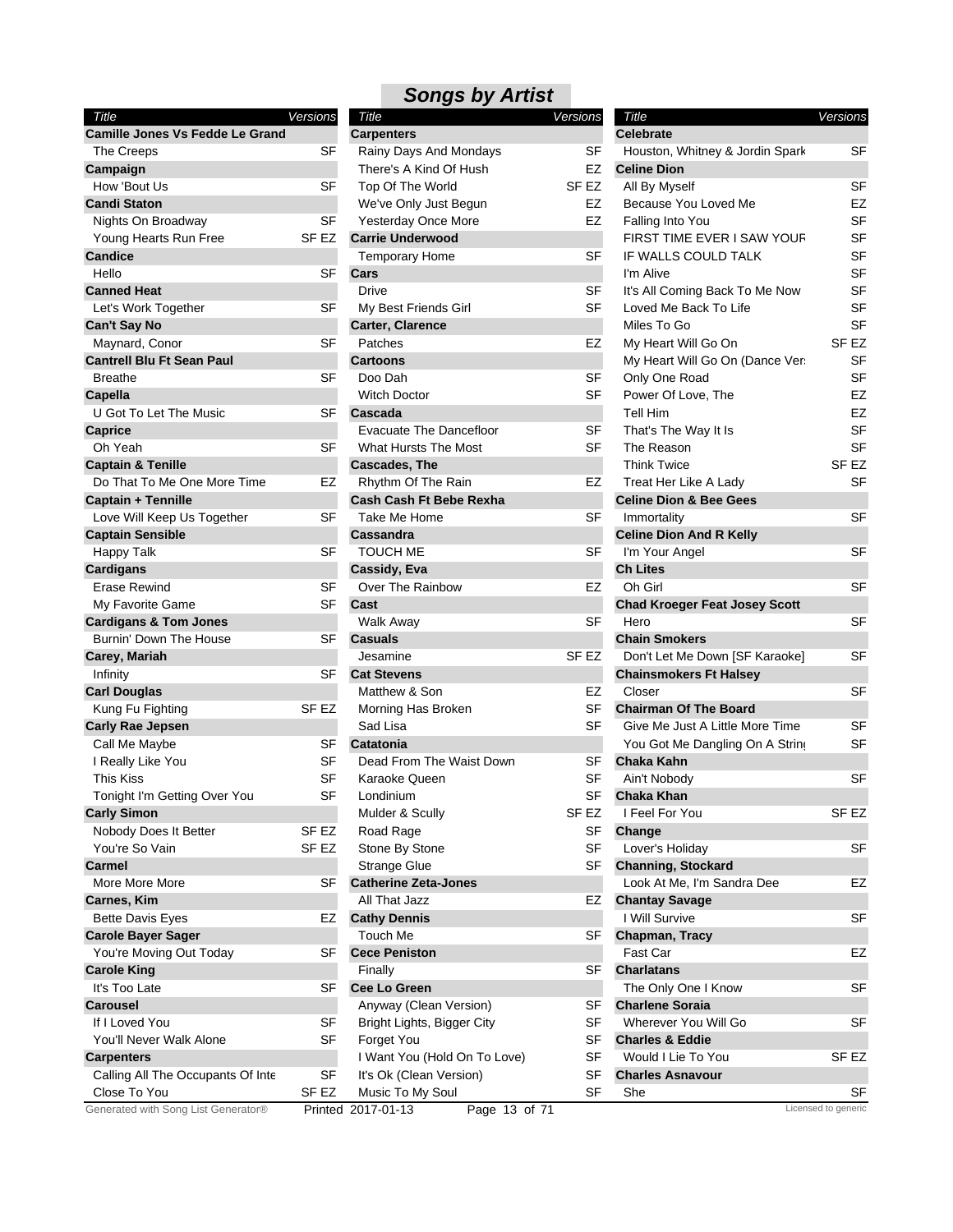## Songs by Artist

| Title | Versions |
|---|---|
| **Camille Jones Vs Fedde Le Grand** | |
| The Creeps | SF |
| **Campaign** | |
| How 'Bout Us | SF |
| **Candi Staton** | |
| Nights On Broadway | SF |
| Young Hearts Run Free | SF EZ |
| **Candice** | |
| Hello | SF |
| **Canned Heat** | |
| Let's Work Together | SF |
| **Can't Say No** | |
| Maynard, Conor | SF |
| **Cantrell Blu Ft Sean Paul** | |
| Breathe | SF |
| **Capella** | |
| U Got To Let The Music | SF |
| **Caprice** | |
| Oh Yeah | SF |
| **Captain & Tenille** | |
| Do That To Me One More Time | EZ |
| **Captain + Tennille** | |
| Love Will Keep Us Together | SF |
| **Captain Sensible** | |
| Happy Talk | SF |
| **Cardigans** | |
| Erase Rewind | SF |
| My Favorite Game | SF |
| **Cardigans & Tom Jones** | |
| Burnin' Down The House | SF |
| **Carey, Mariah** | |
| Infinity | SF |
| **Carl Douglas** | |
| Kung Fu Fighting | SF EZ |
| **Carly Rae Jepsen** | |
| Call Me Maybe | SF |
| I Really Like You | SF |
| This Kiss | SF |
| Tonight I'm Getting Over You | SF |
| **Carly Simon** | |
| Nobody Does It Better | SF EZ |
| You're So Vain | SF EZ |
| **Carmel** | |
| More More More | SF |
| **Carnes, Kim** | |
| Bette Davis Eyes | EZ |
| **Carole Bayer Sager** | |
| You're Moving Out Today | SF |
| **Carole King** | |
| It's Too Late | SF |
| **Carousel** | |
| If I Loved You | SF |
| You'll Never Walk Alone | SF |
| **Carpenters** | |
| Calling All The Occupants Of Inte | SF |
| Close To You | SF EZ |
| **Carpenters** | |
| Rainy Days And Mondays | SF |
| There's A Kind Of Hush | EZ |
| Top Of The World | SF EZ |
| We've Only Just Begun | EZ |
| Yesterday Once More | EZ |
| **Carrie Underwood** | |
| Temporary Home | SF |
| **Cars** | |
| Drive | SF |
| My Best Friends Girl | SF |
| **Carter, Clarence** | |
| Patches | EZ |
| **Cartoons** | |
| Doo Dah | SF |
| Witch Doctor | SF |
| **Cascada** | |
| Evacuate The Dancefloor | SF |
| What Hursts The Most | SF |
| **Cascades, The** | |
| Rhythm Of The Rain | EZ |
| **Cash Cash Ft Bebe Rexha** | |
| Take Me Home | SF |
| **Cassandra** | |
| TOUCH ME | SF |
| **Cassidy, Eva** | |
| Over The Rainbow | EZ |
| **Cast** | |
| Walk Away | SF |
| **Casuals** | |
| Jesamine | SF EZ |
| **Cat Stevens** | |
| Matthew & Son | EZ |
| Morning Has Broken | SF |
| Sad Lisa | SF |
| **Catatonia** | |
| Dead From The Waist Down | SF |
| Karaoke Queen | SF |
| Londinium | SF |
| Mulder & Scully | SF EZ |
| Road Rage | SF |
| Stone By Stone | SF |
| Strange Glue | SF |
| **Catherine Zeta-Jones** | |
| All That Jazz | EZ |
| **Cathy Dennis** | |
| Touch Me | SF |
| **Cece Peniston** | |
| Finally | SF |
| **Cee Lo Green** | |
| Anyway (Clean Version) | SF |
| Bright Lights, Bigger City | SF |
| Forget You | SF |
| I Want You (Hold On To Love) | SF |
| It's Ok (Clean Version) | SF |
| Music To My Soul | SF |
| **Celebrate** | |
| Houston, Whitney & Jordin Spark | SF |
| **Celine Dion** | |
| All By Myself | SF |
| Because You Loved Me | EZ |
| Falling Into You | SF |
| FIRST TIME EVER I SAW YOUF | SF |
| IF WALLS COULD TALK | SF |
| I'm Alive | SF |
| It's All Coming Back To Me Now | SF |
| Loved Me Back To Life | SF |
| Miles To Go | SF |
| My Heart Will Go On | SF EZ |
| My Heart Will Go On (Dance Ver: | SF |
| Only One Road | SF |
| Power Of Love, The | EZ |
| Tell Him | EZ |
| That's The Way It Is | SF |
| The Reason | SF |
| Think Twice | SF EZ |
| Treat Her Like A Lady | SF |
| **Celine Dion & Bee Gees** | |
| Immortality | SF |
| **Celine Dion And R Kelly** | |
| I'm Your Angel | SF |
| **Ch Lites** | |
| Oh Girl | SF |
| **Chad Kroeger Feat Josey Scott** | |
| Hero | SF |
| **Chain Smokers** | |
| Don't Let Me Down [SF Karaoke] | SF |
| **Chainsmokers Ft Halsey** | |
| Closer | SF |
| **Chairman Of The Board** | |
| Give Me Just A Little More Time | SF |
| You Got Me Dangling On A Strinɡ | SF |
| **Chaka Kahn** | |
| Ain't Nobody | SF |
| **Chaka Khan** | |
| I Feel For You | SF EZ |
| **Change** | |
| Lover's Holiday | SF |
| **Channing, Stockard** | |
| Look At Me, I'm Sandra Dee | EZ |
| **Chantay Savage** | |
| I Will Survive | SF |
| **Chapman, Tracy** | |
| Fast Car | EZ |
| **Charlatans** | |
| The Only One I Know | SF |
| **Charlene Soraia** | |
| Wherever You Will Go | SF |
| **Charles & Eddie** | |
| Would I Lie To You | SF EZ |
| **Charles Asnavour** | |
| She | SF |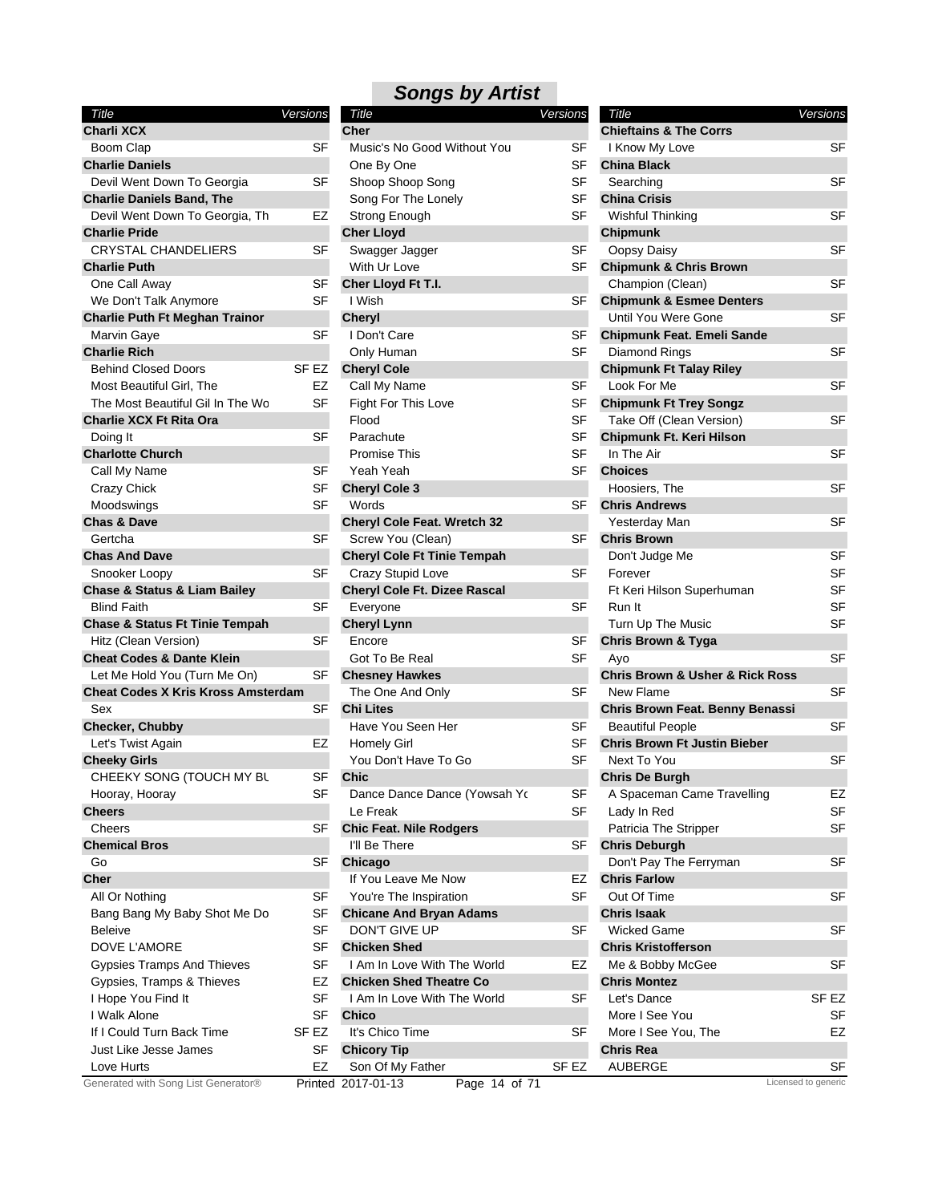# Songs by Artist

| Title | Versions |
|---|---|
| **Charli XCX** | |
| Boom Clap | SF |
| **Charlie Daniels** | |
| Devil Went Down To Georgia | SF |
| **Charlie Daniels Band, The** | |
| Devil Went Down To Georgia, Th | EZ |
| **Charlie Pride** | |
| CRYSTAL CHANDELIERS | SF |
| **Charlie Puth** | |
| One Call Away | SF |
| We Don't Talk Anymore | SF |
| **Charlie Puth Ft Meghan Trainor** | |
| Marvin Gaye | SF |
| **Charlie Rich** | |
| Behind Closed Doors | SF EZ |
| Most Beautiful Girl, The | EZ |
| The Most Beautiful Gil In The Wo | SF |
| **Charlie XCX Ft Rita Ora** | |
| Doing It | SF |
| **Charlotte Church** | |
| Call My Name | SF |
| Crazy Chick | SF |
| Moodswings | SF |
| **Chas & Dave** | |
| Gertcha | SF |
| **Chas And Dave** | |
| Snooker Loopy | SF |
| **Chase & Status & Liam Bailey** | |
| Blind Faith | SF |
| **Chase & Status Ft Tinie Tempah** | |
| Hitz (Clean Version) | SF |
| **Cheat Codes & Dante Klein** | |
| Let Me Hold You (Turn Me On) | SF |
| **Cheat Codes X Kris Kross Amsterdam** | |
| Sex | SF |
| **Checker, Chubby** | |
| Let's Twist Again | EZ |
| **Cheeky Girls** | |
| CHEEKY SONG (TOUCH MY BU | SF |
| Hooray, Hooray | SF |
| **Cheers** | |
| Cheers | SF |
| **Chemical Bros** | |
| Go | SF |
| **Cher** | |
| All Or Nothing | SF |
| Bang Bang My Baby Shot Me Do | SF |
| Beleive | SF |
| DOVE L'AMORE | SF |
| Gypsies Tramps And Thieves | SF |
| Gypsies, Tramps & Thieves | EZ |
| I Hope You Find It | SF |
| I Walk Alone | SF |
| If I Could Turn Back Time | SF EZ |
| Just Like Jesse James | SF |
| Love Hurts | EZ |
| Music's No Good Without You | SF |
| One By One | SF |
| Shoop Shoop Song | SF |
| Song For The Lonely | SF |
| Strong Enough | SF |
| **Cher Lloyd** | |
| Swagger Jagger | SF |
| With Ur Love | SF |
| **Cher Lloyd Ft T.I.** | |
| I Wish | SF |
| **Cheryl** | |
| I Don't Care | SF |
| Only Human | SF |
| **Cheryl Cole** | |
| Call My Name | SF |
| Fight For This Love | SF |
| Flood | SF |
| Parachute | SF |
| Promise This | SF |
| Yeah Yeah | SF |
| **Cheryl Cole 3** | |
| Words | SF |
| **Cheryl Cole Feat. Wretch 32** | |
| Screw You (Clean) | SF |
| **Cheryl Cole Ft Tinie Tempah** | |
| Crazy Stupid Love | SF |
| **Cheryl Cole Ft. Dizee Rascal** | |
| Everyone | SF |
| **Cheryl Lynn** | |
| Encore | SF |
| Got To Be Real | SF |
| **Chesney Hawkes** | |
| The One And Only | SF |
| **Chi Lites** | |
| Have You Seen Her | SF |
| Homely Girl | SF |
| You Don't Have To Go | SF |
| **Chic** | |
| Dance Dance Dance (Yowsah Yo | SF |
| Le Freak | SF |
| **Chic Feat. Nile Rodgers** | |
| I'll Be There | SF |
| **Chicago** | |
| If You Leave Me Now | EZ |
| You're The Inspiration | SF |
| **Chicane And Bryan Adams** | |
| DON'T GIVE UP | SF |
| **Chicken Shed** | |
| I Am In Love With The World | EZ |
| **Chicken Shed Theatre Co** | |
| I Am In Love With The World | SF |
| **Chico** | |
| It's Chico Time | SF |
| **Chicory Tip** | |
| Son Of My Father | SF EZ |
| **Chieftains & The Corrs** | |
| I Know My Love | SF |
| **China Black** | |
| Searching | SF |
| **China Crisis** | |
| Wishful Thinking | SF |
| **Chipmunk** | |
| Oopsy Daisy | SF |
| **Chipmunk & Chris Brown** | |
| Champion (Clean) | SF |
| **Chipmunk & Esmee Denters** | |
| Until You Were Gone | SF |
| **Chipmunk Feat. Emeli Sande** | |
| Diamond Rings | SF |
| **Chipmunk Ft Talay Riley** | |
| Look For Me | SF |
| **Chipmunk Ft Trey Songz** | |
| Take Off (Clean Version) | SF |
| **Chipmunk Ft. Keri Hilson** | |
| In The Air | SF |
| **Choices** | |
| Hoosiers, The | SF |
| **Chris Andrews** | |
| Yesterday Man | SF |
| **Chris Brown** | |
| Don't Judge Me | SF |
| Forever | SF |
| Ft Keri Hilson Superhuman | SF |
| Run It | SF |
| Turn Up The Music | SF |
| **Chris Brown & Tyga** | |
| Ayo | SF |
| **Chris Brown & Usher & Rick Ross** | |
| New Flame | SF |
| **Chris Brown Feat. Benny Benassi** | |
| Beautiful People | SF |
| **Chris Brown Ft Justin Bieber** | |
| Next To You | SF |
| **Chris De Burgh** | |
| A Spaceman Came Travelling | EZ |
| Lady In Red | SF |
| Patricia The Stripper | SF |
| **Chris Deburgh** | |
| Don't Pay The Ferryman | SF |
| **Chris Farlow** | |
| Out Of Time | SF |
| **Chris Isaak** | |
| Wicked Game | SF |
| **Chris Kristofferson** | |
| Me & Bobby McGee | SF |
| **Chris Montez** | |
| Let's Dance | SF EZ |
| More I See You | SF |
| More I See You, The | EZ |
| **Chris Rea** | |
| AUBERGE | SF |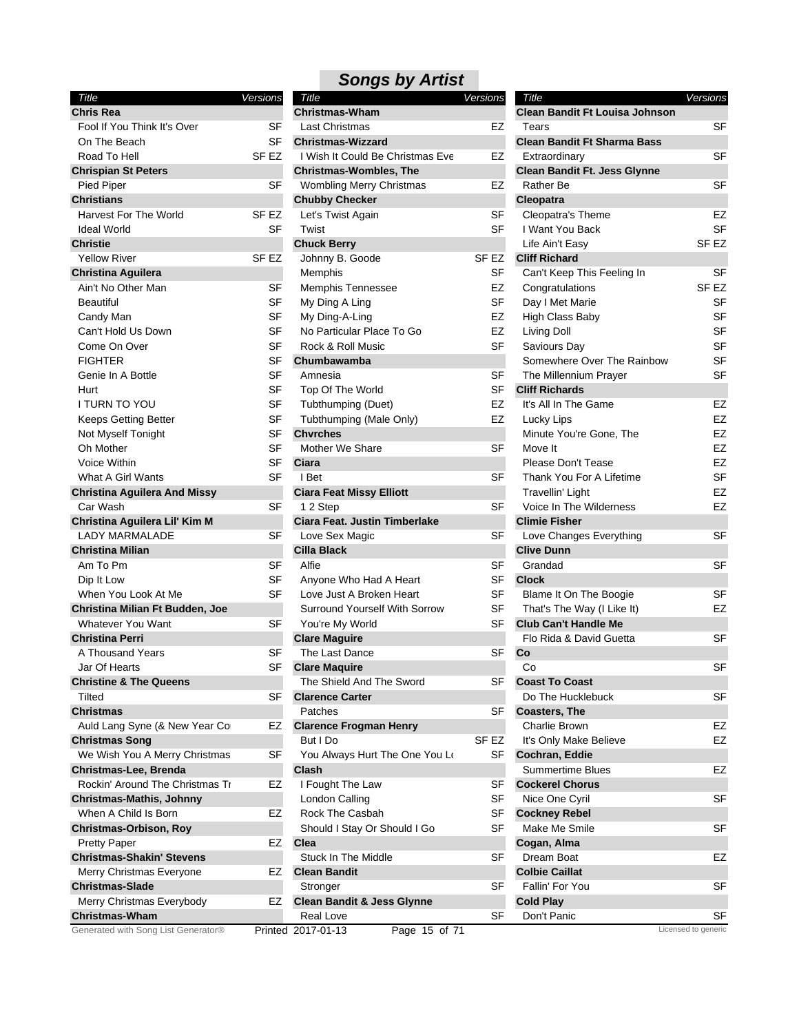## Songs by Artist

| Title | Versions |
|---|---|
| **Chris Rea** | |
| Fool If You Think It's Over | SF |
| On The Beach | SF |
| Road To Hell | SF EZ |
| **Chrispian St Peters** | |
| Pied Piper | SF |
| **Christians** | |
| Harvest For The World | SF EZ |
| Ideal World | SF |
| **Christie** | |
| Yellow River | SF EZ |
| **Christina Aguilera** | |
| Ain't No Other Man | SF |
| Beautiful | SF |
| Candy Man | SF |
| Can't Hold Us Down | SF |
| Come On Over | SF |
| FIGHTER | SF |
| Genie In A Bottle | SF |
| Hurt | SF |
| I TURN TO YOU | SF |
| Keeps Getting Better | SF |
| Not Myself Tonight | SF |
| Oh Mother | SF |
| Voice Within | SF |
| What A Girl Wants | SF |
| **Christina Aguilera And Missy** | |
| Car Wash | SF |
| **Christina Aguilera Lil' Kim M** | |
| LADY MARMALADE | SF |
| **Christina Milian** | |
| Am To Pm | SF |
| Dip It Low | SF |
| When You Look At Me | SF |
| **Christina Milian Ft Budden, Joe** | |
| Whatever You Want | SF |
| **Christina Perri** | |
| A Thousand Years | SF |
| Jar Of Hearts | SF |
| **Christine & The Queens** | |
| Tilted | SF |
| **Christmas** | |
| Auld Lang Syne (& New Year Co | EZ |
| **Christmas Song** | |
| We Wish You A Merry Christmas | SF |
| **Christmas-Lee, Brenda** | |
| Rockin' Around The Christmas Tr | EZ |
| **Christmas-Mathis, Johnny** | |
| When A Child Is Born | EZ |
| **Christmas-Orbison, Roy** | |
| Pretty Paper | EZ |
| **Christmas-Shakin' Stevens** | |
| Merry Christmas Everyone | EZ |
| **Christmas-Slade** | |
| Merry Christmas Everybody | EZ |
| **Christmas-Wham** | |
| Last Christmas | EZ |
| **Christmas-Wizzard** | |
| I Wish It Could Be Christmas Eve | EZ |
| **Christmas-Wombles, The** | |
| Wombling Merry Christmas | EZ |
| **Chubby Checker** | |
| Let's Twist Again | SF |
| Twist | SF |
| **Chuck Berry** | |
| Johnny B. Goode | SF EZ |
| Memphis | SF |
| Memphis Tennessee | EZ |
| My Ding A Ling | SF |
| My Ding-A-Ling | EZ |
| No Particular Place To Go | EZ |
| Rock & Roll Music | SF |
| **Chumbawamba** | |
| Amnesia | SF |
| Top Of The World | SF |
| Tubthumping (Duet) | EZ |
| Tubthumping (Male Only) | EZ |
| **Chvrches** | |
| Mother We Share | SF |
| **Ciara** | |
| I Bet | SF |
| **Ciara Feat Missy Elliott** | |
| 1 2 Step | SF |
| **Ciara Feat. Justin Timberlake** | |
| Love Sex Magic | SF |
| **Cilla Black** | |
| Alfie | SF |
| Anyone Who Had A Heart | SF |
| Love Just A Broken Heart | SF |
| Surround Yourself With Sorrow | SF |
| You're My World | SF |
| **Clare Maguire** | |
| The Last Dance | SF |
| **Clare Maquire** | |
| The Shield And The Sword | SF |
| **Clarence Carter** | |
| Patches | SF |
| **Clarence Frogman Henry** | |
| But I Do | SF EZ |
| You Always Hurt The One You Lo | SF |
| **Clash** | |
| I Fought The Law | SF |
| London Calling | SF |
| Rock The Casbah | SF |
| Should I Stay Or Should I Go | SF |
| **Clea** | |
| Stuck In The Middle | SF |
| **Clean Bandit** | |
| Stronger | SF |
| **Clean Bandit & Jess Glynne** | |
| Real Love | SF |
| **Clean Bandit Ft Louisa Johnson** | |
| Tears | SF |
| **Clean Bandit Ft Sharma Bass** | |
| Extraordinary | SF |
| **Clean Bandit Ft. Jess Glynne** | |
| Rather Be | SF |
| **Cleopatra** | |
| Cleopatra's Theme | EZ |
| I Want You Back | SF |
| Life Ain't Easy | SF EZ |
| **Cliff Richard** | |
| Can't Keep This Feeling In | SF |
| Congratulations | SF EZ |
| Day I Met Marie | SF |
| High Class Baby | SF |
| Living Doll | SF |
| Saviours Day | SF |
| Somewhere Over The Rainbow | SF |
| The Millennium Prayer | SF |
| **Cliff Richards** | |
| It's All In The Game | EZ |
| Lucky Lips | EZ |
| Minute You're Gone, The | EZ |
| Move It | EZ |
| Please Don't Tease | EZ |
| Thank You For A Lifetime | SF |
| Travellin' Light | EZ |
| Voice In The Wilderness | EZ |
| **Climie Fisher** | |
| Love Changes Everything | SF |
| **Clive Dunn** | |
| Grandad | SF |
| **Clock** | |
| Blame It On The Boogie | SF |
| That's The Way (I Like It) | EZ |
| **Club Can't Handle Me** | |
| Flo Rida & David Guetta | SF |
| **Co** | |
| Co | SF |
| **Coast To Coast** | |
| Do The Hucklebuck | SF |
| **Coasters, The** | |
| Charlie Brown | EZ |
| It's Only Make Believe | EZ |
| **Cochran, Eddie** | |
| Summertime Blues | EZ |
| **Cockerel Chorus** | |
| Nice One Cyril | SF |
| **Cockney Rebel** | |
| Make Me Smile | SF |
| **Cogan, Alma** | |
| Dream Boat | EZ |
| **Colbie Caillat** | |
| Fallin' For You | SF |
| **Cold Play** | |
| Don't Panic | SF |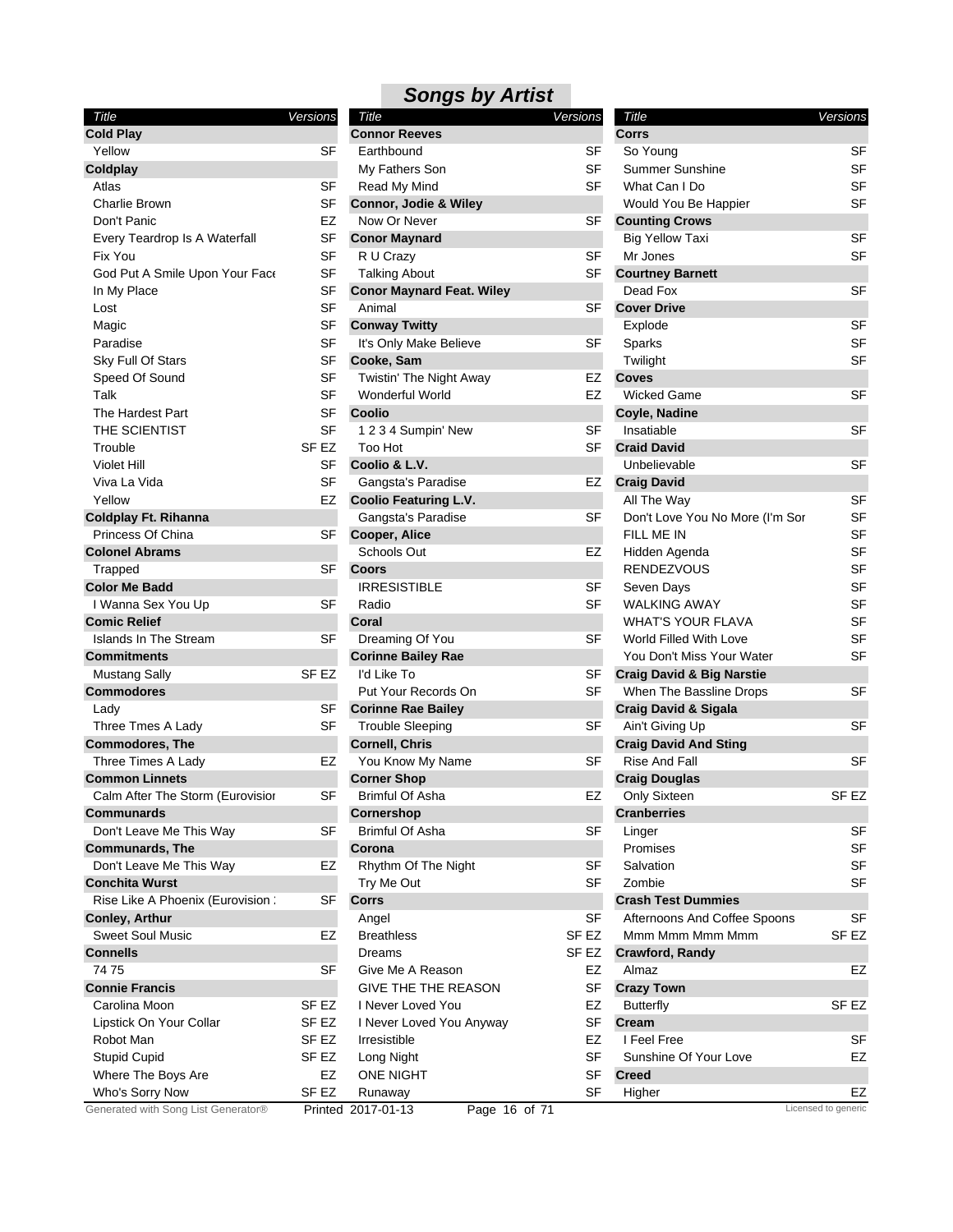## Songs by Artist

| Title | Versions |
|---|---|
| **Cold Play** | |
| Yellow | SF |
| **Coldplay** | |
| Atlas | SF |
| Charlie Brown | SF |
| Don't Panic | EZ |
| Every Teardrop Is A Waterfall | SF |
| Fix You | SF |
| God Put A Smile Upon Your Face | SF |
| In My Place | SF |
| Lost | SF |
| Magic | SF |
| Paradise | SF |
| Sky Full Of Stars | SF |
| Speed Of Sound | SF |
| Talk | SF |
| The Hardest Part | SF |
| THE SCIENTIST | SF |
| Trouble | SF EZ |
| Violet Hill | SF |
| Viva La Vida | SF |
| Yellow | EZ |
| **Coldplay Ft. Rihanna** | |
| Princess Of China | SF |
| **Colonel Abrams** | |
| Trapped | SF |
| **Color Me Badd** | |
| I Wanna Sex You Up | SF |
| **Comic Relief** | |
| Islands In The Stream | SF |
| **Commitments** | |
| Mustang Sally | SF EZ |
| **Commodores** | |
| Lady | SF |
| Three Tmes A Lady | SF |
| **Commodores, The** | |
| Three Times A Lady | EZ |
| **Common Linnets** | |
| Calm After The Storm (Eurovision | SF |
| **Communards** | |
| Don't Leave Me This Way | SF |
| **Communards, The** | |
| Don't Leave Me This Way | EZ |
| **Conchita Wurst** | |
| Rise Like A Phoenix (Eurovision | SF |
| **Conley, Arthur** | |
| Sweet Soul Music | EZ |
| **Connells** | |
| 74 75 | SF |
| **Connie Francis** | |
| Carolina Moon | SF EZ |
| Lipstick On Your Collar | SF EZ |
| Robot Man | SF EZ |
| Stupid Cupid | SF EZ |
| Where The Boys Are | EZ |
| Who's Sorry Now | SF EZ |
| **Connor Reeves** | |
| Earthbound | SF |
| My Fathers Son | SF |
| Read My Mind | SF |
| **Connor, Jodie & Wiley** | |
| Now Or Never | SF |
| **Conor Maynard** | |
| R U Crazy | SF |
| Talking About | SF |
| **Conor Maynard Feat. Wiley** | |
| Animal | SF |
| **Conway Twitty** | |
| It's Only Make Believe | SF |
| **Cooke, Sam** | |
| Twistin' The Night Away | EZ |
| Wonderful World | EZ |
| **Coolio** | |
| 1 2 3 4 Sumpin' New | SF |
| Too Hot | SF |
| **Coolio & L.V.** | |
| Gangsta's Paradise | EZ |
| **Coolio Featuring L.V.** | |
| Gangsta's Paradise | SF |
| **Cooper, Alice** | |
| Schools Out | EZ |
| **Coors** | |
| IRRESISTIBLE | SF |
| Radio | SF |
| **Coral** | |
| Dreaming Of You | SF |
| **Corinne Bailey Rae** | |
| I'd Like To | SF |
| Put Your Records On | SF |
| **Corinne Rae Bailey** | |
| Trouble Sleeping | SF |
| **Cornell, Chris** | |
| You Know My Name | SF |
| **Corner Shop** | |
| Brimful Of Asha | EZ |
| **Cornershop** | |
| Brimful Of Asha | SF |
| **Corona** | |
| Rhythm Of The Night | SF |
| Try Me Out | SF |
| **Corrs** | |
| Angel | SF |
| Breathless | SF EZ |
| Dreams | SF EZ |
| Give Me A Reason | EZ |
| GIVE THE THE REASON | SF |
| I Never Loved You | EZ |
| I Never Loved You Anyway | SF |
| Irresistible | EZ |
| Long Night | SF |
| ONE NIGHT | SF |
| Runaway | SF |
| **Corrs** | |
| So Young | SF |
| Summer Sunshine | SF |
| What Can I Do | SF |
| Would You Be Happier | SF |
| **Counting Crows** | |
| Big Yellow Taxi | SF |
| Mr Jones | SF |
| **Courtney Barnett** | |
| Dead Fox | SF |
| **Cover Drive** | |
| Explode | SF |
| Sparks | SF |
| Twilight | SF |
| **Coves** | |
| Wicked Game | SF |
| **Coyle, Nadine** | |
| Insatiable | SF |
| **Craid David** | |
| Unbelievable | SF |
| **Craig David** | |
| All The Way | SF |
| Don't Love You No More (I'm Sor | SF |
| FILL ME IN | SF |
| Hidden Agenda | SF |
| RENDEZVOUS | SF |
| Seven Days | SF |
| WALKING AWAY | SF |
| WHAT'S YOUR FLAVA | SF |
| World Filled With Love | SF |
| You Don't Miss Your Water | SF |
| **Craig David & Big Narstie** | |
| When The Bassline Drops | SF |
| **Craig David & Sigala** | |
| Ain't Giving Up | SF |
| **Craig David And Sting** | |
| Rise And Fall | SF |
| **Craig Douglas** | |
| Only Sixteen | SF EZ |
| **Cranberries** | |
| Linger | SF |
| Promises | SF |
| Salvation | SF |
| Zombie | SF |
| **Crash Test Dummies** | |
| Afternoons And Coffee Spoons | SF |
| Mmm Mmm Mmm Mmm | SF EZ |
| **Crawford, Randy** | |
| Almaz | EZ |
| **Crazy Town** | |
| Butterfly | SF EZ |
| **Cream** | |
| I Feel Free | SF |
| Sunshine Of Your Love | EZ |
| **Creed** | |
| Higher | EZ |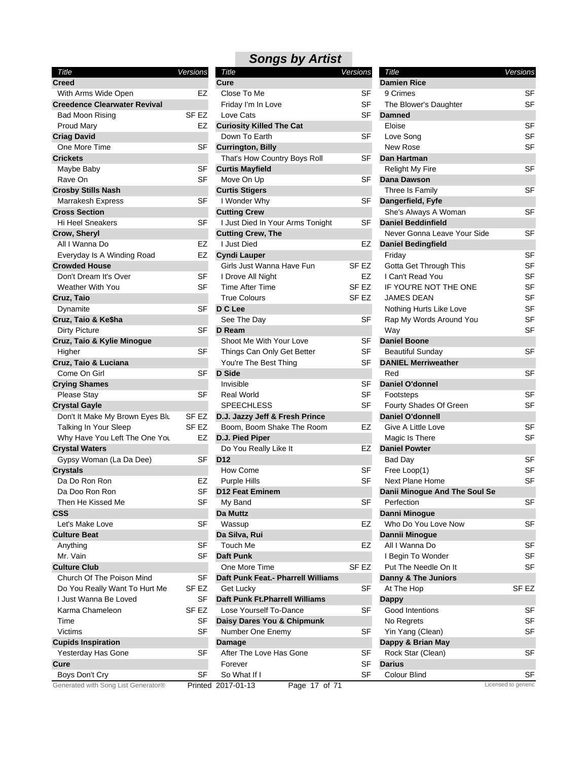## Songs by Artist

| Title | Versions |
|---|---|
| **Creed** | |
| With Arms Wide Open | EZ |
| **Creedence Clearwater Revival** | |
| Bad Moon Rising | SF EZ |
| Proud Mary | EZ |
| **Criag David** | |
| One More Time | SF |
| **Crickets** | |
| Maybe Baby | SF |
| Rave On | SF |
| **Crosby Stills Nash** | |
| Marrakesh Express | SF |
| **Cross Section** | |
| Hi Heel Sneakers | SF |
| **Crow, Sheryl** | |
| All I Wanna Do | EZ |
| Everyday Is A Winding Road | EZ |
| **Crowded House** | |
| Don't Dream It's Over | SF |
| Weather With You | SF |
| **Cruz, Taio** | |
| Dynamite | SF |
| **Cruz, Taio & Ke$ha** | |
| Dirty Picture | SF |
| **Cruz, Taio & Kylie Minogue** | |
| Higher | SF |
| **Cruz, Taio & Luciana** | |
| Come On Girl | SF |
| **Crying Shames** | |
| Please Stay | SF |
| **Crystal Gayle** | |
| Don't It Make My Brown Eyes Blu | SF EZ |
| Talking In Your Sleep | SF EZ |
| Why Have You Left The One You | EZ |
| **Crystal Waters** | |
| Gypsy Woman (La Da Dee) | SF |
| **Crystals** | |
| Da Do Ron Ron | EZ |
| Da Doo Ron Ron | SF |
| Then He Kissed Me | SF |
| **CSS** | |
| Let's Make Love | SF |
| **Culture Beat** | |
| Anything | SF |
| Mr. Vain | SF |
| **Culture Club** | |
| Church Of The Poison Mind | SF |
| Do You Really Want To Hurt Me | SF EZ |
| I Just Wanna Be Loved | SF |
| Karma Chameleon | SF EZ |
| Time | SF |
| Victims | SF |
| **Cupids Inspiration** | |
| Yesterday Has Gone | SF |
| **Cure** | |
| Boys Don't Cry | SF |
| **Cure** | |
| Close To Me | SF |
| Friday I'm In Love | SF |
| Love Cats | SF |
| **Curiosity Killed The Cat** | |
| Down To Earth | SF |
| **Currington, Billy** | |
| That's How Country Boys Roll | SF |
| **Curtis Mayfield** | |
| Move On Up | SF |
| **Curtis Stigers** | |
| I Wonder Why | SF |
| **Cutting Crew** | |
| I Just Died In Your Arms Tonight | SF |
| **Cutting Crew, The** | |
| I Just Died | EZ |
| **Cyndi Lauper** | |
| Girls Just Wanna Have Fun | SF EZ |
| I Drove All Night | EZ |
| Time After Time | SF EZ |
| True Colours | SF EZ |
| **D C Lee** | |
| See The Day | SF |
| **D Ream** | |
| Shoot Me With Your Love | SF |
| Things Can Only Get Better | SF |
| You're The Best Thing | SF |
| **D Side** | |
| Invisible | SF |
| Real World | SF |
| SPEECHLESS | SF |
| **D.J. Jazzy Jeff & Fresh Prince** | |
| Boom, Boom Shake The Room | EZ |
| **D.J. Pied Piper** | |
| Do You Really Like It | EZ |
| **D12** | |
| How Come | SF |
| Purple Hills | SF |
| **D12 Feat Eminem** | |
| My Band | SF |
| **Da Muttz** | |
| Wassup | EZ |
| **Da Silva, Rui** | |
| Touch Me | EZ |
| **Daft Punk** | |
| One More Time | SF EZ |
| **Daft Punk Feat.- Pharrell Williams** | |
| Get Lucky | SF |
| **Daft Punk Ft.Pharrell Williams** | |
| Lose Yourself To-Dance | SF |
| **Daisy Dares You & Chipmunk** | |
| Number One Enemy | SF |
| **Damage** | |
| After The Love Has Gone | SF |
| Forever | SF |
| So What If I | SF |
| **Damien Rice** | |
| 9 Crimes | SF |
| The Blower's Daughter | SF |
| **Damned** | |
| Eloise | SF |
| Love Song | SF |
| New Rose | SF |
| **Dan Hartman** | |
| Relight My Fire | SF |
| **Dana Dawson** | |
| Three Is Family | SF |
| **Dangerfield, Fyfe** | |
| She's Always A Woman | SF |
| **Daniel Beddinfield** | |
| Never Gonna Leave Your Side | SF |
| **Daniel Bedingfield** | |
| Friday | SF |
| Gotta Get Through This | SF |
| I Can't Read You | SF |
| IF YOU'RE NOT THE ONE | SF |
| JAMES DEAN | SF |
| Nothing Hurts Like Love | SF |
| Rap My Words Around You | SF |
| Way | SF |
| **Daniel Boone** | |
| Beautiful Sunday | SF |
| **DANIEL Merriweather** | |
| Red | SF |
| **Daniel O'donnel** | |
| Footsteps | SF |
| Fourty Shades Of Green | SF |
| **Daniel O'donnell** | |
| Give A Little Love | SF |
| Magic Is There | SF |
| **Daniel Powter** | |
| Bad Day | SF |
| Free Loop(1) | SF |
| Next Plane Home | SF |
| **Danii Minogue And The Soul Se** | |
| Perfection | SF |
| **Danni Minogue** | |
| Who Do You Love Now | SF |
| **Dannii Minogue** | |
| All I Wanna Do | SF |
| I Begin To Wonder | SF |
| Put The Needle On It | SF |
| **Danny & The Juniors** | |
| At The Hop | SF EZ |
| **Dappy** | |
| Good Intentions | SF |
| No Regrets | SF |
| Yin Yang (Clean) | SF |
| **Dappy & Brian May** | |
| Rock Star (Clean) | SF |
| **Darius** | |
| Colour Blind | SF |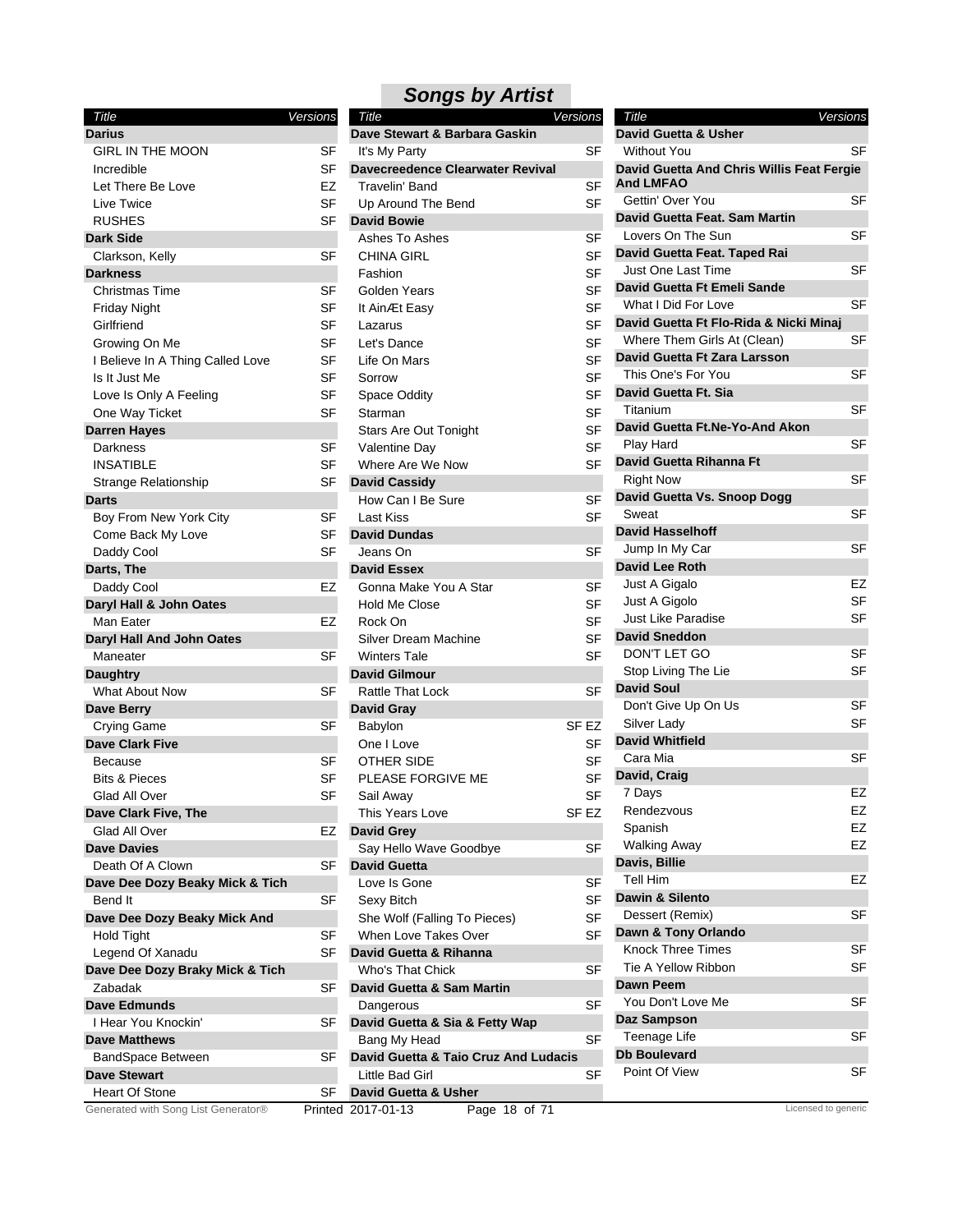## Songs by Artist

| Title | Versions |
|---|---|
| **Darius** | |
| GIRL IN THE MOON | SF |
| Incredible | SF |
| Let There Be Love | EZ |
| Live Twice | SF |
| RUSHES | SF |
| **Dark Side** | |
| Clarkson, Kelly | SF |
| **Darkness** | |
| Christmas Time | SF |
| Friday Night | SF |
| Girlfriend | SF |
| Growing On Me | SF |
| I Believe In A Thing Called Love | SF |
| Is It Just Me | SF |
| Love Is Only A Feeling | SF |
| One Way Ticket | SF |
| **Darren Hayes** | |
| Darkness | SF |
| INSATIBLE | SF |
| Strange Relationship | SF |
| **Darts** | |
| Boy From New York City | SF |
| Come Back My Love | SF |
| Daddy Cool | SF |
| **Darts, The** | |
| Daddy Cool | EZ |
| **Daryl Hall & John Oates** | |
| Man Eater | EZ |
| **Daryl Hall And John Oates** | |
| Maneater | SF |
| **Daughtry** | |
| What About Now | SF |
| **Dave Berry** | |
| Crying Game | SF |
| **Dave Clark Five** | |
| Because | SF |
| Bits & Pieces | SF |
| Glad All Over | SF |
| **Dave Clark Five, The** | |
| Glad All Over | EZ |
| **Dave Davies** | |
| Death Of A Clown | SF |
| **Dave Dee Dozy Beaky Mick & Tich** | |
| Bend It | SF |
| **Dave Dee Dozy Beaky Mick And** | |
| Hold Tight | SF |
| Legend Of Xanadu | SF |
| **Dave Dee Dozy Braky Mick & Tich** | |
| Zabadak | SF |
| **Dave Edmunds** | |
| I Hear You Knockin' | SF |
| **Dave Matthews** | |
| BandSpace Between | SF |
| **Dave Stewart** | |
| Heart Of Stone | SF |
| **Dave Stewart & Barbara Gaskin** | |
| It's My Party | SF |
| **Davecreedence Clearwater Revival** | |
| Travelin' Band | SF |
| Up Around The Bend | SF |
| **David Bowie** | |
| Ashes To Ashes | SF |
| CHINA GIRL | SF |
| Fashion | SF |
| Golden Years | SF |
| It AinÆt Easy | SF |
| Lazarus | SF |
| Let's Dance | SF |
| Life On Mars | SF |
| Sorrow | SF |
| Space Oddity | SF |
| Starman | SF |
| Stars Are Out Tonight | SF |
| Valentine Day | SF |
| Where Are We Now | SF |
| **David Cassidy** | |
| How Can I Be Sure | SF |
| Last Kiss | SF |
| **David Dundas** | |
| Jeans On | SF |
| **David Essex** | |
| Gonna Make You A Star | SF |
| Hold Me Close | SF |
| Rock On | SF |
| Silver Dream Machine | SF |
| Winters Tale | SF |
| **David Gilmour** | |
| Rattle That Lock | SF |
| **David Gray** | |
| Babylon | SF EZ |
| One I Love | SF |
| OTHER SIDE | SF |
| PLEASE FORGIVE ME | SF |
| Sail Away | SF |
| This Years Love | SF EZ |
| **David Grey** | |
| Say Hello Wave Goodbye | SF |
| **David Guetta** | |
| Love Is Gone | SF |
| Sexy Bitch | SF |
| She Wolf (Falling To Pieces) | SF |
| When Love Takes Over | SF |
| **David Guetta & Rihanna** | |
| Who's That Chick | SF |
| **David Guetta & Sam Martin** | |
| Dangerous | SF |
| **David Guetta & Sia & Fetty Wap** | |
| Bang My Head | SF |
| **David Guetta & Taio Cruz And Ludacis** | |
| Little Bad Girl | SF |
| **David Guetta & Usher** | |
| Without You | SF |
| **David Guetta And Chris Willis Feat Fergie And LMFAO** | |
| Gettin' Over You | SF |
| **David Guetta Feat. Sam Martin** | |
| Lovers On The Sun | SF |
| **David Guetta Feat. Taped Rai** | |
| Just One Last Time | SF |
| **David Guetta Ft Emeli Sande** | |
| What I Did For Love | SF |
| **David Guetta Ft Flo-Rida & Nicki Minaj** | |
| Where Them Girls At (Clean) | SF |
| **David Guetta Ft Zara Larsson** | |
| This One's For You | SF |
| **David Guetta Ft. Sia** | |
| Titanium | SF |
| **David Guetta Ft.Ne-Yo-And Akon** | |
| Play Hard | SF |
| **David Guetta Rihanna Ft** | |
| Right Now | SF |
| **David Guetta Vs. Snoop Dogg** | |
| Sweat | SF |
| **David Hasselhoff** | |
| Jump In My Car | SF |
| **David Lee Roth** | |
| Just A Gigalo | EZ |
| Just A Gigolo | SF |
| Just Like Paradise | SF |
| **David Sneddon** | |
| DON'T LET GO | SF |
| Stop Living The Lie | SF |
| **David Soul** | |
| Don't Give Up On Us | SF |
| Silver Lady | SF |
| **David Whitfield** | |
| Cara Mia | SF |
| **David, Craig** | |
| 7 Days | EZ |
| Rendezvous | EZ |
| Spanish | EZ |
| Walking Away | EZ |
| **Davis, Billie** | |
| Tell Him | EZ |
| **Dawin & Silento** | |
| Dessert (Remix) | SF |
| **Dawn & Tony Orlando** | |
| Knock Three Times | SF |
| Tie A Yellow Ribbon | SF |
| **Dawn Peem** | |
| You Don't Love Me | SF |
| **Daz Sampson** | |
| Teenage Life | SF |
| **Db Boulevard** | |
| Point Of View | SF |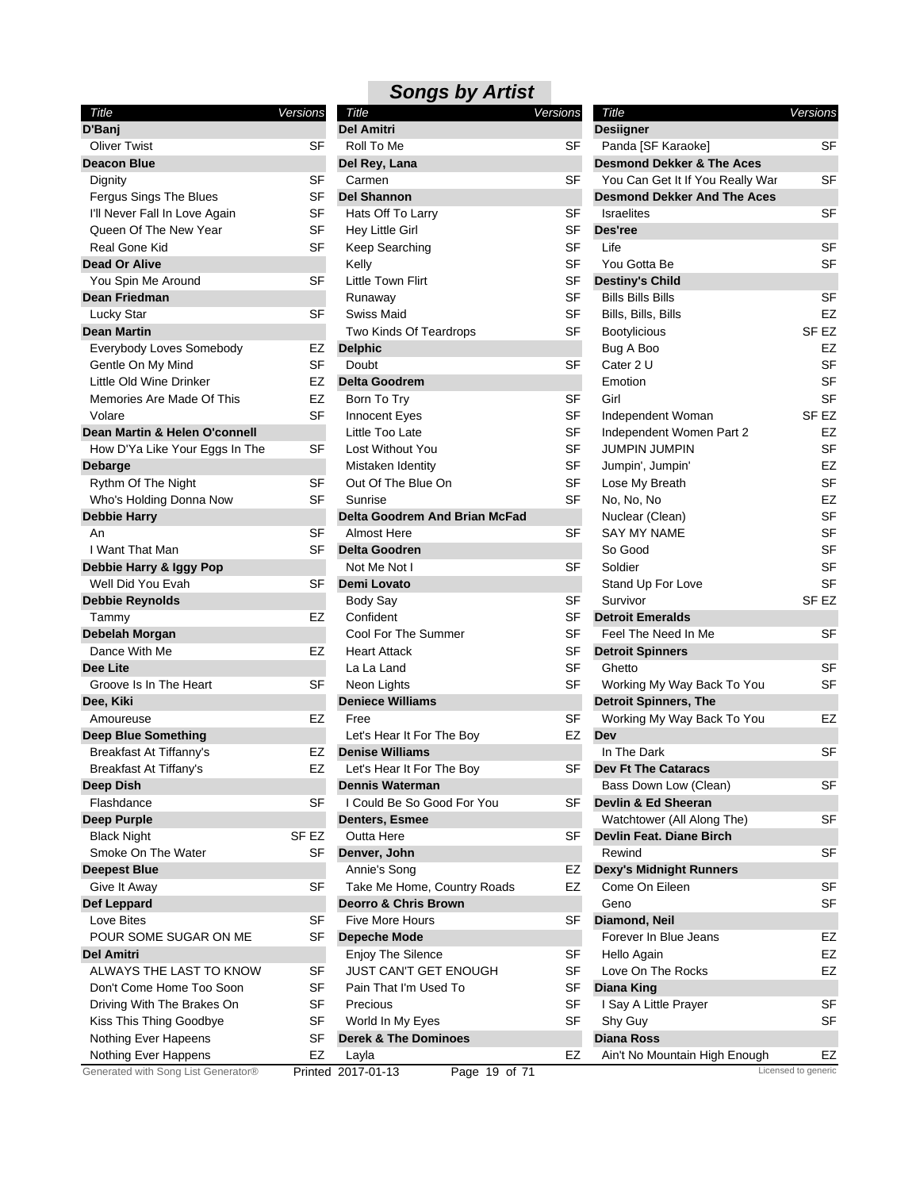## Songs by Artist

| Title | Versions |
|---|---|
| **D'Banj** | |
| Oliver Twist | SF |
| **Deacon Blue** | |
| Dignity | SF |
| Fergus Sings The Blues | SF |
| I'll Never Fall In Love Again | SF |
| Queen Of The New Year | SF |
| Real Gone Kid | SF |
| **Dead Or Alive** | |
| You Spin Me Around | SF |
| **Dean Friedman** | |
| Lucky Star | SF |
| **Dean Martin** | |
| Everybody Loves Somebody | EZ |
| Gentle On My Mind | SF |
| Little Old Wine Drinker | EZ |
| Memories Are Made Of This | EZ |
| Volare | SF |
| **Dean Martin & Helen O'connell** | |
| How D'Ya Like Your Eggs In The | SF |
| **Debarge** | |
| Rythm Of The Night | SF |
| Who's Holding Donna Now | SF |
| **Debbie Harry** | |
| An | SF |
| I Want That Man | SF |
| **Debbie Harry & Iggy Pop** | |
| Well Did You Evah | SF |
| **Debbie Reynolds** | |
| Tammy | EZ |
| **Debelah Morgan** | |
| Dance With Me | EZ |
| **Dee Lite** | |
| Groove Is In The Heart | SF |
| **Dee, Kiki** | |
| Amoureuse | EZ |
| **Deep Blue Something** | |
| Breakfast At Tiffanny's | EZ |
| Breakfast At Tiffany's | EZ |
| **Deep Dish** | |
| Flashdance | SF |
| **Deep Purple** | |
| Black Night | SF EZ |
| Smoke On The Water | SF |
| **Deepest Blue** | |
| Give It Away | SF |
| **Def Leppard** | |
| Love Bites | SF |
| POUR SOME SUGAR ON ME | SF |
| **Del Amitri** | |
| ALWAYS THE LAST TO KNOW | SF |
| Don't Come Home Too Soon | SF |
| Driving With The Brakes On | SF |
| Kiss This Thing Goodbye | SF |
| Nothing Ever Hapeens | SF |
| Nothing Ever Happens | EZ |
| **Del Amitri** | |
| Roll To Me | SF |
| **Del Rey, Lana** | |
| Carmen | SF |
| **Del Shannon** | |
| Hats Off To Larry | SF |
| Hey Little Girl | SF |
| Keep Searching | SF |
| Kelly | SF |
| Little Town Flirt | SF |
| Runaway | SF |
| Swiss Maid | SF |
| Two Kinds Of Teardrops | SF |
| **Delphic** | |
| Doubt | SF |
| **Delta Goodrem** | |
| Born To Try | SF |
| Innocent Eyes | SF |
| Little Too Late | SF |
| Lost Without You | SF |
| Mistaken Identity | SF |
| Out Of The Blue On | SF |
| Sunrise | SF |
| **Delta Goodrem And Brian McFad** | |
| Almost Here | SF |
| **Delta Goodren** | |
| Not Me Not I | SF |
| **Demi Lovato** | |
| Body Say | SF |
| Confident | SF |
| Cool For The Summer | SF |
| Heart Attack | SF |
| La La Land | SF |
| Neon Lights | SF |
| **Deniece Williams** | |
| Free | SF |
| Let's Hear It For The Boy | EZ |
| **Denise Williams** | |
| Let's Hear It For The Boy | SF |
| **Dennis Waterman** | |
| I Could Be So Good For You | SF |
| **Denters, Esmee** | |
| Outta Here | SF |
| **Denver, John** | |
| Annie's Song | EZ |
| Take Me Home, Country Roads | EZ |
| **Deorro & Chris Brown** | |
| Five More Hours | SF |
| **Depeche Mode** | |
| Enjoy The Silence | SF |
| JUST CAN'T GET ENOUGH | SF |
| Pain That I'm Used To | SF |
| Precious | SF |
| World In My Eyes | SF |
| **Derek & The Dominoes** | |
| Layla | EZ |
| **Desiigner** | |
| Panda [SF Karaoke] | SF |
| **Desmond Dekker & The Aces** | |
| You Can Get It If You Really War | SF |
| **Desmond Dekker And The Aces** | |
| Israelites | SF |
| **Des'ree** | |
| Life | SF |
| You Gotta Be | SF |
| **Destiny's Child** | |
| Bills Bills Bills | SF |
| Bills, Bills, Bills | EZ |
| Bootylicious | SF EZ |
| Bug A Boo | EZ |
| Cater 2 U | SF |
| Emotion | SF |
| Girl | SF |
| Independent Woman | SF EZ |
| Independent Women Part 2 | EZ |
| JUMPIN JUMPIN | SF |
| Jumpin', Jumpin' | EZ |
| Lose My Breath | SF |
| No, No, No | EZ |
| Nuclear (Clean) | SF |
| SAY MY NAME | SF |
| So Good | SF |
| Soldier | SF |
| Stand Up For Love | SF |
| Survivor | SF EZ |
| **Detroit Emeralds** | |
| Feel The Need In Me | SF |
| **Detroit Spinners** | |
| Ghetto | SF |
| Working My Way Back To You | SF |
| **Detroit Spinners, The** | |
| Working My Way Back To You | EZ |
| **Dev** | |
| In The Dark | SF |
| **Dev Ft The Cataracs** | |
| Bass Down Low (Clean) | SF |
| **Devlin & Ed Sheeran** | |
| Watchtower (All Along The) | SF |
| **Devlin Feat. Diane Birch** | |
| Rewind | SF |
| **Dexy's Midnight Runners** | |
| Come On Eileen | SF |
| Geno | SF |
| **Diamond, Neil** | |
| Forever In Blue Jeans | EZ |
| Hello Again | EZ |
| Love On The Rocks | EZ |
| **Diana King** | |
| I Say A Little Prayer | SF |
| Shy Guy | SF |
| **Diana Ross** | |
| Ain't No Mountain High Enough | EZ |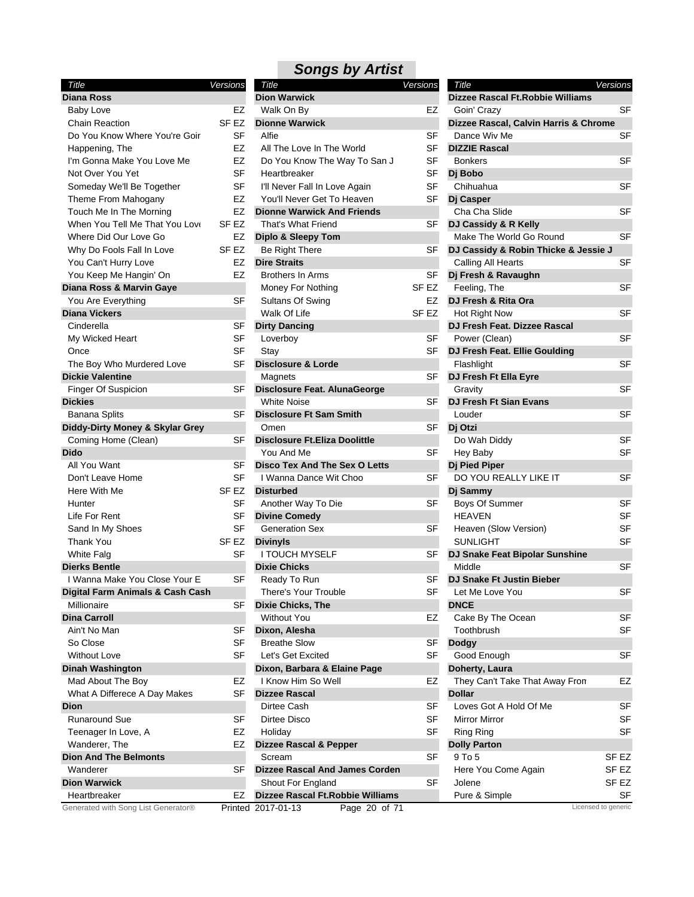## Songs by Artist

| Title | Versions |
|---|---|
| **Diana Ross** | |
| Baby Love | EZ |
| Chain Reaction | SF EZ |
| Do You Know Where You're Goir | SF |
| Happening, The | EZ |
| I'm Gonna Make You Love Me | EZ |
| Not Over You Yet | SF |
| Someday We'll Be Together | SF |
| Theme From Mahogany | EZ |
| Touch Me In The Morning | EZ |
| When You Tell Me That You Love | SF EZ |
| Where Did Our Love Go | EZ |
| Why Do Fools Fall In Love | SF EZ |
| You Can't Hurry Love | EZ |
| You Keep Me Hangin' On | EZ |
| **Diana Ross & Marvin Gaye** | |
| You Are Everything | SF |
| **Diana Vickers** | |
| Cinderella | SF |
| My Wicked Heart | SF |
| Once | SF |
| The Boy Who Murdered Love | SF |
| **Dickie Valentine** | |
| Finger Of Suspicion | SF |
| **Dickies** | |
| Banana Splits | SF |
| **Diddy-Dirty Money & Skylar Grey** | |
| Coming Home (Clean) | SF |
| **Dido** | |
| All You Want | SF |
| Don't Leave Home | SF |
| Here With Me | SF EZ |
| Hunter | SF |
| Life For Rent | SF |
| Sand In My Shoes | SF |
| Thank You | SF EZ |
| White Falg | SF |
| **Dierks Bentle** | |
| I Wanna Make You Close Your E | SF |
| **Digital Farm Animals & Cash Cash** | |
| Millionaire | SF |
| **Dina Carroll** | |
| Ain't No Man | SF |
| So Close | SF |
| Without Love | SF |
| **Dinah Washington** | |
| Mad About The Boy | EZ |
| What A Differece A Day Makes | SF |
| **Dion** | |
| Runaround Sue | SF |
| Teenager In Love, A | EZ |
| Wanderer, The | EZ |
| **Dion And The Belmonts** | |
| Wanderer | SF |
| **Dion Warwick** | |
| Heartbreaker | EZ |
| **Dion Warwick** | |
| Walk On By | EZ |
| **Dionne Warwick** | |
| Alfie | SF |
| All The Love In The World | SF |
| Do You Know The Way To San J | SF |
| Heartbreaker | SF |
| I'll Never Fall In Love Again | SF |
| You'll Never Get To Heaven | SF |
| **Dionne Warwick And Friends** | |
| That's What Friend | SF |
| **Diplo & Sleepy Tom** | |
| Be Right There | SF |
| **Dire Straits** | |
| Brothers In Arms | SF |
| Money For Nothing | SF EZ |
| Sultans Of Swing | EZ |
| Walk Of Life | SF EZ |
| **Dirty Dancing** | |
| Loverboy | SF |
| Stay | SF |
| **Disclosure & Lorde** | |
| Magnets | SF |
| **Disclosure Feat. AlunaGeorge** | |
| White Noise | SF |
| **Disclosure Ft Sam Smith** | |
| Omen | SF |
| **Disclosure Ft.Eliza Doolittle** | |
| You And Me | SF |
| **Disco Tex And The Sex O Letts** | |
| I Wanna Dance Wit Choo | SF |
| **Disturbed** | |
| Another Way To Die | SF |
| **Divine Comedy** | |
| Generation Sex | SF |
| **Divinyls** | |
| I TOUCH MYSELF | SF |
| **Dixie Chicks** | |
| Ready To Run | SF |
| There's Your Trouble | SF |
| **Dixie Chicks, The** | |
| Without You | EZ |
| **Dixon, Alesha** | |
| Breathe Slow | SF |
| Let's Get Excited | SF |
| **Dixon, Barbara & Elaine Page** | |
| I Know Him So Well | EZ |
| **Dizzee Rascal** | |
| Dirtee Cash | SF |
| Dirtee Disco | SF |
| Holiday | SF |
| **Dizzee Rascal & Pepper** | |
| Scream | SF |
| **Dizzee Rascal And James Corden** | |
| Shout For England | SF |
| **Dizzee Rascal Ft.Robbie Williams** | |
| **Dizzee Rascal Ft.Robbie Williams** | |
| Goin' Crazy | SF |
| **Dizzee Rascal, Calvin Harris & Chrome** | |
| Dance Wiv Me | SF |
| **DIZZIE Rascal** | |
| Bonkers | SF |
| **Dj Bobo** | |
| Chihuahua | SF |
| **Dj Casper** | |
| Cha Cha Slide | SF |
| **DJ Cassidy & R Kelly** | |
| Make The World Go Round | SF |
| **DJ Cassidy & Robin Thicke & Jessie J** | |
| Calling All Hearts | SF |
| **Dj Fresh & Ravaughn** | |
| Feeling, The | SF |
| **DJ Fresh & Rita Ora** | |
| Hot Right Now | SF |
| **DJ Fresh Feat. Dizzee Rascal** | |
| Power (Clean) | SF |
| **DJ Fresh Feat. Ellie Goulding** | |
| Flashlight | SF |
| **DJ Fresh Ft Ella Eyre** | |
| Gravity | SF |
| **DJ Fresh Ft Sian Evans** | |
| Louder | SF |
| **Dj Otzi** | |
| Do Wah Diddy | SF |
| Hey Baby | SF |
| **Dj Pied Piper** | |
| DO YOU REALLY LIKE IT | SF |
| **Dj Sammy** | |
| Boys Of Summer | SF |
| HEAVEN | SF |
| Heaven (Slow Version) | SF |
| SUNLIGHT | SF |
| **DJ Snake Feat Bipolar Sunshine** | |
| Middle | SF |
| **DJ Snake Ft Justin Bieber** | |
| Let Me Love You | SF |
| **DNCE** | |
| Cake By The Ocean | SF |
| Toothbrush | SF |
| **Dodgy** | |
| Good Enough | SF |
| **Doherty, Laura** | |
| They Can't Take That Away From | EZ |
| **Dollar** | |
| Loves Got A Hold Of Me | SF |
| Mirror Mirror | SF |
| Ring Ring | SF |
| **Dolly Parton** | |
| 9 To 5 | SF EZ |
| Here You Come Again | SF EZ |
| Jolene | SF EZ |
| Pure & Simple | SF |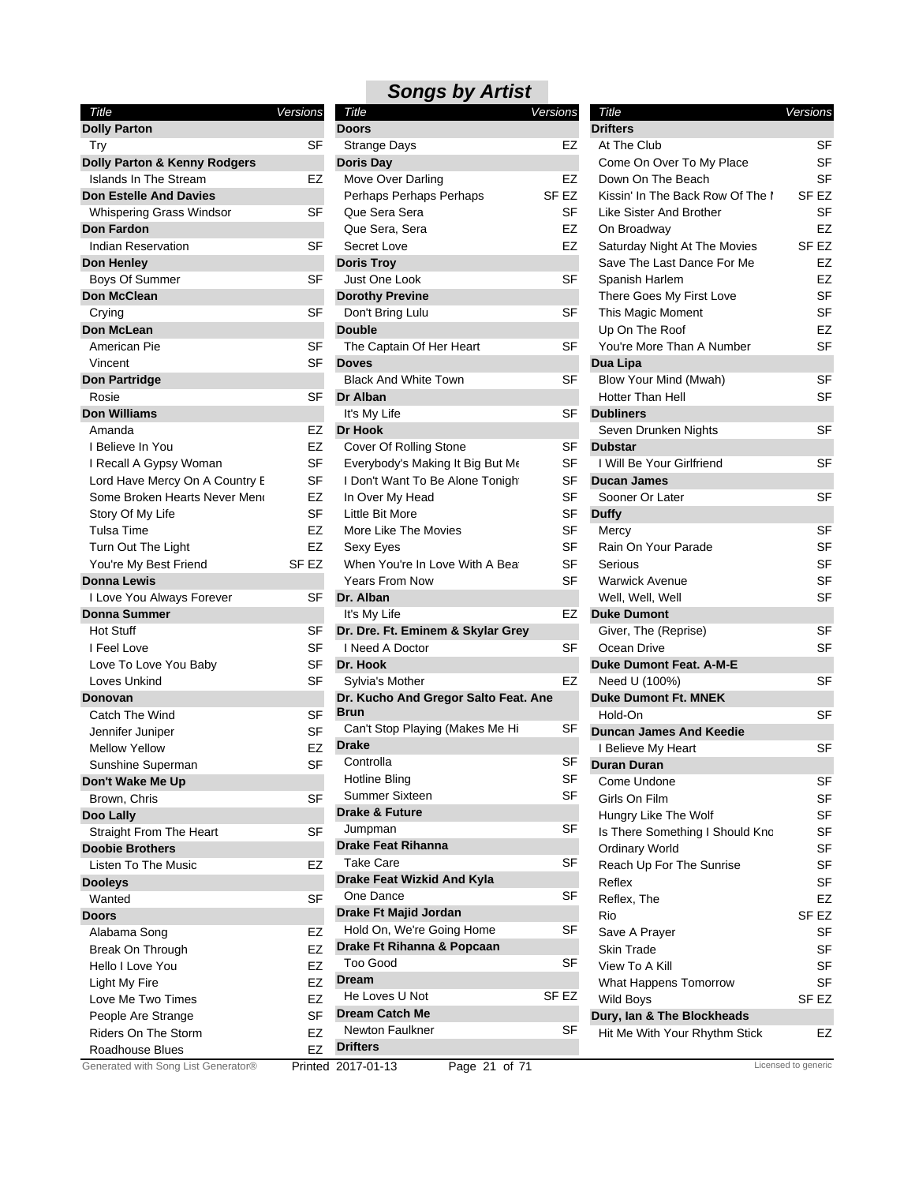## Songs by Artist

| Title | Versions |
|---|---|
| **Dolly Parton** | |
| Try | SF |
| **Dolly Parton & Kenny Rodgers** | |
| Islands In The Stream | EZ |
| **Don Estelle And Davies** | |
| Whispering Grass Windsor | SF |
| **Don Fardon** | |
| Indian Reservation | SF |
| **Don Henley** | |
| Boys Of Summer | SF |
| **Don McClean** | |
| Crying | SF |
| **Don McLean** | |
| American Pie | SF |
| Vincent | SF |
| **Don Partridge** | |
| Rosie | SF |
| **Don Williams** | |
| Amanda | EZ |
| I Believe In You | EZ |
| I Recall A Gypsy Woman | SF |
| Lord Have Mercy On A Country E | SF |
| Some Broken Hearts Never Mend | EZ |
| Story Of My Life | SF |
| Tulsa Time | EZ |
| Turn Out The Light | EZ |
| You're My Best Friend | SF EZ |
| **Donna Lewis** | |
| I Love You Always Forever | SF |
| **Donna Summer** | |
| Hot Stuff | SF |
| I Feel Love | SF |
| Love To Love You Baby | SF |
| Loves Unkind | SF |
| **Donovan** | |
| Catch The Wind | SF |
| Jennifer Juniper | SF |
| Mellow Yellow | EZ |
| Sunshine Superman | SF |
| **Don't Wake Me Up** | |
| Brown, Chris | SF |
| **Doo Lally** | |
| Straight From The Heart | SF |
| **Doobie Brothers** | |
| Listen To The Music | EZ |
| **Dooleys** | |
| Wanted | SF |
| **Doors** | |
| Alabama Song | EZ |
| Break On Through | EZ |
| Hello I Love You | EZ |
| Light My Fire | EZ |
| Love Me Two Times | EZ |
| People Are Strange | SF |
| Riders On The Storm | EZ |
| Roadhouse Blues | EZ |
| **Doors** | |
| Strange Days | EZ |
| **Doris Day** | |
| Move Over Darling | EZ |
| Perhaps Perhaps Perhaps | SF EZ |
| Que Sera Sera | SF |
| Que Sera, Sera | EZ |
| Secret Love | EZ |
| **Doris Troy** | |
| Just One Look | SF |
| **Dorothy Previne** | |
| Don't Bring Lulu | SF |
| **Double** | |
| The Captain Of Her Heart | SF |
| **Doves** | |
| Black And White Town | SF |
| **Dr Alban** | |
| It's My Life | SF |
| **Dr Hook** | |
| Cover Of Rolling Stone | SF |
| Everybody's Making It Big But Me | SF |
| I Don't Want To Be Alone Tonight | SF |
| In Over My Head | SF |
| Little Bit More | SF |
| More Like The Movies | SF |
| Sexy Eyes | SF |
| When You're In Love With A Bea | SF |
| Years From Now | SF |
| **Dr. Alban** | |
| It's My Life | EZ |
| **Dr. Dre. Ft. Eminem & Skylar Grey** | |
| I Need A Doctor | SF |
| **Dr. Hook** | |
| Sylvia's Mother | EZ |
| **Dr. Kucho And Gregor Salto Feat. Ane Brun** | |
| Can't Stop Playing (Makes Me Hi | SF |
| **Drake** | |
| Controlla | SF |
| Hotline Bling | SF |
| Summer Sixteen | SF |
| **Drake & Future** | |
| Jumpman | SF |
| **Drake Feat Rihanna** | |
| Take Care | SF |
| **Drake Feat Wizkid And Kyla** | |
| One Dance | SF |
| **Drake Ft Majid Jordan** | |
| Hold On, We're Going Home | SF |
| **Drake Ft Rihanna & Popcaan** | |
| Too Good | SF |
| **Dream** | |
| He Loves U Not | SF EZ |
| **Dream Catch Me** | |
| Newton Faulkner | SF |
| **Drifters** | |
| At The Club | SF |
| Come On Over To My Place | SF |
| Down On The Beach | SF |
| Kissin' In The Back Row Of The I | SF EZ |
| Like Sister And Brother | SF |
| On Broadway | EZ |
| Saturday Night At The Movies | SF EZ |
| Save The Last Dance For Me | EZ |
| Spanish Harlem | EZ |
| There Goes My First Love | SF |
| This Magic Moment | SF |
| Up On The Roof | EZ |
| You're More Than A Number | SF |
| **Dua Lipa** | |
| Blow Your Mind (Mwah) | SF |
| Hotter Than Hell | SF |
| **Dubliners** | |
| Seven Drunken Nights | SF |
| **Dubstar** | |
| I Will Be Your Girlfriend | SF |
| **Ducan James** | |
| Sooner Or Later | SF |
| **Duffy** | |
| Mercy | SF |
| Rain On Your Parade | SF |
| Serious | SF |
| Warwick Avenue | SF |
| Well, Well, Well | SF |
| **Duke Dumont** | |
| Giver, The (Reprise) | SF |
| Ocean Drive | SF |
| **Duke Dumont Feat. A-M-E** | |
| Need U (100%) | SF |
| **Duke Dumont Ft. MNEK** | |
| Hold-On | SF |
| **Duncan James And Keedie** | |
| I Believe My Heart | SF |
| **Duran Duran** | |
| Come Undone | SF |
| Girls On Film | SF |
| Hungry Like The Wolf | SF |
| Is There Something I Should Kno | SF |
| Ordinary World | SF |
| Reach Up For The Sunrise | SF |
| Reflex | SF |
| Reflex, The | EZ |
| Rio | SF EZ |
| Save A Prayer | SF |
| Skin Trade | SF |
| View To A Kill | SF |
| What Happens Tomorrow | SF |
| Wild Boys | SF EZ |
| **Dury, Ian & The Blockheads** | |
| Hit Me With Your Rhythm Stick | EZ |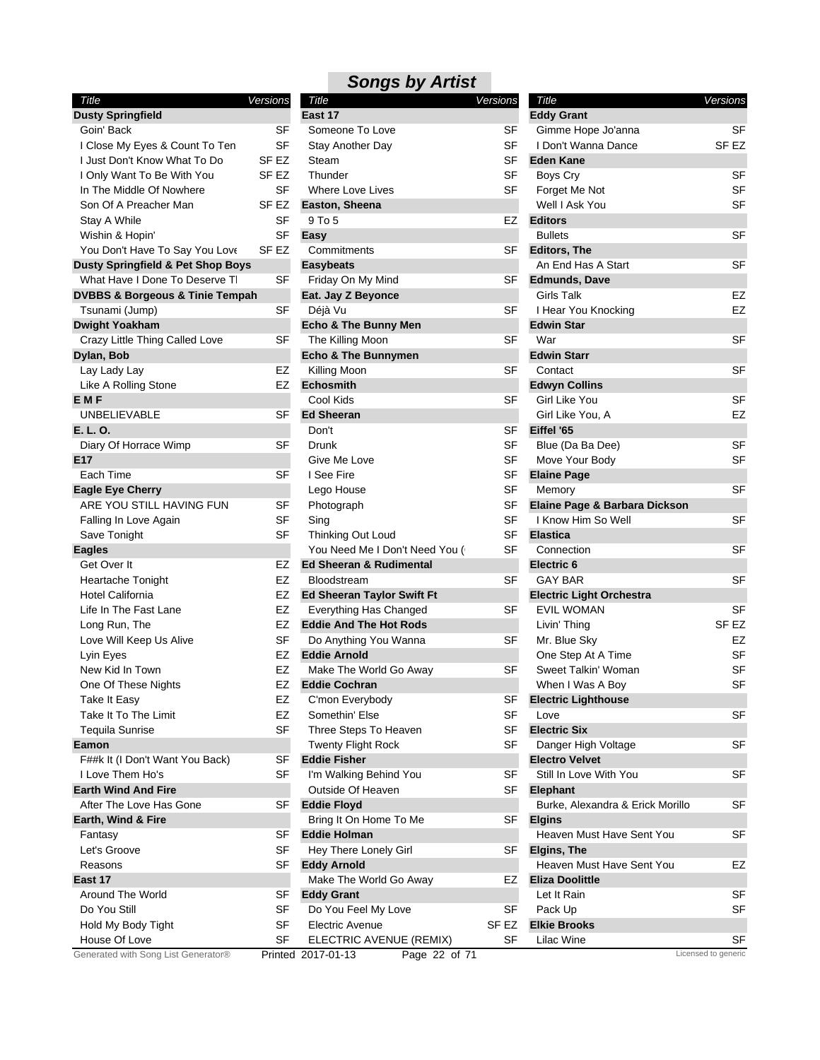## Songs by Artist

| Title | Versions |
|---|---|
| **Dusty Springfield** | |
| Goin' Back | SF |
| I Close My Eyes & Count To Ten | SF |
| I Just Don't Know What To Do | SF EZ |
| I Only Want To Be With You | SF EZ |
| In The Middle Of Nowhere | SF |
| Son Of A Preacher Man | SF EZ |
| Stay A While | SF |
| Wishin & Hopin' | SF |
| You Don't Have To Say You Love | SF EZ |
| **Dusty Springfield & Pet Shop Boys** | |
| What Have I Done To Deserve Th | SF |
| **DVBBS & Borgeous & Tinie Tempah** | |
| Tsunami (Jump) | SF |
| **Dwight Yoakham** | |
| Crazy Little Thing Called Love | SF |
| **Dylan, Bob** | |
| Lay Lady Lay | EZ |
| Like A Rolling Stone | EZ |
| **E M F** | |
| UNBELIEVABLE | SF |
| **E. L. O.** | |
| Diary Of Horrace Wimp | SF |
| **E17** | |
| Each Time | SF |
| **Eagle Eye Cherry** | |
| ARE YOU STILL HAVING FUN | SF |
| Falling In Love Again | SF |
| Save Tonight | SF |
| **Eagles** | |
| Get Over It | EZ |
| Heartache Tonight | EZ |
| Hotel California | EZ |
| Life In The Fast Lane | EZ |
| Long Run, The | EZ |
| Love Will Keep Us Alive | SF |
| Lyin Eyes | EZ |
| New Kid In Town | EZ |
| One Of These Nights | EZ |
| Take It Easy | EZ |
| Take It To The Limit | EZ |
| Tequila Sunrise | SF |
| **Eamon** | |
| F##k It (I Don't Want You Back) | SF |
| I Love Them Ho's | SF |
| **Earth Wind And Fire** | |
| After The Love Has Gone | SF |
| **Earth, Wind & Fire** | |
| Fantasy | SF |
| Let's Groove | SF |
| Reasons | SF |
| **East 17** | |
| Around The World | SF |
| Do You Still | SF |
| Hold My Body Tight | SF |
| House Of Love | SF |
| **East 17** | |
| Someone To Love | SF |
| Stay Another Day | SF |
| Steam | SF |
| Thunder | SF |
| Where Love Lives | SF |
| **Easton, Sheena** | |
| 9 To 5 | EZ |
| **Easy** | |
| Commitments | SF |
| **Easybeats** | |
| Friday On My Mind | SF |
| **Eat. Jay Z Beyonce** | |
| Déjà Vu | SF |
| **Echo & The Bunny Men** | |
| The Killing Moon | SF |
| **Echo & The Bunnymen** | |
| Killing Moon | SF |
| **Echosmith** | |
| Cool Kids | SF |
| **Ed Sheeran** | |
| Don't | SF |
| Drunk | SF |
| Give Me Love | SF |
| I See Fire | SF |
| Lego House | SF |
| Photograph | SF |
| Sing | SF |
| Thinking Out Loud | SF |
| You Need Me I Don't Need You ( | SF |
| **Ed Sheeran & Rudimental** | |
| Bloodstream | SF |
| **Ed Sheeran Taylor Swift Ft** | |
| Everything Has Changed | SF |
| **Eddie And The Hot Rods** | |
| Do Anything You Wanna | SF |
| **Eddie Arnold** | |
| Make The World Go Away | SF |
| **Eddie Cochran** | |
| C'mon Everybody | SF |
| Somethin' Else | SF |
| Three Steps To Heaven | SF |
| Twenty Flight Rock | SF |
| **Eddie Fisher** | |
| I'm Walking Behind You | SF |
| Outside Of Heaven | SF |
| **Eddie Floyd** | |
| Bring It On Home To Me | SF |
| **Eddie Holman** | |
| Hey There Lonely Girl | SF |
| **Eddy Arnold** | |
| Make The World Go Away | EZ |
| **Eddy Grant** | |
| Do You Feel My Love | SF |
| Electric Avenue | SF EZ |
| ELECTRIC AVENUE (REMIX) | SF |
| **Eddy Grant** | |
| Gimme Hope Jo'anna | SF |
| I Don't Wanna Dance | SF EZ |
| **Eden Kane** | |
| Boys Cry | SF |
| Forget Me Not | SF |
| Well I Ask You | SF |
| **Editors** | |
| Bullets | SF |
| **Editors, The** | |
| An End Has A Start | SF |
| **Edmunds, Dave** | |
| Girls Talk | EZ |
| I Hear You Knocking | EZ |
| **Edwin Star** | |
| War | SF |
| **Edwin Starr** | |
| Contact | SF |
| **Edwyn Collins** | |
| Girl Like You | SF |
| Girl Like You, A | EZ |
| **Eiffel '65** | |
| Blue (Da Ba Dee) | SF |
| Move Your Body | SF |
| **Elaine Page** | |
| Memory | SF |
| **Elaine Page & Barbara Dickson** | |
| I Know Him So Well | SF |
| **Elastica** | |
| Connection | SF |
| **Electric 6** | |
| GAY BAR | SF |
| **Electric Light Orchestra** | |
| EVIL WOMAN | SF |
| Livin' Thing | SF EZ |
| Mr. Blue Sky | EZ |
| One Step At A Time | SF |
| Sweet Talkin' Woman | SF |
| When I Was A Boy | SF |
| **Electric Lighthouse** | |
| Love | SF |
| **Electric Six** | |
| Danger High Voltage | SF |
| **Electro Velvet** | |
| Still In Love With You | SF |
| **Elephant** | |
| Burke, Alexandra & Erick Morillo | SF |
| **Elgins** | |
| Heaven Must Have Sent You | SF |
| **Elgins, The** | |
| Heaven Must Have Sent You | EZ |
| **Eliza Doolittle** | |
| Let It Rain | SF |
| Pack Up | SF |
| **Elkie Brooks** | |
| Lilac Wine | SF |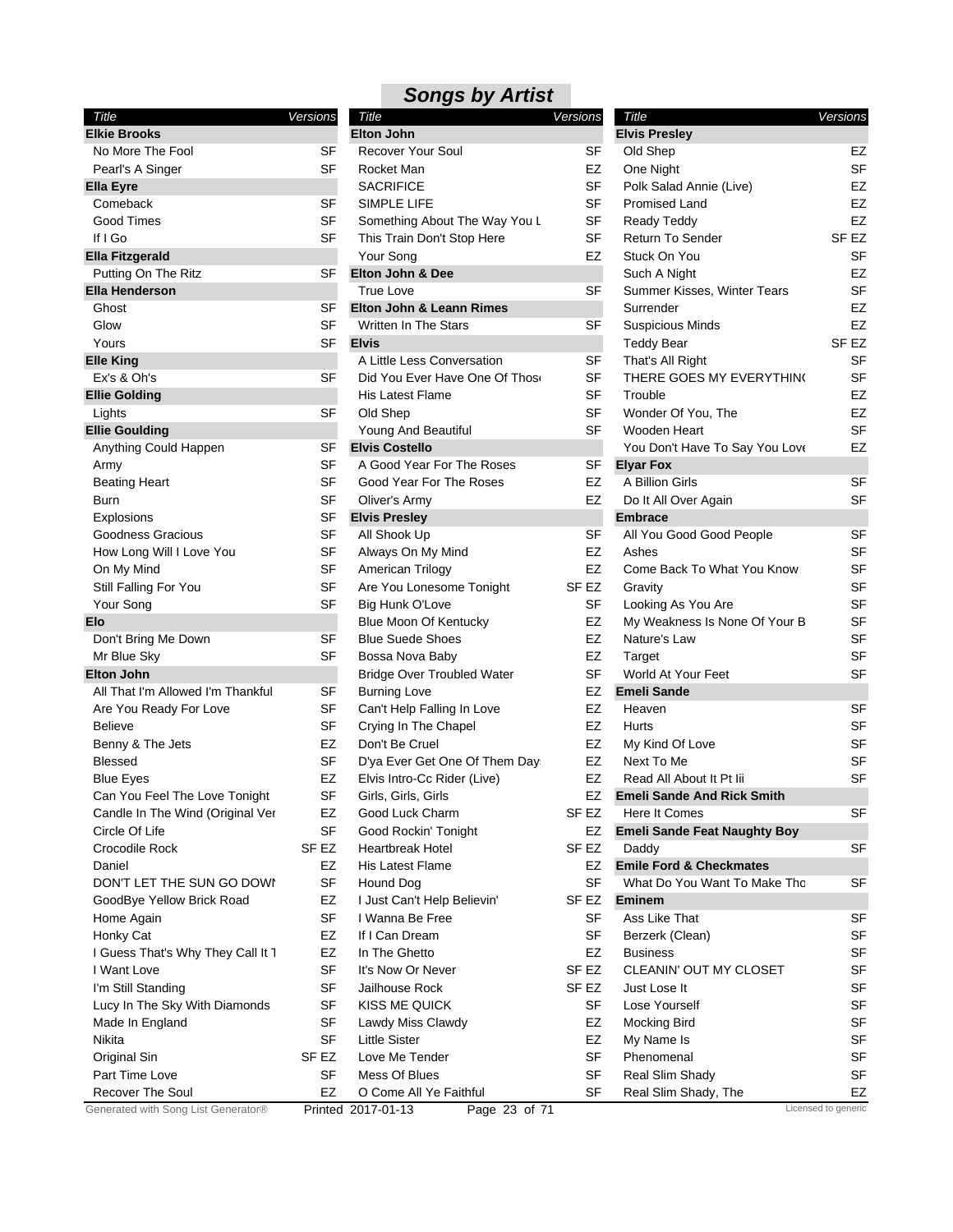## Songs by Artist

| Title | Versions |
|---|---|
| **Elkie Brooks** | |
| No More The Fool | SF |
| Pearl's A Singer | SF |
| **Ella Eyre** | |
| Comeback | SF |
| Good Times | SF |
| If I Go | SF |
| **Ella Fitzgerald** | |
| Putting On The Ritz | SF |
| **Ella Henderson** | |
| Ghost | SF |
| Glow | SF |
| Yours | SF |
| **Elle King** | |
| Ex's & Oh's | SF |
| **Ellie Golding** | |
| Lights | SF |
| **Ellie Goulding** | |
| Anything Could Happen | SF |
| Army | SF |
| Beating Heart | SF |
| Burn | SF |
| Explosions | SF |
| Goodness Gracious | SF |
| How Long Will I Love You | SF |
| On My Mind | SF |
| Still Falling For You | SF |
| Your Song | SF |
| **Elo** | |
| Don't Bring Me Down | SF |
| Mr Blue Sky | SF |
| **Elton John** | |
| All That I'm Allowed I'm Thankful | SF |
| Are You Ready For Love | SF |
| Believe | SF |
| Benny & The Jets | EZ |
| Blessed | SF |
| Blue Eyes | EZ |
| Can You Feel The Love Tonight | SF |
| Candle In The Wind (Original Ver | EZ |
| Circle Of Life | SF |
| Crocodile Rock | SF EZ |
| Daniel | EZ |
| DON'T LET THE SUN GO DOWN | SF |
| GoodBye Yellow Brick Road | EZ |
| Home Again | SF |
| Honky Cat | EZ |
| I Guess That's Why They Call It T | EZ |
| I Want Love | SF |
| I'm Still Standing | SF |
| Lucy In The Sky With Diamonds | SF |
| Made In England | SF |
| Nikita | SF |
| Original Sin | SF EZ |
| Part Time Love | SF |
| Recover The Soul | EZ |
| **Elton John** | |
| Recover Your Soul | SF |
| Rocket Man | EZ |
| SACRIFICE | SF |
| SIMPLE LIFE | SF |
| Something About The Way You L | SF |
| This Train Don't Stop Here | SF |
| Your Song | EZ |
| **Elton John & Dee** | |
| True Love | SF |
| **Elton John & Leann Rimes** | |
| Written In The Stars | SF |
| **Elvis** | |
| A Little Less Conversation | SF |
| Did You Ever Have One Of Those | SF |
| His Latest Flame | SF |
| Old Shep | SF |
| Young And Beautiful | SF |
| **Elvis Costello** | |
| A Good Year For The Roses | SF |
| Good Year For The Roses | EZ |
| Oliver's Army | EZ |
| **Elvis Presley** | |
| All Shook Up | SF |
| Always On My Mind | EZ |
| American Trilogy | EZ |
| Are You Lonesome Tonight | SF EZ |
| Big Hunk O'Love | SF |
| Blue Moon Of Kentucky | EZ |
| Blue Suede Shoes | EZ |
| Bossa Nova Baby | EZ |
| Bridge Over Troubled Water | SF |
| Burning Love | EZ |
| Can't Help Falling In Love | EZ |
| Crying In The Chapel | EZ |
| Don't Be Cruel | EZ |
| D'ya Ever Get One Of Them Days | EZ |
| Elvis Intro-Cc Rider (Live) | EZ |
| Girls, Girls, Girls | EZ |
| Good Luck Charm | SF EZ |
| Good Rockin' Tonight | EZ |
| Heartbreak Hotel | SF EZ |
| His Latest Flame | EZ |
| Hound Dog | SF |
| I Just Can't Help Believin' | SF EZ |
| I Wanna Be Free | SF |
| If I Can Dream | SF |
| In The Ghetto | EZ |
| It's Now Or Never | SF EZ |
| Jailhouse Rock | SF EZ |
| KISS ME QUICK | SF |
| Lawdy Miss Clawdy | EZ |
| Little Sister | EZ |
| Love Me Tender | SF |
| Mess Of Blues | SF |
| O Come All Ye Faithful | SF |
| **Elvis Presley** | |
| Old Shep | EZ |
| One Night | SF |
| Polk Salad Annie (Live) | EZ |
| Promised Land | EZ |
| Ready Teddy | EZ |
| Return To Sender | SF EZ |
| Stuck On You | SF |
| Such A Night | EZ |
| Summer Kisses, Winter Tears | SF |
| Surrender | EZ |
| Suspicious Minds | EZ |
| Teddy Bear | SF EZ |
| That's All Right | SF |
| THERE GOES MY EVERYTHING | SF |
| Trouble | EZ |
| Wonder Of You, The | EZ |
| Wooden Heart | SF |
| You Don't Have To Say You Love | EZ |
| **Elyar Fox** | |
| A Billion Girls | SF |
| Do It All Over Again | SF |
| **Embrace** | |
| All You Good Good People | SF |
| Ashes | SF |
| Come Back To What You Know | SF |
| Gravity | SF |
| Looking As You Are | SF |
| My Weakness Is None Of Your B | SF |
| Nature's Law | SF |
| Target | SF |
| World At Your Feet | SF |
| **Emeli Sande** | |
| Heaven | SF |
| Hurts | SF |
| My Kind Of Love | SF |
| Next To Me | SF |
| Read All About It Pt Iii | SF |
| **Emeli Sande And Rick Smith** | |
| Here It Comes | SF |
| **Emeli Sande Feat Naughty Boy** | |
| Daddy | SF |
| **Emile Ford & Checkmates** | |
| What Do You Want To Make Tho | SF |
| **Eminem** | |
| Ass Like That | SF |
| Berzerk (Clean) | SF |
| Business | SF |
| CLEANIN' OUT MY CLOSET | SF |
| Just Lose It | SF |
| Lose Yourself | SF |
| Mocking Bird | SF |
| My Name Is | SF |
| Phenomenal | SF |
| Real Slim Shady | SF |
| Real Slim Shady, The | EZ |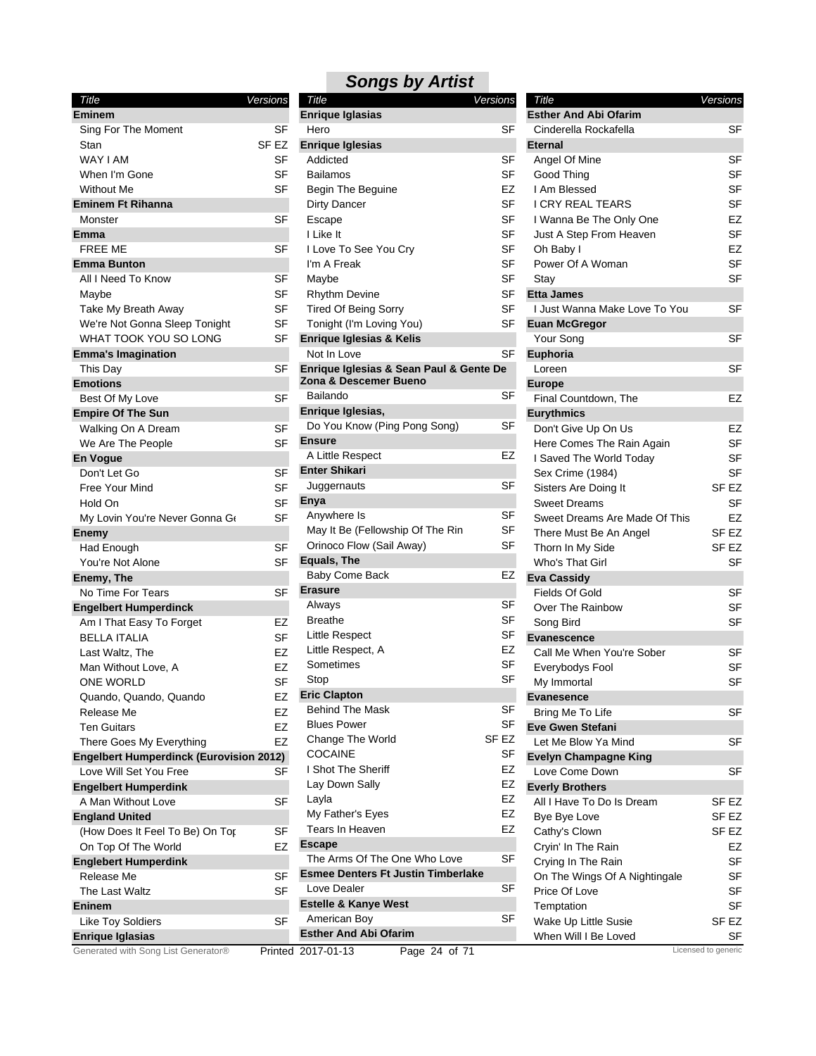# Songs by Artist

| Title | Versions |
|---|---|
| **Eminem** | |
| Sing For The Moment | SF |
| Stan | SF EZ |
| WAY I AM | SF |
| When I'm Gone | SF |
| Without Me | SF |
| **Eminem Ft Rihanna** | |
| Monster | SF |
| **Emma** | |
| FREE ME | SF |
| **Emma Bunton** | |
| All I Need To Know | SF |
| Maybe | SF |
| Take My Breath Away | SF |
| We're Not Gonna Sleep Tonight | SF |
| WHAT TOOK YOU SO LONG | SF |
| **Emma's Imagination** | |
| This Day | SF |
| **Emotions** | |
| Best Of My Love | SF |
| **Empire Of The Sun** | |
| Walking On A Dream | SF |
| We Are The People | SF |
| **En Vogue** | |
| Don't Let Go | SF |
| Free Your Mind | SF |
| Hold On | SF |
| My Lovin You're Never Gonna Ge | SF |
| **Enemy** | |
| Had Enough | SF |
| You're Not Alone | SF |
| **Enemy, The** | |
| No Time For Tears | SF |
| **Engelbert Humperdinck** | |
| Am I That Easy To Forget | EZ |
| BELLA ITALIA | SF |
| Last Waltz, The | EZ |
| Man Without Love, A | EZ |
| ONE WORLD | SF |
| Quando, Quando, Quando | EZ |
| Release Me | EZ |
| Ten Guitars | EZ |
| There Goes My Everything | EZ |
| **Engelbert Humperdinck (Eurovision 2012)** | |
| Love Will Set You Free | SF |
| **Engelbert Humperdink** | |
| A Man Without Love | SF |
| **England United** | |
| (How Does It Feel To Be) On Top | SF |
| On Top Of The World | EZ |
| **Englebert Humperdink** | |
| Release Me | SF |
| The Last Waltz | SF |
| **Eninem** | |
| Like Toy Soldiers | SF |
| **Enrique Iglasias** | |
| Hero | SF |
| **Enrique Iglesias** | |
| Addicted | SF |
| Bailamos | SF |
| Begin The Beguine | EZ |
| Dirty Dancer | SF |
| Escape | SF |
| I Like It | SF |
| I Love To See You Cry | SF |
| I'm A Freak | SF |
| Maybe | SF |
| Rhythm Devine | SF |
| Tired Of Being Sorry | SF |
| Tonight (I'm Loving You) | SF |
| **Enrique Iglesias & Kelis** | |
| Not In Love | SF |
| **Enrique Iglesias & Sean Paul & Gente De Zona & Descemer Bueno** | |
| Bailando | SF |
| **Enrique Iglesias,** | |
| Do You Know (Ping Pong Song) | SF |
| **Ensure** | |
| A Little Respect | EZ |
| **Enter Shikari** | |
| Juggernauts | SF |
| **Enya** | |
| Anywhere Is | SF |
| May It Be (Fellowship Of The Rin | SF |
| Orinoco Flow (Sail Away) | SF |
| **Equals, The** | |
| Baby Come Back | EZ |
| **Erasure** | |
| Always | SF |
| Breathe | SF |
| Little Respect | SF |
| Little Respect, A | EZ |
| Sometimes | SF |
| Stop | SF |
| **Eric Clapton** | |
| Behind The Mask | SF |
| Blues Power | SF |
| Change The World | SF EZ |
| COCAINE | SF |
| I Shot The Sheriff | EZ |
| Lay Down Sally | EZ |
| Layla | EZ |
| My Father's Eyes | EZ |
| Tears In Heaven | EZ |
| **Escape** | |
| The Arms Of The One Who Love | SF |
| **Esmee Denters Ft Justin Timberlake** | |
| Love Dealer | SF |
| **Estelle & Kanye West** | |
| American Boy | SF |
| **Esther And Abi Ofarim** | |
| Cinderella Rockafella | SF |
| **Eternal** | |
| Angel Of Mine | SF |
| Good Thing | SF |
| I Am Blessed | SF |
| I CRY REAL TEARS | SF |
| I Wanna Be The Only One | EZ |
| Just A Step From Heaven | SF |
| Oh Baby I | EZ |
| Power Of A Woman | SF |
| Stay | SF |
| **Etta James** | |
| I Just Wanna Make Love To You | SF |
| **Euan McGregor** | |
| Your Song | SF |
| **Euphoria** | |
| Loreen | SF |
| **Europe** | |
| Final Countdown, The | EZ |
| **Eurythmics** | |
| Don't Give Up On Us | EZ |
| Here Comes The Rain Again | SF |
| I Saved The World Today | SF |
| Sex Crime (1984) | SF |
| Sisters Are Doing It | SF EZ |
| Sweet Dreams | SF |
| Sweet Dreams Are Made Of This | EZ |
| There Must Be An Angel | SF EZ |
| Thorn In My Side | SF EZ |
| Who's That Girl | SF |
| **Eva Cassidy** | |
| Fields Of Gold | SF |
| Over The Rainbow | SF |
| Song Bird | SF |
| **Evanescence** | |
| Call Me When You're Sober | SF |
| Everybodys Fool | SF |
| My Immortal | SF |
| **Evanesence** | |
| Bring Me To Life | SF |
| **Eve Gwen Stefani** | |
| Let Me Blow Ya Mind | SF |
| **Evelyn Champagne King** | |
| Love Come Down | SF |
| **Everly Brothers** | |
| All I Have To Do Is Dream | SF EZ |
| Bye Bye Love | SF EZ |
| Cathy's Clown | SF EZ |
| Cryin' In The Rain | EZ |
| Crying In The Rain | SF |
| On The Wings Of A Nightingale | SF |
| Price Of Love | SF |
| Temptation | SF |
| Wake Up Little Susie | SF EZ |
| When Will I Be Loved | SF |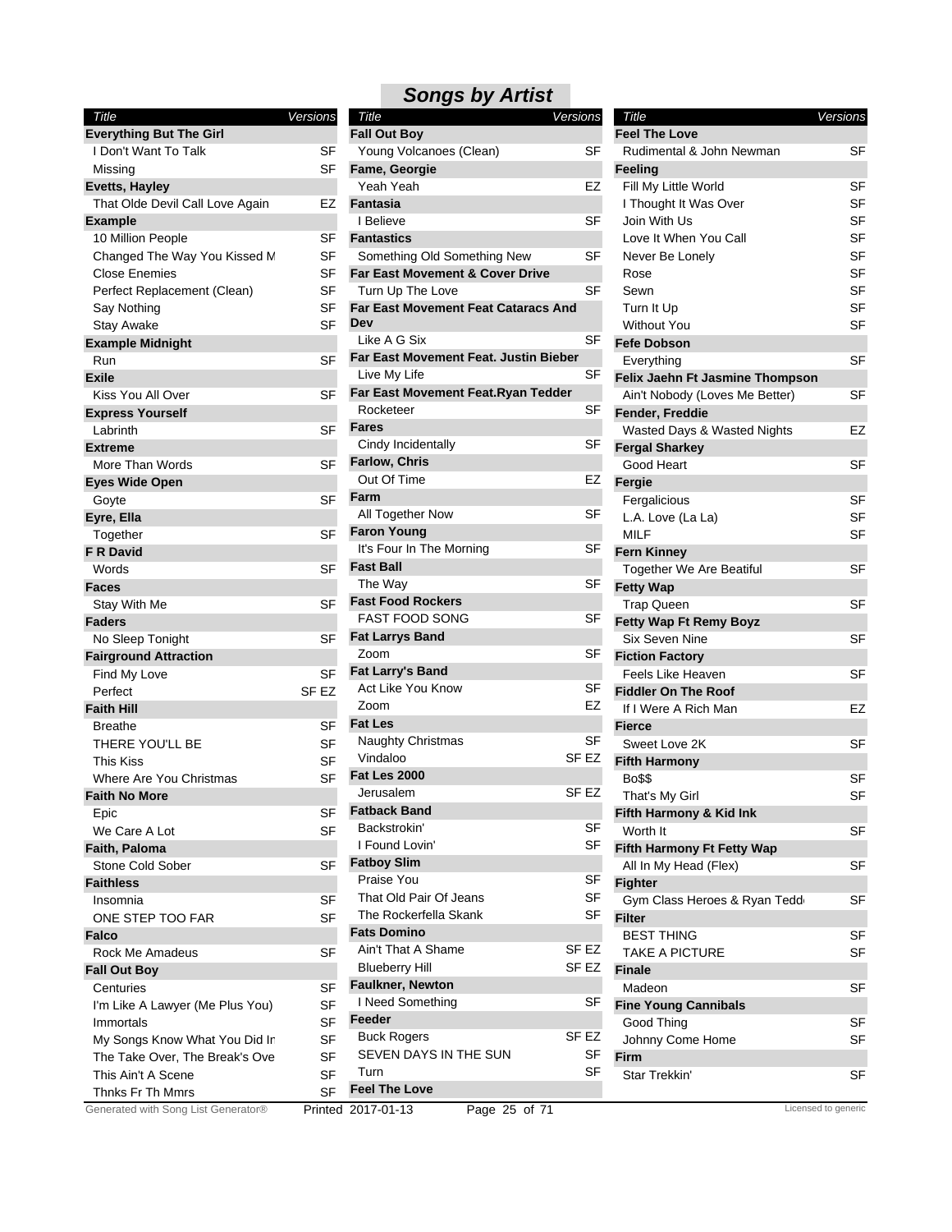## Songs by Artist

| Title | Versions |
|---|---|
| **Everything But The Girl** | |
| I Don't Want To Talk | SF |
| Missing | SF |
| **Evetts, Hayley** | |
| That Olde Devil Call Love Again | EZ |
| **Example** | |
| 10 Million People | SF |
| Changed The Way You Kissed M | SF |
| Close Enemies | SF |
| Perfect Replacement (Clean) | SF |
| Say Nothing | SF |
| Stay Awake | SF |
| **Example Midnight** | |
| Run | SF |
| **Exile** | |
| Kiss You All Over | SF |
| **Express Yourself** | |
| Labrinth | SF |
| **Extreme** | |
| More Than Words | SF |
| **Eyes Wide Open** | |
| Goyte | SF |
| **Eyre, Ella** | |
| Together | SF |
| **F R David** | |
| Words | SF |
| **Faces** | |
| Stay With Me | SF |
| **Faders** | |
| No Sleep Tonight | SF |
| **Fairground Attraction** | |
| Find My Love | SF |
| Perfect | SF EZ |
| **Faith Hill** | |
| Breathe | SF |
| THERE YOU'LL BE | SF |
| This Kiss | SF |
| Where Are You Christmas | SF |
| **Faith No More** | |
| Epic | SF |
| We Care A Lot | SF |
| **Faith, Paloma** | |
| Stone Cold Sober | SF |
| **Faithless** | |
| Insomnia | SF |
| ONE STEP TOO FAR | SF |
| **Falco** | |
| Rock Me Amadeus | SF |
| **Fall Out Boy** | |
| Centuries | SF |
| I'm Like A Lawyer (Me Plus You) | SF |
| Immortals | SF |
| My Songs Know What You Did In | SF |
| The Take Over, The Break's Ove | SF |
| This Ain't A Scene | SF |
| Thnks Fr Th Mmrs | SF |
| **Fall Out Boy** | |
| Young Volcanoes (Clean) | SF |
| **Fame, Georgie** | |
| Yeah Yeah | EZ |
| **Fantasia** | |
| I Believe | SF |
| **Fantastics** | |
| Something Old Something New | SF |
| **Far East Movement & Cover Drive** | |
| Turn Up The Love | SF |
| **Far East Movement Feat Cataracs And Dev** | |
| Like A G Six | SF |
| **Far East Movement Feat. Justin Bieber** | |
| Live My Life | SF |
| **Far East Movement Feat.Ryan Tedder** | |
| Rocketeer | SF |
| **Fares** | |
| Cindy Incidentally | SF |
| **Farlow, Chris** | |
| Out Of Time | EZ |
| **Farm** | |
| All Together Now | SF |
| **Faron Young** | |
| It's Four In The Morning | SF |
| **Fast Ball** | |
| The Way | SF |
| **Fast Food Rockers** | |
| FAST FOOD SONG | SF |
| **Fat Larrys Band** | |
| Zoom | SF |
| **Fat Larry's Band** | |
| Act Like You Know | SF |
| Zoom | EZ |
| **Fat Les** | |
| Naughty Christmas | SF |
| Vindaloo | SF EZ |
| **Fat Les 2000** | |
| Jerusalem | SF EZ |
| **Fatback Band** | |
| Backstrokin' | SF |
| I Found Lovin' | SF |
| **Fatboy Slim** | |
| Praise You | SF |
| That Old Pair Of Jeans | SF |
| The Rockerfella Skank | SF |
| **Fats Domino** | |
| Ain't That A Shame | SF EZ |
| Blueberry Hill | SF EZ |
| **Faulkner, Newton** | |
| I Need Something | SF |
| **Feeder** | |
| Buck Rogers | SF EZ |
| SEVEN DAYS IN THE SUN | SF |
| Turn | SF |
| **Feel The Love** | |
| Rudimental & John Newman | SF |
| **Feeling** | |
| Fill My Little World | SF |
| I Thought It Was Over | SF |
| Join With Us | SF |
| Love It When You Call | SF |
| Never Be Lonely | SF |
| Rose | SF |
| Sewn | SF |
| Turn It Up | SF |
| Without You | SF |
| **Fefe Dobson** | |
| Everything | SF |
| **Felix Jaehn Ft Jasmine Thompson** | |
| Ain't Nobody (Loves Me Better) | SF |
| **Fender, Freddie** | |
| Wasted Days & Wasted Nights | EZ |
| **Fergal Sharkey** | |
| Good Heart | SF |
| **Fergie** | |
| Fergalicious | SF |
| L.A. Love (La La) | SF |
| MILF | SF |
| **Fern Kinney** | |
| Together We Are Beatiful | SF |
| **Fetty Wap** | |
| Trap Queen | SF |
| **Fetty Wap Ft Remy Boyz** | |
| Six Seven Nine | SF |
| **Fiction Factory** | |
| Feels Like Heaven | SF |
| **Fiddler On The Roof** | |
| If I Were A Rich Man | EZ |
| **Fierce** | |
| Sweet Love 2K | SF |
| **Fifth Harmony** | |
| Bo$$ | SF |
| That's My Girl | SF |
| **Fifth Harmony & Kid Ink** | |
| Worth It | SF |
| **Fifth Harmony Ft Fetty Wap** | |
| All In My Head (Flex) | SF |
| **Fighter** | |
| Gym Class Heroes & Ryan Tedd | SF |
| **Filter** | |
| BEST THING | SF |
| TAKE A PICTURE | SF |
| **Finale** | |
| Madeon | SF |
| **Fine Young Cannibals** | |
| Good Thing | SF |
| Johnny Come Home | SF |
| **Firm** | |
| Star Trekkin' | SF |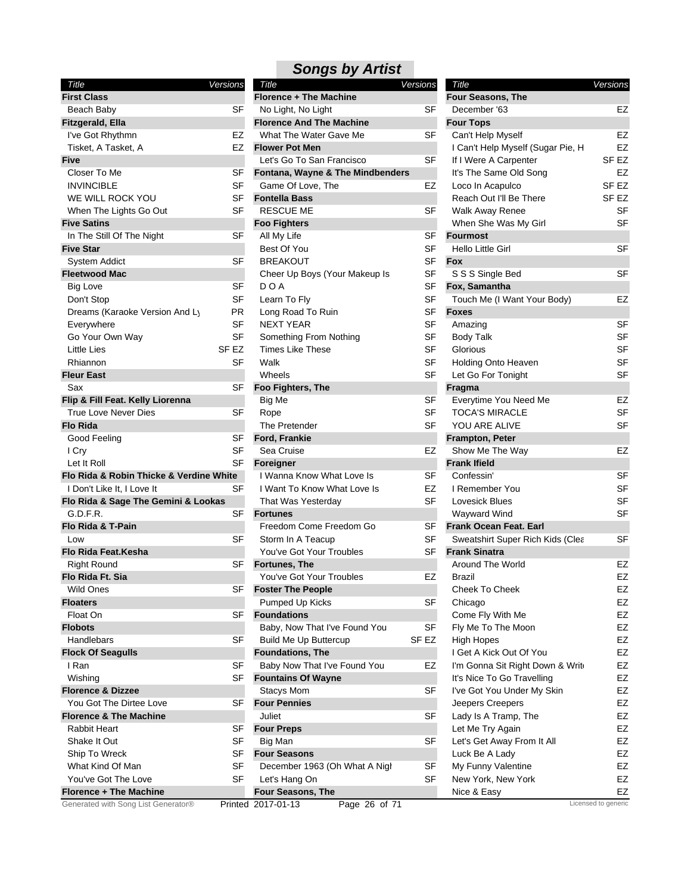# Songs by Artist

| Title | Versions |
|---|---|
| **First Class** | |
| Beach Baby | SF |
| **Fitzgerald, Ella** | |
| I've Got Rhythmn | EZ |
| Tisket, A Tasket, A | EZ |
| **Five** | |
| Closer To Me | SF |
| INVINCIBLE | SF |
| WE WILL ROCK YOU | SF |
| When The Lights Go Out | SF |
| **Five Satins** | |
| In The Still Of The Night | SF |
| **Five Star** | |
| System Addict | SF |
| **Fleetwood Mac** | |
| Big Love | SF |
| Don't Stop | SF |
| Dreams (Karaoke Version And Ly | PR |
| Everywhere | SF |
| Go Your Own Way | SF |
| Little Lies | SF EZ |
| Rhiannon | SF |
| **Fleur East** | |
| Sax | SF |
| **Flip & Fill Feat. Kelly Liorenna** | |
| True Love Never Dies | SF |
| **Flo Rida** | |
| Good Feeling | SF |
| I Cry | SF |
| Let It Roll | SF |
| **Flo Rida & Robin Thicke & Verdine White** | |
| I Don't Like It, I Love It | SF |
| **Flo Rida & Sage The Gemini & Lookas** | |
| G.D.F.R. | SF |
| **Flo Rida & T-Pain** | |
| Low | SF |
| **Flo Rida Feat.Kesha** | |
| Right Round | SF |
| **Flo Rida Ft. Sia** | |
| Wild Ones | SF |
| **Floaters** | |
| Float On | SF |
| **Flobots** | |
| Handlebars | SF |
| **Flock Of Seagulls** | |
| I Ran | SF |
| Wishing | SF |
| **Florence & Dizzee** | |
| You Got The Dirtee Love | SF |
| **Florence & The Machine** | |
| Rabbit Heart | SF |
| Shake It Out | SF |
| Ship To Wreck | SF |
| What Kind Of Man | SF |
| You've Got The Love | SF |
| **Florence + The Machine** | |
| No Light, No Light | SF |
| **Florence And The Machine** | |
| What The Water Gave Me | SF |
| **Flower Pot Men** | |
| Let's Go To San Francisco | SF |
| **Fontana, Wayne & The Mindbenders** | |
| Game Of Love, The | EZ |
| **Fontella Bass** | |
| RESCUE ME | SF |
| **Foo Fighters** | |
| All My Life | SF |
| Best Of You | SF |
| BREAKOUT | SF |
| Cheer Up Boys (Your Makeup Is | SF |
| D O A | SF |
| Learn To Fly | SF |
| Long Road To Ruin | SF |
| NEXT YEAR | SF |
| Something From Nothing | SF |
| Times Like These | SF |
| Walk | SF |
| Wheels | SF |
| **Foo Fighters, The** | |
| Big Me | SF |
| Rope | SF |
| The Pretender | SF |
| **Ford, Frankie** | |
| Sea Cruise | EZ |
| **Foreigner** | |
| I Wanna Know What Love Is | SF |
| I Want To Know What Love Is | EZ |
| That Was Yesterday | SF |
| **Fortunes** | |
| Freedom Come Freedom Go | SF |
| Storm In A Teacup | SF |
| You've Got Your Troubles | SF |
| **Fortunes, The** | |
| You've Got Your Troubles | EZ |
| **Foster The People** | |
| Pumped Up Kicks | SF |
| **Foundations** | |
| Baby, Now That I've Found You | SF |
| Build Me Up Buttercup | SF EZ |
| **Foundations, The** | |
| Baby Now That I've Found You | EZ |
| **Fountains Of Wayne** | |
| Stacys Mom | SF |
| **Four Pennies** | |
| Juliet | SF |
| **Four Preps** | |
| Big Man | SF |
| **Four Seasons** | |
| December 1963 (Oh What A Nigh | SF |
| Let's Hang On | SF |
| **Four Seasons, The** | |
| December '63 | EZ |
| **Four Tops** | |
| Can't Help Myself | EZ |
| I Can't Help Myself (Sugar Pie, H | EZ |
| If I Were A Carpenter | SF EZ |
| It's The Same Old Song | EZ |
| Loco In Acapulco | SF EZ |
| Reach Out I'll Be There | SF EZ |
| Walk Away Renee | SF |
| When She Was My Girl | SF |
| **Fourmost** | |
| Hello Little Girl | SF |
| **Fox** | |
| S S S Single Bed | SF |
| **Fox, Samantha** | |
| Touch Me (I Want Your Body) | EZ |
| **Foxes** | |
| Amazing | SF |
| Body Talk | SF |
| Glorious | SF |
| Holding Onto Heaven | SF |
| Let Go For Tonight | SF |
| **Fragma** | |
| Everytime You Need Me | EZ |
| TOCA'S MIRACLE | SF |
| YOU ARE ALIVE | SF |
| **Frampton, Peter** | |
| Show Me The Way | EZ |
| **Frank Ifield** | |
| Confessin' | SF |
| I Remember You | SF |
| Lovesick Blues | SF |
| Wayward Wind | SF |
| **Frank Ocean Feat. Earl** | |
| Sweatshirt Super Rich Kids (Clea | SF |
| **Frank Sinatra** | |
| Around The World | EZ |
| Brazil | EZ |
| Cheek To Cheek | EZ |
| Chicago | EZ |
| Come Fly With Me | EZ |
| Fly Me To The Moon | EZ |
| High Hopes | EZ |
| I Get A Kick Out Of You | EZ |
| I'm Gonna Sit Right Down & Writ | EZ |
| It's Nice To Go Travelling | EZ |
| I've Got You Under My Skin | EZ |
| Jeepers Creepers | EZ |
| Lady Is A Tramp, The | EZ |
| Let Me Try Again | EZ |
| Let's Get Away From It All | EZ |
| Luck Be A Lady | EZ |
| My Funny Valentine | EZ |
| New York, New York | EZ |
| Nice & Easy | EZ |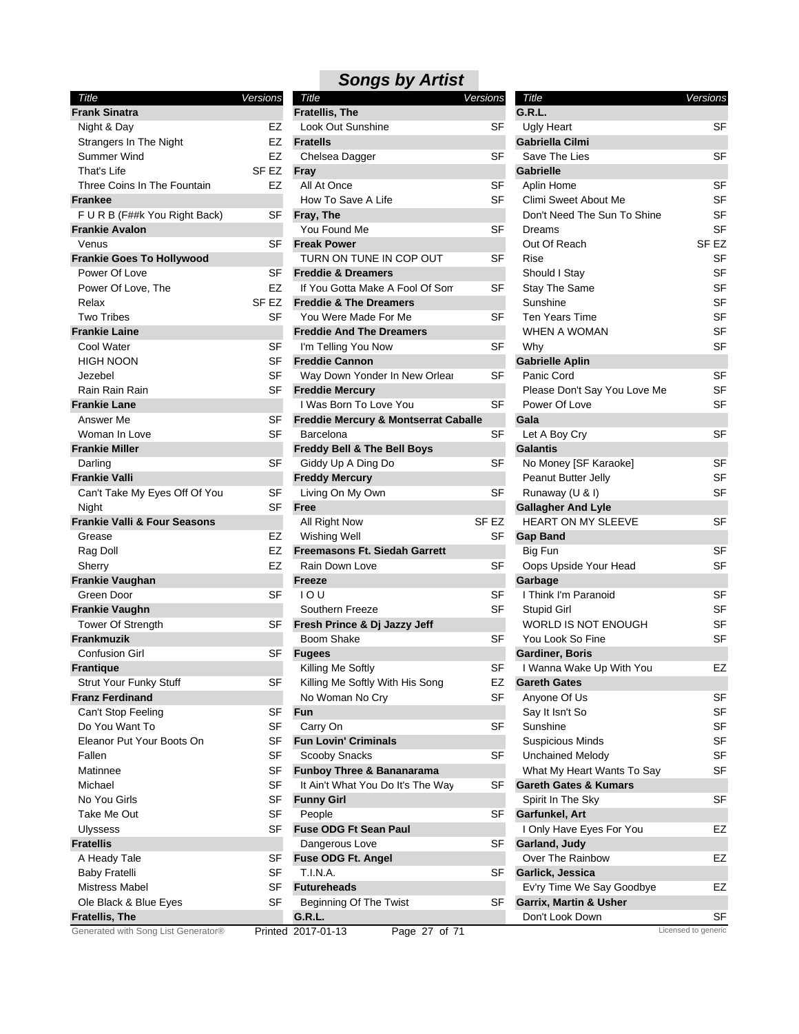## Songs by Artist

| Title | Versions |
|---|---|
| **Frank Sinatra** | |
| Night & Day | EZ |
| Strangers In The Night | EZ |
| Summer Wind | EZ |
| That's Life | SF EZ |
| Three Coins In The Fountain | EZ |
| **Frankee** | |
| F U R B (F##k You Right Back) | SF |
| **Frankie Avalon** | |
| Venus | SF |
| **Frankie Goes To Hollywood** | |
| Power Of Love | SF |
| Power Of Love, The | EZ |
| Relax | SF EZ |
| Two Tribes | SF |
| **Frankie Laine** | |
| Cool Water | SF |
| HIGH NOON | SF |
| Jezebel | SF |
| Rain Rain Rain | SF |
| **Frankie Lane** | |
| Answer Me | SF |
| Woman In Love | SF |
| **Frankie Miller** | |
| Darling | SF |
| **Frankie Valli** | |
| Can't Take My Eyes Off Of You | SF |
| Night | SF |
| **Frankie Valli & Four Seasons** | |
| Grease | EZ |
| Rag Doll | EZ |
| Sherry | EZ |
| **Frankie Vaughan** | |
| Green Door | SF |
| **Frankie Vaughn** | |
| Tower Of Strength | SF |
| **Frankmuzik** | |
| Confusion Girl | SF |
| **Frantique** | |
| Strut Your Funky Stuff | SF |
| **Franz Ferdinand** | |
| Can't Stop Feeling | SF |
| Do You Want To | SF |
| Eleanor Put Your Boots On | SF |
| Fallen | SF |
| Matinnee | SF |
| Michael | SF |
| No You Girls | SF |
| Take Me Out | SF |
| Ulyssess | SF |
| **Fratellis** | |
| A Heady Tale | SF |
| Baby Fratelli | SF |
| Mistress Mabel | SF |
| Ole Black & Blue Eyes | SF |
| **Fratellis, The** | |
| Look Out Sunshine | SF |
| **Fratells** | |
| Chelsea Dagger | SF |
| **Fray** | |
| All At Once | SF |
| How To Save A Life | SF |
| **Fray, The** | |
| You Found Me | SF |
| **Freak Power** | |
| TURN ON TUNE IN COP OUT | SF |
| **Freddie & Dreamers** | |
| If You Gotta Make A Fool Of Som | SF |
| **Freddie & The Dreamers** | |
| You Were Made For Me | SF |
| **Freddie And The Dreamers** | |
| I'm Telling You Now | SF |
| **Freddie Cannon** | |
| Way Down Yonder In New Orlear | SF |
| **Freddie Mercury** | |
| I Was Born To Love You | SF |
| **Freddie Mercury & Montserrat Caballe** | |
| Barcelona | SF |
| **Freddy Bell & The Bell Boys** | |
| Giddy Up A Ding Do | SF |
| **Freddy Mercury** | |
| Living On My Own | SF |
| **Free** | |
| All Right Now | SF EZ |
| Wishing Well | SF |
| **Freemasons Ft. Siedah Garrett** | |
| Rain Down Love | SF |
| **Freeze** | |
| I O U | SF |
| Southern Freeze | SF |
| **Fresh Prince & Dj Jazzy Jeff** | |
| Boom Shake | SF |
| **Fugees** | |
| Killing Me Softly | SF |
| Killing Me Softly With His Song | EZ |
| No Woman No Cry | SF |
| **Fun** | |
| Carry On | SF |
| **Fun Lovin' Criminals** | |
| Scooby Snacks | SF |
| **Funboy Three & Bananarama** | |
| It Ain't What You Do It's The Way | SF |
| **Funny Girl** | |
| People | SF |
| **Fuse ODG Ft Sean Paul** | |
| Dangerous Love | SF |
| **Fuse ODG Ft. Angel** | |
| T.I.N.A. | SF |
| **Futureheads** | |
| Beginning Of The Twist | SF |
| **G.R.L.** | |
| Ugly Heart | SF |
| **Gabriella Cilmi** | |
| Save The Lies | SF |
| **Gabrielle** | |
| Aplin Home | SF |
| Climi Sweet About Me | SF |
| Don't Need The Sun To Shine | SF |
| Dreams | SF |
| Out Of Reach | SF EZ |
| Rise | SF |
| Should I Stay | SF |
| Stay The Same | SF |
| Sunshine | SF |
| Ten Years Time | SF |
| WHEN A WOMAN | SF |
| Why | SF |
| **Gabrielle Aplin** | |
| Panic Cord | SF |
| Please Don't Say You Love Me | SF |
| Power Of Love | SF |
| **Gala** | |
| Let A Boy Cry | SF |
| **Galantis** | |
| No Money [SF Karaoke] | SF |
| Peanut Butter Jelly | SF |
| Runaway (U & I) | SF |
| **Gallagher And Lyle** | |
| HEART ON MY SLEEVE | SF |
| **Gap Band** | |
| Big Fun | SF |
| Oops Upside Your Head | SF |
| **Garbage** | |
| I Think I'm Paranoid | SF |
| Stupid Girl | SF |
| WORLD IS NOT ENOUGH | SF |
| You Look So Fine | SF |
| **Gardiner, Boris** | |
| I Wanna Wake Up With You | EZ |
| **Gareth Gates** | |
| Anyone Of Us | SF |
| Say It Isn't So | SF |
| Sunshine | SF |
| Suspicious Minds | SF |
| Unchained Melody | SF |
| What My Heart Wants To Say | SF |
| **Gareth Gates & Kumars** | |
| Spirit In The Sky | SF |
| **Garfunkel, Art** | |
| I Only Have Eyes For You | EZ |
| **Garland, Judy** | |
| Over The Rainbow | EZ |
| **Garlick, Jessica** | |
| Ev'ry Time We Say Goodbye | EZ |
| **Garrix, Martin & Usher** | |
| Don't Look Down | SF |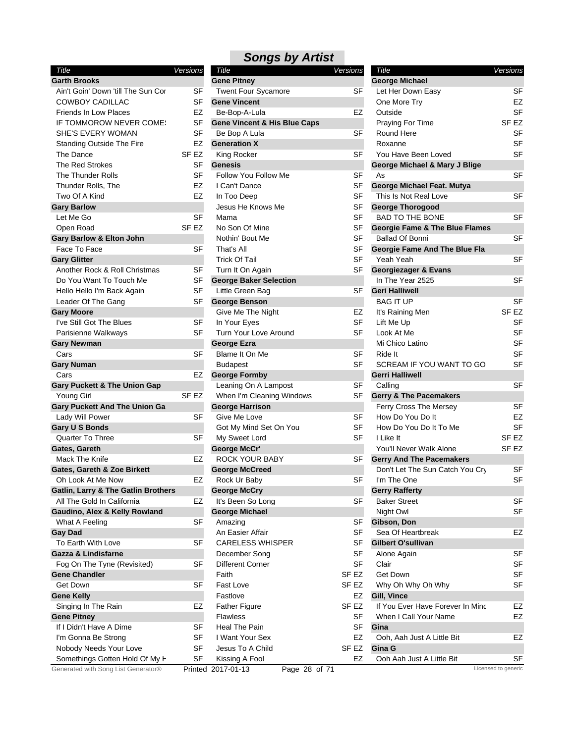## Songs by Artist

| Title | Versions |
|---|---|
| **Garth Brooks** | |
| Ain't Goin' Down 'till The Sun Cor | SF |
| COWBOY CADILLAC | SF |
| Friends In Low Places | EZ |
| IF TOMMOROW NEVER COMES | SF |
| SHE'S EVERY WOMAN | SF |
| Standing Outside The Fire | EZ |
| The Dance | SF EZ |
| The Red Strokes | SF |
| The Thunder Rolls | SF |
| Thunder Rolls, The | EZ |
| Two Of A Kind | EZ |
| **Gary Barlow** | |
| Let Me Go | SF |
| Open Road | SF EZ |
| **Gary Barlow & Elton John** | |
| Face To Face | SF |
| **Gary Glitter** | |
| Another Rock & Roll Christmas | SF |
| Do You Want To Touch Me | SF |
| Hello Hello I'm Back Again | SF |
| Leader Of The Gang | SF |
| **Gary Moore** | |
| I've Still Got The Blues | SF |
| Parisienne Walkways | SF |
| **Gary Newman** | |
| Cars | SF |
| **Gary Numan** | |
| Cars | EZ |
| **Gary Puckett & The Union Gap** | |
| Young Girl | SF EZ |
| **Gary Puckett And The Union Ga** | |
| Lady Will Power | SF |
| **Gary U S Bonds** | |
| Quarter To Three | SF |
| **Gates, Gareth** | |
| Mack The Knife | EZ |
| **Gates, Gareth & Zoe Birkett** | |
| Oh Look At Me Now | EZ |
| **Gatlin, Larry & The Gatlin Brothers** | |
| All The Gold In California | EZ |
| **Gaudino, Alex & Kelly Rowland** | |
| What A Feeling | SF |
| **Gay Dad** | |
| To Earth With Love | SF |
| **Gazza & Lindisfarne** | |
| Fog On The Tyne (Revisited) | SF |
| **Gene Chandler** | |
| Get Down | SF |
| **Gene Kelly** | |
| Singing In The Rain | EZ |
| **Gene Pitney** | |
| If I Didn't Have A Dime | SF |
| I'm Gonna Be Strong | SF |
| Nobody Needs Your Love | SF |
| Somethings Gotten Hold Of My H | SF |
| **Gene Pitney** | |
| Twent Four Sycamore | SF |
| **Gene Vincent** | |
| Be-Bop-A-Lula | EZ |
| **Gene Vincent & His Blue Caps** | |
| Be Bop A Lula | SF |
| **Generation X** | |
| King Rocker | SF |
| **Genesis** | |
| Follow You Follow Me | SF |
| I Can't Dance | SF |
| In Too Deep | SF |
| Jesus He Knows Me | SF |
| Mama | SF |
| No Son Of Mine | SF |
| Nothin' Bout Me | SF |
| That's All | SF |
| Trick Of Tail | SF |
| Turn It On Again | SF |
| **George Baker Selection** | |
| Little Green Bag | SF |
| **George Benson** | |
| Give Me The Night | EZ |
| In Your Eyes | SF |
| Turn Your Love Around | SF |
| **George Ezra** | |
| Blame It On Me | SF |
| Budapest | SF |
| **George Formby** | |
| Leaning On A Lampost | SF |
| When I'm Cleaning Windows | SF |
| **George Harrison** | |
| Give Me Love | SF |
| Got My Mind Set On You | SF |
| My Sweet Lord | SF |
| **George McCr'** | |
| ROCK YOUR BABY | SF |
| **George McCreed** | |
| Rock Ur Baby | SF |
| **George McCry** | |
| It's Been So Long | SF |
| **George Michael** | |
| Amazing | SF |
| An Easier Affair | SF |
| CARELESS WHISPER | SF |
| December Song | SF |
| Different Corner | SF |
| Faith | SF EZ |
| Fast Love | SF EZ |
| Fastlove | EZ |
| Father Figure | SF EZ |
| Flawless | SF |
| Heal The Pain | SF |
| I Want Your Sex | EZ |
| Jesus To A Child | SF EZ |
| Kissing A Fool | EZ |
| **George Michael** | |
| Let Her Down Easy | SF |
| One More Try | EZ |
| Outside | SF |
| Praying For Time | SF EZ |
| Round Here | SF |
| Roxanne | SF |
| You Have Been Loved | SF |
| **George Michael & Mary J Blige** | |
| As | SF |
| **George Michael Feat. Mutya** | |
| This Is Not Real Love | SF |
| **George Thorogood** | |
| BAD TO THE BONE | SF |
| **Georgie Fame & The Blue Flames** | |
| Ballad Of Bonni | SF |
| **Georgie Fame And The Blue Fla** | |
| Yeah Yeah | SF |
| **Georgiezager & Evans** | |
| In The Year 2525 | SF |
| **Geri Halliwell** | |
| BAG IT UP | SF |
| It's Raining Men | SF EZ |
| Lift Me Up | SF |
| Look At Me | SF |
| Mi Chico Latino | SF |
| Ride It | SF |
| SCREAM IF YOU WANT TO GO | SF |
| **Gerri Halliwell** | |
| Calling | SF |
| **Gerry & The Pacemakers** | |
| Ferry Cross The Mersey | SF |
| How Do You Do It | EZ |
| How Do You Do It To Me | SF |
| I Like It | SF EZ |
| You'll Never Walk Alone | SF EZ |
| **Gerry And The Pacemakers** | |
| Don't Let The Sun Catch You Cry | SF |
| I'm The One | SF |
| **Gerry Rafferty** | |
| Baker Street | SF |
| Night Owl | SF |
| **Gibson, Don** | |
| Sea Of Heartbreak | EZ |
| **Gilbert O'sullivan** | |
| Alone Again | SF |
| Clair | SF |
| Get Down | SF |
| Why Oh Why Oh Why | SF |
| **Gill, Vince** | |
| If You Ever Have Forever In Minc | EZ |
| When I Call Your Name | EZ |
| **Gina** | |
| Ooh, Aah Just A Little Bit | EZ |
| **Gina G** | |
| Ooh Aah Just A Little Bit | SF |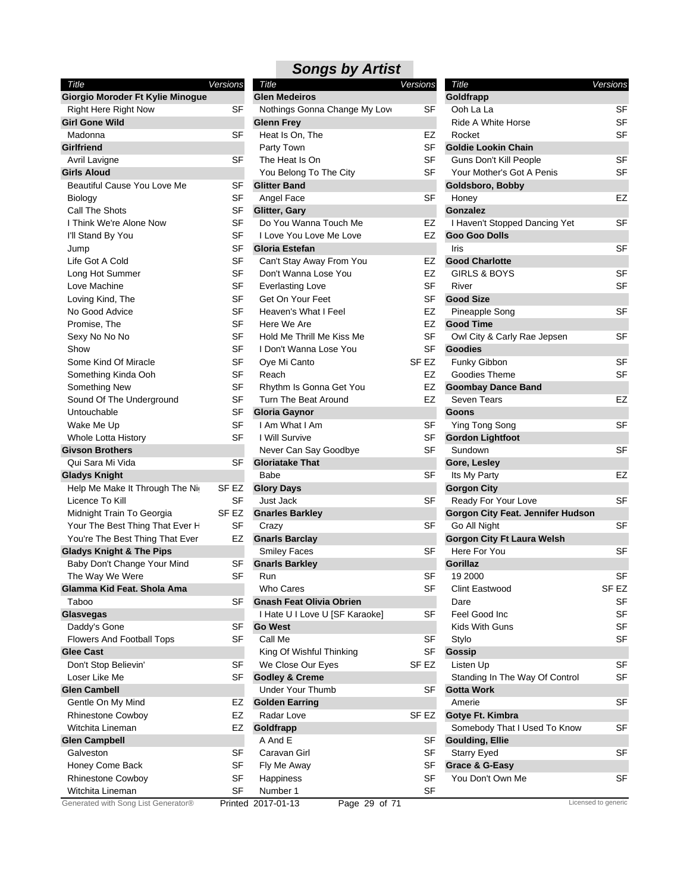## Songs by Artist

| Title | Versions |
|---|---|
| **Giorgio Moroder Ft Kylie Minogue** | |
| Right Here Right Now | SF |
| **Girl Gone Wild** | |
| Madonna | SF |
| **Girlfriend** | |
| Avril Lavigne | SF |
| **Girls Aloud** | |
| Beautiful Cause You Love Me | SF |
| Biology | SF |
| Call The Shots | SF |
| I Think We're Alone Now | SF |
| I'll Stand By You | SF |
| Jump | SF |
| Life Got A Cold | SF |
| Long Hot Summer | SF |
| Love Machine | SF |
| Loving Kind, The | SF |
| No Good Advice | SF |
| Promise, The | SF |
| Sexy No No No | SF |
| Show | SF |
| Some Kind Of Miracle | SF |
| Something Kinda Ooh | SF |
| Something New | SF |
| Sound Of The Underground | SF |
| Untouchable | SF |
| Wake Me Up | SF |
| Whole Lotta History | SF |
| **Givson Brothers** | |
| Qui Sara Mi Vida | SF |
| **Gladys Knight** | |
| Help Me Make It Through The Ni | SF EZ |
| Licence To Kill | SF |
| Midnight Train To Georgia | SF EZ |
| Your The Best Thing That Ever H | SF |
| You're The Best Thing That Ever | EZ |
| **Gladys Knight & The Pips** | |
| Baby Don't Change Your Mind | SF |
| The Way We Were | SF |
| **Glamma Kid Feat. Shola Ama** | |
| Taboo | SF |
| **Glasvegas** | |
| Daddy's Gone | SF |
| Flowers And Football Tops | SF |
| **Glee Cast** | |
| Don't Stop Believin' | SF |
| Loser Like Me | SF |
| **Glen Cambell** | |
| Gentle On My Mind | EZ |
| Rhinestone Cowboy | EZ |
| Witchita Lineman | EZ |
| **Glen Campbell** | |
| Galveston | SF |
| Honey Come Back | SF |
| Rhinestone Cowboy | SF |
| Witchita Lineman | SF |
| **Glen Medeiros** | |
| Nothings Gonna Change My Lov | SF |
| **Glenn Frey** | |
| Heat Is On, The | EZ |
| Party Town | SF |
| The Heat Is On | SF |
| You Belong To The City | SF |
| **Glitter Band** | |
| Angel Face | SF |
| **Glitter, Gary** | |
| Do You Wanna Touch Me | EZ |
| I Love You Love Me Love | EZ |
| **Gloria Estefan** | |
| Can't Stay Away From You | EZ |
| Don't Wanna Lose You | EZ |
| Everlasting Love | SF |
| Get On Your Feet | SF |
| Heaven's What I Feel | EZ |
| Here We Are | EZ |
| Hold Me Thrill Me Kiss Me | SF |
| I Don't Wanna Lose You | SF |
| Oye Mi Canto | SF EZ |
| Reach | EZ |
| Rhythm Is Gonna Get You | EZ |
| Turn The Beat Around | EZ |
| **Gloria Gaynor** | |
| I Am What I Am | SF |
| I Will Survive | SF |
| Never Can Say Goodbye | SF |
| **Gloriatake That** | |
| Babe | SF |
| **Glory Days** | |
| Just Jack | SF |
| **Gnarles Barkley** | |
| Crazy | SF |
| **Gnarls Barclay** | |
| Smiley Faces | SF |
| **Gnarls Barkley** | |
| Run | SF |
| Who Cares | SF |
| **Gnash Feat Olivia Obrien** | |
| I Hate U I Love U [SF Karaoke] | SF |
| **Go West** | |
| Call Me | SF |
| King Of Wishful Thinking | SF |
| We Close Our Eyes | SF EZ |
| **Godley & Creme** | |
| Under Your Thumb | SF |
| **Golden Earring** | |
| Radar Love | SF EZ |
| **Goldfrapp** | |
| A And E | SF |
| Caravan Girl | SF |
| Fly Me Away | SF |
| Happiness | SF |
| Number 1 | SF |
| **Goldfrapp** | |
| Ooh La La | SF |
| Ride A White Horse | SF |
| Rocket | SF |
| **Goldie Lookin Chain** | |
| Guns Don't Kill People | SF |
| Your Mother's Got A Penis | SF |
| **Goldsboro, Bobby** | |
| Honey | EZ |
| **Gonzalez** | |
| I Haven't Stopped Dancing Yet | SF |
| **Goo Goo Dolls** | |
| Iris | SF |
| **Good Charlotte** | |
| GIRLS & BOYS | SF |
| River | SF |
| **Good Size** | |
| Pineapple Song | SF |
| **Good Time** | |
| Owl City & Carly Rae Jepsen | SF |
| **Goodies** | |
| Funky Gibbon | SF |
| Goodies Theme | SF |
| **Goombay Dance Band** | |
| Seven Tears | EZ |
| **Goons** | |
| Ying Tong Song | SF |
| **Gordon Lightfoot** | |
| Sundown | SF |
| **Gore, Lesley** | |
| Its My Party | EZ |
| **Gorgon City** | |
| Ready For Your Love | SF |
| **Gorgon City Feat. Jennifer Hudson** | |
| Go All Night | SF |
| **Gorgon City Ft Laura Welsh** | |
| Here For You | SF |
| **Gorillaz** | |
| 19 2000 | SF |
| Clint Eastwood | SF EZ |
| Dare | SF |
| Feel Good Inc | SF |
| Kids With Guns | SF |
| Stylo | SF |
| **Gossip** | |
| Listen Up | SF |
| Standing In The Way Of Control | SF |
| **Gotta Work** | |
| Amerie | SF |
| **Gotye Ft. Kimbra** | |
| Somebody That I Used To Know | SF |
| **Goulding, Ellie** | |
| Starry Eyed | SF |
| **Grace & G-Easy** | |
| You Don't Own Me | SF |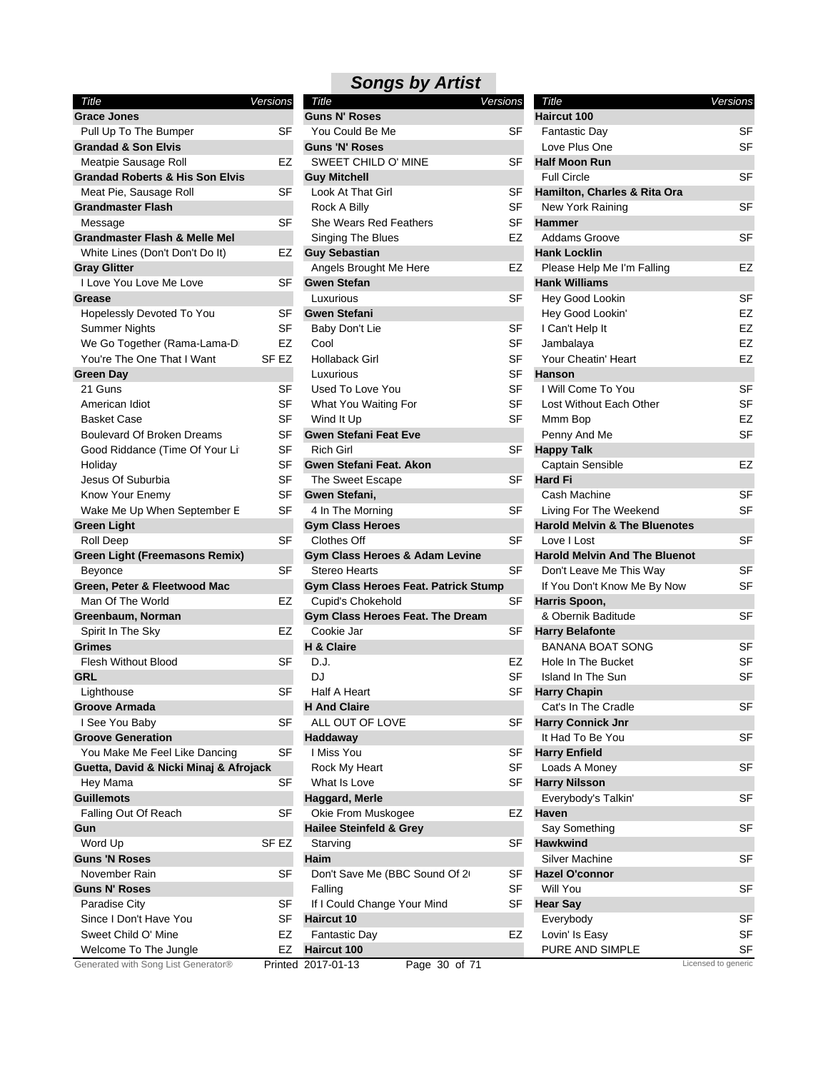# Songs by Artist

| Title | Versions |
|---|---|
| **Grace Jones** | |
| Pull Up To The Bumper | SF |
| **Grandad & Son Elvis** | |
| Meatpie Sausage Roll | EZ |
| **Grandad Roberts & His Son Elvis** | |
| Meat Pie, Sausage Roll | SF |
| **Grandmaster Flash** | |
| Message | SF |
| **Grandmaster Flash & Melle Mel** | |
| White Lines (Don't Don't Do It) | EZ |
| **Gray Glitter** | |
| I Love You Love Me Love | SF |
| **Grease** | |
| Hopelessly Devoted To You | SF |
| Summer Nights | SF |
| We Go Together (Rama-Lama-D | EZ |
| You're The One That I Want | SF EZ |
| **Green Day** | |
| 21 Guns | SF |
| American Idiot | SF |
| Basket Case | SF |
| Boulevard Of Broken Dreams | SF |
| Good Riddance (Time Of Your Li | SF |
| Holiday | SF |
| Jesus Of Suburbia | SF |
| Know Your Enemy | SF |
| Wake Me Up When September E | SF |
| **Green Light** | |
| Roll Deep | SF |
| **Green Light (Freemasons Remix)** | |
| Beyonce | SF |
| **Green, Peter & Fleetwood Mac** | |
| Man Of The World | EZ |
| **Greenbaum, Norman** | |
| Spirit In The Sky | EZ |
| **Grimes** | |
| Flesh Without Blood | SF |
| **GRL** | |
| Lighthouse | SF |
| **Groove Armada** | |
| I See You Baby | SF |
| **Groove Generation** | |
| You Make Me Feel Like Dancing | SF |
| **Guetta, David & Nicki Minaj & Afrojack** | |
| Hey Mama | SF |
| **Guillemots** | |
| Falling Out Of Reach | SF |
| **Gun** | |
| Word Up | SF EZ |
| **Guns 'N Roses** | |
| November Rain | SF |
| **Guns N' Roses** | |
| Paradise City | SF |
| Since I Don't Have You | SF |
| Sweet Child O' Mine | EZ |
| Welcome To The Jungle | EZ |
| **Guns N' Roses** | |
| You Could Be Me | SF |
| **Guns 'N' Roses** | |
| SWEET CHILD O' MINE | SF |
| **Guy Mitchell** | |
| Look At That Girl | SF |
| Rock A Billy | SF |
| She Wears Red Feathers | SF |
| Singing The Blues | EZ |
| **Guy Sebastian** | |
| Angels Brought Me Here | EZ |
| **Gwen Stefan** | |
| Luxurious | SF |
| **Gwen Stefani** | |
| Baby Don't Lie | SF |
| Cool | SF |
| Hollaback Girl | SF |
| Luxurious | SF |
| Used To Love You | SF |
| What You Waiting For | SF |
| Wind It Up | SF |
| **Gwen Stefani Feat Eve** | |
| Rich Girl | SF |
| **Gwen Stefani Feat. Akon** | |
| The Sweet Escape | SF |
| **Gwen Stefani,** | |
| 4 In The Morning | SF |
| **Gym Class Heroes** | |
| Clothes Off | SF |
| **Gym Class Heroes & Adam Levine** | |
| Stereo Hearts | SF |
| **Gym Class Heroes Feat. Patrick Stump** | |
| Cupid's Chokehold | SF |
| **Gym Class Heroes Feat. The Dream** | |
| Cookie Jar | SF |
| **H & Claire** | |
| D.J. | EZ |
| DJ | SF |
| Half A Heart | SF |
| **H And Claire** | |
| ALL OUT OF LOVE | SF |
| **Haddaway** | |
| I Miss You | SF |
| Rock My Heart | SF |
| What Is Love | SF |
| **Haggard, Merle** | |
| Okie From Muskogee | EZ |
| **Hailee Steinfeld & Grey** | |
| Starving | SF |
| **Haim** | |
| Don't Save Me (BBC Sound Of 2( | SF |
| Falling | SF |
| If I Could Change Your Mind | SF |
| **Haircut 10** | |
| Fantastic Day | EZ |
| **Haircut 100** | |
| **Haircut 100** | |
| Fantastic Day | SF |
| Love Plus One | SF |
| **Half Moon Run** | |
| Full Circle | SF |
| **Hamilton, Charles & Rita Ora** | |
| New York Raining | SF |
| **Hammer** | |
| Addams Groove | SF |
| **Hank Locklin** | |
| Please Help Me I'm Falling | EZ |
| **Hank Williams** | |
| Hey Good Lookin | SF |
| Hey Good Lookin' | EZ |
| I Can't Help It | EZ |
| Jambalaya | EZ |
| Your Cheatin' Heart | EZ |
| **Hanson** | |
| I Will Come To You | SF |
| Lost Without Each Other | SF |
| Mmm Bop | EZ |
| Penny And Me | SF |
| **Happy Talk** | |
| Captain Sensible | EZ |
| **Hard Fi** | |
| Cash Machine | SF |
| Living For The Weekend | SF |
| **Harold Melvin & The Bluenotes** | |
| Love I Lost | SF |
| **Harold Melvin And The Bluenot** | |
| Don't Leave Me This Way | SF |
| If You Don't Know Me By Now | SF |
| **Harris Spoon,** | |
| & Obernik Baditude | SF |
| **Harry Belafonte** | |
| BANANA BOAT SONG | SF |
| Hole In The Bucket | SF |
| Island In The Sun | SF |
| **Harry Chapin** | |
| Cat's In The Cradle | SF |
| **Harry Connick Jnr** | |
| It Had To Be You | SF |
| **Harry Enfield** | |
| Loads A Money | SF |
| **Harry Nilsson** | |
| Everybody's Talkin' | SF |
| **Haven** | |
| Say Something | SF |
| **Hawkwind** | |
| Silver Machine | SF |
| **Hazel O'connor** | |
| Will You | SF |
| **Hear Say** | |
| Everybody | SF |
| Lovin' Is Easy | SF |
| PURE AND SIMPLE | SF |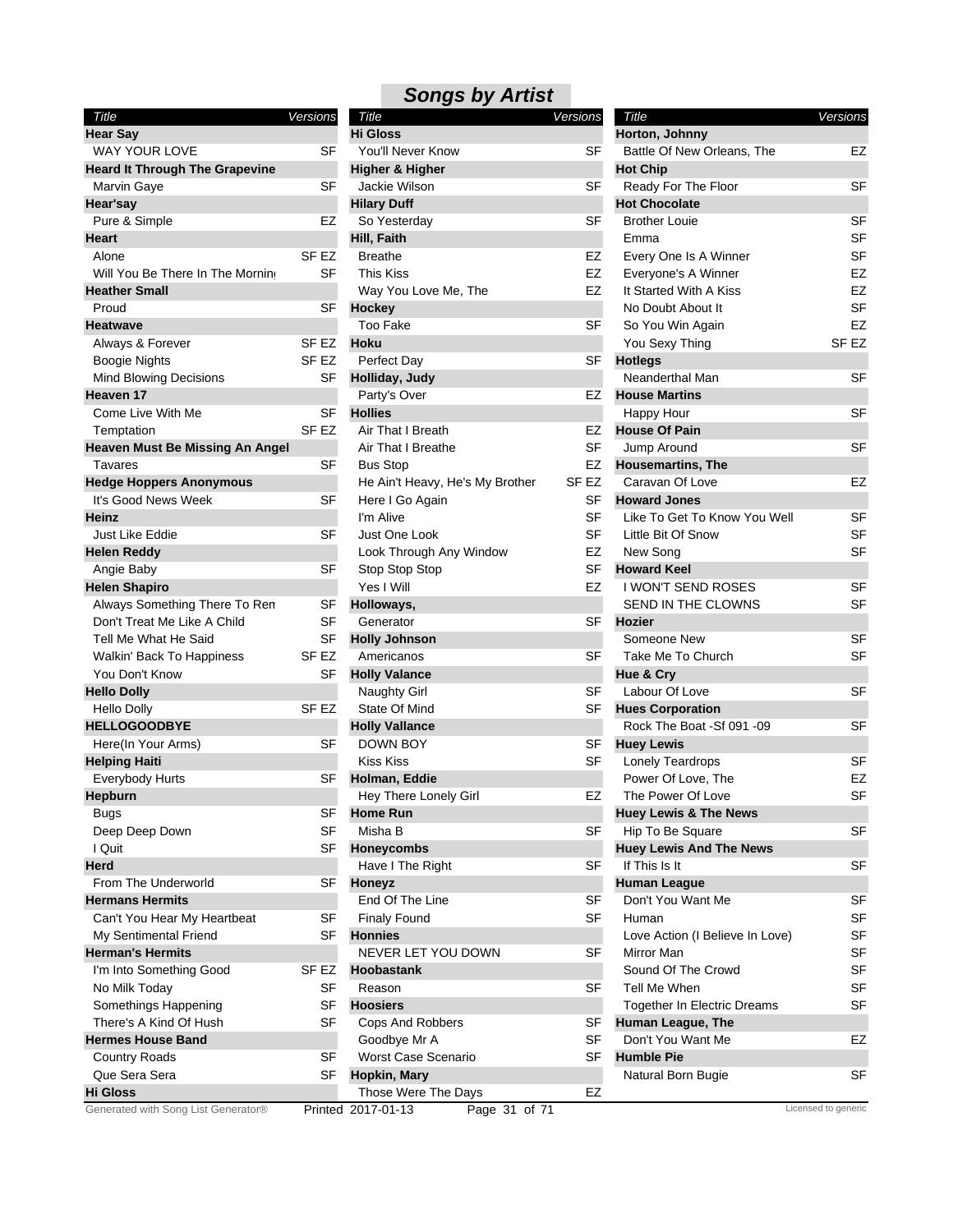# Songs by Artist

| Title | Versions |
|---|---|
| **Hear Say** | |
| WAY YOUR LOVE | SF |
| **Heard It Through The Grapevine** | |
| Marvin Gaye | SF |
| **Hear'say** | |
| Pure & Simple | EZ |
| **Heart** | |
| Alone | SF EZ |
| Will You Be There In The Mornin | SF |
| **Heather Small** | |
| Proud | SF |
| **Heatwave** | |
| Always & Forever | SF EZ |
| Boogie Nights | SF EZ |
| Mind Blowing Decisions | SF |
| **Heaven 17** | |
| Come Live With Me | SF |
| Temptation | SF EZ |
| **Heaven Must Be Missing An Angel** | |
| Tavares | SF |
| **Hedge Hoppers Anonymous** | |
| It's Good News Week | SF |
| **Heinz** | |
| Just Like Eddie | SF |
| **Helen Reddy** | |
| Angie Baby | SF |
| **Helen Shapiro** | |
| Always Something There To Ren | SF |
| Don't Treat Me Like A Child | SF |
| Tell Me What He Said | SF |
| Walkin' Back To Happiness | SF EZ |
| You Don't Know | SF |
| **Hello Dolly** | |
| Hello Dolly | SF EZ |
| **HELLOGOODBYE** | |
| Here(In Your Arms) | SF |
| **Helping Haiti** | |
| Everybody Hurts | SF |
| **Hepburn** | |
| Bugs | SF |
| Deep Deep Down | SF |
| I Quit | SF |
| **Herd** | |
| From The Underworld | SF |
| **Hermans Hermits** | |
| Can't You Hear My Heartbeat | SF |
| My Sentimental Friend | SF |
| **Herman's Hermits** | |
| I'm Into Something Good | SF EZ |
| No Milk Today | SF |
| Somethings Happening | SF |
| There's A Kind Of Hush | SF |
| **Hermes House Band** | |
| Country Roads | SF |
| Que Sera Sera | SF |
| **Hi Gloss** | |
| You'll Never Know | SF |
| **Higher & Higher** | |
| Jackie Wilson | SF |
| **Hilary Duff** | |
| So Yesterday | SF |
| **Hill, Faith** | |
| Breathe | EZ |
| This Kiss | EZ |
| Way You Love Me, The | EZ |
| **Hockey** | |
| Too Fake | SF |
| **Hoku** | |
| Perfect Day | SF |
| **Holliday, Judy** | |
| Party's Over | EZ |
| **Hollies** | |
| Air That I Breath | EZ |
| Air That I Breathe | SF |
| Bus Stop | EZ |
| He Ain't Heavy, He's My Brother | SF EZ |
| Here I Go Again | SF |
| I'm Alive | SF |
| Just One Look | SF |
| Look Through Any Window | EZ |
| Stop Stop Stop | SF |
| Yes I Will | EZ |
| **Holloways,** | |
| Generator | SF |
| **Holly Johnson** | |
| Americanos | SF |
| **Holly Valance** | |
| Naughty Girl | SF |
| State Of Mind | SF |
| **Holly Vallance** | |
| DOWN BOY | SF |
| Kiss Kiss | SF |
| **Holman, Eddie** | |
| Hey There Lonely Girl | EZ |
| **Home Run** | |
| Misha B | SF |
| **Honeycombs** | |
| Have I The Right | SF |
| **Honeyz** | |
| End Of The Line | SF |
| Finaly Found | SF |
| **Honnies** | |
| NEVER LET YOU DOWN | SF |
| **Hoobastank** | |
| Reason | SF |
| **Hoosiers** | |
| Cops And Robbers | SF |
| Goodbye Mr A | SF |
| Worst Case Scenario | SF |
| **Hopkin, Mary** | |
| Those Were The Days | EZ |
| **Horton, Johnny** | |
| Battle Of New Orleans, The | EZ |
| **Hot Chip** | |
| Ready For The Floor | SF |
| **Hot Chocolate** | |
| Brother Louie | SF |
| Emma | SF |
| Every One Is A Winner | SF |
| Everyone's A Winner | EZ |
| It Started With A Kiss | EZ |
| No Doubt About It | SF |
| So You Win Again | EZ |
| You Sexy Thing | SF EZ |
| **Hotlegs** | |
| Neanderthal Man | SF |
| **House Martins** | |
| Happy Hour | SF |
| **House Of Pain** | |
| Jump Around | SF |
| **Housemartins, The** | |
| Caravan Of Love | EZ |
| **Howard Jones** | |
| Like To Get To Know You Well | SF |
| Little Bit Of Snow | SF |
| New Song | SF |
| **Howard Keel** | |
| I WON'T SEND ROSES | SF |
| SEND IN THE CLOWNS | SF |
| **Hozier** | |
| Someone New | SF |
| Take Me To Church | SF |
| **Hue & Cry** | |
| Labour Of Love | SF |
| **Hues Corporation** | |
| Rock The Boat -Sf 091 -09 | SF |
| **Huey Lewis** | |
| Lonely Teardrops | SF |
| Power Of Love, The | EZ |
| The Power Of Love | SF |
| **Huey Lewis & The News** | |
| Hip To Be Square | SF |
| **Huey Lewis And The News** | |
| If This Is It | SF |
| **Human League** | |
| Don't You Want Me | SF |
| Human | SF |
| Love Action (I Believe In Love) | SF |
| Mirror Man | SF |
| Sound Of The Crowd | SF |
| Tell Me When | SF |
| Together In Electric Dreams | SF |
| **Human League, The** | |
| Don't You Want Me | EZ |
| **Humble Pie** | |
| Natural Born Bugie | SF |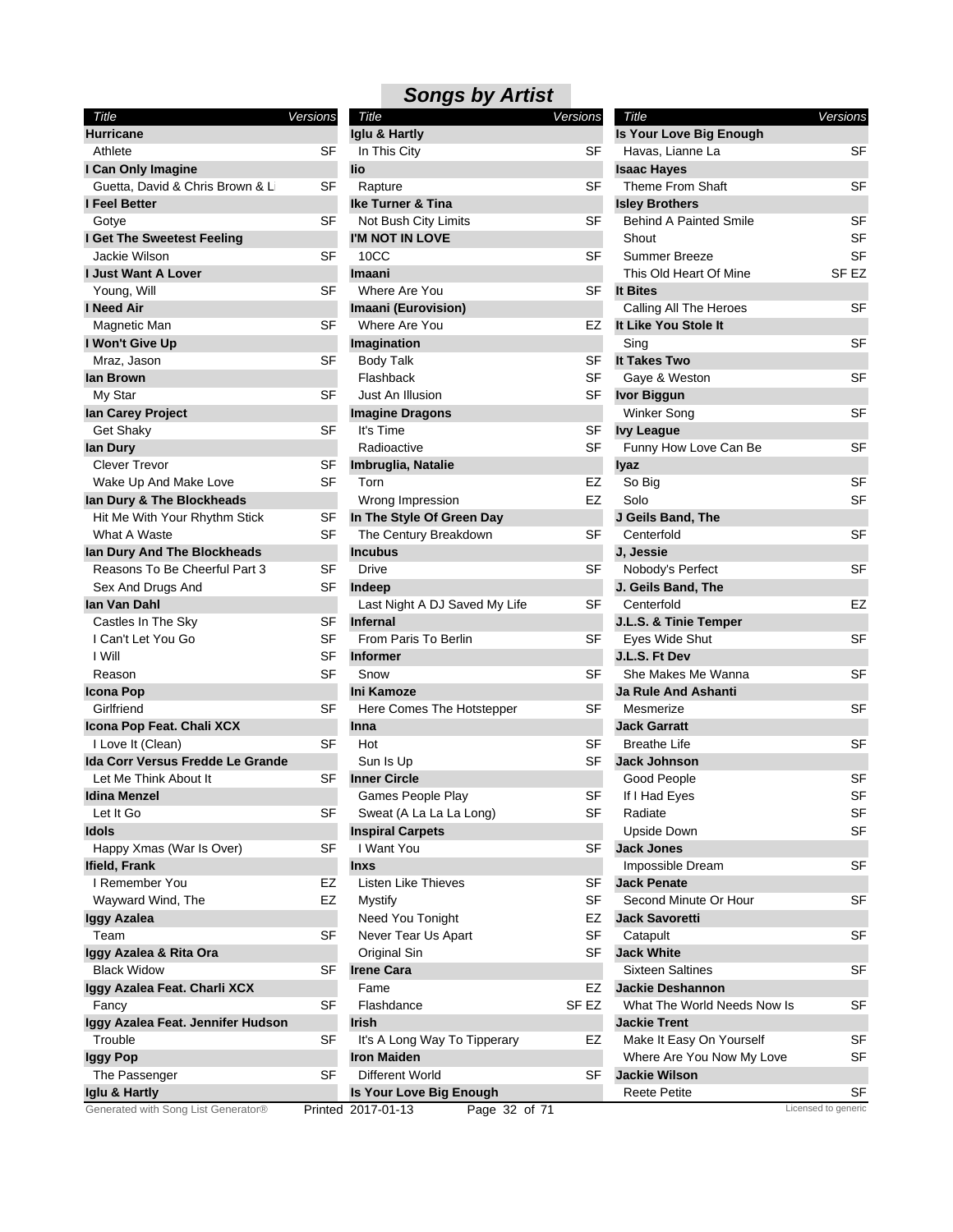## Songs by Artist

| Title | Versions |
|---|---|
| **Hurricane** | |
| Athlete | SF |
| **I Can Only Imagine** | |
| Guetta, David & Chris Brown & L | SF |
| **I Feel Better** | |
| Gotye | SF |
| **I Get The Sweetest Feeling** | |
| Jackie Wilson | SF |
| **I Just Want A Lover** | |
| Young, Will | SF |
| **I Need Air** | |
| Magnetic Man | SF |
| **I Won't Give Up** | |
| Mraz, Jason | SF |
| **Ian Brown** | |
| My Star | SF |
| **Ian Carey Project** | |
| Get Shaky | SF |
| **Ian Dury** | |
| Clever Trevor | SF |
| Wake Up And Make Love | SF |
| **Ian Dury & The Blockheads** | |
| Hit Me With Your Rhythm Stick | SF |
| What A Waste | SF |
| **Ian Dury And The Blockheads** | |
| Reasons To Be Cheerful Part 3 | SF |
| Sex And Drugs And | SF |
| **Ian Van Dahl** | |
| Castles In The Sky | SF |
| I Can't Let You Go | SF |
| I Will | SF |
| Reason | SF |
| **Icona Pop** | |
| Girlfriend | SF |
| **Icona Pop Feat. Chali XCX** | |
| I Love It (Clean) | SF |
| **Ida Corr Versus Fredde Le Grande** | |
| Let Me Think About It | SF |
| **Idina Menzel** | |
| Let It Go | SF |
| **Idols** | |
| Happy Xmas (War Is Over) | SF |
| **Ifield, Frank** | |
| I Remember You | EZ |
| Wayward Wind, The | EZ |
| **Iggy Azalea** | |
| Team | SF |
| **Iggy Azalea & Rita Ora** | |
| Black Widow | SF |
| **Iggy Azalea Feat. Charli XCX** | |
| Fancy | SF |
| **Iggy Azalea Feat. Jennifer Hudson** | |
| Trouble | SF |
| **Iggy Pop** | |
| The Passenger | SF |
| **Iglu & Hartly** | |
| In This City | SF |
| **Iio** | |
| Rapture | SF |
| **Ike Turner & Tina** | |
| Not Bush City Limits | SF |
| **I'M NOT IN LOVE** | |
| 10CC | SF |
| **Imaani** | |
| Where Are You | SF |
| **Imaani (Eurovision)** | |
| Where Are You | EZ |
| **Imagination** | |
| Body Talk | SF |
| Flashback | SF |
| Just An Illusion | SF |
| **Imagine Dragons** | |
| It's Time | SF |
| Radioactive | SF |
| **Imbruglia, Natalie** | |
| Torn | EZ |
| Wrong Impression | EZ |
| **In The Style Of Green Day** | |
| The Century Breakdown | SF |
| **Incubus** | |
| Drive | SF |
| **Indeep** | |
| Last Night A DJ Saved My Life | SF |
| **Infernal** | |
| From Paris To Berlin | SF |
| **Informer** | |
| Snow | SF |
| **Ini Kamoze** | |
| Here Comes The Hotstepper | SF |
| **Inna** | |
| Hot | SF |
| Sun Is Up | SF |
| **Inner Circle** | |
| Games People Play | SF |
| Sweat (A La La La Long) | SF |
| **Inspiral Carpets** | |
| I Want You | SF |
| **Inxs** | |
| Listen Like Thieves | SF |
| Mystify | SF |
| Need You Tonight | EZ |
| Never Tear Us Apart | SF |
| Original Sin | SF |
| **Irene Cara** | |
| Fame | EZ |
| Flashdance | SF EZ |
| **Irish** | |
| It's A Long Way To Tipperary | EZ |
| **Iron Maiden** | |
| Different World | SF |
| **Is Your Love Big Enough** | |
| Havas, Lianne La | SF |
| **Isaac Hayes** | |
| Theme From Shaft | SF |
| **Isley Brothers** | |
| Behind A Painted Smile | SF |
| Shout | SF |
| Summer Breeze | SF |
| This Old Heart Of Mine | SF EZ |
| **It Bites** | |
| Calling All The Heroes | SF |
| **It Like You Stole It** | |
| Sing | SF |
| **It Takes Two** | |
| Gaye & Weston | SF |
| **Ivor Biggun** | |
| Winker Song | SF |
| **Ivy League** | |
| Funny How Love Can Be | SF |
| **Iyaz** | |
| So Big | SF |
| Solo | SF |
| **J Geils Band, The** | |
| Centerfold | SF |
| **J, Jessie** | |
| Nobody's Perfect | SF |
| **J. Geils Band, The** | |
| Centerfold | EZ |
| **J.L.S. & Tinie Temper** | |
| Eyes Wide Shut | SF |
| **J.L.S. Ft Dev** | |
| She Makes Me Wanna | SF |
| **Ja Rule And Ashanti** | |
| Mesmerize | SF |
| **Jack Garratt** | |
| Breathe Life | SF |
| **Jack Johnson** | |
| Good People | SF |
| If I Had Eyes | SF |
| Radiate | SF |
| Upside Down | SF |
| **Jack Jones** | |
| Impossible Dream | SF |
| **Jack Penate** | |
| Second Minute Or Hour | SF |
| **Jack Savoretti** | |
| Catapult | SF |
| **Jack White** | |
| Sixteen Saltines | SF |
| **Jackie Deshannon** | |
| What The World Needs Now Is | SF |
| **Jackie Trent** | |
| Make It Easy On Yourself | SF |
| Where Are You Now My Love | SF |
| **Jackie Wilson** | |
| Reete Petite | SF |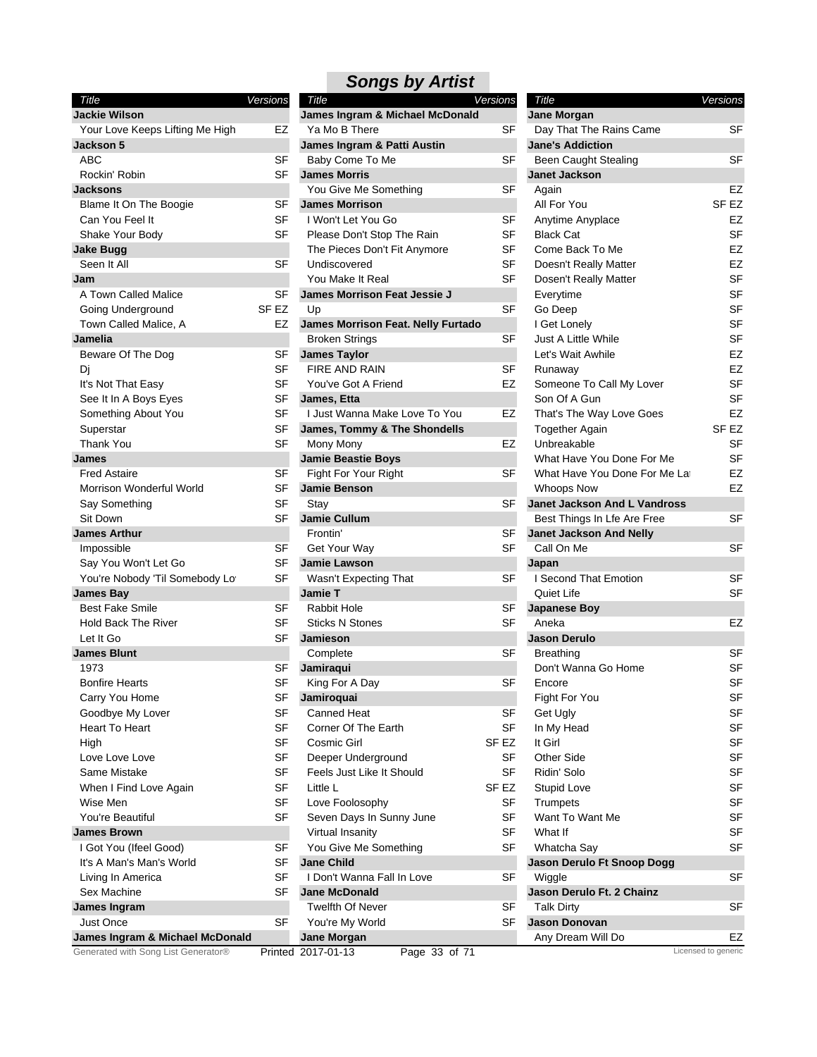## Songs by Artist

| Title | Versions |
|---|---|
| **Jackie Wilson** | |
| Your Love Keeps Lifting Me High | EZ |
| **Jackson 5** | |
| ABC | SF |
| Rockin' Robin | SF |
| **Jacksons** | |
| Blame It On The Boogie | SF |
| Can You Feel It | SF |
| Shake Your Body | SF |
| **Jake Bugg** | |
| Seen It All | SF |
| **Jam** | |
| A Town Called Malice | SF |
| Going Underground | SF EZ |
| Town Called Malice, A | EZ |
| **Jamelia** | |
| Beware Of The Dog | SF |
| Dj | SF |
| It's Not That Easy | SF |
| See It In A Boys Eyes | SF |
| Something About You | SF |
| Superstar | SF |
| Thank You | SF |
| **James** | |
| Fred Astaire | SF |
| Morrison Wonderful World | SF |
| Say Something | SF |
| Sit Down | SF |
| **James Arthur** | |
| Impossible | SF |
| Say You Won't Let Go | SF |
| You're Nobody 'Til Somebody Lo | SF |
| **James Bay** | |
| Best Fake Smile | SF |
| Hold Back The River | SF |
| Let It Go | SF |
| **James Blunt** | |
| 1973 | SF |
| Bonfire Hearts | SF |
| Carry You Home | SF |
| Goodbye My Lover | SF |
| Heart To Heart | SF |
| High | SF |
| Love Love Love | SF |
| Same Mistake | SF |
| When I Find Love Again | SF |
| Wise Men | SF |
| You're Beautiful | SF |
| **James Brown** | |
| I Got You (Ifeel Good) | SF |
| It's A Man's Man's World | SF |
| Living In America | SF |
| Sex Machine | SF |
| **James Ingram** | |
| Just Once | SF |
| **James Ingram & Michael McDonald** | |
| Ya Mo B There | SF |
| **James Ingram & Patti Austin** | |
| Baby Come To Me | SF |
| **James Morris** | |
| You Give Me Something | SF |
| **James Morrison** | |
| I Won't Let You Go | SF |
| Please Don't Stop The Rain | SF |
| The Pieces Don't Fit Anymore | SF |
| Undiscovered | SF |
| You Make It Real | SF |
| **James Morrison Feat Jessie J** | |
| Up | SF |
| **James Morrison Feat. Nelly Furtado** | |
| Broken Strings | SF |
| **James Taylor** | |
| FIRE AND RAIN | SF |
| You've Got A Friend | EZ |
| **James, Etta** | |
| I Just Wanna Make Love To You | EZ |
| **James, Tommy & The Shondells** | |
| Mony Mony | EZ |
| **Jamie Beastie Boys** | |
| Fight For Your Right | SF |
| **Jamie Benson** | |
| Stay | SF |
| **Jamie Cullum** | |
| Frontin' | SF |
| Get Your Way | SF |
| **Jamie Lawson** | |
| Wasn't Expecting That | SF |
| **Jamie T** | |
| Rabbit Hole | SF |
| Sticks N Stones | SF |
| **Jamieson** | |
| Complete | SF |
| **Jamiraqui** | |
| King For A Day | SF |
| **Jamiroquai** | |
| Canned Heat | SF |
| Corner Of The Earth | SF |
| Cosmic Girl | SF EZ |
| Deeper Underground | SF |
| Feels Just Like It Should | SF |
| Little L | SF EZ |
| Love Foolosophy | SF |
| Seven Days In Sunny June | SF |
| Virtual Insanity | SF |
| You Give Me Something | SF |
| **Jane Child** | |
| I Don't Wanna Fall In Love | SF |
| **Jane McDonald** | |
| Twelfth Of Never | SF |
| You're My World | SF |
| **Jane Morgan** | |
| Day That The Rains Came | SF |
| **Jane's Addiction** | |
| Been Caught Stealing | SF |
| **Janet Jackson** | |
| Again | EZ |
| All For You | SF EZ |
| Anytime Anyplace | EZ |
| Black Cat | SF |
| Come Back To Me | EZ |
| Doesn't Really Matter | EZ |
| Dosen't Really Matter | SF |
| Everytime | SF |
| Go Deep | SF |
| I Get Lonely | SF |
| Just A Little While | SF |
| Let's Wait Awhile | EZ |
| Runaway | EZ |
| Someone To Call My Lover | SF |
| Son Of A Gun | SF |
| That's The Way Love Goes | EZ |
| Together Again | SF EZ |
| Unbreakable | SF |
| What Have You Done For Me | SF |
| What Have You Done For Me La | EZ |
| Whoops Now | EZ |
| **Janet Jackson And L Vandross** | |
| Best Things In Lfe Are Free | SF |
| **Janet Jackson And Nelly** | |
| Call On Me | SF |
| **Japan** | |
| I Second That Emotion | SF |
| Quiet Life | SF |
| **Japanese Boy** | |
| Aneka | EZ |
| **Jason Derulo** | |
| Breathing | SF |
| Don't Wanna Go Home | SF |
| Encore | SF |
| Fight For You | SF |
| Get Ugly | SF |
| In My Head | SF |
| It Girl | SF |
| Other Side | SF |
| Ridin' Solo | SF |
| Stupid Love | SF |
| Trumpets | SF |
| Want To Want Me | SF |
| What If | SF |
| Whatcha Say | SF |
| **Jason Derulo Ft Snoop Dogg** | |
| Wiggle | SF |
| **Jason Derulo Ft. 2 Chainz** | |
| Talk Dirty | SF |
| **Jason Donovan** | |
| Any Dream Will Do | EZ |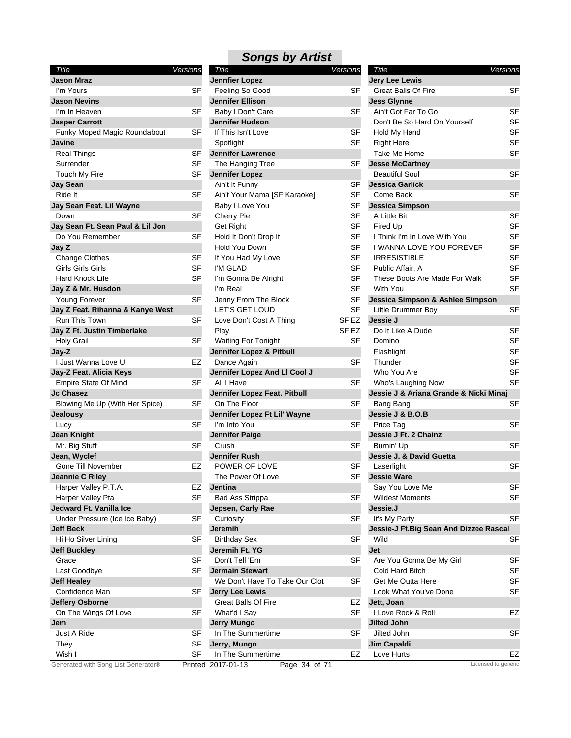## Songs by Artist

| Title | Versions |
|---|---|
| **Jason Mraz** | |
| I'm Yours | SF |
| **Jason Nevins** | |
| I'm In Heaven | SF |
| **Jasper Carrott** | |
| Funky Moped Magic Roundabout | SF |
| **Javine** | |
| Real Things | SF |
| Surrender | SF |
| Touch My Fire | SF |
| **Jay Sean** | |
| Ride It | SF |
| **Jay Sean Feat. Lil Wayne** | |
| Down | SF |
| **Jay Sean Ft. Sean Paul & Lil Jon** | |
| Do You Remember | SF |
| **Jay Z** | |
| Change Clothes | SF |
| Girls Girls Girls | SF |
| Hard Knock Life | SF |
| **Jay Z & Mr. Husdon** | |
| Young Forever | SF |
| **Jay Z Feat. Rihanna & Kanye West** | |
| Run This Town | SF |
| **Jay Z Ft. Justin Timberlake** | |
| Holy Grail | SF |
| **Jay-Z** | |
| I Just Wanna Love U | EZ |
| **Jay-Z Feat. Alicia Keys** | |
| Empire State Of Mind | SF |
| **Jc Chasez** | |
| Blowing Me Up (With Her Spice) | SF |
| **Jealousy** | |
| Lucy | SF |
| **Jean Knight** | |
| Mr. Big Stuff | SF |
| **Jean, Wyclef** | |
| Gone Till November | EZ |
| **Jeannie C Riley** | |
| Harper Valley P.T.A. | EZ |
| Harper Valley Pta | SF |
| **Jedward Ft. Vanilla Ice** | |
| Under Pressure (Ice Ice Baby) | SF |
| **Jeff Beck** | |
| Hi Ho Silver Lining | SF |
| **Jeff Buckley** | |
| Grace | SF |
| Last Goodbye | SF |
| **Jeff Healey** | |
| Confidence Man | SF |
| **Jeffery Osborne** | |
| On The Wings Of Love | SF |
| **Jem** | |
| Just A Ride | SF |
| They | SF |
| Wish I | SF |

| Title | Versions |
|---|---|
| **Jennfier Lopez** | |
| Feeling So Good | SF |
| **Jennifer Ellison** | |
| Baby I Don't Care | SF |
| **Jennifer Hudson** | |
| If This Isn't Love | SF |
| Spotlight | SF |
| **Jennifer Lawrence** | |
| The Hanging Tree | SF |
| **Jennifer Lopez** | |
| Ain't It Funny | SF |
| Ain't Your Mama [SF Karaoke] | SF |
| Baby I Love You | SF |
| Cherry Pie | SF |
| Get Right | SF |
| Hold It Don't Drop It | SF |
| Hold You Down | SF |
| If You Had My Love | SF |
| I'M GLAD | SF |
| I'm Gonna Be Alright | SF |
| I'm Real | SF |
| Jenny From The Block | SF |
| LET'S GET LOUD | SF |
| Love Don't Cost A Thing | SF EZ |
| Play | SF EZ |
| Waiting For Tonight | SF |
| **Jennifer Lopez & Pitbull** | |
| Dance Again | SF |
| **Jennifer Lopez And Ll Cool J** | |
| All I Have | SF |
| **Jennifer Lopez Feat. Pitbull** | |
| On The Floor | SF |
| **Jennifer Lopez Ft Lil' Wayne** | |
| I'm Into You | SF |
| **Jennifer Paige** | |
| Crush | SF |
| **Jennifer Rush** | |
| POWER OF LOVE | SF |
| The Power Of Love | SF |
| **Jentina** | |
| Bad Ass Strippa | SF |
| **Jepsen, Carly Rae** | |
| Curiosity | SF |
| **Jeremih** | |
| Birthday Sex | SF |
| **Jeremih Ft. YG** | |
| Don't Tell 'Em | SF |
| **Jermain Stewart** | |
| We Don't Have To Take Our Clot | SF |
| **Jerry Lee Lewis** | |
| Great Balls Of Fire | EZ |
| What'd I Say | SF |
| **Jerry Mungo** | |
| In The Summertime | SF |
| **Jerry, Mungo** | |
| In The Summertime | EZ |

| Title | Versions |
|---|---|
| **Jery Lee Lewis** | |
| Great Balls Of Fire | SF |
| **Jess Glynne** | |
| Ain't Got Far To Go | SF |
| Don't Be So Hard On Yourself | SF |
| Hold My Hand | SF |
| Right Here | SF |
| Take Me Home | SF |
| **Jesse McCartney** | |
| Beautiful Soul | SF |
| **Jessica Garlick** | |
| Come Back | SF |
| **Jessica Simpson** | |
| A Little Bit | SF |
| Fired Up | SF |
| I Think I'm In Love With You | SF |
| I WANNA LOVE YOU FOREVER | SF |
| IRRESISTIBLE | SF |
| Public Affair, A | SF |
| These Boots Are Made For Walki | SF |
| With You | SF |
| **Jessica Simpson & Ashlee Simpson** | |
| Little Drummer Boy | SF |
| **Jessie J** | |
| Do It Like A Dude | SF |
| Domino | SF |
| Flashlight | SF |
| Thunder | SF |
| Who You Are | SF |
| Who's Laughing Now | SF |
| **Jessie J & Ariana Grande & Nicki Minaj** | |
| Bang Bang | SF |
| **Jessie J & B.O.B** | |
| Price Tag | SF |
| **Jessie J Ft. 2 Chainz** | |
| Burnin' Up | SF |
| **Jessie J. & David Guetta** | |
| Laserlight | SF |
| **Jessie Ware** | |
| Say You Love Me | SF |
| Wildest Moments | SF |
| **Jessie.J** | |
| It's My Party | SF |
| **Jessie-J Ft.Big Sean And Dizzee Rascal** | |
| Wild | SF |
| **Jet** | |
| Are You Gonna Be My Girl | SF |
| Cold Hard Bitch | SF |
| Get Me Outta Here | SF |
| Look What You've Done | SF |
| **Jett, Joan** | |
| I Love Rock & Roll | EZ |
| **Jilted John** | |
| Jilted John | SF |
| **Jim Capaldi** | |
| Love Hurts | EZ |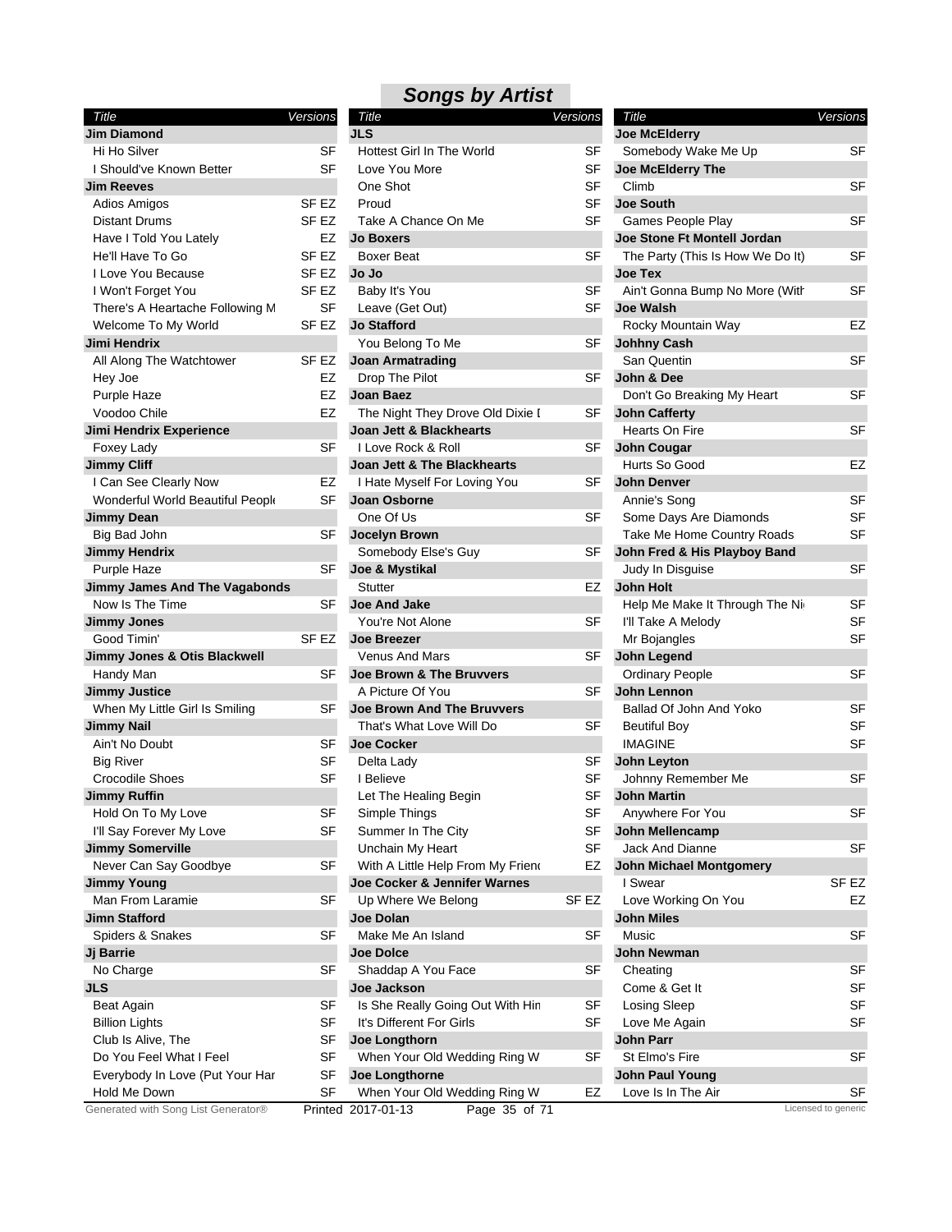# Songs by Artist

| Title | Versions |
|---|---|
| **Jim Diamond** | |
| Hi Ho Silver | SF |
| I Should've Known Better | SF |
| **Jim Reeves** | |
| Adios Amigos | SF EZ |
| Distant Drums | SF EZ |
| Have I Told You Lately | EZ |
| He'll Have To Go | SF EZ |
| I Love You Because | SF EZ |
| I Won't Forget You | SF EZ |
| There's A Heartache Following M | SF |
| Welcome To My World | SF EZ |
| **Jimi Hendrix** | |
| All Along The Watchtower | SF EZ |
| Hey Joe | EZ |
| Purple Haze | EZ |
| Voodoo Chile | EZ |
| **Jimi Hendrix Experience** | |
| Foxey Lady | SF |
| **Jimmy Cliff** | |
| I Can See Clearly Now | EZ |
| Wonderful World Beautiful People | SF |
| **Jimmy Dean** | |
| Big Bad John | SF |
| **Jimmy Hendrix** | |
| Purple Haze | SF |
| **Jimmy James And The Vagabonds** | |
| Now Is The Time | SF |
| **Jimmy Jones** | |
| Good Timin' | SF EZ |
| **Jimmy Jones & Otis Blackwell** | |
| Handy Man | SF |
| **Jimmy Justice** | |
| When My Little Girl Is Smiling | SF |
| **Jimmy Nail** | |
| Ain't No Doubt | SF |
| Big River | SF |
| Crocodile Shoes | SF |
| **Jimmy Ruffin** | |
| Hold On To My Love | SF |
| I'll Say Forever My Love | SF |
| **Jimmy Somerville** | |
| Never Can Say Goodbye | SF |
| **Jimmy Young** | |
| Man From Laramie | SF |
| **Jimn Stafford** | |
| Spiders & Snakes | SF |
| **Jj Barrie** | |
| No Charge | SF |
| **JLS** | |
| Beat Again | SF |
| Billion Lights | SF |
| Club Is Alive, The | SF |
| Do You Feel What I Feel | SF |
| Everybody In Love (Put Your Har | SF |
| Hold Me Down | SF |
| **JLS** | |
| Hottest Girl In The World | SF |
| Love You More | SF |
| One Shot | SF |
| Proud | SF |
| Take A Chance On Me | SF |
| **Jo Boxers** | |
| Boxer Beat | SF |
| **Jo Jo** | |
| Baby It's You | SF |
| Leave (Get Out) | SF |
| **Jo Stafford** | |
| You Belong To Me | SF |
| **Joan Armatrading** | |
| Drop The Pilot | SF |
| **Joan Baez** | |
| The Night They Drove Old Dixie I | SF |
| **Joan Jett & Blackhearts** | |
| I Love Rock & Roll | SF |
| **Joan Jett & The Blackhearts** | |
| I Hate Myself For Loving You | SF |
| **Joan Osborne** | |
| One Of Us | SF |
| **Jocelyn Brown** | |
| Somebody Else's Guy | SF |
| **Joe & Mystikal** | |
| Stutter | EZ |
| **Joe And Jake** | |
| You're Not Alone | SF |
| **Joe Breezer** | |
| Venus And Mars | SF |
| **Joe Brown & The Bruvvers** | |
| A Picture Of You | SF |
| **Joe Brown And The Bruvvers** | |
| That's What Love Will Do | SF |
| **Joe Cocker** | |
| Delta Lady | SF |
| I Believe | SF |
| Let The Healing Begin | SF |
| Simple Things | SF |
| Summer In The City | SF |
| Unchain My Heart | SF |
| With A Little Help From My Friend | EZ |
| **Joe Cocker & Jennifer Warnes** | |
| Up Where We Belong | SF EZ |
| **Joe Dolan** | |
| Make Me An Island | SF |
| **Joe Dolce** | |
| Shaddap A You Face | SF |
| **Joe Jackson** | |
| Is She Really Going Out With Hin | SF |
| It's Different For Girls | SF |
| **Joe Longthorn** | |
| When Your Old Wedding Ring W | SF |
| **Joe Longthorne** | |
| When Your Old Wedding Ring W | EZ |
| **Joe McElderry** | |
| Somebody Wake Me Up | SF |
| **Joe McElderry The** | |
| Climb | SF |
| **Joe South** | |
| Games People Play | SF |
| **Joe Stone Ft Montell Jordan** | |
| The Party (This Is How We Do It) | SF |
| **Joe Tex** | |
| Ain't Gonna Bump No More (With | SF |
| **Joe Walsh** | |
| Rocky Mountain Way | EZ |
| **Johhny Cash** | |
| San Quentin | SF |
| **John & Dee** | |
| Don't Go Breaking My Heart | SF |
| **John Cafferty** | |
| Hearts On Fire | SF |
| **John Cougar** | |
| Hurts So Good | EZ |
| **John Denver** | |
| Annie's Song | SF |
| Some Days Are Diamonds | SF |
| Take Me Home Country Roads | SF |
| **John Fred & His Playboy Band** | |
| Judy In Disguise | SF |
| **John Holt** | |
| Help Me Make It Through The Ni | SF |
| I'll Take A Melody | SF |
| Mr Bojangles | SF |
| **John Legend** | |
| Ordinary People | SF |
| **John Lennon** | |
| Ballad Of John And Yoko | SF |
| Beutiful Boy | SF |
| IMAGINE | SF |
| **John Leyton** | |
| Johnny Remember Me | SF |
| **John Martin** | |
| Anywhere For You | SF |
| **John Mellencamp** | |
| Jack And Dianne | SF |
| **John Michael Montgomery** | |
| I Swear | SF EZ |
| Love Working On You | EZ |
| **John Miles** | |
| Music | SF |
| **John Newman** | |
| Cheating | SF |
| Come & Get It | SF |
| Losing Sleep | SF |
| Love Me Again | SF |
| **John Parr** | |
| St Elmo's Fire | SF |
| **John Paul Young** | |
| Love Is In The Air | SF |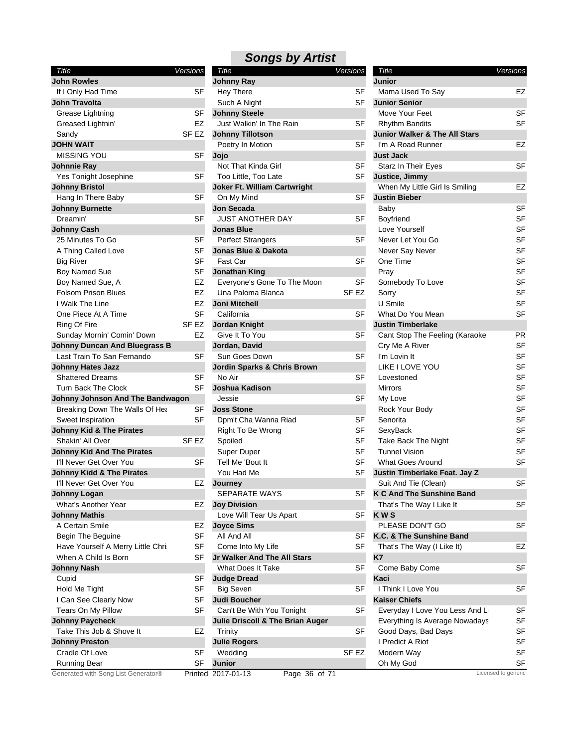## Songs by Artist

| Title | Versions |
|---|---|
| **John Rowles** | |
| If I Only Had Time | SF |
| **John Travolta** | |
| Grease Lightning | SF |
| Greased Lightnin' | EZ |
| Sandy | SF EZ |
| **JOHN WAIT** | |
| MISSING YOU | SF |
| **Johnnie Ray** | |
| Yes Tonight Josephine | SF |
| **Johnny Bristol** | |
| Hang In There Baby | SF |
| **Johnny Burnette** | |
| Dreamin' | SF |
| **Johnny Cash** | |
| 25 Minutes To Go | SF |
| A Thing Called Love | SF |
| Big River | SF |
| Boy Named Sue | SF |
| Boy Named Sue, A | EZ |
| Folsom Prison Blues | EZ |
| I Walk The Line | EZ |
| One Piece At A Time | SF |
| Ring Of Fire | SF EZ |
| Sunday Mornin' Comin' Down | EZ |
| **Johnny Duncan And Bluegrass B** | |
| Last Train To San Fernando | SF |
| **Johnny Hates Jazz** | |
| Shattered Dreams | SF |
| Turn Back The Clock | SF |
| **Johnny Johnson And The Bandwagon** | |
| Breaking Down The Walls Of Hea | SF |
| Sweet Inspiration | SF |
| **Johnny Kid & The Pirates** | |
| Shakin' All Over | SF EZ |
| **Johnny Kid And The Pirates** | |
| I'll Never Get Over You | SF |
| **Johnny Kidd & The Pirates** | |
| I'll Never Get Over You | EZ |
| **Johnny Logan** | |
| What's Another Year | EZ |
| **Johnny Mathis** | |
| A Certain Smile | EZ |
| Begin The Beguine | SF |
| Have Yourself A Merry Little Chri | SF |
| When A Child Is Born | SF |
| **Johnny Nash** | |
| Cupid | SF |
| Hold Me Tight | SF |
| I Can See Clearly Now | SF |
| Tears On My Pillow | SF |
| **Johnny Paycheck** | |
| Take This Job & Shove It | EZ |
| **Johnny Preston** | |
| Cradle Of Love | SF |
| Running Bear | SF |
| **Johnny Ray** | |
| Hey There | SF |
| Such A Night | SF |
| **Johnny Steele** | |
| Just Walkin' In The Rain | SF |
| **Johnny Tillotson** | |
| Poetry In Motion | SF |
| **Jojo** | |
| Not That Kinda Girl | SF |
| Too Little, Too Late | SF |
| **Joker Ft. William Cartwright** | |
| On My Mind | SF |
| **Jon Secada** | |
| JUST ANOTHER DAY | SF |
| **Jonas Blue** | |
| Perfect Strangers | SF |
| **Jonas Blue & Dakota** | |
| Fast Car | SF |
| **Jonathan King** | |
| Everyone's Gone To The Moon | SF |
| Una Paloma Blanca | SF EZ |
| **Joni Mitchell** | |
| California | SF |
| **Jordan Knight** | |
| Give It To You | SF |
| **Jordan, David** | |
| Sun Goes Down | SF |
| **Jordin Sparks & Chris Brown** | |
| No Air | SF |
| **Joshua Kadison** | |
| Jessie | SF |
| **Joss Stone** | |
| Dpm't Cha Wanna Riad | SF |
| Right To Be Wrong | SF |
| Spoiled | SF |
| Super Duper | SF |
| Tell Me 'Bout It | SF |
| You Had Me | SF |
| **Journey** | |
| SEPARATE WAYS | SF |
| **Joy Division** | |
| Love Will Tear Us Apart | SF |
| **Joyce Sims** | |
| All And All | SF |
| Come Into My Life | SF |
| **Jr Walker And The All Stars** | |
| What Does It Take | SF |
| **Judge Dread** | |
| Big Seven | SF |
| **Judi Boucher** | |
| Can't Be With You Tonight | SF |
| **Julie Driscoll & The Brian Auger** | |
| Trinity | SF |
| **Julie Rogers** | |
| Wedding | SF EZ |
| **Junior** | |
| Mama Used To Say | EZ |
| **Junior Senior** | |
| Move Your Feet | SF |
| Rhythm Bandits | SF |
| **Junior Walker & The All Stars** | |
| I'm A Road Runner | EZ |
| **Just Jack** | |
| Starz In Their Eyes | SF |
| **Justice, Jimmy** | |
| When My Little Girl Is Smiling | EZ |
| **Justin Bieber** | |
| Baby | SF |
| Boyfriend | SF |
| Love Yourself | SF |
| Never Let You Go | SF |
| Never Say Never | SF |
| One Time | SF |
| Pray | SF |
| Somebody To Love | SF |
| Sorry | SF |
| U Smile | SF |
| What Do You Mean | SF |
| **Justin Timberlake** | |
| Cant Stop The Feeling (Karaoke | PR |
| Cry Me A River | SF |
| I'm Lovin It | SF |
| LIKE I LOVE YOU | SF |
| Lovestoned | SF |
| Mirrors | SF |
| My Love | SF |
| Rock Your Body | SF |
| Senorita | SF |
| SexyBack | SF |
| Take Back The Night | SF |
| Tunnel Vision | SF |
| What Goes Around | SF |
| **Justin Timberlake Feat. Jay Z** | |
| Suit And Tie (Clean) | SF |
| **K C And The Sunshine Band** | |
| That's The Way I Like It | SF |
| **K W S** | |
| PLEASE DON'T GO | SF |
| **K.C. & The Sunshine Band** | |
| That's The Way (I Like It) | EZ |
| **K7** | |
| Come Baby Come | SF |
| **Kaci** | |
| I Think I Love You | SF |
| **Kaiser Chiefs** | |
| Everyday I Love You Less And L | SF |
| Everything Is Average Nowadays | SF |
| Good Days, Bad Days | SF |
| I Predict A Riot | SF |
| Modern Way | SF |
| Oh My God | SF |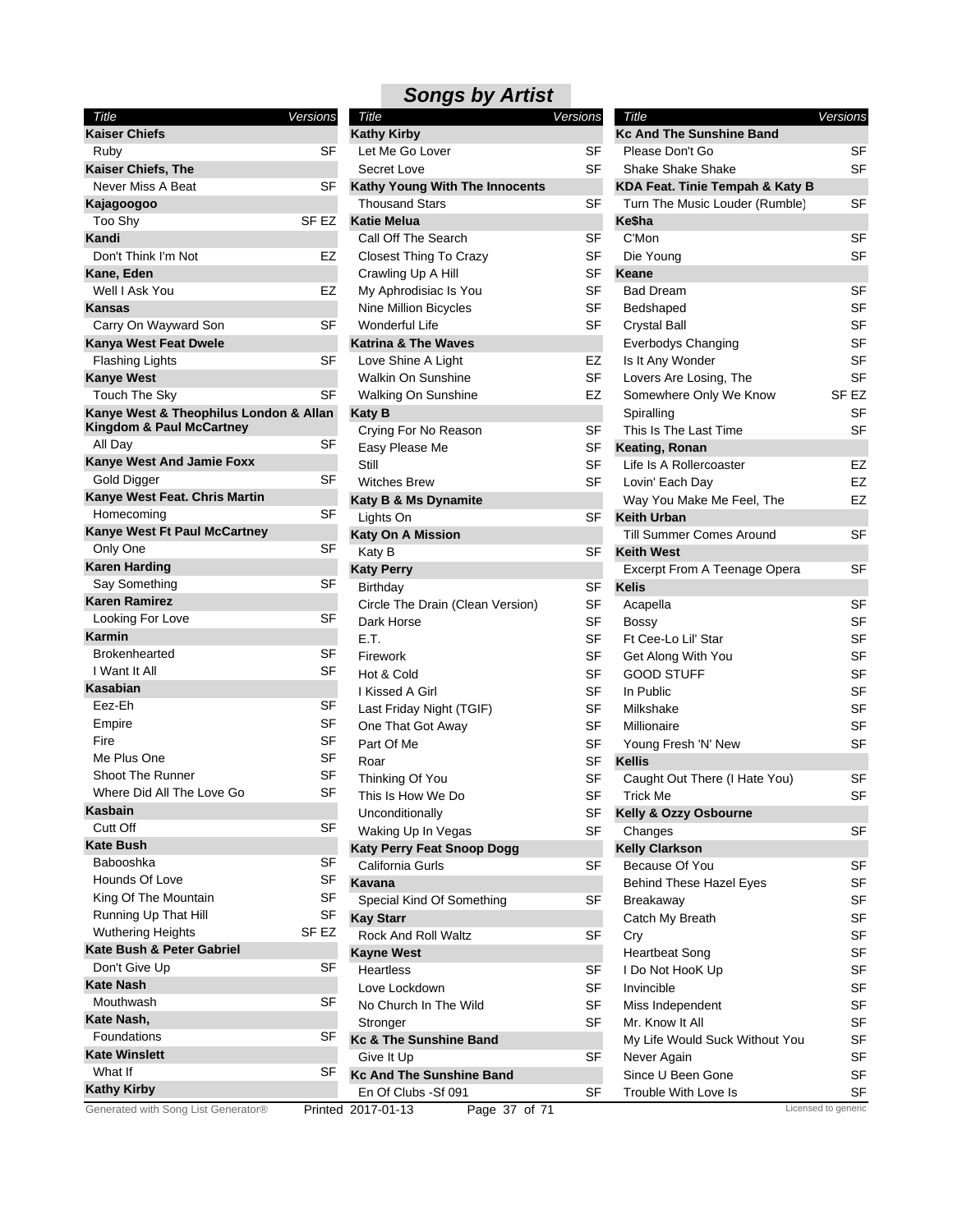# Songs by Artist

| Title | Versions |
|---|---|
| **Kaiser Chiefs** | |
| Ruby | SF |
| **Kaiser Chiefs, The** | |
| Never Miss A Beat | SF |
| **Kajagoogoo** | |
| Too Shy | SF EZ |
| **Kandi** | |
| Don't Think I'm Not | EZ |
| **Kane, Eden** | |
| Well I Ask You | EZ |
| **Kansas** | |
| Carry On Wayward Son | SF |
| **Kanya West Feat Dwele** | |
| Flashing Lights | SF |
| **Kanye West** | |
| Touch The Sky | SF |
| **Kanye West & Theophilus London & Allan Kingdom & Paul McCartney** | |
| All Day | SF |
| **Kanye West And Jamie Foxx** | |
| Gold Digger | SF |
| **Kanye West Feat. Chris Martin** | |
| Homecoming | SF |
| **Kanye West Ft Paul McCartney** | |
| Only One | SF |
| **Karen Harding** | |
| Say Something | SF |
| **Karen Ramirez** | |
| Looking For Love | SF |
| **Karmin** | |
| Brokenhearted | SF |
| I Want It All | SF |
| **Kasabian** | |
| Eez-Eh | SF |
| Empire | SF |
| Fire | SF |
| Me Plus One | SF |
| Shoot The Runner | SF |
| Where Did All The Love Go | SF |
| **Kasbain** | |
| Cutt Off | SF |
| **Kate Bush** | |
| Babooshka | SF |
| Hounds Of Love | SF |
| King Of The Mountain | SF |
| Running Up That Hill | SF |
| Wuthering Heights | SF EZ |
| **Kate Bush & Peter Gabriel** | |
| Don't Give Up | SF |
| **Kate Nash** | |
| Mouthwash | SF |
| **Kate Nash,** | |
| Foundations | SF |
| **Kate Winslett** | |
| What If | SF |
| **Kathy Kirby** | |
| Let Me Go Lover | SF |
| Secret Love | SF |
| **Kathy Young With The Innocents** | |
| Thousand Stars | SF |
| **Katie Melua** | |
| Call Off The Search | SF |
| Closest Thing To Crazy | SF |
| Crawling Up A Hill | SF |
| My Aphrodisiac Is You | SF |
| Nine Million Bicycles | SF |
| Wonderful Life | SF |
| **Katrina & The Waves** | |
| Love Shine A Light | EZ |
| Walkin On Sunshine | SF |
| Walking On Sunshine | EZ |
| **Katy B** | |
| Crying For No Reason | SF |
| Easy Please Me | SF |
| Still | SF |
| Witches Brew | SF |
| **Katy B & Ms Dynamite** | |
| Lights On | SF |
| **Katy On A Mission** | |
| Katy B | SF |
| **Katy Perry** | |
| Birthday | SF |
| Circle The Drain (Clean Version) | SF |
| Dark Horse | SF |
| E.T. | SF |
| Firework | SF |
| Hot & Cold | SF |
| I Kissed A Girl | SF |
| Last Friday Night (TGIF) | SF |
| One That Got Away | SF |
| Part Of Me | SF |
| Roar | SF |
| Thinking Of You | SF |
| This Is How We Do | SF |
| Unconditionally | SF |
| Waking Up In Vegas | SF |
| **Katy Perry Feat Snoop Dogg** | |
| California Gurls | SF |
| **Kavana** | |
| Special Kind Of Something | SF |
| **Kay Starr** | |
| Rock And Roll Waltz | SF |
| **Kayne West** | |
| Heartless | SF |
| Love Lockdown | SF |
| No Church In The Wild | SF |
| Stronger | SF |
| **Kc & The Sunshine Band** | |
| Give It Up | SF |
| **Kc And The Sunshine Band** | |
| En Of Clubs -Sf 091 | SF |
| **Kc And The Sunshine Band** | |
| Please Don't Go | SF |
| Shake Shake Shake | SF |
| **KDA Feat. Tinie Tempah & Katy B** | |
| Turn The Music Louder (Rumble) | SF |
| **Ke$ha** | |
| C'Mon | SF |
| Die Young | SF |
| **Keane** | |
| Bad Dream | SF |
| Bedshaped | SF |
| Crystal Ball | SF |
| Everbodys Changing | SF |
| Is It Any Wonder | SF |
| Lovers Are Losing, The | SF |
| Somewhere Only We Know | SF EZ |
| Spiralling | SF |
| This Is The Last Time | SF |
| **Keating, Ronan** | |
| Life Is A Rollercoaster | EZ |
| Lovin' Each Day | EZ |
| Way You Make Me Feel, The | EZ |
| **Keith Urban** | |
| Till Summer Comes Around | SF |
| **Keith West** | |
| Excerpt From A Teenage Opera | SF |
| **Kelis** | |
| Acapella | SF |
| Bossy | SF |
| Ft Cee-Lo Lil' Star | SF |
| Get Along With You | SF |
| GOOD STUFF | SF |
| In Public | SF |
| Milkshake | SF |
| Millionaire | SF |
| Young Fresh 'N' New | SF |
| **Kellis** | |
| Caught Out There (I Hate You) | SF |
| Trick Me | SF |
| **Kelly & Ozzy Osbourne** | |
| Changes | SF |
| **Kelly Clarkson** | |
| Because Of You | SF |
| Behind These Hazel Eyes | SF |
| Breakaway | SF |
| Catch My Breath | SF |
| Cry | SF |
| Heartbeat Song | SF |
| I Do Not HooK Up | SF |
| Invincible | SF |
| Miss Independent | SF |
| Mr. Know It All | SF |
| My Life Would Suck Without You | SF |
| Never Again | SF |
| Since U Been Gone | SF |
| Trouble With Love Is | SF |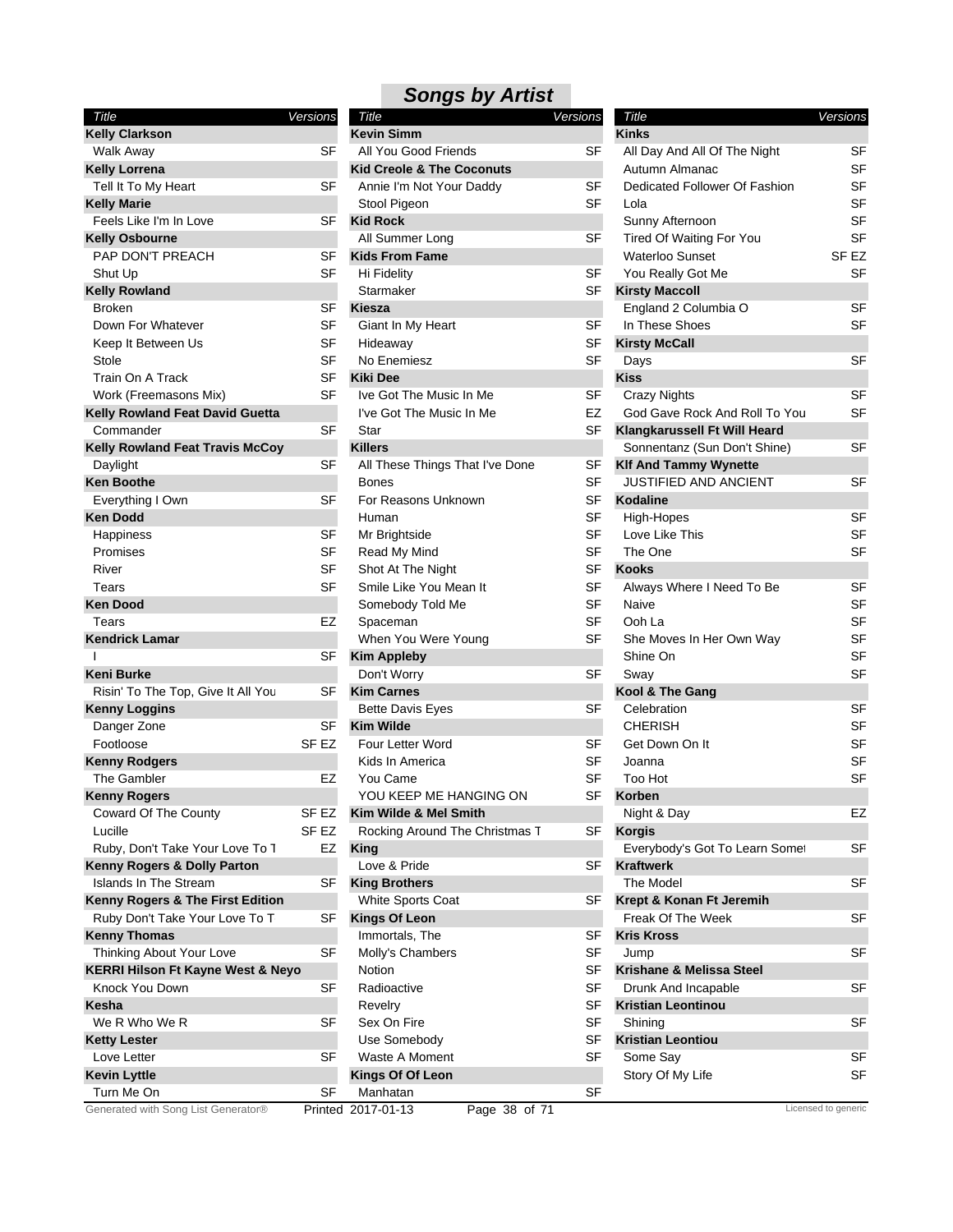## Songs by Artist

| Title | Versions |
|---|---|
| **Kelly Clarkson** | |
| Walk Away | SF |
| **Kelly Lorrena** | |
| Tell It To My Heart | SF |
| **Kelly Marie** | |
| Feels Like I'm In Love | SF |
| **Kelly Osbourne** | |
| PAP DON'T PREACH | SF |
| Shut Up | SF |
| **Kelly Rowland** | |
| Broken | SF |
| Down For Whatever | SF |
| Keep It Between Us | SF |
| Stole | SF |
| Train On A Track | SF |
| Work (Freemasons Mix) | SF |
| **Kelly Rowland Feat David Guetta** | |
| Commander | SF |
| **Kelly Rowland Feat Travis McCoy** | |
| Daylight | SF |
| **Ken Boothe** | |
| Everything I Own | SF |
| **Ken Dodd** | |
| Happiness | SF |
| Promises | SF |
| River | SF |
| Tears | SF |
| **Ken Dood** | |
| Tears | EZ |
| **Kendrick Lamar** | |
| I | SF |
| **Keni Burke** | |
| Risin' To The Top, Give It All You | SF |
| **Kenny Loggins** | |
| Danger Zone | SF |
| Footloose | SF EZ |
| **Kenny Rodgers** | |
| The Gambler | EZ |
| **Kenny Rogers** | |
| Coward Of The County | SF EZ |
| Lucille | SF EZ |
| Ruby, Don't Take Your Love To T | EZ |
| **Kenny Rogers & Dolly Parton** | |
| Islands In The Stream | SF |
| **Kenny Rogers & The First Edition** | |
| Ruby Don't Take Your Love To T | SF |
| **Kenny Thomas** | |
| Thinking About Your Love | SF |
| **KERRI Hilson Ft Kayne West & Neyo** | |
| Knock You Down | SF |
| **Kesha** | |
| We R Who We R | SF |
| **Ketty Lester** | |
| Love Letter | SF |
| **Kevin Lyttle** | |
| Turn Me On | SF |
| **Kevin Simm** | |
| All You Good Friends | SF |
| **Kid Creole & The Coconuts** | |
| Annie I'm Not Your Daddy | SF |
| Stool Pigeon | SF |
| **Kid Rock** | |
| All Summer Long | SF |
| **Kids From Fame** | |
| Hi Fidelity | SF |
| Starmaker | SF |
| **Kiesza** | |
| Giant In My Heart | SF |
| Hideaway | SF |
| No Enemiesz | SF |
| **Kiki Dee** | |
| Ive Got The Music In Me | SF |
| I've Got The Music In Me | EZ |
| Star | SF |
| **Killers** | |
| All These Things That I've Done | SF |
| Bones | SF |
| For Reasons Unknown | SF |
| Human | SF |
| Mr Brightside | SF |
| Read My Mind | SF |
| Shot At The Night | SF |
| Smile Like You Mean It | SF |
| Somebody Told Me | SF |
| Spaceman | SF |
| When You Were Young | SF |
| **Kim Appleby** | |
| Don't Worry | SF |
| **Kim Carnes** | |
| Bette Davis Eyes | SF |
| **Kim Wilde** | |
| Four Letter Word | SF |
| Kids In America | SF |
| You Came | SF |
| YOU KEEP ME HANGING ON | SF |
| **Kim Wilde & Mel Smith** | |
| Rocking Around The Christmas T | SF |
| **King** | |
| Love & Pride | SF |
| **King Brothers** | |
| White Sports Coat | SF |
| **Kings Of Leon** | |
| Immortals, The | SF |
| Molly's Chambers | SF |
| Notion | SF |
| Radioactive | SF |
| Revelry | SF |
| Sex On Fire | SF |
| Use Somebody | SF |
| Waste A Moment | SF |
| **Kings Of Of Leon** | |
| Manhatan | SF |
| **Kinks** | |
| All Day And All Of The Night | SF |
| Autumn Almanac | SF |
| Dedicated Follower Of Fashion | SF |
| Lola | SF |
| Sunny Afternoon | SF |
| Tired Of Waiting For You | SF |
| Waterloo Sunset | SF EZ |
| You Really Got Me | SF |
| **Kirsty Maccoll** | |
| England 2 Columbia O | SF |
| In These Shoes | SF |
| **Kirsty McCall** | |
| Days | SF |
| **Kiss** | |
| Crazy Nights | SF |
| God Gave Rock And Roll To You | SF |
| **Klangkarussell Ft Will Heard** | |
| Sonnentanz (Sun Don't Shine) | SF |
| **Klf And Tammy Wynette** | |
| JUSTIFIED AND ANCIENT | SF |
| **Kodaline** | |
| High-Hopes | SF |
| Love Like This | SF |
| The One | SF |
| **Kooks** | |
| Always Where I Need To Be | SF |
| Naive | SF |
| Ooh La | SF |
| She Moves In Her Own Way | SF |
| Shine On | SF |
| Sway | SF |
| **Kool & The Gang** | |
| Celebration | SF |
| CHERISH | SF |
| Get Down On It | SF |
| Joanna | SF |
| Too Hot | SF |
| **Korben** | |
| Night & Day | EZ |
| **Korgis** | |
| Everybody's Got To Learn Somet | SF |
| **Kraftwerk** | |
| The Model | SF |
| **Krept & Konan Ft Jeremih** | |
| Freak Of The Week | SF |
| **Kris Kross** | |
| Jump | SF |
| **Krishane & Melissa Steel** | |
| Drunk And Incapable | SF |
| **Kristian Leontinou** | |
| Shining | SF |
| **Kristian Leontiou** | |
| Some Say | SF |
| Story Of My Life | SF |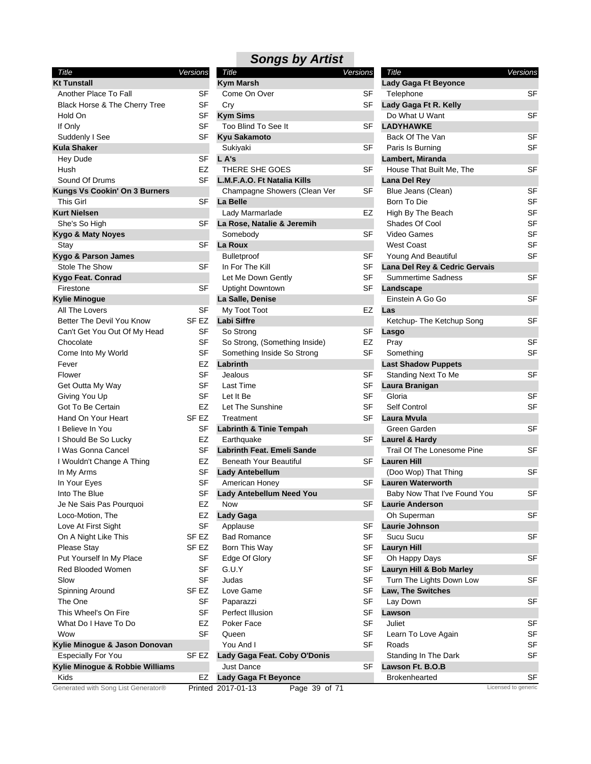## Songs by Artist

| Title | Versions |
|---|---|
| **Kt Tunstall** | |
| Another Place To Fall | SF |
| Black Horse & The Cherry Tree | SF |
| Hold On | SF |
| If Only | SF |
| Suddenly I See | SF |
| **Kula Shaker** | |
| Hey Dude | SF |
| Hush | EZ |
| Sound Of Drums | SF |
| **Kungs Vs Cookin' On 3 Burners** | |
| This Girl | SF |
| **Kurt Nielsen** | |
| She's So High | SF |
| **Kygo & Maty Noyes** | |
| Stay | SF |
| **Kygo & Parson James** | |
| Stole The Show | SF |
| **Kygo Feat. Conrad** | |
| Firestone | SF |
| **Kylie Minogue** | |
| All The Lovers | SF |
| Better The Devil You Know | SF EZ |
| Can't Get You Out Of My Head | SF |
| Chocolate | SF |
| Come Into My World | SF |
| Fever | EZ |
| Flower | SF |
| Get Outta My Way | SF |
| Giving You Up | SF |
| Got To Be Certain | EZ |
| Hand On Your Heart | SF EZ |
| I Believe In You | SF |
| I Should Be So Lucky | EZ |
| I Was Gonna Cancel | SF |
| I Wouldn't Change A Thing | EZ |
| In My Arms | SF |
| In Your Eyes | SF |
| Into The Blue | SF |
| Je Ne Sais Pas Pourquoi | EZ |
| Loco-Motion, The | EZ |
| Love At First Sight | SF |
| On A Night Like This | SF EZ |
| Please Stay | SF EZ |
| Put Yourself In My Place | SF |
| Red Blooded Women | SF |
| Slow | SF |
| Spinning Around | SF EZ |
| The One | SF |
| This Wheel's On Fire | SF |
| What Do I Have To Do | EZ |
| Wow | SF |
| **Kylie Minogue & Jason Donovan** | |
| Especially For You | SF EZ |
| **Kylie Minogue & Robbie Williams** | |
| Kids | EZ |
| **Kym Marsh** | |
| Come On Over | SF |
| Cry | SF |
| **Kym Sims** | |
| Too Blind To See It | SF |
| **Kyu Sakamoto** | |
| Sukiyaki | SF |
| **L A's** | |
| THERE SHE GOES | SF |
| **L.M.F.A.O. Ft Natalia Kills** | |
| Champagne Showers (Clean Ver | SF |
| **La Belle** | |
| Lady Marmarlade | EZ |
| **La Rose, Natalie & Jeremih** | |
| Somebody | SF |
| **La Roux** | |
| Bulletproof | SF |
| In For The Kill | SF |
| Let Me Down Gently | SF |
| Uptight Downtown | SF |
| **La Salle, Denise** | |
| My Toot Toot | EZ |
| **Labi Siffre** | |
| So Strong | SF |
| So Strong, (Something Inside) | EZ |
| Something Inside So Strong | SF |
| **Labrinth** | |
| Jealous | SF |
| Last Time | SF |
| Let It Be | SF |
| Let The Sunshine | SF |
| Treatment | SF |
| **Labrinth & Tinie Tempah** | |
| Earthquake | SF |
| **Labrinth Feat. Emeli Sande** | |
| Beneath Your Beautiful | SF |
| **Lady Antebellum** | |
| American Honey | SF |
| **Lady Antebellum Need You** | |
| Now | SF |
| **Lady Gaga** | |
| Applause | SF |
| Bad Romance | SF |
| Born This Way | SF |
| Edge Of Glory | SF |
| G.U.Y | SF |
| Judas | SF |
| Love Game | SF |
| Paparazzi | SF |
| Perfect Illusion | SF |
| Poker Face | SF |
| Queen | SF |
| You And I | SF |
| **Lady Gaga Feat. Coby O'Donis** | |
| Just Dance | SF |
| **Lady Gaga Ft Beyonce** | |
| Telephone | SF |
| **Lady Gaga Ft R. Kelly** | |
| Do What U Want | SF |
| **LADYHAWKE** | |
| Back Of The Van | SF |
| Paris Is Burning | SF |
| **Lambert, Miranda** | |
| House That Built Me, The | SF |
| **Lana Del Rey** | |
| Blue Jeans (Clean) | SF |
| Born To Die | SF |
| High By The Beach | SF |
| Shades Of Cool | SF |
| Video Games | SF |
| West Coast | SF |
| Young And Beautiful | SF |
| **Lana Del Rey & Cedric Gervais** | |
| Summertime Sadness | SF |
| **Landscape** | |
| Einstein A Go Go | SF |
| **Las** | |
| Ketchup- The Ketchup Song | SF |
| **Lasgo** | |
| Pray | SF |
| Something | SF |
| **Last Shadow Puppets** | |
| Standing Next To Me | SF |
| **Laura Branigan** | |
| Gloria | SF |
| Self Control | SF |
| **Laura Mvula** | |
| Green Garden | SF |
| **Laurel & Hardy** | |
| Trail Of The Lonesome Pine | SF |
| **Lauren Hill** | |
| (Doo Wop) That Thing | SF |
| **Lauren Waterworth** | |
| Baby Now That I've Found You | SF |
| **Laurie Anderson** | |
| Oh Superman | SF |
| **Laurie Johnson** | |
| Sucu Sucu | SF |
| **Lauryn Hill** | |
| Oh Happy Days | SF |
| **Lauryn Hill & Bob Marley** | |
| Turn The Lights Down Low | SF |
| **Law, The Switches** | |
| Lay Down | SF |
| **Lawson** | |
| Juliet | SF |
| Learn To Love Again | SF |
| Roads | SF |
| Standing In The Dark | SF |
| **Lawson Ft. B.O.B** | |
| Brokenhearted | SF |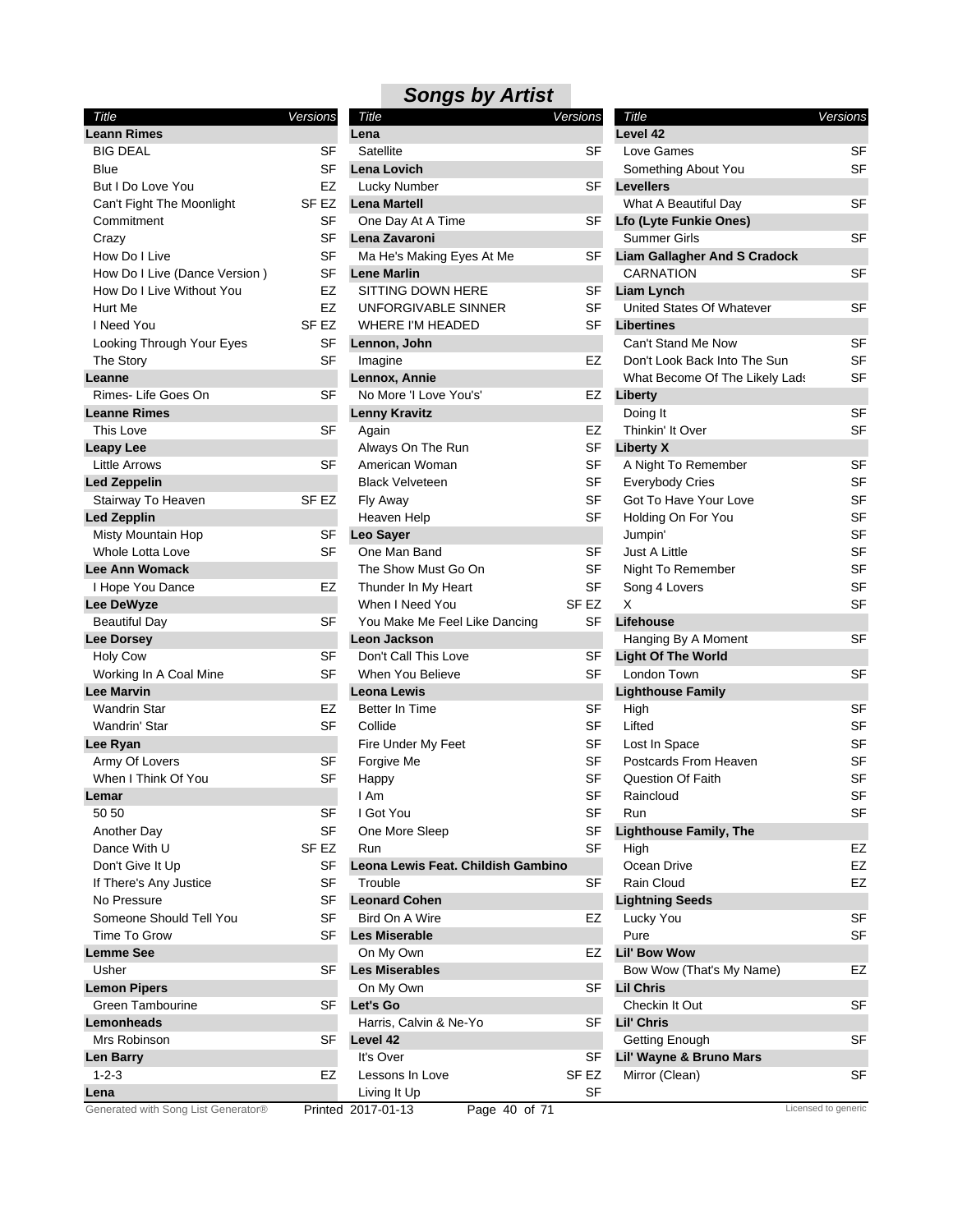## Songs by Artist

| Title | Versions |
|---|---|
| **Leann Rimes** | |
| BIG DEAL | SF |
| Blue | SF |
| But I Do Love You | EZ |
| Can't Fight The Moonlight | SF EZ |
| Commitment | SF |
| Crazy | SF |
| How Do I Live | SF |
| How Do I Live (Dance Version ) | SF |
| How Do I Live Without You | EZ |
| Hurt Me | EZ |
| I Need You | SF EZ |
| Looking Through Your Eyes | SF |
| The Story | SF |
| **Leanne** | |
| Rimes- Life Goes On | SF |
| **Leanne Rimes** | |
| This Love | SF |
| **Leapy Lee** | |
| Little Arrows | SF |
| **Led Zeppelin** | |
| Stairway To Heaven | SF EZ |
| **Led Zepplin** | |
| Misty Mountain Hop | SF |
| Whole Lotta Love | SF |
| **Lee Ann Womack** | |
| I Hope You Dance | EZ |
| **Lee DeWyze** | |
| Beautiful Day | SF |
| **Lee Dorsey** | |
| Holy Cow | SF |
| Working In A Coal Mine | SF |
| **Lee Marvin** | |
| Wandrin Star | EZ |
| Wandrin' Star | SF |
| **Lee Ryan** | |
| Army Of Lovers | SF |
| When I Think Of You | SF |
| **Lemar** | |
| 50 50 | SF |
| Another Day | SF |
| Dance With U | SF EZ |
| Don't Give It Up | SF |
| If There's Any Justice | SF |
| No Pressure | SF |
| Someone Should Tell You | SF |
| Time To Grow | SF |
| **Lemme See** | |
| Usher | SF |
| **Lemon Pipers** | |
| Green Tambourine | SF |
| **Lemonheads** | |
| Mrs Robinson | SF |
| **Len Barry** | |
| 1-2-3 | EZ |
| **Lena** | |
| **Lena** | |
| Satellite | SF |
| **Lena Lovich** | |
| Lucky Number | SF |
| **Lena Martell** | |
| One Day At A Time | SF |
| **Lena Zavaroni** | |
| Ma He's Making Eyes At Me | SF |
| **Lene Marlin** | |
| SITTING DOWN HERE | SF |
| UNFORGIVABLE SINNER | SF |
| WHERE I'M HEADED | SF |
| **Lennon, John** | |
| Imagine | EZ |
| **Lennox, Annie** | |
| No More 'I Love You's' | EZ |
| **Lenny Kravitz** | |
| Again | EZ |
| Always On The Run | SF |
| American Woman | SF |
| Black Velveteen | SF |
| Fly Away | SF |
| Heaven Help | SF |
| **Leo Sayer** | |
| One Man Band | SF |
| The Show Must Go On | SF |
| Thunder In My Heart | SF |
| When I Need You | SF EZ |
| You Make Me Feel Like Dancing | SF |
| **Leon Jackson** | |
| Don't Call This Love | SF |
| When You Believe | SF |
| **Leona Lewis** | |
| Better In Time | SF |
| Collide | SF |
| Fire Under My Feet | SF |
| Forgive Me | SF |
| Happy | SF |
| I Am | SF |
| I Got You | SF |
| One More Sleep | SF |
| Run | SF |
| **Leona Lewis Feat. Childish Gambino** | |
| Trouble | SF |
| **Leonard Cohen** | |
| Bird On A Wire | EZ |
| **Les Miserable** | |
| On My Own | EZ |
| **Les Miserables** | |
| On My Own | SF |
| **Let's Go** | |
| Harris, Calvin & Ne-Yo | SF |
| **Level 42** | |
| It's Over | SF |
| Lessons In Love | SF EZ |
| Living It Up | SF |
| **Level 42** | |
| Love Games | SF |
| Something About You | SF |
| **Levellers** | |
| What A Beautiful Day | SF |
| **Lfo (Lyte Funkie Ones)** | |
| Summer Girls | SF |
| **Liam Gallagher And S Cradock** | |
| CARNATION | SF |
| **Liam Lynch** | |
| United States Of Whatever | SF |
| **Libertines** | |
| Can't Stand Me Now | SF |
| Don't Look Back Into The Sun | SF |
| What Become Of The Likely Lads | SF |
| **Liberty** | |
| Doing It | SF |
| Thinkin' It Over | SF |
| **Liberty X** | |
| A Night To Remember | SF |
| Everybody Cries | SF |
| Got To Have Your Love | SF |
| Holding On For You | SF |
| Jumpin' | SF |
| Just A Little | SF |
| Night To Remember | SF |
| Song 4 Lovers | SF |
| X | SF |
| **Lifehouse** | |
| Hanging By A Moment | SF |
| **Light Of The World** | |
| London Town | SF |
| **Lighthouse Family** | |
| High | SF |
| Lifted | SF |
| Lost In Space | SF |
| Postcards From Heaven | SF |
| Question Of Faith | SF |
| Raincloud | SF |
| Run | SF |
| **Lighthouse Family, The** | |
| High | EZ |
| Ocean Drive | EZ |
| Rain Cloud | EZ |
| **Lightning Seeds** | |
| Lucky You | SF |
| Pure | SF |
| **Lil' Bow Wow** | |
| Bow Wow (That's My Name) | EZ |
| **Lil Chris** | |
| Checkin It Out | SF |
| **Lil' Chris** | |
| Getting Enough | SF |
| **Lil' Wayne & Bruno Mars** | |
| Mirror (Clean) | SF |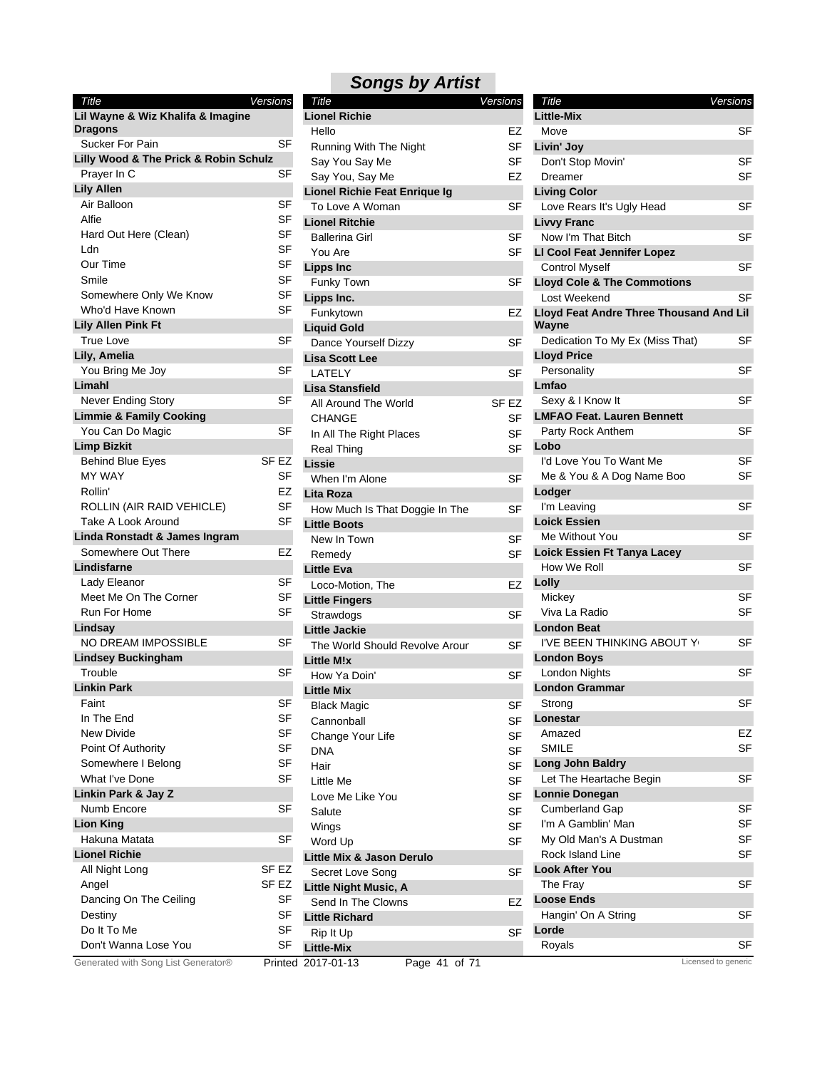## Songs by Artist

| Title | Versions |
|---|---|
| **Lil Wayne & Wiz Khalifa & Imagine Dragons** | |
| Sucker For Pain | SF |
| **Lilly Wood & The Prick & Robin Schulz** | |
| Prayer In C | SF |
| **Lily Allen** | |
| Air Balloon | SF |
| Alfie | SF |
| Hard Out Here (Clean) | SF |
| Ldn | SF |
| Our Time | SF |
| Smile | SF |
| Somewhere Only We Know | SF |
| Who'd Have Known | SF |
| **Lily Allen Pink Ft** | |
| True Love | SF |
| **Lily, Amelia** | |
| You Bring Me Joy | SF |
| **Limahl** | |
| Never Ending Story | SF |
| **Limmie & Family Cooking** | |
| You Can Do Magic | SF |
| **Limp Bizkit** | |
| Behind Blue Eyes | SF EZ |
| MY WAY | SF |
| Rollin' | EZ |
| ROLLIN (AIR RAID VEHICLE) | SF |
| Take A Look Around | SF |
| **Linda Ronstadt & James Ingram** | |
| Somewhere Out There | EZ |
| **Lindisfarne** | |
| Lady Eleanor | SF |
| Meet Me On The Corner | SF |
| Run For Home | SF |
| **Lindsay** | |
| NO DREAM IMPOSSIBLE | SF |
| **Lindsey Buckingham** | |
| Trouble | SF |
| **Linkin Park** | |
| Faint | SF |
| In The End | SF |
| New Divide | SF |
| Point Of Authority | SF |
| Somewhere I Belong | SF |
| What I've Done | SF |
| **Linkin Park & Jay Z** | |
| Numb Encore | SF |
| **Lion King** | |
| Hakuna Matata | SF |
| **Lionel Richie** | |
| All Night Long | SF EZ |
| Angel | SF EZ |
| Dancing On The Ceiling | SF |
| Destiny | SF |
| Do It To Me | SF |
| Don't Wanna Lose You | SF |
| **Lionel Richie** | |
| Hello | EZ |
| Running With The Night | SF |
| Say You Say Me | SF |
| Say You, Say Me | EZ |
| **Lionel Richie Feat Enrique Ig** | |
| To Love A Woman | SF |
| **Lionel Ritchie** | |
| Ballerina Girl | SF |
| You Are | SF |
| **Lipps Inc** | |
| Funky Town | SF |
| **Lipps Inc.** | |
| Funkytown | EZ |
| **Liquid Gold** | |
| Dance Yourself Dizzy | SF |
| **Lisa Scott Lee** | |
| LATELY | SF |
| **Lisa Stansfield** | |
| All Around The World | SF EZ |
| CHANGE | SF |
| In All The Right Places | SF |
| Real Thing | SF |
| **Lissie** | |
| When I'm Alone | SF |
| **Lita Roza** | |
| How Much Is That Doggie In The | SF |
| **Little Boots** | |
| New In Town | SF |
| Remedy | SF |
| **Little Eva** | |
| Loco-Motion, The | EZ |
| **Little Fingers** | |
| Strawdogs | SF |
| **Little Jackie** | |
| The World Should Revolve Arour | SF |
| **Little M!x** | |
| How Ya Doin' | SF |
| **Little Mix** | |
| Black Magic | SF |
| Cannonball | SF |
| Change Your Life | SF |
| DNA | SF |
| Hair | SF |
| Little Me | SF |
| Love Me Like You | SF |
| Salute | SF |
| Wings | SF |
| Word Up | SF |
| **Little Mix & Jason Derulo** | |
| Secret Love Song | SF |
| **Little Night Music, A** | |
| Send In The Clowns | EZ |
| **Little Richard** | |
| Rip It Up | SF |
| **Little-Mix** | |
| Move | SF |
| **Livin' Joy** | |
| Don't Stop Movin' | SF |
| Dreamer | SF |
| **Living Color** | |
| Love Rears It's Ugly Head | SF |
| **Livvy Franc** | |
| Now I'm That Bitch | SF |
| **Ll Cool Feat Jennifer Lopez** | |
| Control Myself | SF |
| **Lloyd Cole & The Commotions** | |
| Lost Weekend | SF |
| **Lloyd Feat Andre Three Thousand And Lil Wayne** | |
| Dedication To My Ex (Miss That) | SF |
| **Lloyd Price** | |
| Personality | SF |
| **Lmfao** | |
| Sexy & I Know It | SF |
| **LMFAO Feat. Lauren Bennett** | |
| Party Rock Anthem | SF |
| **Lobo** | |
| I'd Love You To Want Me | SF |
| Me & You & A Dog Name Boo | SF |
| **Lodger** | |
| I'm Leaving | SF |
| **Loick Essien** | |
| Me Without You | SF |
| **Loick Essien Ft Tanya Lacey** | |
| How We Roll | SF |
| **Lolly** | |
| Mickey | SF |
| Viva La Radio | SF |
| **London Beat** | |
| I'VE BEEN THINKING ABOUT Y | SF |
| **London Boys** | |
| London Nights | SF |
| **London Grammar** | |
| Strong | SF |
| **Lonestar** | |
| Amazed | EZ |
| SMILE | SF |
| **Long John Baldry** | |
| Let The Heartache Begin | SF |
| **Lonnie Donegan** | |
| Cumberland Gap | SF |
| I'm A Gamblin' Man | SF |
| My Old Man's A Dustman | SF |
| Rock Island Line | SF |
| **Look After You** | |
| The Fray | SF |
| **Loose Ends** | |
| Hangin' On A String | SF |
| **Lorde** | |
| Royals | SF |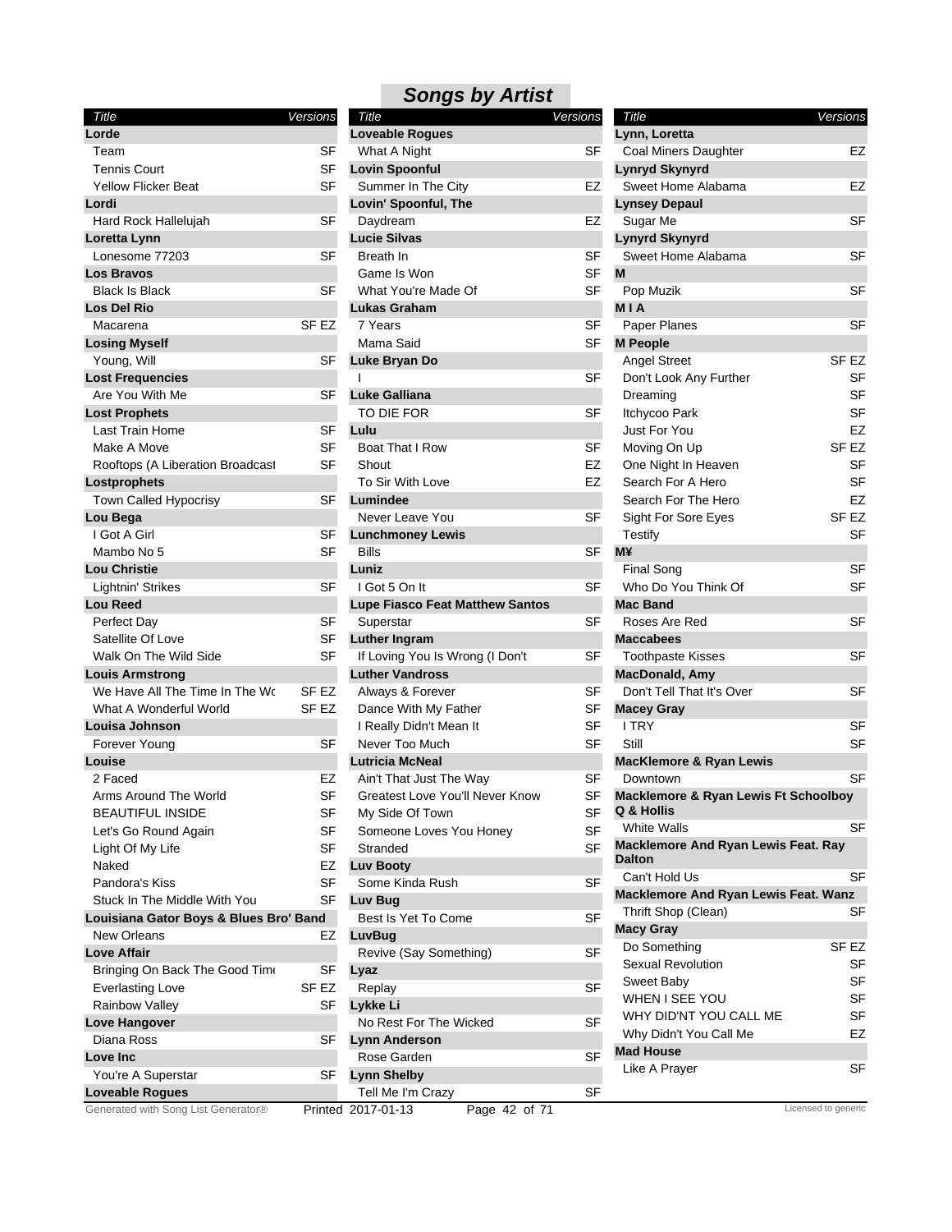## Songs by Artist

| Title | Versions |
|---|---|
| **Lorde** | |
| Team | SF |
| Tennis Court | SF |
| Yellow Flicker Beat | SF |
| **Lordi** | |
| Hard Rock Hallelujah | SF |
| **Loretta Lynn** | |
| Lonesome 77203 | SF |
| **Los Bravos** | |
| Black Is Black | SF |
| **Los Del Rio** | |
| Macarena | SF EZ |
| **Losing Myself** | |
| Young, Will | SF |
| **Lost Frequencies** | |
| Are You With Me | SF |
| **Lost Prophets** | |
| Last Train Home | SF |
| Make A Move | SF |
| Rooftops (A Liberation Broadcast | SF |
| **Lostprophets** | |
| Town Called Hypocrisy | SF |
| **Lou Bega** | |
| I Got A Girl | SF |
| Mambo No 5 | SF |
| **Lou Christie** | |
| Lightnin' Strikes | SF |
| **Lou Reed** | |
| Perfect Day | SF |
| Satellite Of Love | SF |
| Walk On The Wild Side | SF |
| **Louis Armstrong** | |
| We Have All The Time In The Wo | SF EZ |
| What A Wonderful World | SF EZ |
| **Louisa Johnson** | |
| Forever Young | SF |
| **Louise** | |
| 2 Faced | EZ |
| Arms Around The World | SF |
| BEAUTIFUL INSIDE | SF |
| Let's Go Round Again | SF |
| Light Of My Life | SF |
| Naked | EZ |
| Pandora's Kiss | SF |
| Stuck In The Middle With You | SF |
| **Louisiana Gator Boys & Blues Bro' Band** | |
| New Orleans | EZ |
| **Love Affair** | |
| Bringing On Back The Good Time | SF |
| Everlasting Love | SF EZ |
| Rainbow Valley | SF |
| **Love Hangover** | |
| Diana Ross | SF |
| **Love Inc** | |
| You're A Superstar | SF |
| **Loveable Rogues** | |
| **Loveable Rogues** | |
| What A Night | SF |
| **Lovin Spoonful** | |
| Summer In The City | EZ |
| **Lovin' Spoonful, The** | |
| Daydream | EZ |
| **Lucie Silvas** | |
| Breath In | SF |
| Game Is Won | SF |
| What You're Made Of | SF |
| **Lukas Graham** | |
| 7 Years | SF |
| Mama Said | SF |
| **Luke Bryan Do** | |
| I | SF |
| **Luke Galliana** | |
| TO DIE FOR | SF |
| **Lulu** | |
| Boat That I Row | SF |
| Shout | EZ |
| To Sir With Love | EZ |
| **Lumindee** | |
| Never Leave You | SF |
| **Lunchmoney Lewis** | |
| Bills | SF |
| **Luniz** | |
| I Got 5 On It | SF |
| **Lupe Fiasco Feat Matthew Santos** | |
| Superstar | SF |
| **Luther Ingram** | |
| If Loving You Is Wrong (I Don't | SF |
| **Luther Vandross** | |
| Always & Forever | SF |
| Dance With My Father | SF |
| I Really Didn't Mean It | SF |
| Never Too Much | SF |
| **Lutricia McNeal** | |
| Ain't That Just The Way | SF |
| Greatest Love You'll Never Know | SF |
| My Side Of Town | SF |
| Someone Loves You Honey | SF |
| Stranded | SF |
| **Luv Booty** | |
| Some Kinda Rush | SF |
| **Luv Bug** | |
| Best Is Yet To Come | SF |
| **LuvBug** | |
| Revive (Say Something) | SF |
| **Lyaz** | |
| Replay | SF |
| **Lykke Li** | |
| No Rest For The Wicked | SF |
| **Lynn Anderson** | |
| Rose Garden | SF |
| **Lynn Shelby** | |
| Tell Me I'm Crazy | SF |
| **Lynn, Loretta** | |
| Coal Miners Daughter | EZ |
| **Lynryd Skynyrd** | |
| Sweet Home Alabama | EZ |
| **Lynsey Depaul** | |
| Sugar Me | SF |
| **Lynyrd Skynyrd** | |
| Sweet Home Alabama | SF |
| **M** | |
| Pop Muzik | SF |
| **M I A** | |
| Paper Planes | SF |
| **M People** | |
| Angel Street | SF EZ |
| Don't Look Any Further | SF |
| Dreaming | SF |
| Itchycoo Park | SF |
| Just For You | EZ |
| Moving On Up | SF EZ |
| One Night In Heaven | SF |
| Search For A Hero | SF |
| Search For The Hero | EZ |
| Sight For Sore Eyes | SF EZ |
| Testify | SF |
| **M¥** | |
| Final Song | SF |
| Who Do You Think Of | SF |
| **Mac Band** | |
| Roses Are Red | SF |
| **Maccabees** | |
| Toothpaste Kisses | SF |
| **MacDonald, Amy** | |
| Don't Tell That It's Over | SF |
| **Macey Gray** | |
| I TRY | SF |
| Still | SF |
| **MacKlemore & Ryan Lewis** | |
| Downtown | SF |
| **Macklemore & Ryan Lewis Ft Schoolboy Q & Hollis** | |
| White Walls | SF |
| **Macklemore And Ryan Lewis Feat. Ray Dalton** | |
| Can't Hold Us | SF |
| **Macklemore And Ryan Lewis Feat. Wanz** | |
| Thrift Shop (Clean) | SF |
| **Macy Gray** | |
| Do Something | SF EZ |
| Sexual Revolution | SF |
| Sweet Baby | SF |
| WHEN I SEE YOU | SF |
| WHY DID'NT YOU CALL ME | SF |
| Why Didn't You Call Me | EZ |
| **Mad House** | |
| Like A Prayer | SF |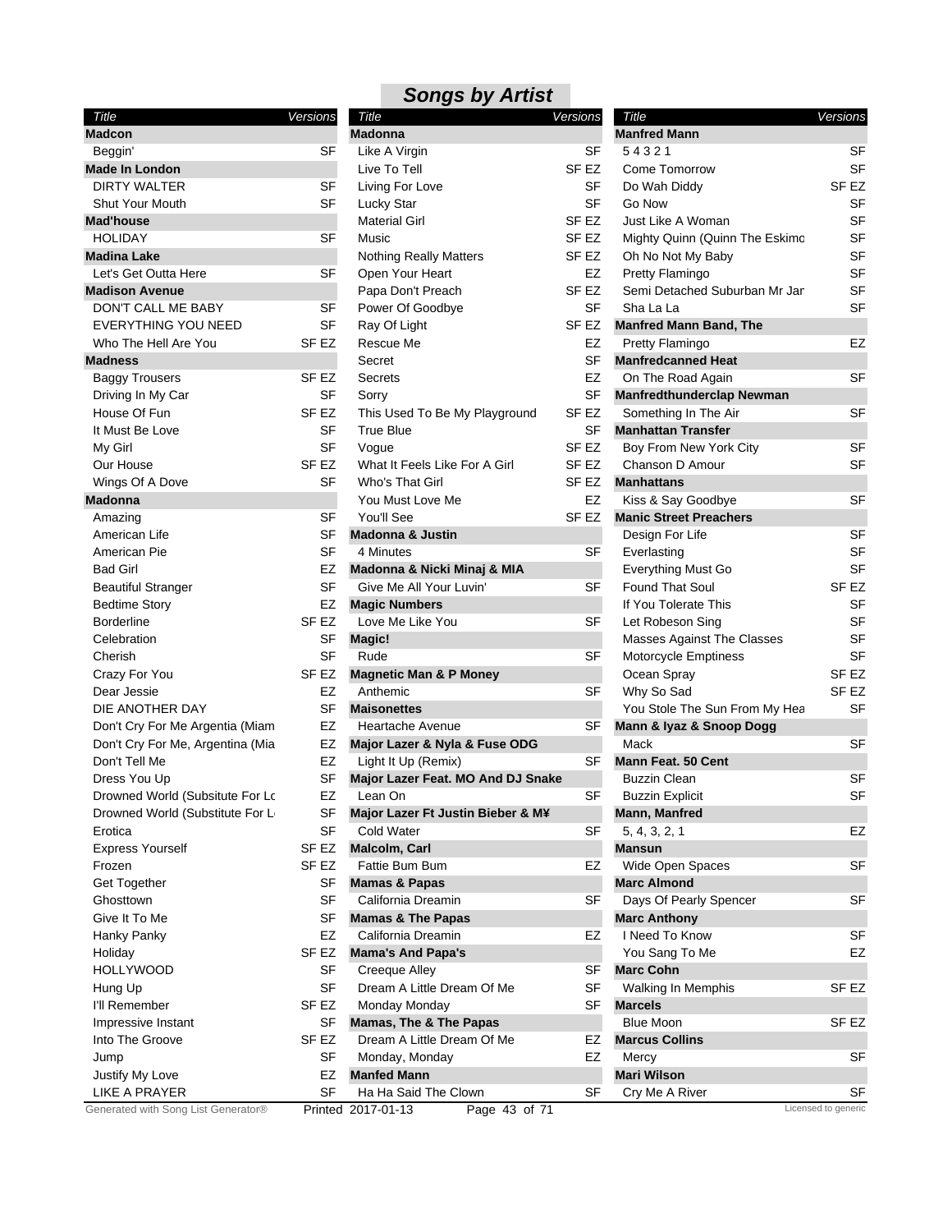## Songs by Artist

| Title | Versions |
|---|---|
| **Madcon** | |
| Beggin' | SF |
| **Made In London** | |
| DIRTY WALTER | SF |
| Shut Your Mouth | SF |
| **Mad'house** | |
| HOLIDAY | SF |
| **Madina Lake** | |
| Let's Get Outta Here | SF |
| **Madison Avenue** | |
| DON'T CALL ME BABY | SF |
| EVERYTHING YOU NEED | SF |
| Who The Hell Are You | SF EZ |
| **Madness** | |
| Baggy Trousers | SF EZ |
| Driving In My Car | SF |
| House Of Fun | SF EZ |
| It Must Be Love | SF |
| My Girl | SF |
| Our House | SF EZ |
| Wings Of A Dove | SF |
| **Madonna** | |
| Amazing | SF |
| American Life | SF |
| American Pie | SF |
| Bad Girl | EZ |
| Beautiful Stranger | SF |
| Bedtime Story | EZ |
| Borderline | SF EZ |
| Celebration | SF |
| Cherish | SF |
| Crazy For You | SF EZ |
| Dear Jessie | EZ |
| DIE ANOTHER DAY | SF |
| Don't Cry For Me Argentia (Miam | EZ |
| Don't Cry For Me, Argentina (Mia | EZ |
| Don't Tell Me | EZ |
| Dress You Up | SF |
| Drowned World (Subsitute For Lc | EZ |
| Drowned World (Substitute For L | SF |
| Erotica | SF |
| Express Yourself | SF EZ |
| Frozen | SF EZ |
| Get Together | SF |
| Ghosttown | SF |
| Give It To Me | SF |
| Hanky Panky | EZ |
| Holiday | SF EZ |
| HOLLYWOOD | SF |
| Hung Up | SF |
| I'll Remember | SF EZ |
| Impressive Instant | SF |
| Into The Groove | SF EZ |
| Jump | SF |
| Justify My Love | EZ |
| LIKE A PRAYER | SF |
| **Madonna** | |
| Like A Virgin | SF |
| Live To Tell | SF EZ |
| Living For Love | SF |
| Lucky Star | SF |
| Material Girl | SF EZ |
| Music | SF EZ |
| Nothing Really Matters | SF EZ |
| Open Your Heart | EZ |
| Papa Don't Preach | SF EZ |
| Power Of Goodbye | SF |
| Ray Of Light | SF EZ |
| Rescue Me | EZ |
| Secret | SF |
| Secrets | EZ |
| Sorry | SF |
| This Used To Be My Playground | SF EZ |
| True Blue | SF |
| Vogue | SF EZ |
| What It Feels Like For A Girl | SF EZ |
| Who's That Girl | SF EZ |
| You Must Love Me | EZ |
| You'll See | SF EZ |
| **Madonna & Justin** | |
| 4 Minutes | SF |
| **Madonna & Nicki Minaj & MIA** | |
| Give Me All Your Luvin' | SF |
| **Magic Numbers** | |
| Love Me Like You | SF |
| **Magic!** | |
| Rude | SF |
| **Magnetic Man & P Money** | |
| Anthemic | SF |
| **Maisonettes** | |
| Heartache Avenue | SF |
| **Major Lazer & Nyla & Fuse ODG** | |
| Light It Up (Remix) | SF |
| **Major Lazer Feat. MO And DJ Snake** | |
| Lean On | SF |
| **Major Lazer Ft Justin Bieber & M¥** | |
| Cold Water | SF |
| **Malcolm, Carl** | |
| Fattie Bum Bum | EZ |
| **Mamas & Papas** | |
| California Dreamin | SF |
| **Mamas & The Papas** | |
| California Dreamin | EZ |
| **Mama's And Papa's** | |
| Creeque Alley | SF |
| Dream A Little Dream Of Me | SF |
| Monday Monday | SF |
| **Mamas, The & The Papas** | |
| Dream A Little Dream Of Me | EZ |
| Monday, Monday | EZ |
| **Manfed Mann** | |
| Ha Ha Said The Clown | SF |
| **Manfred Mann** | |
| 5 4 3 2 1 | SF |
| Come Tomorrow | SF |
| Do Wah Diddy | SF EZ |
| Go Now | SF |
| Just Like A Woman | SF |
| Mighty Quinn (Quinn The Eskimo | SF |
| Oh No Not My Baby | SF |
| Pretty Flamingo | SF |
| Semi Detached Suburban Mr Jar | SF |
| Sha La La | SF |
| **Manfred Mann Band, The** | |
| Pretty Flamingo | EZ |
| **Manfredcanned Heat** | |
| On The Road Again | SF |
| **Manfredthunderclap Newman** | |
| Something In The Air | SF |
| **Manhattan Transfer** | |
| Boy From New York City | SF |
| Chanson D Amour | SF |
| **Manhattans** | |
| Kiss & Say Goodbye | SF |
| **Manic Street Preachers** | |
| Design For Life | SF |
| Everlasting | SF |
| Everything Must Go | SF |
| Found That Soul | SF EZ |
| If You Tolerate This | SF |
| Let Robeson Sing | SF |
| Masses Against The Classes | SF |
| Motorcycle Emptiness | SF |
| Ocean Spray | SF EZ |
| Why So Sad | SF EZ |
| You Stole The Sun From My Hea | SF |
| **Mann & Iyaz & Snoop Dogg** | |
| Mack | SF |
| **Mann Feat. 50 Cent** | |
| Buzzin Clean | SF |
| Buzzin Explicit | SF |
| **Mann, Manfred** | |
| 5, 4, 3, 2, 1 | EZ |
| **Mansun** | |
| Wide Open Spaces | SF |
| **Marc Almond** | |
| Days Of Pearly Spencer | SF |
| **Marc Anthony** | |
| I Need To Know | SF |
| You Sang To Me | EZ |
| **Marc Cohn** | |
| Walking In Memphis | SF EZ |
| **Marcels** | |
| Blue Moon | SF EZ |
| **Marcus Collins** | |
| Mercy | SF |
| **Mari Wilson** | |
| Cry Me A River | SF |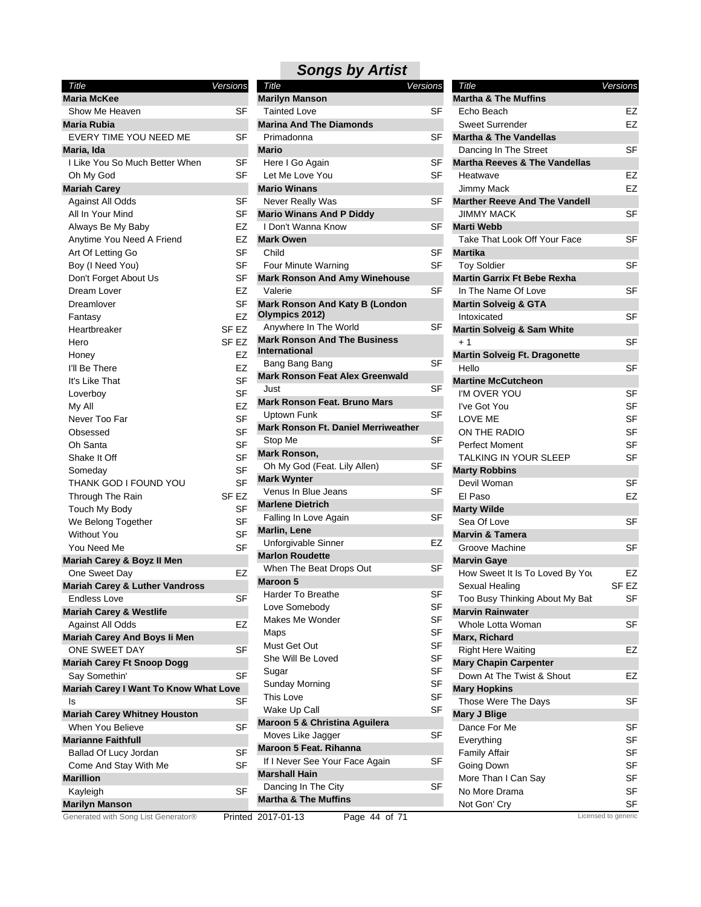## Songs by Artist

| Title | Versions |
|---|---|
| **Maria McKee** | |
| Show Me Heaven | SF |
| **Maria Rubia** | |
| EVERY TIME YOU NEED ME | SF |
| **Maria, Ida** | |
| I Like You So Much Better When | SF |
| Oh My God | SF |
| **Mariah Carey** | |
| Against All Odds | SF |
| All In Your Mind | SF |
| Always Be My Baby | EZ |
| Anytime You Need A Friend | EZ |
| Art Of Letting Go | SF |
| Boy (I Need You) | SF |
| Don't Forget About Us | SF |
| Dream Lover | EZ |
| Dreamlover | SF |
| Fantasy | EZ |
| Heartbreaker | SF EZ |
| Hero | SF EZ |
| Honey | EZ |
| I'll Be There | EZ |
| It's Like That | SF |
| Loverboy | SF |
| My All | EZ |
| Never Too Far | SF |
| Obsessed | SF |
| Oh Santa | SF |
| Shake It Off | SF |
| Someday | SF |
| THANK GOD I FOUND YOU | SF |
| Through The Rain | SF EZ |
| Touch My Body | SF |
| We Belong Together | SF |
| Without You | SF |
| You Need Me | SF |
| **Mariah Carey & Boyz II Men** | |
| One Sweet Day | EZ |
| **Mariah Carey & Luther Vandross** | |
| Endless Love | SF |
| **Mariah Carey & Westlife** | |
| Against All Odds | EZ |
| **Mariah Carey And Boys Ii Men** | |
| ONE SWEET DAY | SF |
| **Mariah Carey Ft Snoop Dogg** | |
| Say Somethin' | SF |
| **Mariah Carey I Want To Know What Love** | |
| Is | SF |
| **Mariah Carey Whitney Houston** | |
| When You Believe | SF |
| **Marianne Faithfull** | |
| Ballad Of Lucy Jordan | SF |
| Come And Stay With Me | SF |
| **Marillion** | |
| Kayleigh | SF |
| **Marilyn Manson** | |
| Tainted Love | SF |
| **Marina And The Diamonds** | |
| Primadonna | SF |
| **Mario** | |
| Here I Go Again | SF |
| Let Me Love You | SF |
| **Mario Winans** | |
| Never Really Was | SF |
| **Mario Winans And P Diddy** | |
| I Don't Wanna Know | SF |
| **Mark Owen** | |
| Child | SF |
| Four Minute Warning | SF |
| **Mark Ronson And Amy Winehouse** | |
| Valerie | SF |
| **Mark Ronson And Katy B (London Olympics 2012)** | |
| Anywhere In The World | SF |
| **Mark Ronson And The Business International** | |
| Bang Bang Bang | SF |
| **Mark Ronson Feat Alex Greenwald** | |
| Just | SF |
| **Mark Ronson Feat. Bruno Mars** | |
| Uptown Funk | SF |
| **Mark Ronson Ft. Daniel Merriweather** | |
| Stop Me | SF |
| **Mark Ronson,** | |
| Oh My God (Feat. Lily Allen) | SF |
| **Mark Wynter** | |
| Venus In Blue Jeans | SF |
| **Marlene Dietrich** | |
| Falling In Love Again | SF |
| **Marlin, Lene** | |
| Unforgivable Sinner | EZ |
| **Marlon Roudette** | |
| When The Beat Drops Out | SF |
| **Maroon 5** | |
| Harder To Breathe | SF |
| Love Somebody | SF |
| Makes Me Wonder | SF |
| Maps | SF |
| Must Get Out | SF |
| She Will Be Loved | SF |
| Sugar | SF |
| Sunday Morning | SF |
| This Love | SF |
| Wake Up Call | SF |
| **Maroon 5 & Christina Aguilera** | |
| Moves Like Jagger | SF |
| **Maroon 5 Feat. Rihanna** | |
| If I Never See Your Face Again | SF |
| **Marshall Hain** | |
| Dancing In The City | SF |
| **Martha & The Muffins** | |
| Echo Beach | EZ |
| Sweet Surrender | EZ |
| **Martha & The Vandellas** | |
| Dancing In The Street | SF |
| **Martha Reeves & The Vandellas** | |
| Heatwave | EZ |
| Jimmy Mack | EZ |
| **Marther Reeve And The Vandell** | |
| JIMMY MACK | SF |
| **Marti Webb** | |
| Take That Look Off Your Face | SF |
| **Martika** | |
| Toy Soldier | SF |
| **Martin Garrix Ft Bebe Rexha** | |
| In The Name Of Love | SF |
| **Martin Solveig & GTA** | |
| Intoxicated | SF |
| **Martin Solveig & Sam White** | |
| + 1 | SF |
| **Martin Solveig Ft. Dragonette** | |
| Hello | SF |
| **Martine McCutcheon** | |
| I'M OVER YOU | SF |
| I've Got You | SF |
| LOVE ME | SF |
| ON THE RADIO | SF |
| Perfect Moment | SF |
| TALKING IN YOUR SLEEP | SF |
| **Marty Robbins** | |
| Devil Woman | SF |
| El Paso | EZ |
| **Marty Wilde** | |
| Sea Of Love | SF |
| **Marvin & Tamera** | |
| Groove Machine | SF |
| **Marvin Gaye** | |
| How Sweet It Is To Loved By You | EZ |
| Sexual Healing | SF EZ |
| Too Busy Thinking About My Bab | SF |
| **Marvin Rainwater** | |
| Whole Lotta Woman | SF |
| **Marx, Richard** | |
| Right Here Waiting | EZ |
| **Mary Chapin Carpenter** | |
| Down At The Twist & Shout | EZ |
| **Mary Hopkins** | |
| Those Were The Days | SF |
| **Mary J Blige** | |
| Dance For Me | SF |
| Everything | SF |
| Family Affair | SF |
| Going Down | SF |
| More Than I Can Say | SF |
| No More Drama | SF |
| Not Gon' Cry | SF |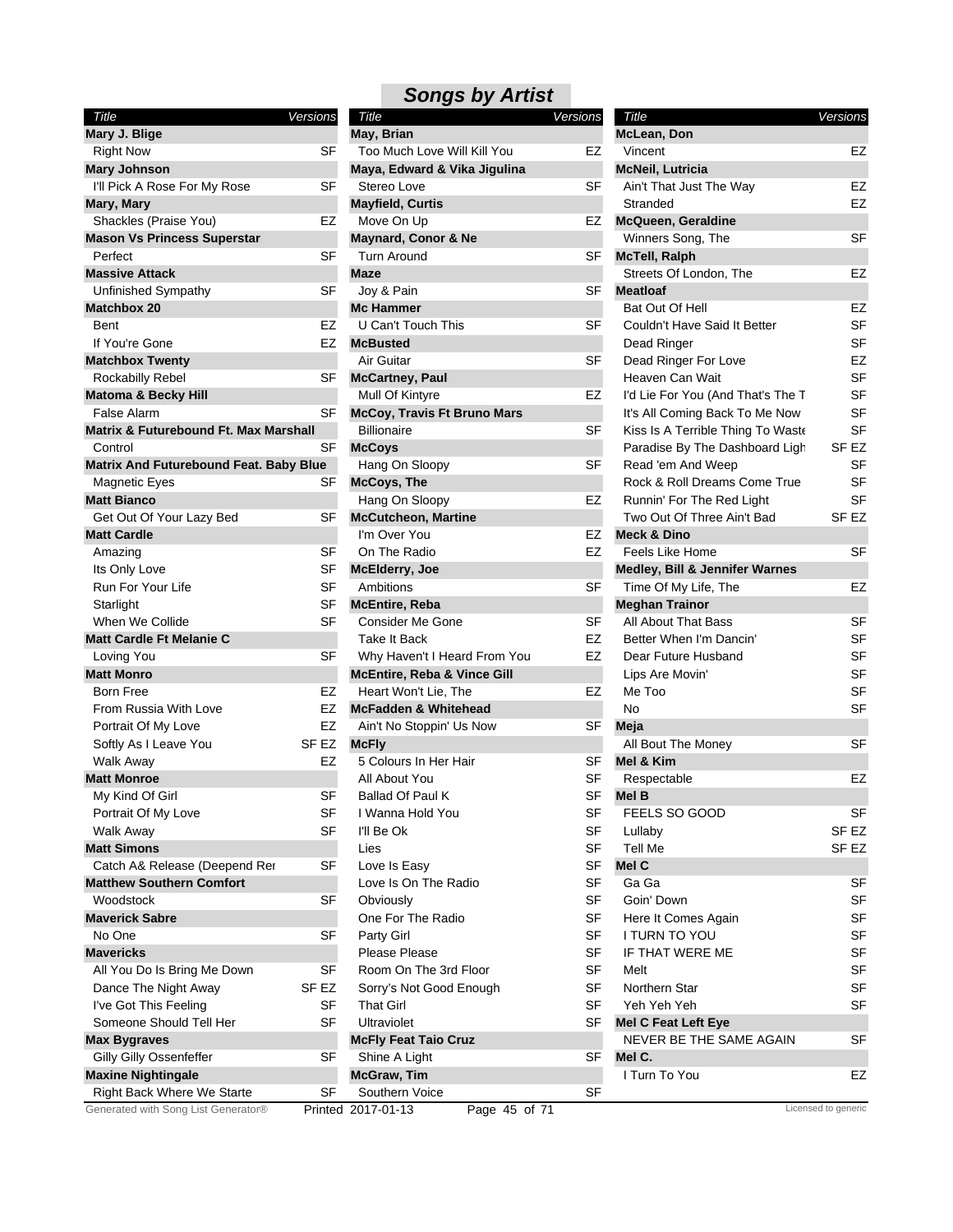# Songs by Artist

| Title | Versions |
|---|---|
| **Mary J. Blige** | |
| Right Now | SF |
| **Mary Johnson** | |
| I'll Pick A Rose For My Rose | SF |
| **Mary, Mary** | |
| Shackles (Praise You) | EZ |
| **Mason Vs Princess Superstar** | |
| Perfect | SF |
| **Massive Attack** | |
| Unfinished Sympathy | SF |
| **Matchbox 20** | |
| Bent | EZ |
| If You're Gone | EZ |
| **Matchbox Twenty** | |
| Rockabilly Rebel | SF |
| **Matoma & Becky Hill** | |
| False Alarm | SF |
| **Matrix & Futurebound Ft. Max Marshall** | |
| Control | SF |
| **Matrix And Futurebound Feat. Baby Blue** | |
| Magnetic Eyes | SF |
| **Matt Bianco** | |
| Get Out Of Your Lazy Bed | SF |
| **Matt Cardle** | |
| Amazing | SF |
| Its Only Love | SF |
| Run For Your Life | SF |
| Starlight | SF |
| When We Collide | SF |
| **Matt Cardle Ft Melanie C** | |
| Loving You | SF |
| **Matt Monro** | |
| Born Free | EZ |
| From Russia With Love | EZ |
| Portrait Of My Love | EZ |
| Softly As I Leave You | SF EZ |
| Walk Away | EZ |
| **Matt Monroe** | |
| My Kind Of Girl | SF |
| Portrait Of My Love | SF |
| Walk Away | SF |
| **Matt Simons** | |
| Catch A& Release (Deepend Rer | SF |
| **Matthew Southern Comfort** | |
| Woodstock | SF |
| **Maverick Sabre** | |
| No One | SF |
| **Mavericks** | |
| All You Do Is Bring Me Down | SF |
| Dance The Night Away | SF EZ |
| I've Got This Feeling | SF |
| Someone Should Tell Her | SF |
| **Max Bygraves** | |
| Gilly Gilly Ossenfeffer | SF |
| **Maxine Nightingale** | |
| Right Back Where We Starte | SF |
| **May, Brian** | |
| Too Much Love Will Kill You | EZ |
| **Maya, Edward & Vika Jigulina** | |
| Stereo Love | SF |
| **Mayfield, Curtis** | |
| Move On Up | EZ |
| **Maynard, Conor & Ne** | |
| Turn Around | SF |
| **Maze** | |
| Joy & Pain | SF |
| **Mc Hammer** | |
| U Can't Touch This | SF |
| **McBusted** | |
| Air Guitar | SF |
| **McCartney, Paul** | |
| Mull Of Kintyre | EZ |
| **McCoy, Travis Ft Bruno Mars** | |
| Billionaire | SF |
| **McCoys** | |
| Hang On Sloopy | SF |
| **McCoys, The** | |
| Hang On Sloopy | EZ |
| **McCutcheon, Martine** | |
| I'm Over You | EZ |
| On The Radio | EZ |
| **McElderry, Joe** | |
| Ambitions | SF |
| **McEntire, Reba** | |
| Consider Me Gone | SF |
| Take It Back | EZ |
| Why Haven't I Heard From You | EZ |
| **McEntire, Reba & Vince Gill** | |
| Heart Won't Lie, The | EZ |
| **McFadden & Whitehead** | |
| Ain't No Stoppin' Us Now | SF |
| **McFly** | |
| 5 Colours In Her Hair | SF |
| All About You | SF |
| Ballad Of Paul K | SF |
| I Wanna Hold You | SF |
| I'll Be Ok | SF |
| Lies | SF |
| Love Is Easy | SF |
| Love Is On The Radio | SF |
| Obviously | SF |
| One For The Radio | SF |
| Party Girl | SF |
| Please Please | SF |
| Room On The 3rd Floor | SF |
| Sorry's Not Good Enough | SF |
| That Girl | SF |
| Ultraviolet | SF |
| **McFly Feat Taio Cruz** | |
| Shine A Light | SF |
| **McGraw, Tim** | |
| Southern Voice | SF |
| **McLean, Don** | |
| Vincent | EZ |
| **McNeil, Lutricia** | |
| Ain't That Just The Way | EZ |
| Stranded | EZ |
| **McQueen, Geraldine** | |
| Winners Song, The | SF |
| **McTell, Ralph** | |
| Streets Of London, The | EZ |
| **Meatloaf** | |
| Bat Out Of Hell | EZ |
| Couldn't Have Said It Better | SF |
| Dead Ringer | SF |
| Dead Ringer For Love | EZ |
| Heaven Can Wait | SF |
| I'd Lie For You (And That's The T | SF |
| It's All Coming Back To Me Now | SF |
| Kiss Is A Terrible Thing To Waste | SF |
| Paradise By The Dashboard Ligh | SF EZ |
| Read 'em And Weep | SF |
| Rock & Roll Dreams Come True | SF |
| Runnin' For The Red Light | SF |
| Two Out Of Three Ain't Bad | SF EZ |
| **Meck & Dino** | |
| Feels Like Home | SF |
| **Medley, Bill & Jennifer Warnes** | |
| Time Of My Life, The | EZ |
| **Meghan Trainor** | |
| All About That Bass | SF |
| Better When I'm Dancin' | SF |
| Dear Future Husband | SF |
| Lips Are Movin' | SF |
| Me Too | SF |
| No | SF |
| **Meja** | |
| All Bout The Money | SF |
| **Mel & Kim** | |
| Respectable | EZ |
| **Mel B** | |
| FEELS SO GOOD | SF |
| Lullaby | SF EZ |
| Tell Me | SF EZ |
| **Mel C** | |
| Ga Ga | SF |
| Goin' Down | SF |
| Here It Comes Again | SF |
| I TURN TO YOU | SF |
| IF THAT WERE ME | SF |
| Melt | SF |
| Northern Star | SF |
| Yeh Yeh Yeh | SF |
| **Mel C Feat Left Eye** | |
| NEVER BE THE SAME AGAIN | SF |
| **Mel C.** | |
| I Turn To You | EZ |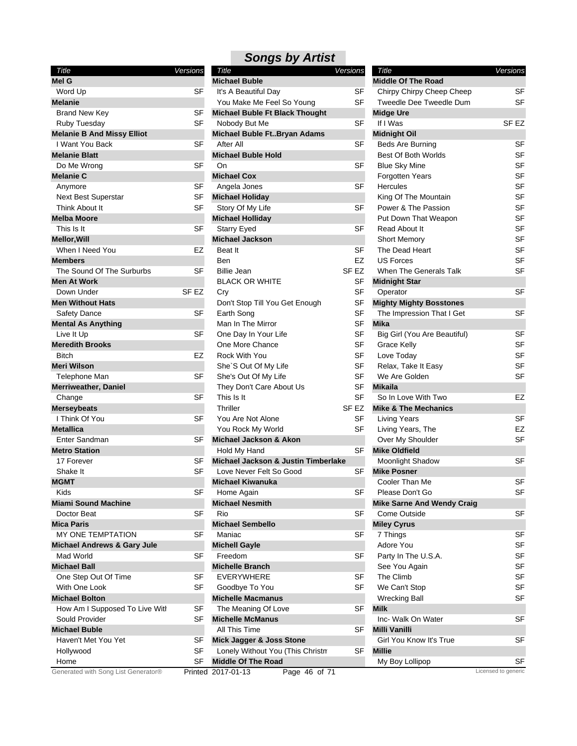## Songs by Artist

| Title | Versions |
|---|---|
| **Mel G** | |
| Word Up | SF |
| **Melanie** | |
| Brand New Key | SF |
| Ruby Tuesday | SF |
| **Melanie B And Missy Elliot** | |
| I Want You Back | SF |
| **Melanie Blatt** | |
| Do Me Wrong | SF |
| **Melanie C** | |
| Anymore | SF |
| Next Best Superstar | SF |
| Think About It | SF |
| **Melba Moore** | |
| This Is It | SF |
| **Mellor,Will** | |
| When I Need You | EZ |
| **Members** | |
| The Sound Of The Surburbs | SF |
| **Men At Work** | |
| Down Under | SF EZ |
| **Men Without Hats** | |
| Safety Dance | SF |
| **Mental As Anything** | |
| Live It Up | SF |
| **Meredith Brooks** | |
| Bitch | EZ |
| **Meri Wilson** | |
| Telephone Man | SF |
| **Merriweather, Daniel** | |
| Change | SF |
| **Merseybeats** | |
| I Think Of You | SF |
| **Metallica** | |
| Enter Sandman | SF |
| **Metro Station** | |
| 17 Forever | SF |
| Shake It | SF |
| **MGMT** | |
| Kids | SF |
| **Miami Sound Machine** | |
| Doctor Beat | SF |
| **Mica Paris** | |
| MY ONE TEMPTATION | SF |
| **Michael Andrews & Gary Jule** | |
| Mad World | SF |
| **Michael Ball** | |
| One Step Out Of Time | SF |
| With One Look | SF |
| **Michael Bolton** | |
| How Am I Supposed To Live Witl | SF |
| Sould Provider | SF |
| **Michael Buble** | |
| Haven't Met You Yet | SF |
| Hollywood | SF |
| Home | SF |
| **Michael Buble** | |
| It's A Beautiful Day | SF |
| You Make Me Feel So Young | SF |
| **Michael Buble Ft Black Thought** | |
| Nobody But Me | SF |
| **Michael Buble Ft..Bryan Adams** | |
| After All | SF |
| **Michael Buble Hold** | |
| On | SF |
| **Michael Cox** | |
| Angela Jones | SF |
| **Michael Holiday** | |
| Story Of My Life | SF |
| **Michael Holliday** | |
| Starry Eyed | SF |
| **Michael Jackson** | |
| Beat It | SF |
| Ben | EZ |
| Billie Jean | SF EZ |
| BLACK OR WHITE | SF |
| Cry | SF |
| Don't Stop Till You Get Enough | SF |
| Earth Song | SF |
| Man In The Mirror | SF |
| One Day In Your Life | SF |
| One More Chance | SF |
| Rock With You | SF |
| She`S Out Of My Life | SF |
| She's Out Of My Life | SF |
| They Don't Care About Us | SF |
| This Is It | SF |
| Thriller | SF EZ |
| You Are Not Alone | SF |
| You Rock My World | SF |
| **Michael Jackson & Akon** | |
| Hold My Hand | SF |
| **Michael Jackson & Justin Timberlake** | |
| Love Never Felt So Good | SF |
| **Michael Kiwanuka** | |
| Home Again | SF |
| **Michael Nesmith** | |
| Rio | SF |
| **Michael Sembello** | |
| Maniac | SF |
| **Michell Gayle** | |
| Freedom | SF |
| **Michelle Branch** | |
| EVERYWHERE | SF |
| Goodbye To You | SF |
| **Michelle Macmanus** | |
| The Meaning Of Love | SF |
| **Michelle McManus** | |
| All This Time | SF |
| **Mick Jagger & Joss Stone** | |
| Lonely Without You (This Christm | SF |
| **Middle Of The Road** | |
| Chirpy Chirpy Cheep Cheep | SF |
| Tweedle Dee Tweedle Dum | SF |
| **Midge Ure** | |
| If I Was | SF EZ |
| **Midnight Oil** | |
| Beds Are Burning | SF |
| Best Of Both Worlds | SF |
| Blue Sky Mine | SF |
| Forgotten Years | SF |
| Hercules | SF |
| King Of The Mountain | SF |
| Power & The Passion | SF |
| Put Down That Weapon | SF |
| Read About It | SF |
| Short Memory | SF |
| The Dead Heart | SF |
| US Forces | SF |
| When The Generals Talk | SF |
| **Midnight Star** | |
| Operator | SF |
| **Mighty Mighty Bosstones** | |
| The Impression That I Get | SF |
| **Mika** | |
| Big Girl (You Are Beautiful) | SF |
| Grace Kelly | SF |
| Love Today | SF |
| Relax, Take It Easy | SF |
| We Are Golden | SF |
| **Mikaila** | |
| So In Love With Two | EZ |
| **Mike & The Mechanics** | |
| Living Years | SF |
| Living Years, The | EZ |
| Over My Shoulder | SF |
| **Mike Oldfield** | |
| Moonlight Shadow | SF |
| **Mike Posner** | |
| Cooler Than Me | SF |
| Please Don't Go | SF |
| **Mike Sarne And Wendy Craig** | |
| Come Outside | SF |
| **Miley Cyrus** | |
| 7 Things | SF |
| Adore You | SF |
| Party In The U.S.A. | SF |
| See You Again | SF |
| The Climb | SF |
| We Can't Stop | SF |
| Wrecking Ball | SF |
| **Milk** | |
| Inc- Walk On Water | SF |
| **Milli Vanilli** | |
| Girl You Know It's True | SF |
| **Millie** | |
| My Boy Lollipop | SF |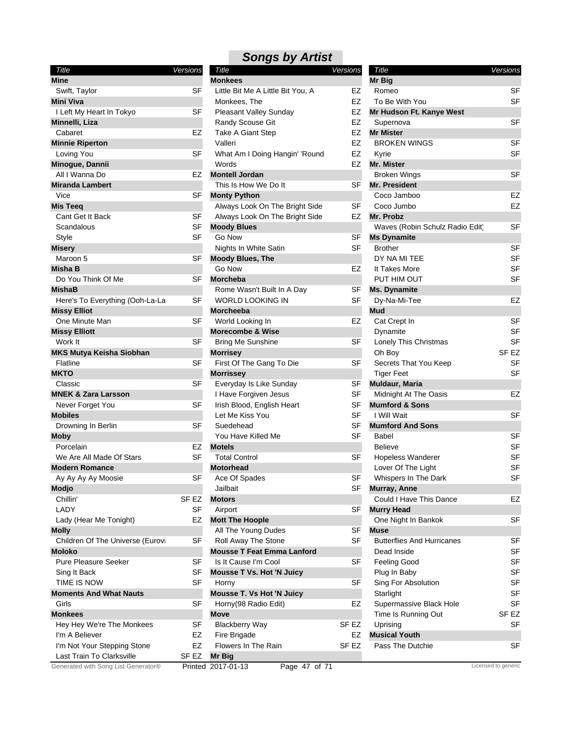## Songs by Artist

| Title | Versions |
|---|---|
| **Mine** | |
| Swift, Taylor | SF |
| **Mini Viva** | |
| I Left My Heart In Tokyo | SF |
| **Minnelli, Liza** | |
| Cabaret | EZ |
| **Minnie Riperton** | |
| Loving You | SF |
| **Minogue, Dannii** | |
| All I Wanna Do | EZ |
| **Miranda Lambert** | |
| Vice | SF |
| **Mis Teeq** | |
| Cant Get It Back | SF |
| Scandalous | SF |
| Style | SF |
| **Misery** | |
| Maroon 5 | SF |
| **Misha B** | |
| Do You Think Of Me | SF |
| **MishaB** | |
| Here's To Everything (Ooh-La-La | SF |
| **Missy Elliot** | |
| One Minute Man | SF |
| **Missy Elliott** | |
| Work It | SF |
| **MKS Mutya Keisha Siobhan** | |
| Flatline | SF |
| **MKTO** | |
| Classic | SF |
| **MNEK & Zara Larsson** | |
| Never Forget You | SF |
| **Mobiles** | |
| Drowning In Berlin | SF |
| **Moby** | |
| Porcelain | EZ |
| We Are All Made Of Stars | SF |
| **Modern Romance** | |
| Ay Ay Ay Ay Moosie | SF |
| **Modjo** | |
| Chillin' | SF EZ |
| LADY | SF |
| Lady (Hear Me Tonight) | EZ |
| **Molly** | |
| Children Of The Universe (Eurovi | SF |
| **Moloko** | |
| Pure Pleasure Seeker | SF |
| Sing It Back | SF |
| TIME IS NOW | SF |
| **Moments And What Nauts** | |
| Girls | SF |
| **Monkees** | |
| Hey Hey We're The Monkees | SF |
| I'm A Believer | EZ |
| I'm Not Your Stepping Stone | EZ |
| Last Train To Clarksville | SF EZ |
| **Monkees** | |
| Little Bit Me A Little Bit You, A | EZ |
| Monkees, The | EZ |
| Pleasant Valley Sunday | EZ |
| Randy Scouse Git | EZ |
| Take A Giant Step | EZ |
| Valleri | EZ |
| What Am I Doing Hangin' 'Round | EZ |
| Words | EZ |
| **Montell Jordan** | |
| This Is How We Do It | SF |
| **Monty Python** | |
| Always Look On The Bright Side | SF |
| Always Look On The Bright Side | EZ |
| **Moody Blues** | |
| Go Now | SF |
| Nights In White Satin | SF |
| **Moody Blues, The** | |
| Go Now | EZ |
| **Morcheba** | |
| Rome Wasn't Built In A Day | SF |
| WORLD LOOKING IN | SF |
| **Morcheeba** | |
| World Looking In | EZ |
| **Morecombe & Wise** | |
| Bring Me Sunshine | SF |
| **Morrisey** | |
| First Of The Gang To Die | SF |
| **Morrissey** | |
| Everyday Is Like Sunday | SF |
| I Have Forgiven Jesus | SF |
| Irish Blood, English Heart | SF |
| Let Me Kiss You | SF |
| Suedehead | SF |
| You Have Killed Me | SF |
| **Motels** | |
| Total Control | SF |
| **Motorhead** | |
| Ace Of Spades | SF |
| Jailbait | SF |
| **Motors** | |
| Airport | SF |
| **Mott The Hoople** | |
| All The Young Dudes | SF |
| Roll Away The Stone | SF |
| **Mousse T Feat Emma Lanford** | |
| Is It Cause I'm Cool | SF |
| **Mousse T Vs. Hot 'N Juicy** | |
| Horny | SF |
| **Mousse T. Vs Hot 'N Juicy** | |
| Horny(98 Radio Edit) | EZ |
| **Move** | |
| Blackberry Way | SF EZ |
| Fire Brigade | EZ |
| Flowers In The Rain | SF EZ |
| **Mr Big** | |
| Romeo | SF |
| To Be With You | SF |
| **Mr Hudson Ft. Kanye West** | |
| Supernova | SF |
| **Mr Mister** | |
| BROKEN WINGS | SF |
| Kyrie | SF |
| **Mr. Mister** | |
| Broken Wings | SF |
| **Mr. President** | |
| Coco Jamboo | EZ |
| Coco Jumbo | EZ |
| **Mr. Probz** | |
| Waves (Robin Schulz Radio Edit) | SF |
| **Ms Dynamite** | |
| Brother | SF |
| DY NA MI TEE | SF |
| It Takes More | SF |
| PUT HIM OUT | SF |
| **Ms. Dynamite** | |
| Dy-Na-Mi-Tee | EZ |
| **Mud** | |
| Cat Crept In | SF |
| Dynamite | SF |
| Lonely This Christmas | SF |
| Oh Boy | SF EZ |
| Secrets That You Keep | SF |
| Tiger Feet | SF |
| **Muldaur, Maria** | |
| Midnight At The Oasis | EZ |
| **Mumford & Sons** | |
| I Will Wait | SF |
| **Mumford And Sons** | |
| Babel | SF |
| Believe | SF |
| Hopeless Wanderer | SF |
| Lover Of The Light | SF |
| Whispers In The Dark | SF |
| **Murray, Anne** | |
| Could I Have This Dance | EZ |
| **Murry Head** | |
| One Night In Bankok | SF |
| **Muse** | |
| Butterflies And Hurricanes | SF |
| Dead Inside | SF |
| Feeling Good | SF |
| Plug In Baby | SF |
| Sing For Absolution | SF |
| Starlight | SF |
| Supermassive Black Hole | SF |
| Time Is Running Out | SF EZ |
| Uprising | SF |
| **Musical Youth** | |
| Pass The Dutchie | SF |

Generated with Song List Generator® Printed 2017-01-13 Licensed to generic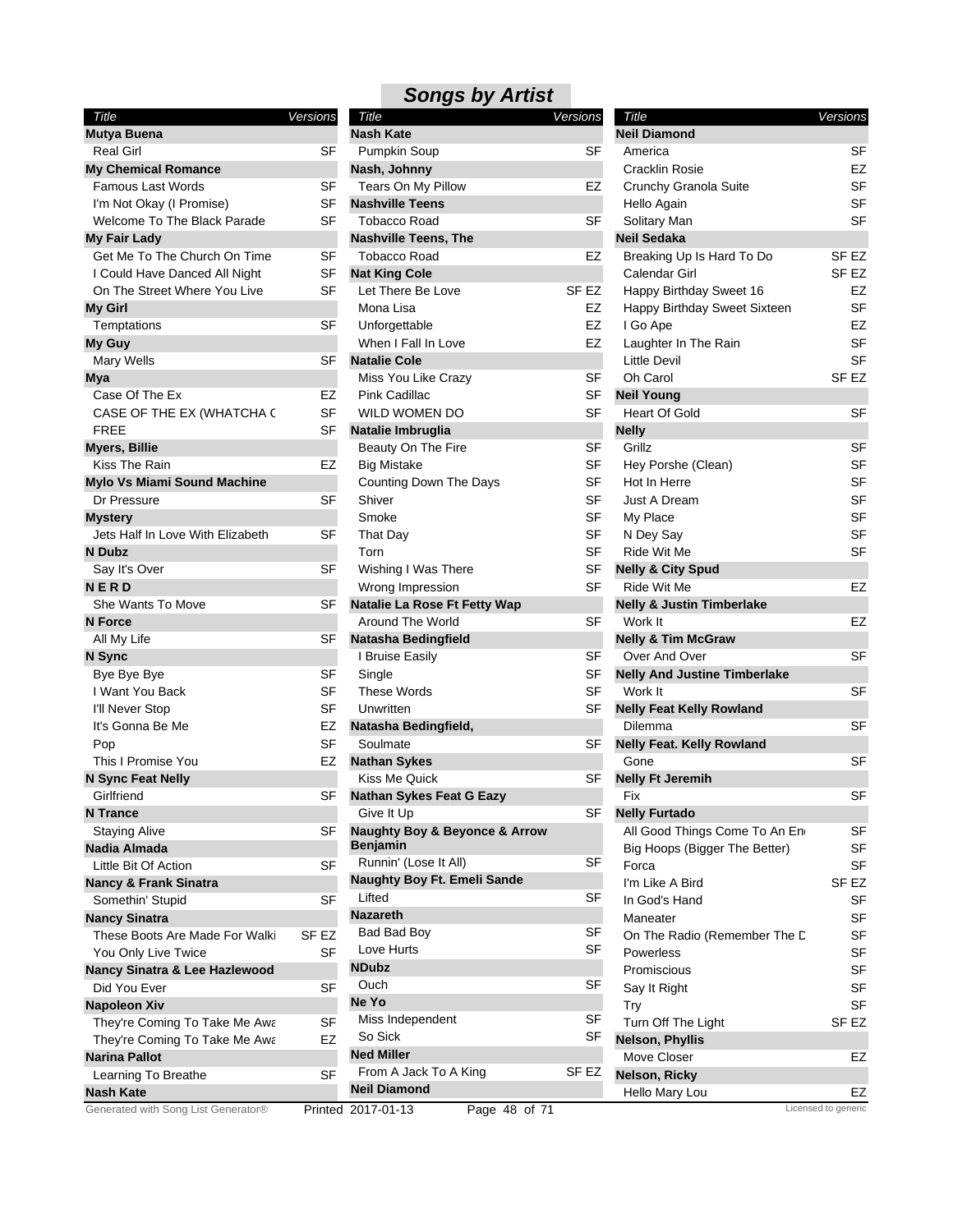## Songs by Artist

| Title | Versions |
|---|---|
| **Mutya Buena** | |
| Real Girl | SF |
| **My Chemical Romance** | |
| Famous Last Words | SF |
| I'm Not Okay (I Promise) | SF |
| Welcome To The Black Parade | SF |
| **My Fair Lady** | |
| Get Me To The Church On Time | SF |
| I Could Have Danced All Night | SF |
| On The Street Where You Live | SF |
| **My Girl** | |
| Temptations | SF |
| **My Guy** | |
| Mary Wells | SF |
| **Mya** | |
| Case Of The Ex | EZ |
| CASE OF THE EX (WHATCHA C | SF |
| FREE | SF |
| **Myers, Billie** | |
| Kiss The Rain | EZ |
| **Mylo Vs Miami Sound Machine** | |
| Dr Pressure | SF |
| **Mystery** | |
| Jets Half In Love With Elizabeth | SF |
| **N Dubz** | |
| Say It's Over | SF |
| **N E R D** | |
| She Wants To Move | SF |
| **N Force** | |
| All My Life | SF |
| **N Sync** | |
| Bye Bye Bye | SF |
| I Want You Back | SF |
| I'll Never Stop | SF |
| It's Gonna Be Me | EZ |
| Pop | SF |
| This I Promise You | EZ |
| **N Sync Feat Nelly** | |
| Girlfriend | SF |
| **N Trance** | |
| Staying Alive | SF |
| **Nadia Almada** | |
| Little Bit Of Action | SF |
| **Nancy & Frank Sinatra** | |
| Somethin' Stupid | SF |
| **Nancy Sinatra** | |
| These Boots Are Made For Walki | SF EZ |
| You Only Live Twice | SF |
| **Nancy Sinatra & Lee Hazlewood** | |
| Did You Ever | SF |
| **Napoleon Xiv** | |
| They're Coming To Take Me Awa | SF |
| They're Coming To Take Me Awa | EZ |
| **Narina Pallot** | |
| Learning To Breathe | SF |
| **Nash Kate** | |
| Pumpkin Soup | SF |
| **Nash, Johnny** | |
| Tears On My Pillow | EZ |
| **Nashville Teens** | |
| Tobacco Road | SF |
| **Nashville Teens, The** | |
| Tobacco Road | EZ |
| **Nat King Cole** | |
| Let There Be Love | SF EZ |
| Mona Lisa | EZ |
| Unforgettable | EZ |
| When I Fall In Love | EZ |
| **Natalie Cole** | |
| Miss You Like Crazy | SF |
| Pink Cadillac | SF |
| WILD WOMEN DO | SF |
| **Natalie Imbruglia** | |
| Beauty On The Fire | SF |
| Big Mistake | SF |
| Counting Down The Days | SF |
| Shiver | SF |
| Smoke | SF |
| That Day | SF |
| Torn | SF |
| Wishing I Was There | SF |
| Wrong Impression | SF |
| **Natalie La Rose Ft Fetty Wap** | |
| Around The World | SF |
| **Natasha Bedingfield** | |
| I Bruise Easily | SF |
| Single | SF |
| These Words | SF |
| Unwritten | SF |
| **Natasha Bedingfield,** | |
| Soulmate | SF |
| **Nathan Sykes** | |
| Kiss Me Quick | SF |
| **Nathan Sykes Feat G Eazy** | |
| Give It Up | SF |
| **Naughty Boy & Beyonce & Arrow Benjamin** | |
| Runnin' (Lose It All) | SF |
| **Naughty Boy Ft. Emeli Sande** | |
| Lifted | SF |
| **Nazareth** | |
| Bad Bad Boy | SF |
| Love Hurts | SF |
| **NDubz** | |
| Ouch | SF |
| **Ne Yo** | |
| Miss Independent | SF |
| So Sick | SF |
| **Ned Miller** | |
| From A Jack To A King | SF EZ |
| **Neil Diamond** | |
| America | SF |
| Cracklin Rosie | EZ |
| Crunchy Granola Suite | SF |
| Hello Again | SF |
| Solitary Man | SF |
| **Neil Sedaka** | |
| Breaking Up Is Hard To Do | SF EZ |
| Calendar Girl | SF EZ |
| Happy Birthday Sweet 16 | EZ |
| Happy Birthday Sweet Sixteen | SF |
| I Go Ape | EZ |
| Laughter In The Rain | SF |
| Little Devil | SF |
| Oh Carol | SF EZ |
| **Neil Young** | |
| Heart Of Gold | SF |
| **Nelly** | |
| Grillz | SF |
| Hey Porshe (Clean) | SF |
| Hot In Herre | SF |
| Just A Dream | SF |
| My Place | SF |
| N Dey Say | SF |
| Ride Wit Me | SF |
| **Nelly & City Spud** | |
| Ride Wit Me | EZ |
| **Nelly & Justin Timberlake** | |
| Work It | EZ |
| **Nelly & Tim McGraw** | |
| Over And Over | SF |
| **Nelly And Justine Timberlake** | |
| Work It | SF |
| **Nelly Feat Kelly Rowland** | |
| Dilemma | SF |
| **Nelly Feat. Kelly Rowland** | |
| Gone | SF |
| **Nelly Ft Jeremih** | |
| Fix | SF |
| **Nelly Furtado** | |
| All Good Things Come To An En | SF |
| Big Hoops (Bigger The Better) | SF |
| Forca | SF |
| I'm Like A Bird | SF EZ |
| In God's Hand | SF |
| Maneater | SF |
| On The Radio (Remember The D | SF |
| Powerless | SF |
| Promiscious | SF |
| Say It Right | SF |
| Try | SF |
| Turn Off The Light | SF EZ |
| **Nelson, Phyllis** | |
| Move Closer | EZ |
| **Nelson, Ricky** | |
| Hello Mary Lou | EZ |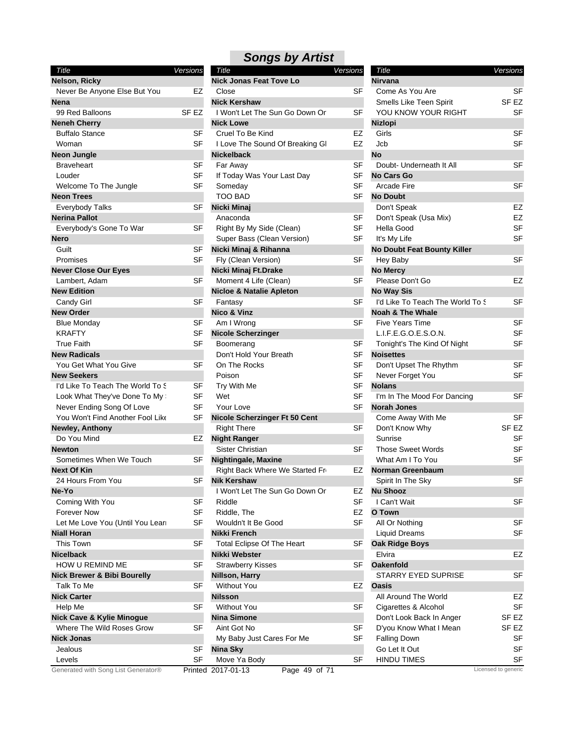# Songs by Artist

| Title | Versions |
|---|---|
| **Nelson, Ricky** | |
| Never Be Anyone Else But You | EZ |
| **Nena** | |
| 99 Red Balloons | SF EZ |
| **Neneh Cherry** | |
| Buffalo Stance | SF |
| Woman | SF |
| **Neon Jungle** | |
| Braveheart | SF |
| Louder | SF |
| Welcome To The Jungle | SF |
| **Neon Trees** | |
| Everybody Talks | SF |
| **Nerina Pallot** | |
| Everybody's Gone To War | SF |
| **Nero** | |
| Guilt | SF |
| Promises | SF |
| **Never Close Our Eyes** | |
| Lambert, Adam | SF |
| **New Edition** | |
| Candy Girl | SF |
| **New Order** | |
| Blue Monday | SF |
| KRAFTY | SF |
| True Faith | SF |
| **New Radicals** | |
| You Get What You Give | SF |
| **New Seekers** | |
| I'd Like To Teach The World To S | SF |
| Look What They've Done To My | SF |
| Never Ending Song Of Love | SF |
| You Won't Find Another Fool Like | SF |
| **Newley, Anthony** | |
| Do You Mind | EZ |
| **Newton** | |
| Sometimes When We Touch | SF |
| **Next Of Kin** | |
| 24 Hours From You | SF |
| **Ne-Yo** | |
| Coming With You | SF |
| Forever Now | SF |
| Let Me Love You (Until You Lear | SF |
| **Niall Horan** | |
| This Town | SF |
| **Nicelback** | |
| HOW U REMIND ME | SF |
| **Nick Brewer & Bibi Bourelly** | |
| Talk To Me | SF |
| **Nick Carter** | |
| Help Me | SF |
| **Nick Cave & Kylie Minogue** | |
| Where The Wild Roses Grow | SF |
| **Nick Jonas** | |
| Jealous | SF |
| Levels | SF |
| **Nick Jonas Feat Tove Lo** | |
| Close | SF |
| **Nick Kershaw** | |
| I Won't Let The Sun Go Down Or | SF |
| **Nick Lowe** | |
| Cruel To Be Kind | EZ |
| I Love The Sound Of Breaking Gl | EZ |
| **Nickelback** | |
| Far Away | SF |
| If Today Was Your Last Day | SF |
| Someday | SF |
| TOO BAD | SF |
| **Nicki Minaj** | |
| Anaconda | SF |
| Right By My Side (Clean) | SF |
| Super Bass (Clean Version) | SF |
| **Nicki Minaj & Rihanna** | |
| Fly (Clean Version) | SF |
| **Nicki Minaj Ft.Drake** | |
| Moment 4 Life (Clean) | SF |
| **Nicloe & Natalie Apleton** | |
| Fantasy | SF |
| **Nico & Vinz** | |
| Am I Wrong | SF |
| **Nicole Scherzinger** | |
| Boomerang | SF |
| Don't Hold Your Breath | SF |
| On The Rocks | SF |
| Poison | SF |
| Try With Me | SF |
| Wet | SF |
| Your Love | SF |
| **Nicole Scherzinger Ft 50 Cent** | |
| Right There | SF |
| **Night Ranger** | |
| Sister Christian | SF |
| **Nightingale, Maxine** | |
| Right Back Where We Started Fr | EZ |
| **Nik Kershaw** | |
| I Won't Let The Sun Go Down Or | EZ |
| Riddle | SF |
| Riddle, The | EZ |
| Wouldn't It Be Good | SF |
| **Nikki French** | |
| Total Eclipse Of The Heart | SF |
| **Nikki Webster** | |
| Strawberry Kisses | SF |
| **Nillson, Harry** | |
| Without You | EZ |
| **Nilsson** | |
| Without You | SF |
| **Nina Simone** | |
| Aint Got No | SF |
| My Baby Just Cares For Me | SF |
| **Nina Sky** | |
| Move Ya Body | SF |
| **Nirvana** | |
| Come As You Are | SF |
| Smells Like Teen Spirit | SF EZ |
| YOU KNOW YOUR RIGHT | SF |
| **Nizlopi** | |
| Girls | SF |
| Jcb | SF |
| **No** | |
| Doubt- Underneath It All | SF |
| **No Cars Go** | |
| Arcade Fire | SF |
| **No Doubt** | |
| Don't Speak | EZ |
| Don't Speak (Usa Mix) | EZ |
| Hella Good | SF |
| It's My Life | SF |
| **No Doubt Feat Bounty Killer** | |
| Hey Baby | SF |
| **No Mercy** | |
| Please Don't Go | EZ |
| **No Way Sis** | |
| I'd Like To Teach The World To S | SF |
| **Noah & The Whale** | |
| Five Years Time | SF |
| L.I.F.E.G.O.E.S.O.N. | SF |
| Tonight's The Kind Of Night | SF |
| **Noisettes** | |
| Don't Upset The Rhythm | SF |
| Never Forget You | SF |
| **Nolans** | |
| I'm In The Mood For Dancing | SF |
| **Norah Jones** | |
| Come Away With Me | SF |
| Don't Know Why | SF EZ |
| Sunrise | SF |
| Those Sweet Words | SF |
| What Am I To You | SF |
| **Norman Greenbaum** | |
| Spirit In The Sky | SF |
| **Nu Shooz** | |
| I Can't Wait | SF |
| **O Town** | |
| All Or Nothing | SF |
| Liquid Dreams | SF |
| **Oak Ridge Boys** | |
| Elvira | EZ |
| **Oakenfold** | |
| STARRY EYED SUPRISE | SF |
| **Oasis** | |
| All Around The World | EZ |
| Cigarettes & Alcohol | SF |
| Don't Look Back In Anger | SF EZ |
| D'you Know What I Mean | SF EZ |
| Falling Down | SF |
| Go Let It Out | SF |
| HINDU TIMES | SF |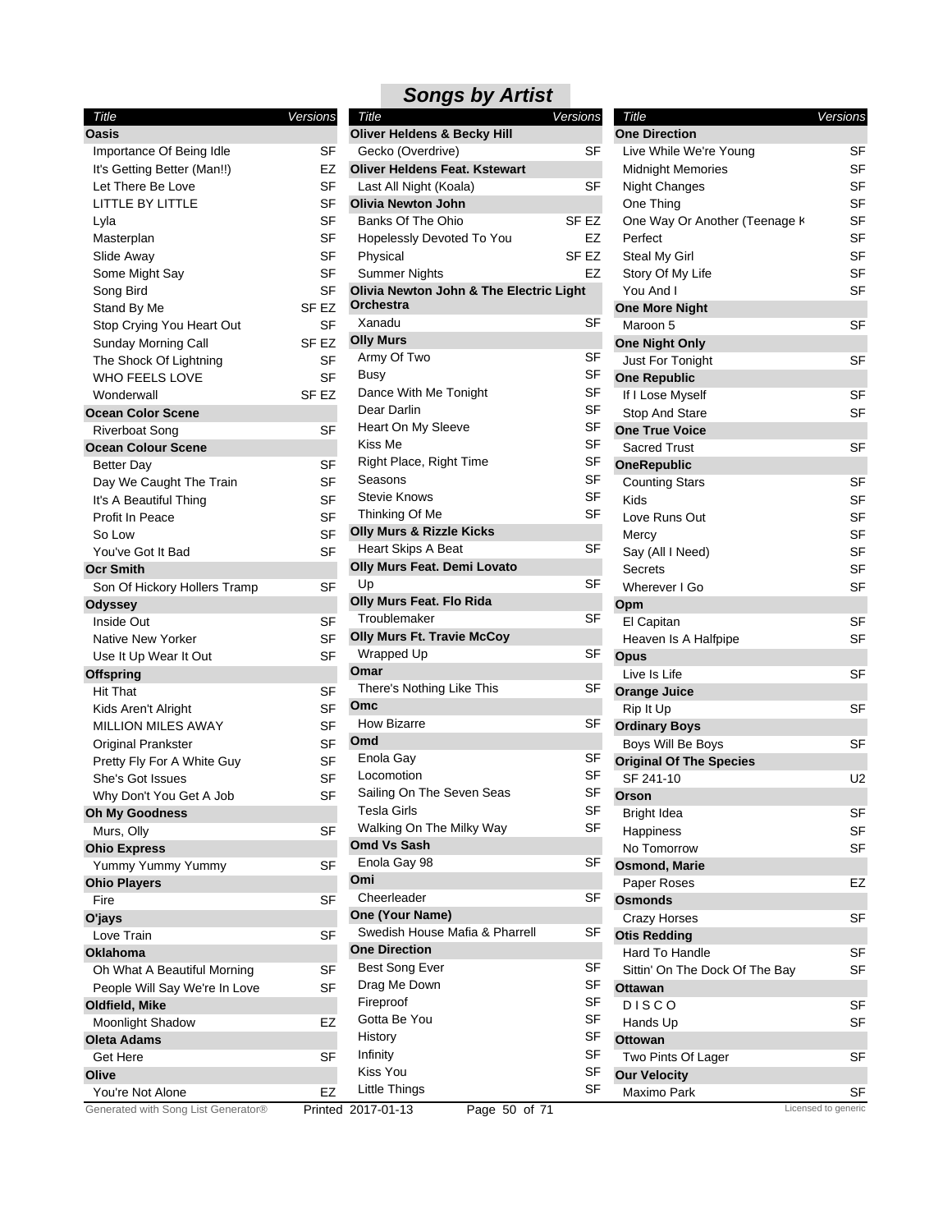# Songs by Artist

| Title | Versions |
|---|---|
| **Oasis** | |
| Importance Of Being Idle | SF |
| It's Getting Better (Man!!) | EZ |
| Let There Be Love | SF |
| LITTLE BY LITTLE | SF |
| Lyla | SF |
| Masterplan | SF |
| Slide Away | SF |
| Some Might Say | SF |
| Song Bird | SF |
| Stand By Me | SF EZ |
| Stop Crying You Heart Out | SF |
| Sunday Morning Call | SF EZ |
| The Shock Of Lightning | SF |
| WHO FEELS LOVE | SF |
| Wonderwall | SF EZ |
| **Ocean Color Scene** | |
| Riverboat Song | SF |
| **Ocean Colour Scene** | |
| Better Day | SF |
| Day We Caught The Train | SF |
| It's A Beautiful Thing | SF |
| Profit In Peace | SF |
| So Low | SF |
| You've Got It Bad | SF |
| **Ocr Smith** | |
| Son Of Hickory Hollers Tramp | SF |
| **Odyssey** | |
| Inside Out | SF |
| Native New Yorker | SF |
| Use It Up Wear It Out | SF |
| **Offspring** | |
| Hit That | SF |
| Kids Aren't Alright | SF |
| MILLION MILES AWAY | SF |
| Original Prankster | SF |
| Pretty Fly For A White Guy | SF |
| She's Got Issues | SF |
| Why Don't You Get A Job | SF |
| **Oh My Goodness** | |
| Murs, Olly | SF |
| **Ohio Express** | |
| Yummy Yummy Yummy | SF |
| **Ohio Players** | |
| Fire | SF |
| **O'jays** | |
| Love Train | SF |
| **Oklahoma** | |
| Oh What A Beautiful Morning | SF |
| People Will Say We're In Love | SF |
| **Oldfield, Mike** | |
| Moonlight Shadow | EZ |
| **Oleta Adams** | |
| Get Here | SF |
| **Olive** | |
| You're Not Alone | EZ |
| **Oliver Heldens & Becky Hill** | |
| Gecko (Overdrive) | SF |
| **Oliver Heldens Feat. Kstewart** | |
| Last All Night (Koala) | SF |
| **Olivia Newton John** | |
| Banks Of The Ohio | SF EZ |
| Hopelessly Devoted To You | EZ |
| Physical | SF EZ |
| Summer Nights | EZ |
| **Olivia Newton John & The Electric Light Orchestra** | |
| Xanadu | SF |
| **Olly Murs** | |
| Army Of Two | SF |
| Busy | SF |
| Dance With Me Tonight | SF |
| Dear Darlin | SF |
| Heart On My Sleeve | SF |
| Kiss Me | SF |
| Right Place, Right Time | SF |
| Seasons | SF |
| Stevie Knows | SF |
| Thinking Of Me | SF |
| **Olly Murs & Rizzle Kicks** | |
| Heart Skips A Beat | SF |
| **Olly Murs Feat. Demi Lovato** | |
| Up | SF |
| **Olly Murs Feat. Flo Rida** | |
| Troublemaker | SF |
| **Olly Murs Ft. Travie McCoy** | |
| Wrapped Up | SF |
| **Omar** | |
| There's Nothing Like This | SF |
| **Omc** | |
| How Bizarre | SF |
| **Omd** | |
| Enola Gay | SF |
| Locomotion | SF |
| Sailing On The Seven Seas | SF |
| Tesla Girls | SF |
| Walking On The Milky Way | SF |
| **Omd Vs Sash** | |
| Enola Gay 98 | SF |
| **Omi** | |
| Cheerleader | SF |
| **One (Your Name)** | |
| Swedish House Mafia & Pharrell | SF |
| **One Direction** | |
| Best Song Ever | SF |
| Drag Me Down | SF |
| Fireproof | SF |
| Gotta Be You | SF |
| History | SF |
| Infinity | SF |
| Kiss You | SF |
| Little Things | SF |
| Live While We're Young | SF |
| Midnight Memories | SF |
| Night Changes | SF |
| One Thing | SF |
| One Way Or Another (Teenage K | SF |
| Perfect | SF |
| Steal My Girl | SF |
| Story Of My Life | SF |
| You And I | SF |
| **One More Night** | |
| Maroon 5 | SF |
| **One Night Only** | |
| Just For Tonight | SF |
| **One Republic** | |
| If I Lose Myself | SF |
| Stop And Stare | SF |
| **One True Voice** | |
| Sacred Trust | SF |
| **OneRepublic** | |
| Counting Stars | SF |
| Kids | SF |
| Love Runs Out | SF |
| Mercy | SF |
| Say (All I Need) | SF |
| Secrets | SF |
| Wherever I Go | SF |
| **Opm** | |
| El Capitan | SF |
| Heaven Is A Halfpipe | SF |
| **Opus** | |
| Live Is Life | SF |
| **Orange Juice** | |
| Rip It Up | SF |
| **Ordinary Boys** | |
| Boys Will Be Boys | SF |
| **Original Of The Species** | |
| SF 241-10 | U2 |
| **Orson** | |
| Bright Idea | SF |
| Happiness | SF |
| No Tomorrow | SF |
| **Osmond, Marie** | |
| Paper Roses | EZ |
| **Osmonds** | |
| Crazy Horses | SF |
| **Otis Redding** | |
| Hard To Handle | SF |
| Sittin' On The Dock Of The Bay | SF |
| **Ottawan** | |
| D I S C O | SF |
| Hands Up | SF |
| **Ottowan** | |
| Two Pints Of Lager | SF |
| **Our Velocity** | |
| Maximo Park | SF |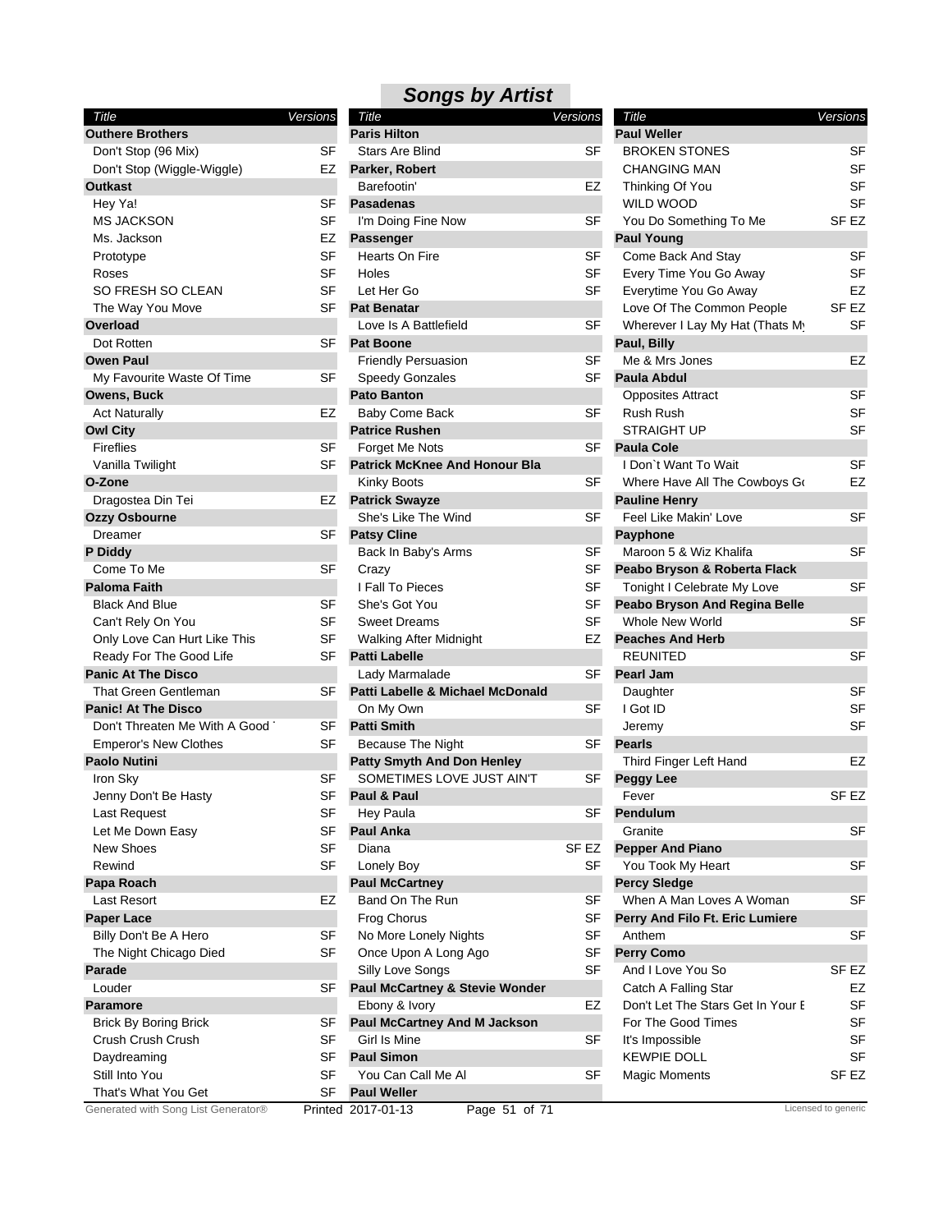# Songs by Artist

| Title | Versions |
|---|---|
| **Outhere Brothers** | |
| Don't Stop (96 Mix) | SF |
| Don't Stop (Wiggle-Wiggle) | EZ |
| **Outkast** | |
| Hey Ya! | SF |
| MS JACKSON | SF |
| Ms. Jackson | EZ |
| Prototype | SF |
| Roses | SF |
| SO FRESH SO CLEAN | SF |
| The Way You Move | SF |
| **Overload** | |
| Dot Rotten | SF |
| **Owen Paul** | |
| My Favourite Waste Of Time | SF |
| **Owens, Buck** | |
| Act Naturally | EZ |
| **Owl City** | |
| Fireflies | SF |
| Vanilla Twilight | SF |
| **O-Zone** | |
| Dragostea Din Tei | EZ |
| **Ozzy Osbourne** | |
| Dreamer | SF |
| **P Diddy** | |
| Come To Me | SF |
| **Paloma Faith** | |
| Black And Blue | SF |
| Can't Rely On You | SF |
| Only Love Can Hurt Like This | SF |
| Ready For The Good Life | SF |
| **Panic At The Disco** | |
| That Green Gentleman | SF |
| **Panic! At The Disco** | |
| Don't Threaten Me With A Good ' | SF |
| Emperor's New Clothes | SF |
| **Paolo Nutini** | |
| Iron Sky | SF |
| Jenny Don't Be Hasty | SF |
| Last Request | SF |
| Let Me Down Easy | SF |
| New Shoes | SF |
| Rewind | SF |
| **Papa Roach** | |
| Last Resort | EZ |
| **Paper Lace** | |
| Billy Don't Be A Hero | SF |
| The Night Chicago Died | SF |
| **Parade** | |
| Louder | SF |
| **Paramore** | |
| Brick By Boring Brick | SF |
| Crush Crush Crush | SF |
| Daydreaming | SF |
| Still Into You | SF |
| That's What You Get | SF |
| **Paris Hilton** | |
| Stars Are Blind | SF |
| **Parker, Robert** | |
| Barefootin' | EZ |
| **Pasadenas** | |
| I'm Doing Fine Now | SF |
| **Passenger** | |
| Hearts On Fire | SF |
| Holes | SF |
| Let Her Go | SF |
| **Pat Benatar** | |
| Love Is A Battlefield | SF |
| **Pat Boone** | |
| Friendly Persuasion | SF |
| Speedy Gonzales | SF |
| **Pato Banton** | |
| Baby Come Back | SF |
| **Patrice Rushen** | |
| Forget Me Nots | SF |
| **Patrick McKnee And Honour Bla** | |
| Kinky Boots | SF |
| **Patrick Swayze** | |
| She's Like The Wind | SF |
| **Patsy Cline** | |
| Back In Baby's Arms | SF |
| Crazy | SF |
| I Fall To Pieces | SF |
| She's Got You | SF |
| Sweet Dreams | SF |
| Walking After Midnight | EZ |
| **Patti Labelle** | |
| Lady Marmalade | SF |
| **Patti Labelle & Michael McDonald** | |
| On My Own | SF |
| **Patti Smith** | |
| Because The Night | SF |
| **Patty Smyth And Don Henley** | |
| SOMETIMES LOVE JUST AIN'T | SF |
| **Paul & Paul** | |
| Hey Paula | SF |
| **Paul Anka** | |
| Diana | SF EZ |
| Lonely Boy | SF |
| **Paul McCartney** | |
| Band On The Run | SF |
| Frog Chorus | SF |
| No More Lonely Nights | SF |
| Once Upon A Long Ago | SF |
| Silly Love Songs | SF |
| **Paul McCartney & Stevie Wonder** | |
| Ebony & Ivory | EZ |
| **Paul McCartney And M Jackson** | |
| Girl Is Mine | SF |
| **Paul Simon** | |
| You Can Call Me Al | SF |
| **Paul Weller** | |
| BROKEN STONES | SF |
| CHANGING MAN | SF |
| Thinking Of You | SF |
| WILD WOOD | SF |
| You Do Something To Me | SF EZ |
| **Paul Young** | |
| Come Back And Stay | SF |
| Every Time You Go Away | SF |
| Everytime You Go Away | EZ |
| Love Of The Common People | SF EZ |
| Wherever I Lay My Hat (Thats My | SF |
| **Paul, Billy** | |
| Me & Mrs Jones | EZ |
| **Paula Abdul** | |
| Opposites Attract | SF |
| Rush Rush | SF |
| STRAIGHT UP | SF |
| **Paula Cole** | |
| I Don`t Want To Wait | SF |
| Where Have All The Cowboys Go | EZ |
| **Pauline Henry** | |
| Feel Like Makin' Love | SF |
| **Payphone** | |
| Maroon 5 & Wiz Khalifa | SF |
| **Peabo Bryson & Roberta Flack** | |
| Tonight I Celebrate My Love | SF |
| **Peabo Bryson And Regina Belle** | |
| Whole New World | SF |
| **Peaches And Herb** | |
| REUNITED | SF |
| **Pearl Jam** | |
| Daughter | SF |
| I Got ID | SF |
| Jeremy | SF |
| **Pearls** | |
| Third Finger Left Hand | EZ |
| **Peggy Lee** | |
| Fever | SF EZ |
| **Pendulum** | |
| Granite | SF |
| **Pepper And Piano** | |
| You Took My Heart | SF |
| **Percy Sledge** | |
| When A Man Loves A Woman | SF |
| **Perry And Filo Ft. Eric Lumiere** | |
| Anthem | SF |
| **Perry Como** | |
| And I Love You So | SF EZ |
| Catch A Falling Star | EZ |
| Don't Let The Stars Get In Your E | SF |
| For The Good Times | SF |
| It's Impossible | SF |
| KEWPIE DOLL | SF |
| Magic Moments | SF EZ |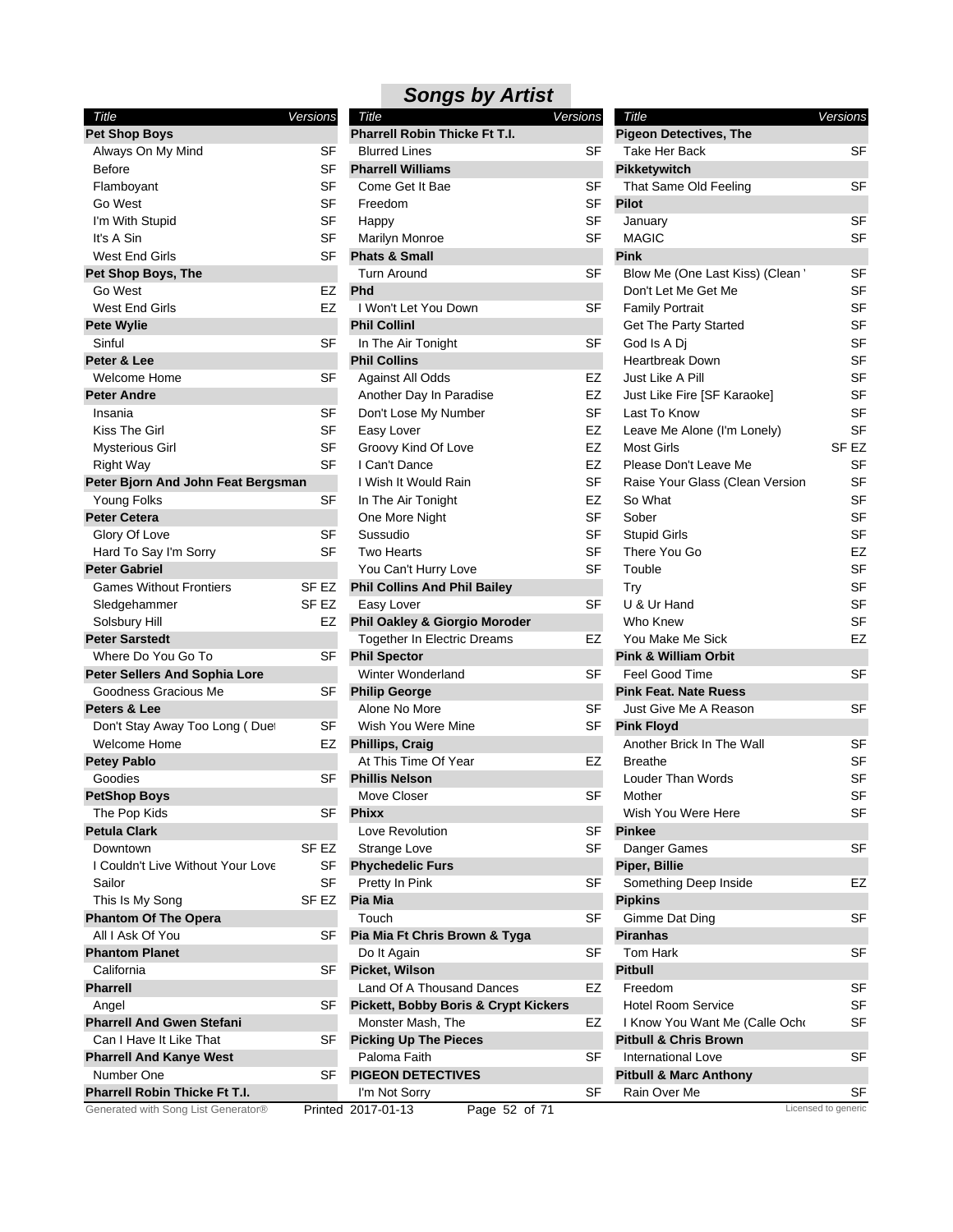# Songs by Artist

| Title | Versions |
|---|---|
| **Pet Shop Boys** | |
| Always On My Mind | SF |
| Before | SF |
| Flamboyant | SF |
| Go West | SF |
| I'm With Stupid | SF |
| It's A Sin | SF |
| West End Girls | SF |
| **Pet Shop Boys, The** | |
| Go West | EZ |
| West End Girls | EZ |
| **Pete Wylie** | |
| Sinful | SF |
| **Peter & Lee** | |
| Welcome Home | SF |
| **Peter Andre** | |
| Insania | SF |
| Kiss The Girl | SF |
| Mysterious Girl | SF |
| Right Way | SF |
| **Peter Bjorn And John Feat Bergsman** | |
| Young Folks | SF |
| **Peter Cetera** | |
| Glory Of Love | SF |
| Hard To Say I'm Sorry | SF |
| **Peter Gabriel** | |
| Games Without Frontiers | SF EZ |
| Sledgehammer | SF EZ |
| Solsbury Hill | EZ |
| **Peter Sarstedt** | |
| Where Do You Go To | SF |
| **Peter Sellers And Sophia Lore** | |
| Goodness Gracious Me | SF |
| **Peters & Lee** | |
| Don't Stay Away Too Long ( Due | SF |
| Welcome Home | EZ |
| **Petey Pablo** | |
| Goodies | SF |
| **PetShop Boys** | |
| The Pop Kids | SF |
| **Petula Clark** | |
| Downtown | SF EZ |
| I Couldn't Live Without Your Love | SF |
| Sailor | SF |
| This Is My Song | SF EZ |
| **Phantom Of The Opera** | |
| All I Ask Of You | SF |
| **Phantom Planet** | |
| California | SF |
| **Pharrell** | |
| Angel | SF |
| **Pharrell And Gwen Stefani** | |
| Can I Have It Like That | SF |
| **Pharrell And Kanye West** | |
| Number One | SF |
| **Pharrell Robin Thicke Ft T.I.** | |
| Blurred Lines | SF |
| **Pharrell Williams** | |
| Come Get It Bae | SF |
| Freedom | SF |
| Happy | SF |
| Marilyn Monroe | SF |
| **Phats & Small** | |
| Turn Around | SF |
| **Phd** | |
| I Won't Let You Down | SF |
| **Phil Collinl** | |
| In The Air Tonight | SF |
| **Phil Collins** | |
| Against All Odds | EZ |
| Another Day In Paradise | EZ |
| Don't Lose My Number | SF |
| Easy Lover | EZ |
| Groovy Kind Of Love | EZ |
| I Can't Dance | EZ |
| I Wish It Would Rain | SF |
| In The Air Tonight | EZ |
| One More Night | SF |
| Sussudio | SF |
| Two Hearts | SF |
| You Can't Hurry Love | SF |
| **Phil Collins And Phil Bailey** | |
| Easy Lover | SF |
| **Phil Oakley & Giorgio Moroder** | |
| Together In Electric Dreams | EZ |
| **Phil Spector** | |
| Winter Wonderland | SF |
| **Philip George** | |
| Alone No More | SF |
| Wish You Were Mine | SF |
| **Phillips, Craig** | |
| At This Time Of Year | EZ |
| **Phillis Nelson** | |
| Move Closer | SF |
| **Phixx** | |
| Love Revolution | SF |
| Strange Love | SF |
| **Phychedelic Furs** | |
| Pretty In Pink | SF |
| **Pia Mia** | |
| Touch | SF |
| **Pia Mia Ft Chris Brown & Tyga** | |
| Do It Again | SF |
| **Picket, Wilson** | |
| Land Of A Thousand Dances | EZ |
| **Pickett, Bobby Boris & Crypt Kickers** | |
| Monster Mash, The | EZ |
| **Picking Up The Pieces** | |
| Paloma Faith | SF |
| **PIGEON DETECTIVES** | |
| I'm Not Sorry | SF |
| **Pigeon Detectives, The** | |
| Take Her Back | SF |
| **Pikketywitch** | |
| That Same Old Feeling | SF |
| **Pilot** | |
| January | SF |
| MAGIC | SF |
| **Pink** | |
| Blow Me (One Last Kiss) (Clean ' | SF |
| Don't Let Me Get Me | SF |
| Family Portrait | SF |
| Get The Party Started | SF |
| God Is A Dj | SF |
| Heartbreak Down | SF |
| Just Like A Pill | SF |
| Just Like Fire [SF Karaoke] | SF |
| Last To Know | SF |
| Leave Me Alone (I'm Lonely) | SF |
| Most Girls | SF EZ |
| Please Don't Leave Me | SF |
| Raise Your Glass (Clean Version | SF |
| So What | SF |
| Sober | SF |
| Stupid Girls | SF |
| There You Go | EZ |
| Touble | SF |
| Try | SF |
| U & Ur Hand | SF |
| Who Knew | SF |
| You Make Me Sick | EZ |
| **Pink & William Orbit** | |
| Feel Good Time | SF |
| **Pink Feat. Nate Ruess** | |
| Just Give Me A Reason | SF |
| **Pink Floyd** | |
| Another Brick In The Wall | SF |
| Breathe | SF |
| Louder Than Words | SF |
| Mother | SF |
| Wish You Were Here | SF |
| **Pinkee** | |
| Danger Games | SF |
| **Piper, Billie** | |
| Something Deep Inside | EZ |
| **Pipkins** | |
| Gimme Dat Ding | SF |
| **Piranhas** | |
| Tom Hark | SF |
| **Pitbull** | |
| Freedom | SF |
| Hotel Room Service | SF |
| I Know You Want Me (Calle Ocho | SF |
| **Pitbull & Chris Brown** | |
| International Love | SF |
| **Pitbull & Marc Anthony** | |
| Rain Over Me | SF |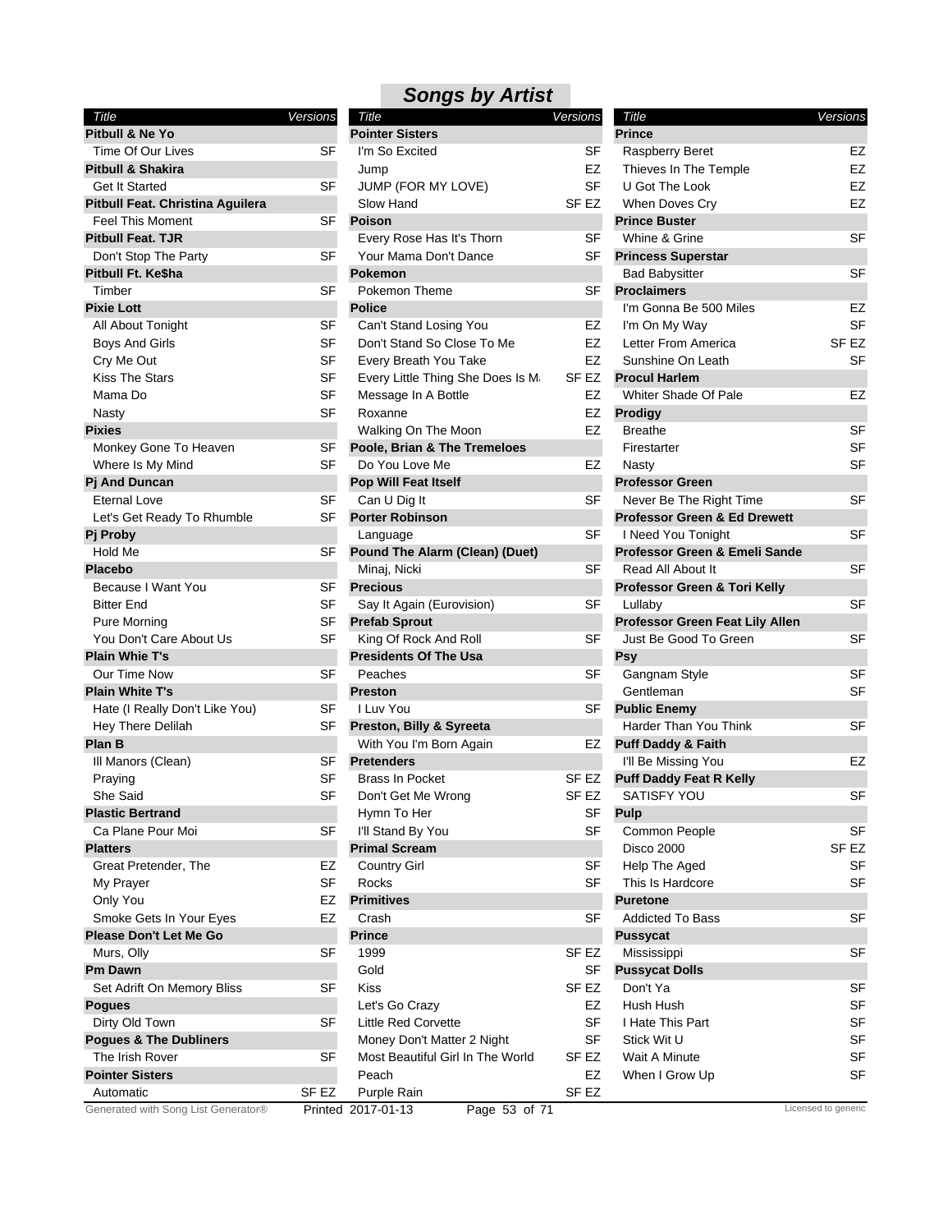## Songs by Artist

| Title | Versions |
|---|---|
| **Pitbull & Ne Yo** | |
| Time Of Our Lives | SF |
| **Pitbull & Shakira** | |
| Get It Started | SF |
| **Pitbull Feat. Christina Aguilera** | |
| Feel This Moment | SF |
| **Pitbull Feat. TJR** | |
| Don't Stop The Party | SF |
| **Pitbull Ft. Ke$ha** | |
| Timber | SF |
| **Pixie Lott** | |
| All About Tonight | SF |
| Boys And Girls | SF |
| Cry Me Out | SF |
| Kiss The Stars | SF |
| Mama Do | SF |
| Nasty | SF |
| **Pixies** | |
| Monkey Gone To Heaven | SF |
| Where Is My Mind | SF |
| **Pj And Duncan** | |
| Eternal Love | SF |
| Let's Get Ready To Rhumble | SF |
| **Pj Proby** | |
| Hold Me | SF |
| **Placebo** | |
| Because I Want You | SF |
| Bitter End | SF |
| Pure Morning | SF |
| You Don't Care About Us | SF |
| **Plain Whie T's** | |
| Our Time Now | SF |
| **Plain White T's** | |
| Hate (I Really Don't Like You) | SF |
| Hey There Delilah | SF |
| **Plan B** | |
| Ill Manors (Clean) | SF |
| Praying | SF |
| She Said | SF |
| **Plastic Bertrand** | |
| Ca Plane Pour Moi | SF |
| **Platters** | |
| Great Pretender, The | EZ |
| My Prayer | SF |
| Only You | EZ |
| Smoke Gets In Your Eyes | EZ |
| **Please Don't Let Me Go** | |
| Murs, Olly | SF |
| **Pm Dawn** | |
| Set Adrift On Memory Bliss | SF |
| **Pogues** | |
| Dirty Old Town | SF |
| **Pogues & The Dubliners** | |
| The Irish Rover | SF |
| **Pointer Sisters** | |
| Automatic | SF EZ |
| **Pointer Sisters** | |
| I'm So Excited | SF |
| Jump | EZ |
| JUMP (FOR MY LOVE) | SF |
| Slow Hand | SF EZ |
| **Poison** | |
| Every Rose Has It's Thorn | SF |
| Your Mama Don't Dance | SF |
| **Pokemon** | |
| Pokemon Theme | SF |
| **Police** | |
| Can't Stand Losing You | EZ |
| Don't Stand So Close To Me | EZ |
| Every Breath You Take | EZ |
| Every Little Thing She Does Is M | SF EZ |
| Message In A Bottle | EZ |
| Roxanne | EZ |
| Walking On The Moon | EZ |
| **Poole, Brian & The Tremeloes** | |
| Do You Love Me | EZ |
| **Pop Will Feat Itself** | |
| Can U Dig It | SF |
| **Porter Robinson** | |
| Language | SF |
| **Pound The Alarm (Clean) (Duet)** | |
| Minaj, Nicki | SF |
| **Precious** | |
| Say It Again (Eurovision) | SF |
| **Prefab Sprout** | |
| King Of Rock And Roll | SF |
| **Presidents Of The Usa** | |
| Peaches | SF |
| **Preston** | |
| I Luv You | SF |
| **Preston, Billy & Syreeta** | |
| With You I'm Born Again | EZ |
| **Pretenders** | |
| Brass In Pocket | SF EZ |
| Don't Get Me Wrong | SF EZ |
| Hymn To Her | SF |
| I'll Stand By You | SF |
| **Primal Scream** | |
| Country Girl | SF |
| Rocks | SF |
| **Primitives** | |
| Crash | SF |
| **Prince** | |
| 1999 | SF EZ |
| Gold | SF |
| Kiss | SF EZ |
| Let's Go Crazy | EZ |
| Little Red Corvette | SF |
| Money Don't Matter 2 Night | SF |
| Most Beautiful Girl In The World | SF EZ |
| Peach | EZ |
| Purple Rain | SF EZ |
| **Prince** | |
| Raspberry Beret | EZ |
| Thieves In The Temple | EZ |
| U Got The Look | EZ |
| When Doves Cry | EZ |
| **Prince Buster** | |
| Whine & Grine | SF |
| **Princess Superstar** | |
| Bad Babysitter | SF |
| **Proclaimers** | |
| I'm Gonna Be 500 Miles | EZ |
| I'm On My Way | SF |
| Letter From America | SF EZ |
| Sunshine On Leath | SF |
| **Procul Harlem** | |
| Whiter Shade Of Pale | EZ |
| **Prodigy** | |
| Breathe | SF |
| Firestarter | SF |
| Nasty | SF |
| **Professor Green** | |
| Never Be The Right Time | SF |
| **Professor Green & Ed Drewett** | |
| I Need You Tonight | SF |
| **Professor Green & Emeli Sande** | |
| Read All About It | SF |
| **Professor Green & Tori Kelly** | |
| Lullaby | SF |
| **Professor Green Feat Lily Allen** | |
| Just Be Good To Green | SF |
| **Psy** | |
| Gangnam Style | SF |
| Gentleman | SF |
| **Public Enemy** | |
| Harder Than You Think | SF |
| **Puff Daddy & Faith** | |
| I'll Be Missing You | EZ |
| **Puff Daddy Feat R Kelly** | |
| SATISFY YOU | SF |
| **Pulp** | |
| Common People | SF |
| Disco 2000 | SF EZ |
| Help The Aged | SF |
| This Is Hardcore | SF |
| **Puretone** | |
| Addicted To Bass | SF |
| **Pussycat** | |
| Mississippi | SF |
| **Pussycat Dolls** | |
| Don't Ya | SF |
| Hush Hush | SF |
| I Hate This Part | SF |
| Stick Wit U | SF |
| Wait A Minute | SF |
| When I Grow Up | SF |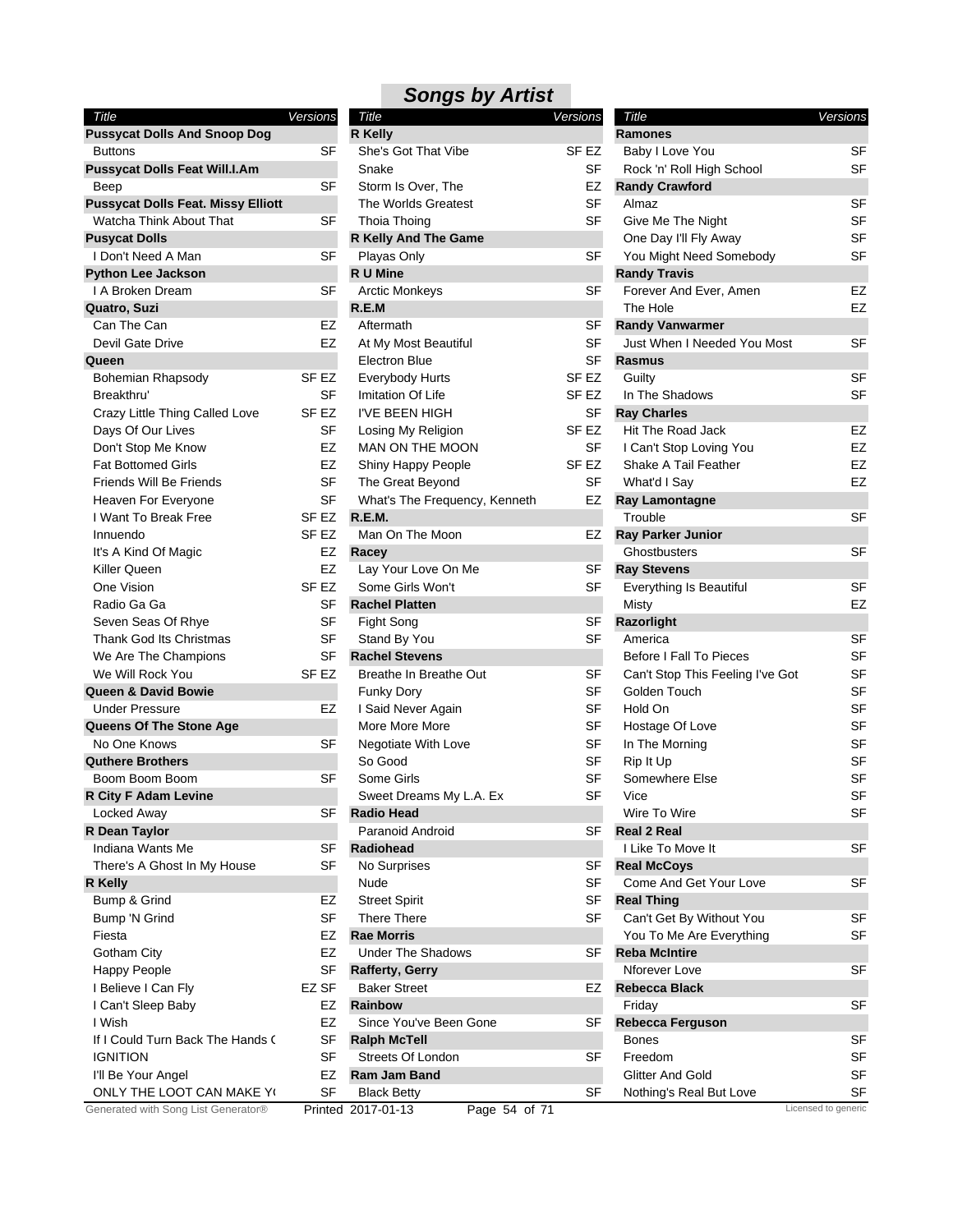# Songs by Artist

| Title | Versions |
|---|---|
| **Pussycat Dolls And Snoop Dog** | |
| Buttons | SF |
| **Pussycat Dolls Feat Will.I.Am** | |
| Beep | SF |
| **Pussycat Dolls Feat. Missy Elliott** | |
| Watcha Think About That | SF |
| **Pusycat Dolls** | |
| I Don't Need A Man | SF |
| **Python Lee Jackson** | |
| I A Broken Dream | SF |
| **Quatro, Suzi** | |
| Can The Can | EZ |
| Devil Gate Drive | EZ |
| **Queen** | |
| Bohemian Rhapsody | SF EZ |
| Breakthru' | SF |
| Crazy Little Thing Called Love | SF EZ |
| Days Of Our Lives | SF |
| Don't Stop Me Know | EZ |
| Fat Bottomed Girls | EZ |
| Friends Will Be Friends | SF |
| Heaven For Everyone | SF |
| I Want To Break Free | SF EZ |
| Innuendo | SF EZ |
| It's A Kind Of Magic | EZ |
| Killer Queen | EZ |
| One Vision | SF EZ |
| Radio Ga Ga | SF |
| Seven Seas Of Rhye | SF |
| Thank God Its Christmas | SF |
| We Are The Champions | SF |
| We Will Rock You | SF EZ |
| **Queen & David Bowie** | |
| Under Pressure | EZ |
| **Queens Of The Stone Age** | |
| No One Knows | SF |
| **Quthere Brothers** | |
| Boom Boom Boom | SF |
| **R City F Adam Levine** | |
| Locked Away | SF |
| **R Dean Taylor** | |
| Indiana Wants Me | SF |
| There's A Ghost In My House | SF |
| **R Kelly** | |
| Bump & Grind | EZ |
| Bump 'N Grind | SF |
| Fiesta | EZ |
| Gotham City | EZ |
| Happy People | SF |
| I Believe I Can Fly | EZ SF |
| I Can't Sleep Baby | EZ |
| I Wish | EZ |
| If I Could Turn Back The Hands ( | SF |
| IGNITION | SF |
| I'll Be Your Angel | EZ |
| ONLY THE LOOT CAN MAKE Y( | SF |
| **R Kelly** | |
| She's Got That Vibe | SF EZ |
| Snake | SF |
| Storm Is Over, The | EZ |
| The Worlds Greatest | SF |
| Thoia Thoing | SF |
| **R Kelly And The Game** | |
| Playas Only | SF |
| **R U Mine** | |
| Arctic Monkeys | SF |
| **R.E.M** | |
| Aftermath | SF |
| At My Most Beautiful | SF |
| Electron Blue | SF |
| Everybody Hurts | SF EZ |
| Imitation Of Life | SF EZ |
| I'VE BEEN HIGH | SF |
| Losing My Religion | SF EZ |
| MAN ON THE MOON | SF |
| Shiny Happy People | SF EZ |
| The Great Beyond | SF |
| What's The Frequency, Kenneth | EZ |
| **R.E.M.** | |
| Man On The Moon | EZ |
| **Racey** | |
| Lay Your Love On Me | SF |
| Some Girls Won't | SF |
| **Rachel Platten** | |
| Fight Song | SF |
| Stand By You | SF |
| **Rachel Stevens** | |
| Breathe In Breathe Out | SF |
| Funky Dory | SF |
| I Said Never Again | SF |
| More More More | SF |
| Negotiate With Love | SF |
| So Good | SF |
| Some Girls | SF |
| Sweet Dreams My L.A. Ex | SF |
| **Radio Head** | |
| Paranoid Android | SF |
| **Radiohead** | |
| No Surprises | SF |
| Nude | SF |
| Street Spirit | SF |
| There There | SF |
| **Rae Morris** | |
| Under The Shadows | SF |
| **Rafferty, Gerry** | |
| Baker Street | EZ |
| **Rainbow** | |
| Since You've Been Gone | SF |
| **Ralph McTell** | |
| Streets Of London | SF |
| **Ram Jam Band** | |
| Black Betty | SF |
| **Ramones** | |
| Baby I Love You | SF |
| Rock 'n' Roll High School | SF |
| **Randy Crawford** | |
| Almaz | SF |
| Give Me The Night | SF |
| One Day I'll Fly Away | SF |
| You Might Need Somebody | SF |
| **Randy Travis** | |
| Forever And Ever, Amen | EZ |
| The Hole | EZ |
| **Randy Vanwarmer** | |
| Just When I Needed You Most | SF |
| **Rasmus** | |
| Guilty | SF |
| In The Shadows | SF |
| **Ray Charles** | |
| Hit The Road Jack | EZ |
| I Can't Stop Loving You | EZ |
| Shake A Tail Feather | EZ |
| What'd I Say | EZ |
| **Ray Lamontagne** | |
| Trouble | SF |
| **Ray Parker Junior** | |
| Ghostbusters | SF |
| **Ray Stevens** | |
| Everything Is Beautiful | SF |
| Misty | EZ |
| **Razorlight** | |
| America | SF |
| Before I Fall To Pieces | SF |
| Can't Stop This Feeling I've Got | SF |
| Golden Touch | SF |
| Hold On | SF |
| Hostage Of Love | SF |
| In The Morning | SF |
| Rip It Up | SF |
| Somewhere Else | SF |
| Vice | SF |
| Wire To Wire | SF |
| **Real 2 Real** | |
| I Like To Move It | SF |
| **Real McCoys** | |
| Come And Get Your Love | SF |
| **Real Thing** | |
| Can't Get By Without You | SF |
| You To Me Are Everything | SF |
| **Reba McIntire** | |
| Nforever Love | SF |
| **Rebecca Black** | |
| Friday | SF |
| **Rebecca Ferguson** | |
| Bones | SF |
| Freedom | SF |
| Glitter And Gold | SF |
| Nothing's Real But Love | SF |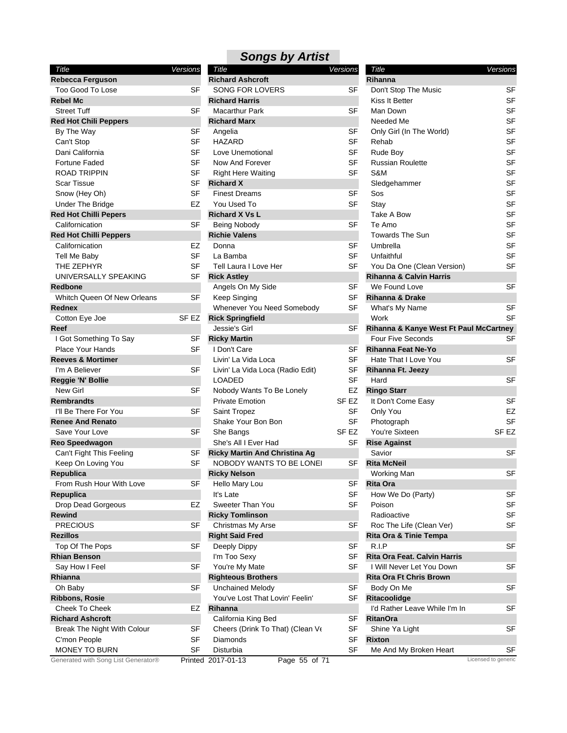## Songs by Artist

| Title | Versions |
|---|---|
| **Rebecca Ferguson** | |
| Too Good To Lose | SF |
| **Rebel Mc** | |
| Street Tuff | SF |
| **Red Hot Chili Peppers** | |
| By The Way | SF |
| Can't Stop | SF |
| Dani California | SF |
| Fortune Faded | SF |
| ROAD TRIPPIN | SF |
| Scar Tissue | SF |
| Snow (Hey Oh) | SF |
| Under The Bridge | EZ |
| **Red Hot Chilli Pepers** | |
| Californication | SF |
| **Red Hot Chilli Peppers** | |
| Californication | EZ |
| Tell Me Baby | SF |
| THE ZEPHYR | SF |
| UNIVERSALLY SPEAKING | SF |
| **Redbone** | |
| Whitch Queen Of New Orleans | SF |
| **Rednex** | |
| Cotton Eye Joe | SF EZ |
| **Reef** | |
| I Got Something To Say | SF |
| Place Your Hands | SF |
| **Reeves & Mortimer** | |
| I'm A Believer | SF |
| **Reggie 'N' Bollie** | |
| New Girl | SF |
| **Rembrandts** | |
| I'll Be There For You | SF |
| **Renee And Renato** | |
| Save Your Love | SF |
| **Reo Speedwagon** | |
| Can't Fight This Feeling | SF |
| Keep On Loving You | SF |
| **Republica** | |
| From Rush Hour With Love | SF |
| **Repuplica** | |
| Drop Dead Gorgeous | EZ |
| **Rewind** | |
| PRECIOUS | SF |
| **Rezillos** | |
| Top Of The Pops | SF |
| **Rhian Benson** | |
| Say How I Feel | SF |
| **Rhianna** | |
| Oh Baby | SF |
| **Ribbons, Rosie** | |
| Cheek To Cheek | EZ |
| **Richard Ashcroft** | |
| Break The Night With Colour | SF |
| C'mon People | SF |
| MONEY TO BURN | SF |
| **Richard Ashcroft** | |
| SONG FOR LOVERS | SF |
| **Richard Harris** | |
| Macarthur Park | SF |
| **Richard Marx** | |
| Angelia | SF |
| HAZARD | SF |
| Love Unemotional | SF |
| Now And Forever | SF |
| Right Here Waiting | SF |
| **Richard X** | |
| Finest Dreams | SF |
| You Used To | SF |
| **Richard X Vs L** | |
| Being Nobody | SF |
| **Richie Valens** | |
| Donna | SF |
| La Bamba | SF |
| Tell Laura I Love Her | SF |
| **Rick Astley** | |
| Angels On My Side | SF |
| Keep Singing | SF |
| Whenever You Need Somebody | SF |
| **Rick Springfield** | |
| Jessie's Girl | SF |
| **Ricky Martin** | |
| I Don't Care | SF |
| Livin' La Vida Loca | SF |
| Livin' La Vida Loca (Radio Edit) | SF |
| LOADED | SF |
| Nobody Wants To Be Lonely | EZ |
| Private Emotion | SF EZ |
| Saint Tropez | SF |
| Shake Your Bon Bon | SF |
| She Bangs | SF EZ |
| She's All I Ever Had | SF |
| **Ricky Martin And Christina Ag** | |
| NOBODY WANTS TO BE LONEI | SF |
| **Ricky Nelson** | |
| Hello Mary Lou | SF |
| It's Late | SF |
| Sweeter Than You | SF |
| **Ricky Tomlinson** | |
| Christmas My Arse | SF |
| **Right Said Fred** | |
| Deeply Dippy | SF |
| I'm Too Sexy | SF |
| You're My Mate | SF |
| **Righteous Brothers** | |
| Unchained Melody | SF |
| You've Lost That Lovin' Feelin' | SF |
| **Rihanna** | |
| California King Bed | SF |
| Cheers (Drink To That) (Clean Ve | SF |
| Diamonds | SF |
| Disturbia | SF |
| **Rihanna** | |
| Don't Stop The Music | SF |
| Kiss It Better | SF |
| Man Down | SF |
| Needed Me | SF |
| Only Girl (In The World) | SF |
| Rehab | SF |
| Rude Boy | SF |
| Russian Roulette | SF |
| S&M | SF |
| Sledgehammer | SF |
| Sos | SF |
| Stay | SF |
| Take A Bow | SF |
| Te Amo | SF |
| Towards The Sun | SF |
| Umbrella | SF |
| Unfaithful | SF |
| You Da One (Clean Version) | SF |
| **Rihanna & Calvin Harris** | |
| We Found Love | SF |
| **Rihanna & Drake** | |
| What's My Name | SF |
| Work | SF |
| **Rihanna & Kanye West Ft Paul McCartney** | |
| Four Five Seconds | SF |
| **Rihanna Feat Ne-Yo** | |
| Hate That I Love You | SF |
| **Rihanna Ft. Jeezy** | |
| Hard | SF |
| **Ringo Starr** | |
| It Don't Come Easy | SF |
| Only You | EZ |
| Photograph | SF |
| You're Sixteen | SF EZ |
| **Rise Against** | |
| Savior | SF |
| **Rita McNeil** | |
| Working Man | SF |
| **Rita Ora** | |
| How We Do (Party) | SF |
| Poison | SF |
| Radioactive | SF |
| Roc The Life (Clean Ver) | SF |
| **Rita Ora & Tinie Tempa** | |
| R.I.P | SF |
| **Rita Ora Feat. Calvin Harris** | |
| I Will Never Let You Down | SF |
| **Rita Ora Ft Chris Brown** | |
| Body On Me | SF |
| **Ritacoolidge** | |
| I'd Rather Leave While I'm In | SF |
| **RitanOra** | |
| Shine Ya Light | SF |
| **Rixton** | |
| Me And My Broken Heart | SF |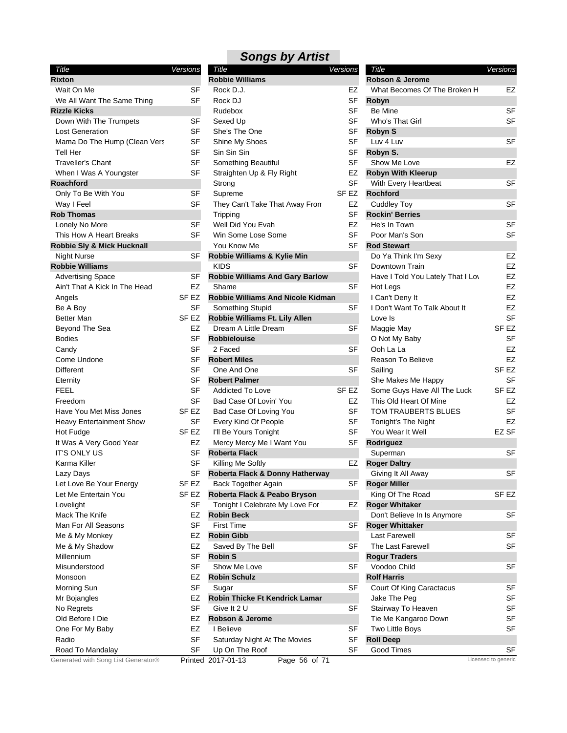## Songs by Artist

| Title | Versions |
|---|---|
| **Rixton** | |
| Wait On Me | SF |
| We All Want The Same Thing | SF |
| **Rizzle Kicks** | |
| Down With The Trumpets | SF |
| Lost Generation | SF |
| Mama Do The Hump (Clean Vers | SF |
| Tell Her | SF |
| Traveller's Chant | SF |
| When I Was A Youngster | SF |
| **Roachford** | |
| Only To Be With You | SF |
| Way I Feel | SF |
| **Rob Thomas** | |
| Lonely No More | SF |
| This How A Heart Breaks | SF |
| **Robbie Sly & Mick Hucknall** | |
| Night Nurse | SF |
| **Robbie Williams** | |
| Advertising Space | SF |
| Ain't That A Kick In The Head | EZ |
| Angels | SF EZ |
| Be A Boy | SF |
| Better Man | SF EZ |
| Beyond The Sea | EZ |
| Bodies | SF |
| Candy | SF |
| Come Undone | SF |
| Different | SF |
| Eternity | SF |
| FEEL | SF |
| Freedom | SF |
| Have You Met Miss Jones | SF EZ |
| Heavy Entertainment Show | SF |
| Hot Fudge | SF EZ |
| It Was A Very Good Year | EZ |
| IT'S ONLY US | SF |
| Karma Killer | SF |
| Lazy Days | SF |
| Let Love Be Your Energy | SF EZ |
| Let Me Entertain You | SF EZ |
| Lovelight | SF |
| Mack The Knife | EZ |
| Man For All Seasons | SF |
| Me & My Monkey | EZ |
| Me & My Shadow | EZ |
| Millennium | SF |
| Misunderstood | SF |
| Monsoon | EZ |
| Morning Sun | SF |
| Mr Bojangles | EZ |
| No Regrets | SF |
| Old Before I Die | EZ |
| One For My Baby | EZ |
| Radio | SF |
| Road To Mandalay | SF |
| **Robbie Williams** | |
| Rock D.J. | EZ |
| Rock DJ | SF |
| Rudebox | SF |
| Sexed Up | SF |
| She's The One | SF |
| Shine My Shoes | SF |
| Sin Sin Sin | SF |
| Something Beautiful | SF |
| Straighten Up & Fly Right | EZ |
| Strong | SF |
| Supreme | SF EZ |
| They Can't Take That Away From | EZ |
| Tripping | SF |
| Well Did You Evah | EZ |
| Win Some Lose Some | SF |
| You Know Me | SF |
| **Robbie Williams & Kylie Min** | |
| KIDS | SF |
| **Robbie Williams And Gary Barlow** | |
| Shame | SF |
| **Robbie Williams And Nicole Kidman** | |
| Something Stupid | SF |
| **Robbie Williams Ft. Lily Allen** | |
| Dream A Little Dream | SF |
| **Robbielouise** | |
| 2 Faced | SF |
| **Robert Miles** | |
| One And One | SF |
| **Robert Palmer** | |
| Addicted To Love | SF EZ |
| Bad Case Of Lovin' You | EZ |
| Bad Case Of Loving You | SF |
| Every Kind Of People | SF |
| I'll Be Yours Tonight | SF |
| Mercy Mercy Me I Want You | SF |
| **Roberta Flack** | |
| Killing Me Softly | EZ |
| **Roberta Flack & Donny Hatherway** | |
| Back Together Again | SF |
| **Roberta Flack & Peabo Bryson** | |
| Tonight I Celebrate My Love For | EZ |
| **Robin Beck** | |
| First Time | SF |
| **Robin Gibb** | |
| Saved By The Bell | SF |
| **Robin S** | |
| Show Me Love | SF |
| **Robin Schulz** | |
| Sugar | SF |
| **Robin Thicke Ft Kendrick Lamar** | |
| Give It 2 U | SF |
| **Robson & Jerome** | |
| I Believe | SF |
| Saturday Night At The Movies | SF |
| Up On The Roof | SF |
| **Robson & Jerome** | |
| What Becomes Of The Broken H | EZ |
| **Robyn** | |
| Be Mine | SF |
| Who's That Girl | SF |
| **Robyn S** | |
| Luv 4 Luv | SF |
| **Robyn S.** | |
| Show Me Love | EZ |
| **Robyn With Kleerup** | |
| With Every Heartbeat | SF |
| **Rochford** | |
| Cuddley Toy | SF |
| **Rockin' Berries** | |
| He's In Town | SF |
| Poor Man's Son | SF |
| **Rod Stewart** | |
| Do Ya Think I'm Sexy | EZ |
| Downtown Train | EZ |
| Have I Told You Lately That I Lov | EZ |
| Hot Legs | EZ |
| I Can't Deny It | EZ |
| I Don't Want To Talk About It | EZ |
| Love Is | SF |
| Maggie May | SF EZ |
| O Not My Baby | SF |
| Ooh La La | EZ |
| Reason To Believe | EZ |
| Sailing | SF EZ |
| She Makes Me Happy | SF |
| Some Guys Have All The Luck | SF EZ |
| This Old Heart Of Mine | EZ |
| TOM TRAUBERTS BLUES | SF |
| Tonight's The Night | EZ |
| You Wear It Well | EZ SF |
| **Rodriguez** | |
| Superman | SF |
| **Roger Daltry** | |
| Giving It All Away | SF |
| **Roger Miller** | |
| King Of The Road | SF EZ |
| **Roger Whitaker** | |
| Don't Believe In Is Anymore | SF |
| **Roger Whittaker** | |
| Last Farewell | SF |
| The Last Farewell | SF |
| **Rogur Traders** | |
| Voodoo Child | SF |
| **Rolf Harris** | |
| Court Of King Caractacus | SF |
| Jake The Peg | SF |
| Stairway To Heaven | SF |
| Tie Me Kangaroo Down | SF |
| Two Little Boys | SF |
| **Roll Deep** | |
| Good Times | SF |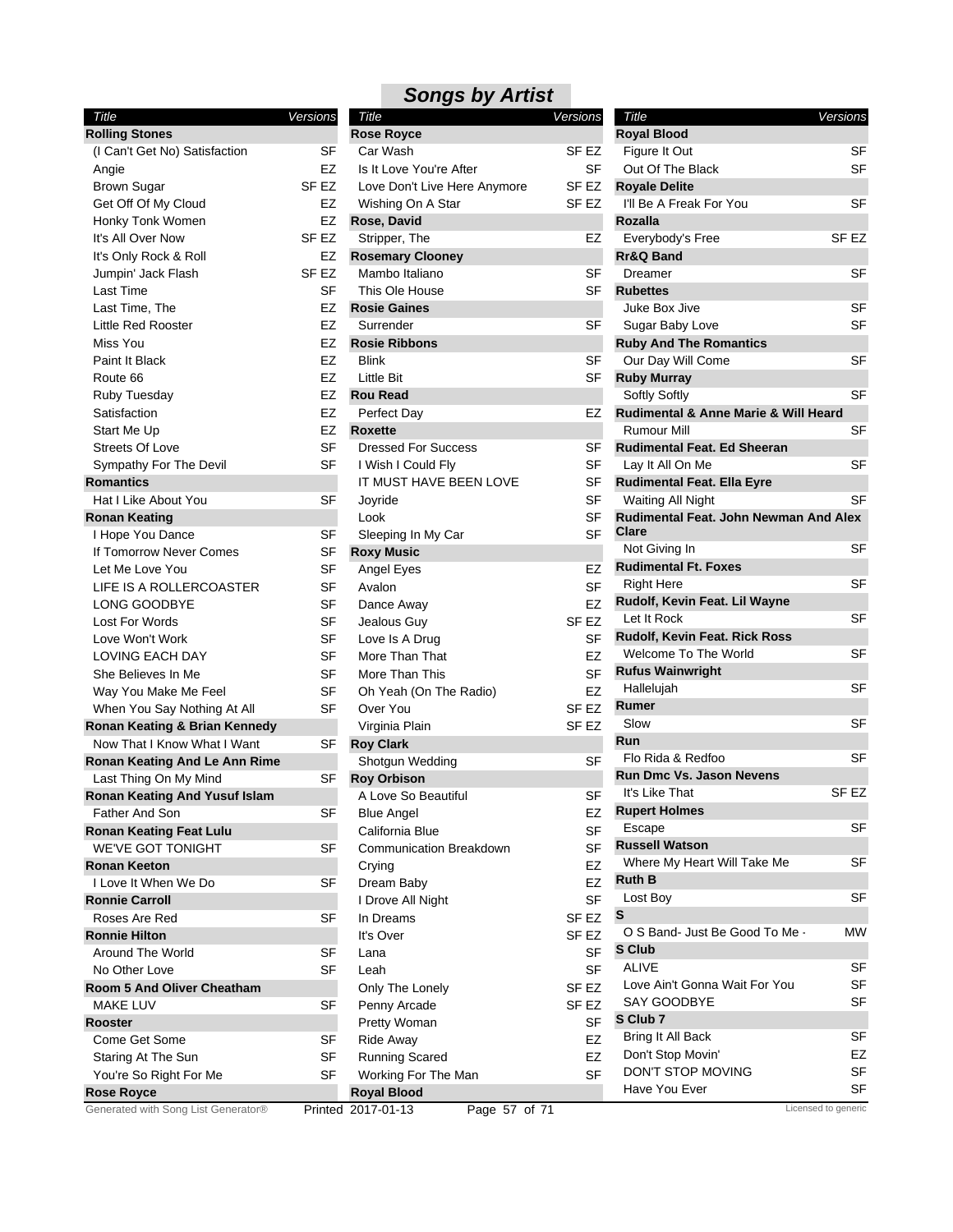## Songs by Artist

| Title | Versions |
|---|---|
| **Rolling Stones** | |
| (I Can't Get No) Satisfaction | SF |
| Angie | EZ |
| Brown Sugar | SF EZ |
| Get Off Of My Cloud | EZ |
| Honky Tonk Women | EZ |
| It's All Over Now | SF EZ |
| It's Only Rock & Roll | EZ |
| Jumpin' Jack Flash | SF EZ |
| Last Time | SF |
| Last Time, The | EZ |
| Little Red Rooster | EZ |
| Miss You | EZ |
| Paint It Black | EZ |
| Route 66 | EZ |
| Ruby Tuesday | EZ |
| Satisfaction | EZ |
| Start Me Up | EZ |
| Streets Of Love | SF |
| Sympathy For The Devil | SF |
| **Romantics** | |
| Hat I Like About You | SF |
| **Ronan Keating** | |
| I Hope You Dance | SF |
| If Tomorrow Never Comes | SF |
| Let Me Love You | SF |
| LIFE IS A ROLLERCOASTER | SF |
| LONG GOODBYE | SF |
| Lost For Words | SF |
| Love Won't Work | SF |
| LOVING EACH DAY | SF |
| She Believes In Me | SF |
| Way You Make Me Feel | SF |
| When You Say Nothing At All | SF |
| **Ronan Keating & Brian Kennedy** | |
| Now That I Know What I Want | SF |
| **Ronan Keating And Le Ann Rime** | |
| Last Thing On My Mind | SF |
| **Ronan Keating And Yusuf Islam** | |
| Father And Son | SF |
| **Ronan Keating Feat Lulu** | |
| WE'VE GOT TONIGHT | SF |
| **Ronan Keeton** | |
| I Love It When We Do | SF |
| **Ronnie Carroll** | |
| Roses Are Red | SF |
| **Ronnie Hilton** | |
| Around The World | SF |
| No Other Love | SF |
| **Room 5 And Oliver Cheatham** | |
| MAKE LUV | SF |
| **Rooster** | |
| Come Get Some | SF |
| Staring At The Sun | SF |
| You're So Right For Me | SF |
| **Rose Royce** | |
| Car Wash | SF EZ |
| Is It Love You're After | SF |
| Love Don't Live Here Anymore | SF EZ |
| Wishing On A Star | SF EZ |
| **Rose, David** | |
| Stripper, The | EZ |
| **Rosemary Clooney** | |
| Mambo Italiano | SF |
| This Ole House | SF |
| **Rosie Gaines** | |
| Surrender | SF |
| **Rosie Ribbons** | |
| Blink | SF |
| Little Bit | SF |
| **Rou Read** | |
| Perfect Day | EZ |
| **Roxette** | |
| Dressed For Success | SF |
| I Wish I Could Fly | SF |
| IT MUST HAVE BEEN LOVE | SF |
| Joyride | SF |
| Look | SF |
| Sleeping In My Car | SF |
| **Roxy Music** | |
| Angel Eyes | EZ |
| Avalon | SF |
| Dance Away | EZ |
| Jealous Guy | SF EZ |
| Love Is A Drug | SF |
| More Than That | EZ |
| More Than This | SF |
| Oh Yeah (On The Radio) | EZ |
| Over You | SF EZ |
| Virginia Plain | SF EZ |
| **Roy Clark** | |
| Shotgun Wedding | SF |
| **Roy Orbison** | |
| A Love So Beautiful | SF |
| Blue Angel | EZ |
| California Blue | SF |
| Communication Breakdown | SF |
| Crying | EZ |
| Dream Baby | EZ |
| I Drove All Night | SF |
| In Dreams | SF EZ |
| It's Over | SF EZ |
| Lana | SF |
| Leah | SF |
| Only The Lonely | SF EZ |
| Penny Arcade | SF EZ |
| Pretty Woman | SF |
| Ride Away | EZ |
| Running Scared | EZ |
| Working For The Man | SF |
| **Royal Blood** | |
| Figure It Out | SF |
| Out Of The Black | SF |
| **Royale Delite** | |
| I'll Be A Freak For You | SF |
| **Rozalla** | |
| Everybody's Free | SF EZ |
| **Rr&Q Band** | |
| Dreamer | SF |
| **Rubettes** | |
| Juke Box Jive | SF |
| Sugar Baby Love | SF |
| **Ruby And The Romantics** | |
| Our Day Will Come | SF |
| **Ruby Murray** | |
| Softly Softly | SF |
| **Rudimental & Anne Marie & Will Heard** | |
| Rumour Mill | SF |
| **Rudimental Feat. Ed Sheeran** | |
| Lay It All On Me | SF |
| **Rudimental Feat. Ella Eyre** | |
| Waiting All Night | SF |
| **Rudimental Feat. John Newman And Alex Clare** | |
| Not Giving In | SF |
| **Rudimental Ft. Foxes** | |
| Right Here | SF |
| **Rudolf, Kevin Feat. Lil Wayne** | |
| Let It Rock | SF |
| **Rudolf, Kevin Feat. Rick Ross** | |
| Welcome To The World | SF |
| **Rufus Wainwright** | |
| Hallelujah | SF |
| **Rumer** | |
| Slow | SF |
| **Run** | |
| Flo Rida & Redfoo | SF |
| **Run Dmc Vs. Jason Nevens** | |
| It's Like That | SF EZ |
| **Rupert Holmes** | |
| Escape | SF |
| **Russell Watson** | |
| Where My Heart Will Take Me | SF |
| **Ruth B** | |
| Lost Boy | SF |
| **S** | |
| O S Band- Just Be Good To Me - | MW |
| **S Club** | |
| ALIVE | SF |
| Love Ain't Gonna Wait For You | SF |
| SAY GOODBYE | SF |
| **S Club 7** | |
| Bring It All Back | SF |
| Don't Stop Movin' | EZ |
| DON'T STOP MOVING | SF |
| Have You Ever | SF |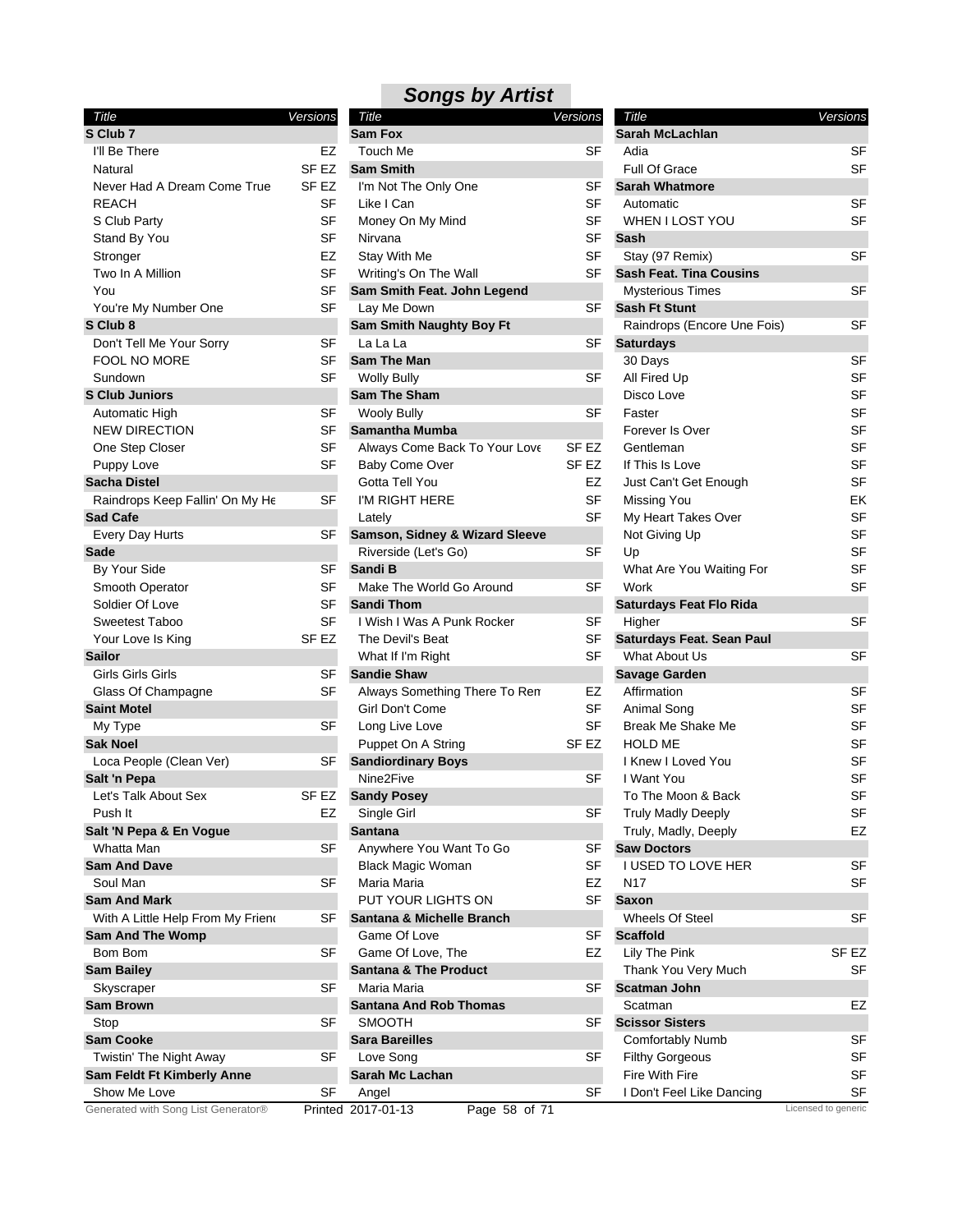# Songs by Artist

| Title | Versions |
|---|---|
| **S Club 7** | |
| I'll Be There | EZ |
| Natural | SF EZ |
| Never Had A Dream Come True | SF EZ |
| REACH | SF |
| S Club Party | SF |
| Stand By You | SF |
| Stronger | EZ |
| Two In A Million | SF |
| You | SF |
| You're My Number One | SF |
| **S Club 8** | |
| Don't Tell Me Your Sorry | SF |
| FOOL NO MORE | SF |
| Sundown | SF |
| **S Club Juniors** | |
| Automatic High | SF |
| NEW DIRECTION | SF |
| One Step Closer | SF |
| Puppy Love | SF |
| **Sacha Distel** | |
| Raindrops Keep Fallin' On My He | SF |
| **Sad Cafe** | |
| Every Day Hurts | SF |
| **Sade** | |
| By Your Side | SF |
| Smooth Operator | SF |
| Soldier Of Love | SF |
| Sweetest Taboo | SF |
| Your Love Is King | SF EZ |
| **Sailor** | |
| Girls Girls Girls | SF |
| Glass Of Champagne | SF |
| **Saint Motel** | |
| My Type | SF |
| **Sak Noel** | |
| Loca People (Clean Ver) | SF |
| **Salt 'n Pepa** | |
| Let's Talk About Sex | SF EZ |
| Push It | EZ |
| **Salt 'N Pepa & En Vogue** | |
| Whatta Man | SF |
| **Sam And Dave** | |
| Soul Man | SF |
| **Sam And Mark** | |
| With A Little Help From My Frien | SF |
| **Sam And The Womp** | |
| Bom Bom | SF |
| **Sam Bailey** | |
| Skyscraper | SF |
| **Sam Brown** | |
| Stop | SF |
| **Sam Cooke** | |
| Twistin' The Night Away | SF |
| **Sam Feldt Ft Kimberly Anne** | |
| Show Me Love | SF |
| **Sam Fox** | |
| Touch Me | SF |
| **Sam Smith** | |
| I'm Not The Only One | SF |
| Like I Can | SF |
| Money On My Mind | SF |
| Nirvana | SF |
| Stay With Me | SF |
| Writing's On The Wall | SF |
| **Sam Smith Feat. John Legend** | |
| Lay Me Down | SF |
| **Sam Smith Naughty Boy Ft** | |
| La La La | SF |
| **Sam The Man** | |
| Wolly Bully | SF |
| **Sam The Sham** | |
| Wooly Bully | SF |
| **Samantha Mumba** | |
| Always Come Back To Your Love | SF EZ |
| Baby Come Over | SF EZ |
| Gotta Tell You | EZ |
| I'M RIGHT HERE | SF |
| Lately | SF |
| **Samson, Sidney & Wizard Sleeve** | |
| Riverside (Let's Go) | SF |
| **Sandi B** | |
| Make The World Go Around | SF |
| **Sandi Thom** | |
| I Wish I Was A Punk Rocker | SF |
| The Devil's Beat | SF |
| What If I'm Right | SF |
| **Sandie Shaw** | |
| Always Something There To Rem | EZ |
| Girl Don't Come | SF |
| Long Live Love | SF |
| Puppet On A String | SF EZ |
| **Sandiordinary Boys** | |
| Nine2Five | SF |
| **Sandy Posey** | |
| Single Girl | SF |
| **Santana** | |
| Anywhere You Want To Go | SF |
| Black Magic Woman | SF |
| Maria Maria | EZ |
| PUT YOUR LIGHTS ON | SF |
| **Santana & Michelle Branch** | |
| Game Of Love | SF |
| Game Of Love, The | EZ |
| **Santana & The Product** | |
| Maria Maria | SF |
| **Santana And Rob Thomas** | |
| SMOOTH | SF |
| **Sara Bareilles** | |
| Love Song | SF |
| **Sarah Mc Lachan** | |
| Angel | SF |
| **Sarah McLachlan** | |
| Adia | SF |
| Full Of Grace | SF |
| **Sarah Whatmore** | |
| Automatic | SF |
| WHEN I LOST YOU | SF |
| **Sash** | |
| Stay (97 Remix) | SF |
| **Sash Feat. Tina Cousins** | |
| Mysterious Times | SF |
| **Sash Ft Stunt** | |
| Raindrops (Encore Une Fois) | SF |
| **Saturdays** | |
| 30 Days | SF |
| All Fired Up | SF |
| Disco Love | SF |
| Faster | SF |
| Forever Is Over | SF |
| Gentleman | SF |
| If This Is Love | SF |
| Just Can't Get Enough | SF |
| Missing You | EK |
| My Heart Takes Over | SF |
| Not Giving Up | SF |
| Up | SF |
| What Are You Waiting For | SF |
| Work | SF |
| **Saturdays Feat Flo Rida** | |
| Higher | SF |
| **Saturdays Feat. Sean Paul** | |
| What About Us | SF |
| **Savage Garden** | |
| Affirmation | SF |
| Animal Song | SF |
| Break Me Shake Me | SF |
| HOLD ME | SF |
| I Knew I Loved You | SF |
| I Want You | SF |
| To The Moon & Back | SF |
| Truly Madly Deeply | SF |
| Truly, Madly, Deeply | EZ |
| **Saw Doctors** | |
| I USED TO LOVE HER | SF |
| N17 | SF |
| **Saxon** | |
| Wheels Of Steel | SF |
| **Scaffold** | |
| Lily The Pink | SF EZ |
| Thank You Very Much | SF |
| **Scatman John** | |
| Scatman | EZ |
| **Scissor Sisters** | |
| Comfortably Numb | SF |
| Filthy Gorgeous | SF |
| Fire With Fire | SF |
| I Don't Feel Like Dancing | SF |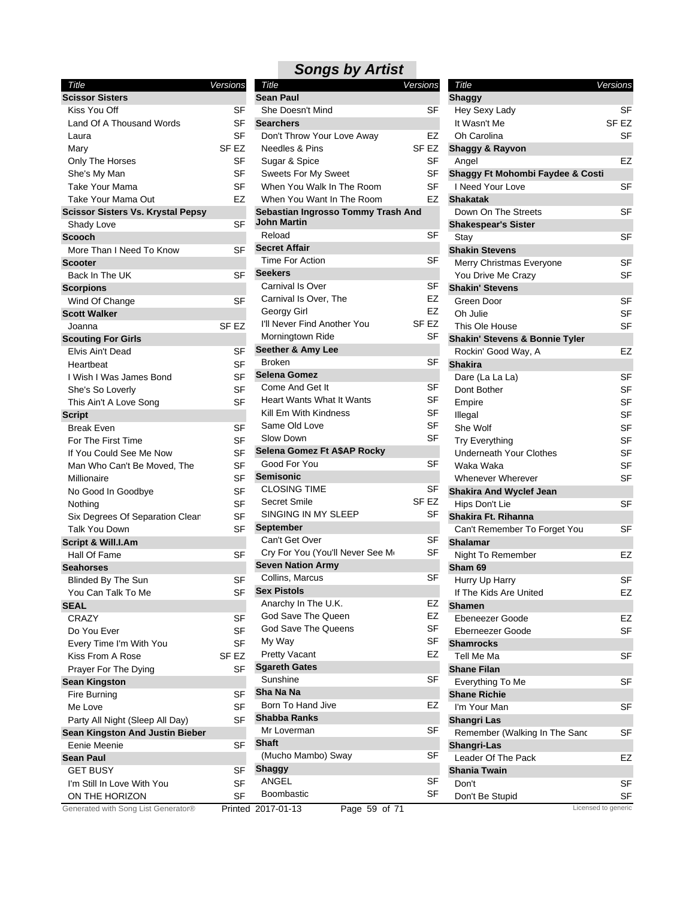## Songs by Artist

| Title | Versions |
|---|---|
| **Scissor Sisters** | |
| Kiss You Off | SF |
| Land Of A Thousand Words | SF |
| Laura | SF |
| Mary | SF EZ |
| Only The Horses | SF |
| She's My Man | SF |
| Take Your Mama | SF |
| Take Your Mama Out | EZ |
| **Scissor Sisters Vs. Krystal Pepsy** | |
| Shady Love | SF |
| **Scooch** | |
| More Than I Need To Know | SF |
| **Scooter** | |
| Back In The UK | SF |
| **Scorpions** | |
| Wind Of Change | SF |
| **Scott Walker** | |
| Joanna | SF EZ |
| **Scouting For Girls** | |
| Elvis Ain't Dead | SF |
| Heartbeat | SF |
| I Wish I Was James Bond | SF |
| She's So Loverly | SF |
| This Ain't A Love Song | SF |
| **Script** | |
| Break Even | SF |
| For The First Time | SF |
| If You Could See Me Now | SF |
| Man Who Can't Be Moved, The | SF |
| Millionaire | SF |
| No Good In Goodbye | SF |
| Nothing | SF |
| Six Degrees Of Separation Clear | SF |
| Talk You Down | SF |
| **Script & Will.I.Am** | |
| Hall Of Fame | SF |
| **Seahorses** | |
| Blinded By The Sun | SF |
| You Can Talk To Me | SF |
| **SEAL** | |
| CRAZY | SF |
| Do You Ever | SF |
| Every Time I'm With You | SF |
| Kiss From A Rose | SF EZ |
| Prayer For The Dying | SF |
| **Sean Kingston** | |
| Fire Burning | SF |
| Me Love | SF |
| Party All Night (Sleep All Day) | SF |
| **Sean Kingston And Justin Bieber** | |
| Eenie Meenie | SF |
| **Sean Paul** | |
| GET BUSY | SF |
| I'm Still In Love With You | SF |
| ON THE HORIZON | SF |
| **Sean Paul** | |
| She Doesn't Mind | SF |
| **Searchers** | |
| Don't Throw Your Love Away | EZ |
| Needles & Pins | SF EZ |
| Sugar & Spice | SF |
| Sweets For My Sweet | SF |
| When You Walk In The Room | SF |
| When You Want In The Room | EZ |
| **Sebastian Ingrosso Tommy Trash And John Martin** | |
| Reload | SF |
| **Secret Affair** | |
| Time For Action | SF |
| **Seekers** | |
| Carnival Is Over | SF |
| Carnival Is Over, The | EZ |
| Georgy Girl | EZ |
| I'll Never Find Another You | SF EZ |
| Morningtown Ride | SF |
| **Seether & Amy Lee** | |
| Broken | SF |
| **Selena Gomez** | |
| Come And Get It | SF |
| Heart Wants What It Wants | SF |
| Kill Em With Kindness | SF |
| Same Old Love | SF |
| Slow Down | SF |
| **Selena Gomez Ft A$AP Rocky** | |
| Good For You | SF |
| **Semisonic** | |
| CLOSING TIME | SF |
| Secret Smile | SF EZ |
| SINGING IN MY SLEEP | SF |
| **September** | |
| Can't Get Over | SF |
| Cry For You (You'll Never See Me | SF |
| **Seven Nation Army** | |
| Collins, Marcus | SF |
| **Sex Pistols** | |
| Anarchy In The U.K. | EZ |
| God Save The Queen | EZ |
| God Save The Queens | SF |
| My Way | SF |
| Pretty Vacant | EZ |
| **Sgareth Gates** | |
| Sunshine | SF |
| **Sha Na Na** | |
| Born To Hand Jive | EZ |
| **Shabba Ranks** | |
| Mr Loverman | SF |
| **Shaft** | |
| (Mucho Mambo) Sway | SF |
| **Shaggy** | |
| ANGEL | SF |
| Boombastic | SF |
| **Shaggy** | |
| Hey Sexy Lady | SF |
| It Wasn't Me | SF EZ |
| Oh Carolina | SF |
| **Shaggy & Rayvon** | |
| Angel | EZ |
| **Shaggy Ft Mohombi Faydee & Costi** | |
| I Need Your Love | SF |
| **Shakatak** | |
| Down On The Streets | SF |
| **Shakespear's Sister** | |
| Stay | SF |
| **Shakin Stevens** | |
| Merry Christmas Everyone | SF |
| You Drive Me Crazy | SF |
| **Shakin' Stevens** | |
| Green Door | SF |
| Oh Julie | SF |
| This Ole House | SF |
| **Shakin' Stevens & Bonnie Tyler** | |
| Rockin' Good Way, A | EZ |
| **Shakira** | |
| Dare (La La La) | SF |
| Dont Bother | SF |
| Empire | SF |
| Illegal | SF |
| She Wolf | SF |
| Try Everything | SF |
| Underneath Your Clothes | SF |
| Waka Waka | SF |
| Whenever Wherever | SF |
| **Shakira And Wyclef Jean** | |
| Hips Don't Lie | SF |
| **Shakira Ft. Rihanna** | |
| Can't Remember To Forget You | SF |
| **Shalamar** | |
| Night To Remember | EZ |
| **Sham 69** | |
| Hurry Up Harry | SF |
| If The Kids Are United | EZ |
| **Shamen** | |
| Ebeneezer Goode | EZ |
| Eberneezer Goode | SF |
| **Shamrocks** | |
| Tell Me Ma | SF |
| **Shane Filan** | |
| Everything To Me | SF |
| **Shane Richie** | |
| I'm Your Man | SF |
| **Shangri Las** | |
| Remember (Walking In The Sand | SF |
| **Shangri-Las** | |
| Leader Of The Pack | EZ |
| **Shania Twain** | |
| Don't | SF |
| Don't Be Stupid | SF |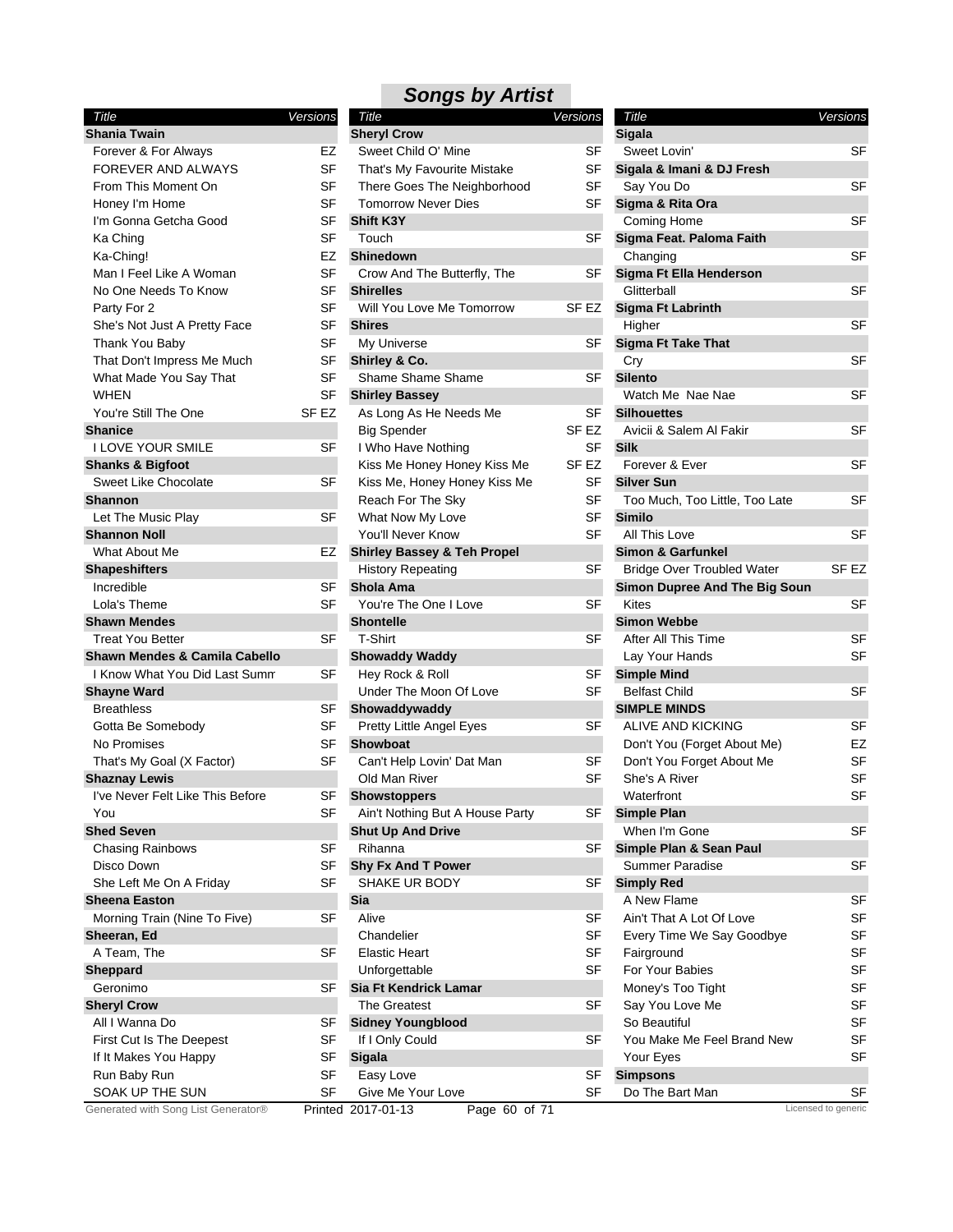## Songs by Artist

| Title | Versions |
|---|---|
| **Shania Twain** | |
| Forever & For Always | EZ |
| FOREVER AND ALWAYS | SF |
| From This Moment On | SF |
| Honey I'm Home | SF |
| I'm Gonna Getcha Good | SF |
| Ka Ching | SF |
| Ka-Ching! | EZ |
| Man I Feel Like A Woman | SF |
| No One Needs To Know | SF |
| Party For 2 | SF |
| She's Not Just A Pretty Face | SF |
| Thank You Baby | SF |
| That Don't Impress Me Much | SF |
| What Made You Say That | SF |
| WHEN | SF |
| You're Still The One | SF EZ |
| **Shanice** | |
| I LOVE YOUR SMILE | SF |
| **Shanks & Bigfoot** | |
| Sweet Like Chocolate | SF |
| **Shannon** | |
| Let The Music Play | SF |
| **Shannon Noll** | |
| What About Me | EZ |
| **Shapeshifters** | |
| Incredible | SF |
| Lola's Theme | SF |
| **Shawn Mendes** | |
| Treat You Better | SF |
| **Shawn Mendes & Camila Cabello** | |
| I Know What You Did Last Summ | SF |
| **Shayne Ward** | |
| Breathless | SF |
| Gotta Be Somebody | SF |
| No Promises | SF |
| That's My Goal (X Factor) | SF |
| **Shaznay Lewis** | |
| I've Never Felt Like This Before | SF |
| You | SF |
| **Shed Seven** | |
| Chasing Rainbows | SF |
| Disco Down | SF |
| She Left Me On A Friday | SF |
| **Sheena Easton** | |
| Morning Train (Nine To Five) | SF |
| **Sheeran, Ed** | |
| A Team, The | SF |
| **Sheppard** | |
| Geronimo | SF |
| **Sheryl Crow** | |
| All I Wanna Do | SF |
| First Cut Is The Deepest | SF |
| If It Makes You Happy | SF |
| Run Baby Run | SF |
| SOAK UP THE SUN | SF |
| **Sheryl Crow** | |
| Sweet Child O' Mine | SF |
| That's My Favourite Mistake | SF |
| There Goes The Neighborhood | SF |
| Tomorrow Never Dies | SF |
| **Shift K3Y** | |
| Touch | SF |
| **Shinedown** | |
| Crow And The Butterfly, The | SF |
| **Shirelles** | |
| Will You Love Me Tomorrow | SF EZ |
| **Shires** | |
| My Universe | SF |
| **Shirley & Co.** | |
| Shame Shame Shame | SF |
| **Shirley Bassey** | |
| As Long As He Needs Me | SF |
| Big Spender | SF EZ |
| I Who Have Nothing | SF |
| Kiss Me Honey Honey Kiss Me | SF EZ |
| Kiss Me, Honey Honey Kiss Me | SF |
| Reach For The Sky | SF |
| What Now My Love | SF |
| You'll Never Know | SF |
| **Shirley Bassey & Teh Propel** | |
| History Repeating | SF |
| **Shola Ama** | |
| You're The One I Love | SF |
| **Shontelle** | |
| T-Shirt | SF |
| **Showaddy Waddy** | |
| Hey Rock & Roll | SF |
| Under The Moon Of Love | SF |
| **Showaddywaddy** | |
| Pretty Little Angel Eyes | SF |
| **Showboat** | |
| Can't Help Lovin' Dat Man | SF |
| Old Man River | SF |
| **Showstoppers** | |
| Ain't Nothing But A House Party | SF |
| **Shut Up And Drive** | |
| Rihanna | SF |
| **Shy Fx And T Power** | |
| SHAKE UR BODY | SF |
| **Sia** | |
| Alive | SF |
| Chandelier | SF |
| Elastic Heart | SF |
| Unforgettable | SF |
| **Sia Ft Kendrick Lamar** | |
| The Greatest | SF |
| **Sidney Youngblood** | |
| If I Only Could | SF |
| **Sigala** | |
| Easy Love | SF |
| Give Me Your Love | SF |
| **Sigala** | |
| Sweet Lovin' | SF |
| **Sigala & Imani & DJ Fresh** | |
| Say You Do | SF |
| **Sigma & Rita Ora** | |
| Coming Home | SF |
| **Sigma Feat. Paloma Faith** | |
| Changing | SF |
| **Sigma Ft Ella Henderson** | |
| Glitterball | SF |
| **Sigma Ft Labrinth** | |
| Higher | SF |
| **Sigma Ft Take That** | |
| Cry | SF |
| **Silento** | |
| Watch Me Nae Nae | SF |
| **Silhouettes** | |
| Avicii & Salem Al Fakir | SF |
| **Silk** | |
| Forever & Ever | SF |
| **Silver Sun** | |
| Too Much, Too Little, Too Late | SF |
| **Similo** | |
| All This Love | SF |
| **Simon & Garfunkel** | |
| Bridge Over Troubled Water | SF EZ |
| **Simon Dupree And The Big Soun** | |
| Kites | SF |
| **Simon Webbe** | |
| After All This Time | SF |
| Lay Your Hands | SF |
| **Simple Mind** | |
| Belfast Child | SF |
| **SIMPLE MINDS** | |
| ALIVE AND KICKING | SF |
| Don't You (Forget About Me) | EZ |
| Don't You Forget About Me | SF |
| She's A River | SF |
| Waterfront | SF |
| **Simple Plan** | |
| When I'm Gone | SF |
| **Simple Plan & Sean Paul** | |
| Summer Paradise | SF |
| **Simply Red** | |
| A New Flame | SF |
| Ain't That A Lot Of Love | SF |
| Every Time We Say Goodbye | SF |
| Fairground | SF |
| For Your Babies | SF |
| Money's Too Tight | SF |
| Say You Love Me | SF |
| So Beautiful | SF |
| You Make Me Feel Brand New | SF |
| Your Eyes | SF |
| **Simpsons** | |
| Do The Bart Man | SF |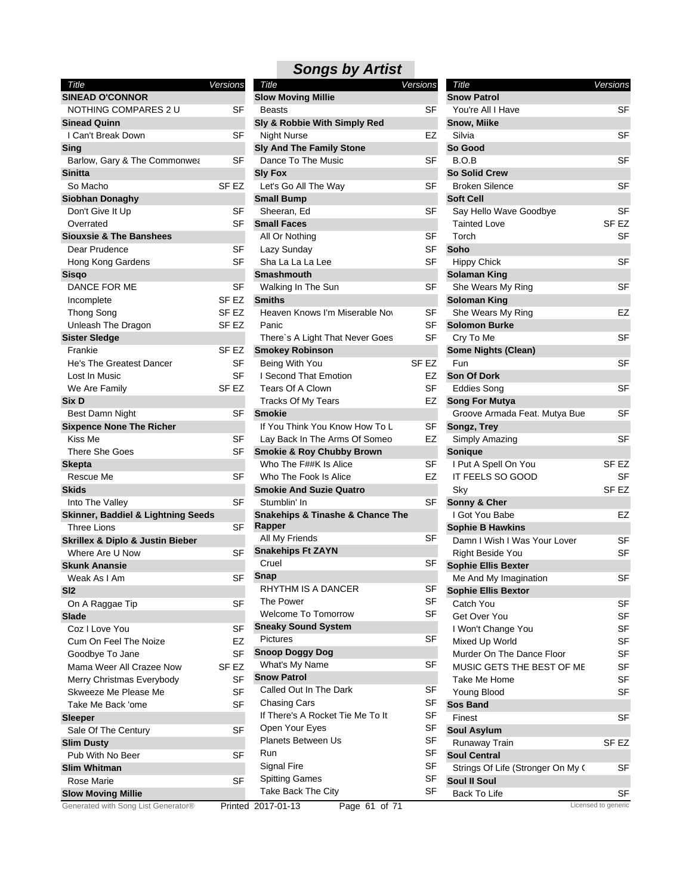## Songs by Artist

| Title | Versions |
|---|---|
| **SINEAD O'CONNOR** | |
| NOTHING COMPARES 2 U | SF |
| **Sinead Quinn** | |
| I Can't Break Down | SF |
| **Sing** | |
| Barlow, Gary & The Commonwea | SF |
| **Sinitta** | |
| So Macho | SF EZ |
| **Siobhan Donaghy** | |
| Don't Give It Up | SF |
| Overrated | SF |
| **Siouxsie & The Banshees** | |
| Dear Prudence | SF |
| Hong Kong Gardens | SF |
| **Sisqo** | |
| DANCE FOR ME | SF |
| Incomplete | SF EZ |
| Thong Song | SF EZ |
| Unleash The Dragon | SF EZ |
| **Sister Sledge** | |
| Frankie | SF EZ |
| He's The Greatest Dancer | SF |
| Lost In Music | SF |
| We Are Family | SF EZ |
| **Six D** | |
| Best Damn Night | SF |
| **Sixpence None The Richer** | |
| Kiss Me | SF |
| There She Goes | SF |
| **Skepta** | |
| Rescue Me | SF |
| **Skids** | |
| Into The Valley | SF |
| **Skinner, Baddiel & Lightning Seeds** | |
| Three Lions | SF |
| **Skrillex & Diplo & Justin Bieber** | |
| Where Are U Now | SF |
| **Skunk Anansie** | |
| Weak As I Am | SF |
| **Sl2** | |
| On A Raggae Tip | SF |
| **Slade** | |
| Coz I Love You | SF |
| Cum On Feel The Noize | EZ |
| Goodbye To Jane | SF |
| Mama Weer All Crazee Now | SF EZ |
| Merry Christmas Everybody | SF |
| Skweeze Me Please Me | SF |
| Take Me Back 'ome | SF |
| **Sleeper** | |
| Sale Of The Century | SF |
| **Slim Dusty** | |
| Pub With No Beer | SF |
| **Slim Whitman** | |
| Rose Marie | SF |
| **Slow Moving Millie** | |
| Beasts | SF |
| **Sly & Robbie With Simply Red** | |
| Night Nurse | EZ |
| **Sly And The Family Stone** | |
| Dance To The Music | SF |
| **Sly Fox** | |
| Let's Go All The Way | SF |
| **Small Bump** | |
| Sheeran, Ed | SF |
| **Small Faces** | |
| All Or Nothing | SF |
| Lazy Sunday | SF |
| Sha La La La Lee | SF |
| **Smashmouth** | |
| Walking In The Sun | SF |
| **Smiths** | |
| Heaven Knows I'm Miserable Nov | SF |
| Panic | SF |
| There`s A Light That Never Goes | SF |
| **Smokey Robinson** | |
| Being With You | SF EZ |
| I Second That Emotion | EZ |
| Tears Of A Clown | SF |
| Tracks Of My Tears | EZ |
| **Smokie** | |
| If You Think You Know How To L | SF |
| Lay Back In The Arms Of Someo | EZ |
| **Smokie & Roy Chubby Brown** | |
| Who The F##K Is Alice | SF |
| Who The Fook Is Alice | EZ |
| **Smokie And Suzie Quatro** | |
| Stumblin' In | SF |
| **Snakehips & Tinashe & Chance The Rapper** | |
| All My Friends | SF |
| **Snakehips Ft ZAYN** | |
| Cruel | SF |
| **Snap** | |
| RHYTHM IS A DANCER | SF |
| The Power | SF |
| Welcome To Tomorrow | SF |
| **Sneaky Sound System** | |
| Pictures | SF |
| **Snoop Doggy Dog** | |
| What's My Name | SF |
| **Snow Patrol** | |
| Called Out In The Dark | SF |
| Chasing Cars | SF |
| If There's A Rocket Tie Me To It | SF |
| Open Your Eyes | SF |
| Planets Between Us | SF |
| Run | SF |
| Signal Fire | SF |
| Spitting Games | SF |
| Take Back The City | SF |
| You're All I Have | SF |
| **Snow, Miike** | |
| Silvia | SF |
| **So Good** | |
| B.O.B | SF |
| **So Solid Crew** | |
| Broken Silence | SF |
| **Soft Cell** | |
| Say Hello Wave Goodbye | SF |
| Tainted Love | SF EZ |
| Torch | SF |
| **Soho** | |
| Hippy Chick | SF |
| **Solaman King** | |
| She Wears My Ring | SF |
| **Soloman King** | |
| She Wears My Ring | EZ |
| **Solomon Burke** | |
| Cry To Me | SF |
| **Some Nights (Clean)** | |
| Fun | SF |
| **Son Of Dork** | |
| Eddies Song | SF |
| **Song For Mutya** | |
| Groove Armada Feat. Mutya Bue | SF |
| **Songz, Trey** | |
| Simply Amazing | SF |
| **Sonique** | |
| I Put A Spell On You | SF EZ |
| IT FEELS SO GOOD | SF |
| Sky | SF EZ |
| **Sonny & Cher** | |
| I Got You Babe | EZ |
| **Sophie B Hawkins** | |
| Damn I Wish I Was Your Lover | SF |
| Right Beside You | SF |
| **Sophie Ellis Bexter** | |
| Me And My Imagination | SF |
| **Sophie Ellis Bextor** | |
| Catch You | SF |
| Get Over You | SF |
| I Won't Change You | SF |
| Mixed Up World | SF |
| Murder On The Dance Floor | SF |
| MUSIC GETS THE BEST OF ME | SF |
| Take Me Home | SF |
| Young Blood | SF |
| **Sos Band** | |
| Finest | SF |
| **Soul Asylum** | |
| Runaway Train | SF EZ |
| **Soul Central** | |
| Strings Of Life (Stronger On My ( | SF |
| **Soul II Soul** | |
| Back To Life | SF |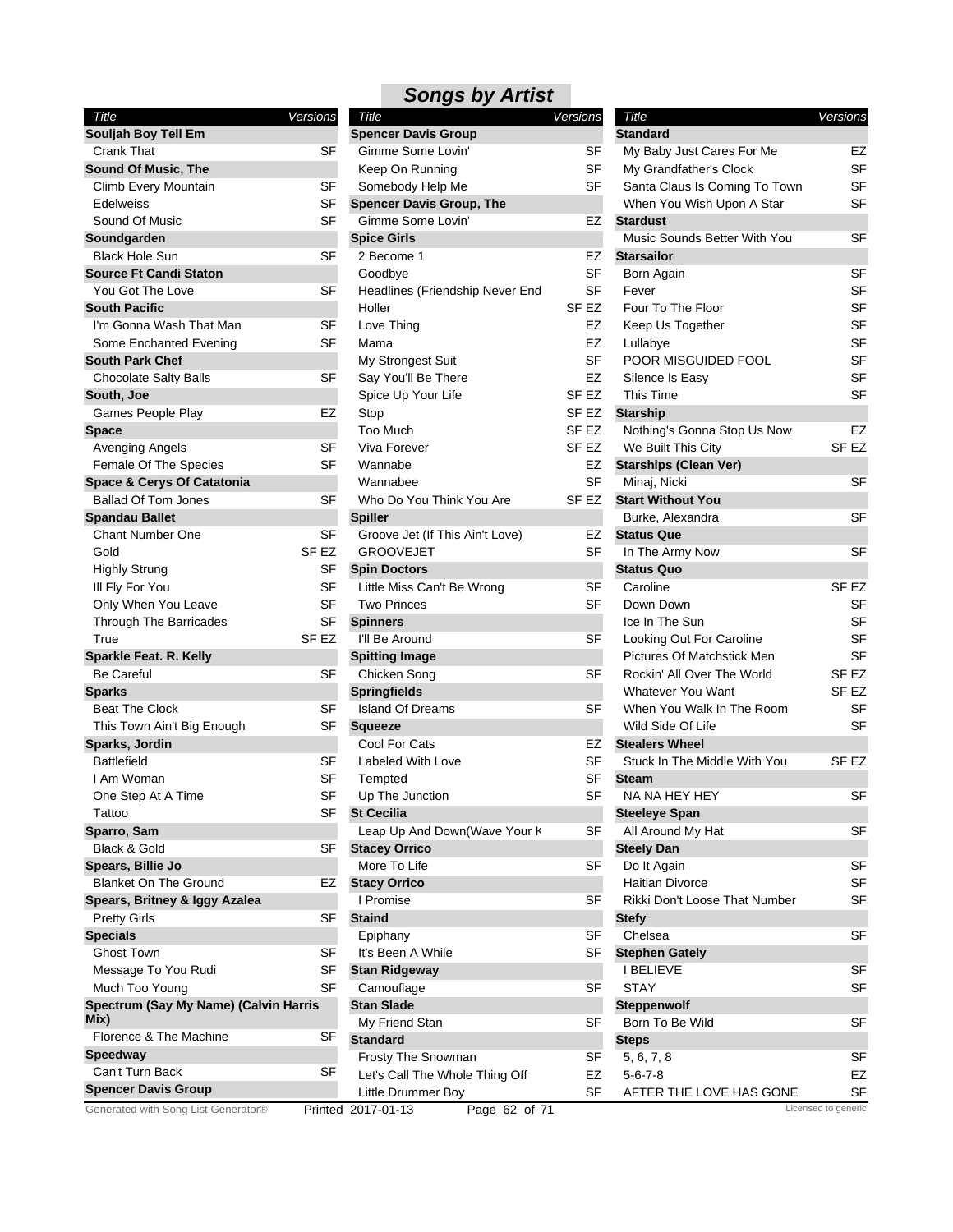## Songs by Artist

| Title | Versions |
|---|---|
| **Souljah Boy Tell Em** | |
| Crank That | SF |
| **Sound Of Music, The** | |
| Climb Every Mountain | SF |
| Edelweiss | SF |
| Sound Of Music | SF |
| **Soundgarden** | |
| Black Hole Sun | SF |
| **Source Ft Candi Staton** | |
| You Got The Love | SF |
| **South Pacific** | |
| I'm Gonna Wash That Man | SF |
| Some Enchanted Evening | SF |
| **South Park Chef** | |
| Chocolate Salty Balls | SF |
| **South, Joe** | |
| Games People Play | EZ |
| **Space** | |
| Avenging Angels | SF |
| Female Of The Species | SF |
| **Space & Cerys Of Catatonia** | |
| Ballad Of Tom Jones | SF |
| **Spandau Ballet** | |
| Chant Number One | SF |
| Gold | SF EZ |
| Highly Strung | SF |
| Ill Fly For You | SF |
| Only When You Leave | SF |
| Through The Barricades | SF |
| True | SF EZ |
| **Sparkle Feat. R. Kelly** | |
| Be Careful | SF |
| **Sparks** | |
| Beat The Clock | SF |
| This Town Ain't Big Enough | SF |
| **Sparks, Jordin** | |
| Battlefield | SF |
| I Am Woman | SF |
| One Step At A Time | SF |
| Tattoo | SF |
| **Sparro, Sam** | |
| Black & Gold | SF |
| **Spears, Billie Jo** | |
| Blanket On The Ground | EZ |
| **Spears, Britney & Iggy Azalea** | |
| Pretty Girls | SF |
| **Specials** | |
| Ghost Town | SF |
| Message To You Rudi | SF |
| Much Too Young | SF |
| **Spectrum (Say My Name) (Calvin Harris Mix)** | |
| Florence & The Machine | SF |
| **Speedway** | |
| Can't Turn Back | SF |
| **Spencer Davis Group** | |
| Gimme Some Lovin' | SF |
| Keep On Running | SF |
| Somebody Help Me | SF |
| **Spencer Davis Group, The** | |
| Gimme Some Lovin' | EZ |
| **Spice Girls** | |
| 2 Become 1 | EZ |
| Goodbye | SF |
| Headlines (Friendship Never End | SF |
| Holler | SF EZ |
| Love Thing | EZ |
| Mama | EZ |
| My Strongest Suit | SF |
| Say You'll Be There | EZ |
| Spice Up Your Life | SF EZ |
| Stop | SF EZ |
| Too Much | SF EZ |
| Viva Forever | SF EZ |
| Wannabe | EZ |
| Wannabee | SF |
| Who Do You Think You Are | SF EZ |
| **Spiller** | |
| Groove Jet (If This Ain't Love) | EZ |
| GROOVEJET | SF |
| **Spin Doctors** | |
| Little Miss Can't Be Wrong | SF |
| Two Princes | SF |
| **Spinners** | |
| I'll Be Around | SF |
| **Spitting Image** | |
| Chicken Song | SF |
| **Springfields** | |
| Island Of Dreams | SF |
| **Squeeze** | |
| Cool For Cats | EZ |
| Labeled With Love | SF |
| Tempted | SF |
| Up The Junction | SF |
| **St Cecilia** | |
| Leap Up And Down(Wave Your K | SF |
| **Stacey Orrico** | |
| More To Life | SF |
| **Stacy Orrico** | |
| I Promise | SF |
| **Staind** | |
| Epiphany | SF |
| It's Been A While | SF |
| **Stan Ridgeway** | |
| Camouflage | SF |
| **Stan Slade** | |
| My Friend Stan | SF |
| **Standard** | |
| Frosty The Snowman | SF |
| Let's Call The Whole Thing Off | EZ |
| Little Drummer Boy | SF |
| My Baby Just Cares For Me | EZ |
| My Grandfather's Clock | SF |
| Santa Claus Is Coming To Town | SF |
| When You Wish Upon A Star | SF |
| **Stardust** | |
| Music Sounds Better With You | SF |
| **Starsailor** | |
| Born Again | SF |
| Fever | SF |
| Four To The Floor | SF |
| Keep Us Together | SF |
| Lullabye | SF |
| POOR MISGUIDED FOOL | SF |
| Silence Is Easy | SF |
| This Time | SF |
| **Starship** | |
| Nothing's Gonna Stop Us Now | EZ |
| We Built This City | SF EZ |
| **Starships (Clean Ver)** | |
| Minaj, Nicki | SF |
| **Start Without You** | |
| Burke, Alexandra | SF |
| **Status Que** | |
| In The Army Now | SF |
| **Status Quo** | |
| Caroline | SF EZ |
| Down Down | SF |
| Ice In The Sun | SF |
| Looking Out For Caroline | SF |
| Pictures Of Matchstick Men | SF |
| Rockin' All Over The World | SF EZ |
| Whatever You Want | SF EZ |
| When You Walk In The Room | SF |
| Wild Side Of Life | SF |
| **Stealers Wheel** | |
| Stuck In The Middle With You | SF EZ |
| **Steam** | |
| NA NA HEY HEY | SF |
| **Steeleye Span** | |
| All Around My Hat | SF |
| **Steely Dan** | |
| Do It Again | SF |
| Haitian Divorce | SF |
| Rikki Don't Loose That Number | SF |
| **Stefy** | |
| Chelsea | SF |
| **Stephen Gately** | |
| I BELIEVE | SF |
| STAY | SF |
| **Steppenwolf** | |
| Born To Be Wild | SF |
| **Steps** | |
| 5, 6, 7, 8 | SF |
| 5-6-7-8 | EZ |
| AFTER THE LOVE HAS GONE | SF |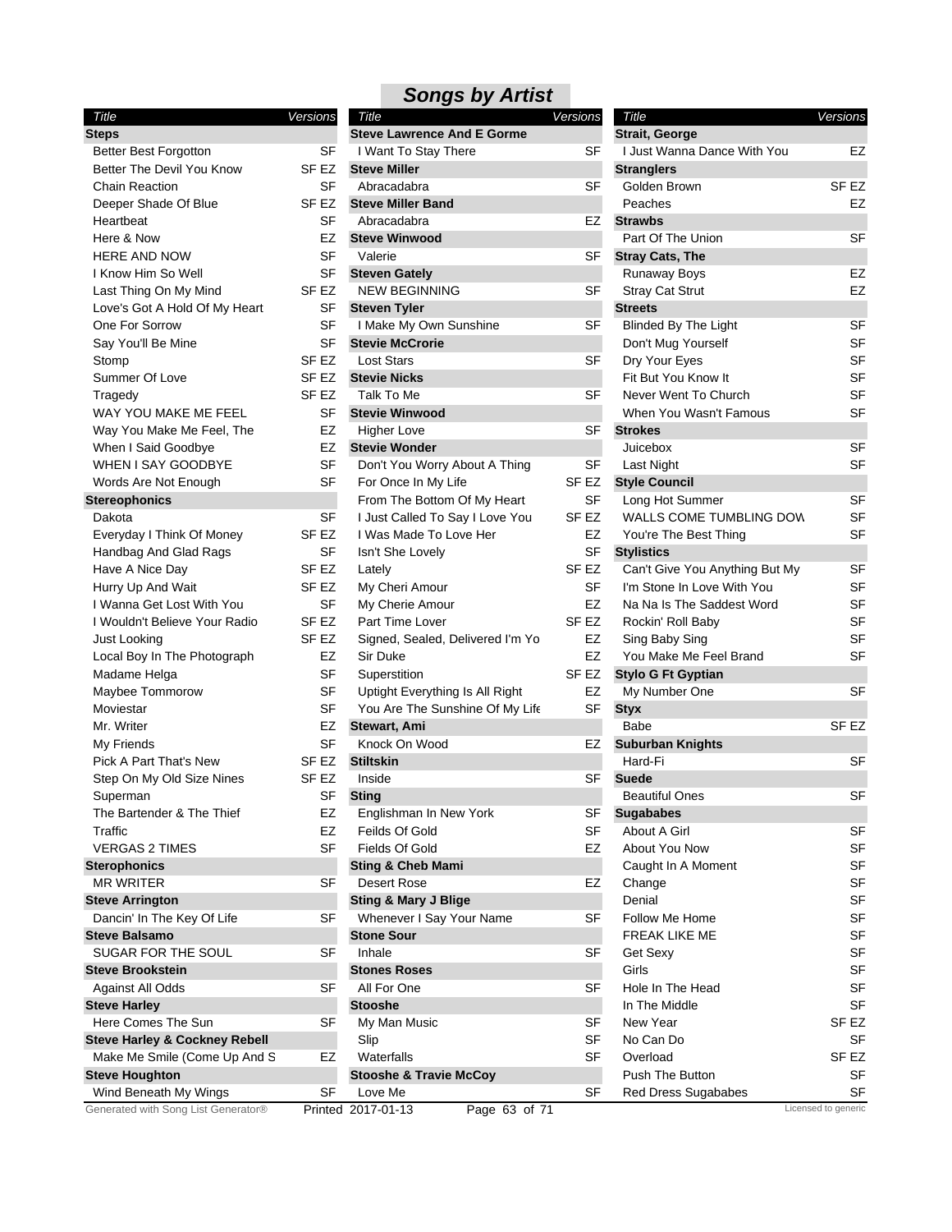# Songs by Artist

| Title | Versions |
|---|---|
| **Steps** | |
| Better Best Forgotton | SF |
| Better The Devil You Know | SF EZ |
| Chain Reaction | SF |
| Deeper Shade Of Blue | SF EZ |
| Heartbeat | SF |
| Here & Now | EZ |
| HERE AND NOW | SF |
| I Know Him So Well | SF |
| Last Thing On My Mind | SF EZ |
| Love's Got A Hold Of My Heart | SF |
| One For Sorrow | SF |
| Say You'll Be Mine | SF |
| Stomp | SF EZ |
| Summer Of Love | SF EZ |
| Tragedy | SF EZ |
| WAY YOU MAKE ME FEEL | SF |
| Way You Make Me Feel, The | EZ |
| When I Said Goodbye | EZ |
| WHEN I SAY GOODBYE | SF |
| Words Are Not Enough | SF |
| **Stereophonics** | |
| Dakota | SF |
| Everyday I Think Of Money | SF EZ |
| Handbag And Glad Rags | SF |
| Have A Nice Day | SF EZ |
| Hurry Up And Wait | SF EZ |
| I Wanna Get Lost With You | SF |
| I Wouldn't Believe Your Radio | SF EZ |
| Just Looking | SF EZ |
| Local Boy In The Photograph | EZ |
| Madame Helga | SF |
| Maybee Tommorow | SF |
| Moviestar | SF |
| Mr. Writer | EZ |
| My Friends | SF |
| Pick A Part That's New | SF EZ |
| Step On My Old Size Nines | SF EZ |
| Superman | SF |
| The Bartender & The Thief | EZ |
| Traffic | EZ |
| VERGAS 2 TIMES | SF |
| **Sterophonics** | |
| MR WRITER | SF |
| **Steve Arrington** | |
| Dancin' In The Key Of Life | SF |
| **Steve Balsamo** | |
| SUGAR FOR THE SOUL | SF |
| **Steve Brookstein** | |
| Against All Odds | SF |
| **Steve Harley** | |
| Here Comes The Sun | SF |
| **Steve Harley & Cockney Rebell** | |
| Make Me Smile (Come Up And S | EZ |
| **Steve Houghton** | |
| Wind Beneath My Wings | SF |
| **Steve Lawrence And E Gorme** | |
| I Want To Stay There | SF |
| **Steve Miller** | |
| Abracadabra | SF |
| **Steve Miller Band** | |
| Abracadabra | EZ |
| **Steve Winwood** | |
| Valerie | SF |
| **Steven Gately** | |
| NEW BEGINNING | SF |
| **Steven Tyler** | |
| I Make My Own Sunshine | SF |
| **Stevie McCrorie** | |
| Lost Stars | SF |
| **Stevie Nicks** | |
| Talk To Me | SF |
| **Stevie Winwood** | |
| Higher Love | SF |
| **Stevie Wonder** | |
| Don't You Worry About A Thing | SF |
| For Once In My Life | SF EZ |
| From The Bottom Of My Heart | SF |
| I Just Called To Say I Love You | SF EZ |
| I Was Made To Love Her | EZ |
| Isn't She Lovely | SF |
| Lately | SF EZ |
| My Cheri Amour | SF |
| My Cherie Amour | EZ |
| Part Time Lover | SF EZ |
| Signed, Sealed, Delivered I'm Yo | EZ |
| Sir Duke | EZ |
| Superstition | SF EZ |
| Uptight Everything Is All Right | EZ |
| You Are The Sunshine Of My Life | SF |
| **Stewart, Ami** | |
| Knock On Wood | EZ |
| **Stiltskin** | |
| Inside | SF |
| **Sting** | |
| Englishman In New York | SF |
| Feilds Of Gold | SF |
| Fields Of Gold | EZ |
| **Sting & Cheb Mami** | |
| Desert Rose | EZ |
| **Sting & Mary J Blige** | |
| Whenever I Say Your Name | SF |
| **Stone Sour** | |
| Inhale | SF |
| **Stones Roses** | |
| All For One | SF |
| **Stooshe** | |
| My Man Music | SF |
| Slip | SF |
| Waterfalls | SF |
| **Stooshe & Travie McCoy** | |
| Love Me | SF |
| **Strait, George** | |
| I Just Wanna Dance With You | EZ |
| **Stranglers** | |
| Golden Brown | SF EZ |
| Peaches | EZ |
| **Strawbs** | |
| Part Of The Union | SF |
| **Stray Cats, The** | |
| Runaway Boys | EZ |
| Stray Cat Strut | EZ |
| **Streets** | |
| Blinded By The Light | SF |
| Don't Mug Yourself | SF |
| Dry Your Eyes | SF |
| Fit But You Know It | SF |
| Never Went To Church | SF |
| When You Wasn't Famous | SF |
| **Strokes** | |
| Juicebox | SF |
| Last Night | SF |
| **Style Council** | |
| Long Hot Summer | SF |
| WALLS COME TUMBLING DOW | SF |
| You're The Best Thing | SF |
| **Stylistics** | |
| Can't Give You Anything But My | SF |
| I'm Stone In Love With You | SF |
| Na Na Is The Saddest Word | SF |
| Rockin' Roll Baby | SF |
| Sing Baby Sing | SF |
| You Make Me Feel Brand | SF |
| **Stylo G Ft Gyptian** | |
| My Number One | SF |
| **Styx** | |
| Babe | SF EZ |
| **Suburban Knights** | |
| Hard-Fi | SF |
| **Suede** | |
| Beautiful Ones | SF |
| **Sugababes** | |
| About A Girl | SF |
| About You Now | SF |
| Caught In A Moment | SF |
| Change | SF |
| Denial | SF |
| Follow Me Home | SF |
| FREAK LIKE ME | SF |
| Get Sexy | SF |
| Girls | SF |
| Hole In The Head | SF |
| In The Middle | SF |
| New Year | SF EZ |
| No Can Do | SF |
| Overload | SF EZ |
| Push The Button | SF |
| Red Dress Sugababes | SF |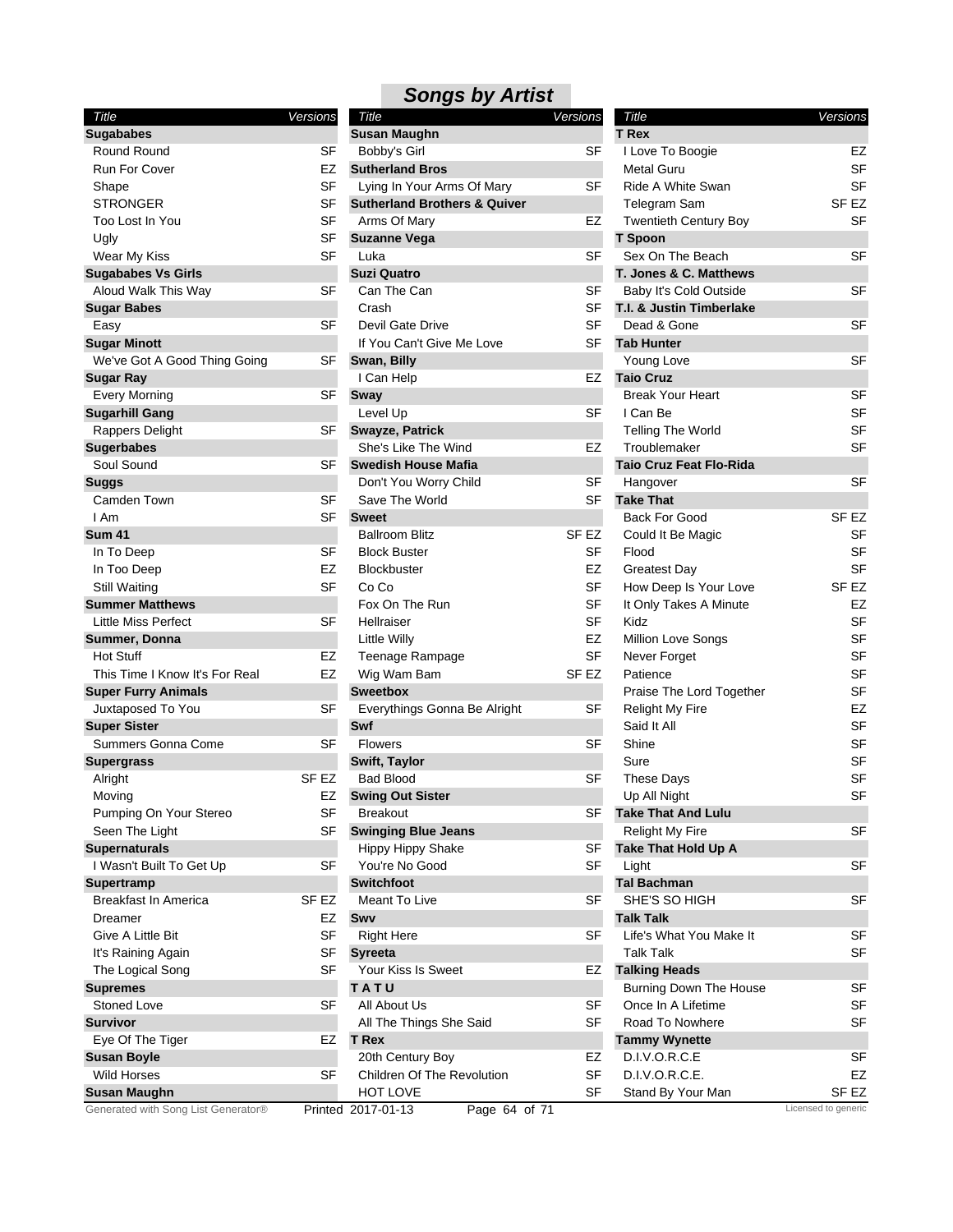## Songs by Artist

| Title | Versions |
|---|---|
| **Sugababes** | |
| Round Round | SF |
| Run For Cover | EZ |
| Shape | SF |
| STRONGER | SF |
| Too Lost In You | SF |
| Ugly | SF |
| Wear My Kiss | SF |
| **Sugababes Vs Girls** | |
| Aloud Walk This Way | SF |
| **Sugar Babes** | |
| Easy | SF |
| **Sugar Minott** | |
| We've Got A Good Thing Going | SF |
| **Sugar Ray** | |
| Every Morning | SF |
| **Sugarhill Gang** | |
| Rappers Delight | SF |
| **Sugerbabes** | |
| Soul Sound | SF |
| **Suggs** | |
| Camden Town | SF |
| I Am | SF |
| **Sum 41** | |
| In To Deep | SF |
| In Too Deep | EZ |
| Still Waiting | SF |
| **Summer Matthews** | |
| Little Miss Perfect | SF |
| **Summer, Donna** | |
| Hot Stuff | EZ |
| This Time I Know It's For Real | EZ |
| **Super Furry Animals** | |
| Juxtaposed To You | SF |
| **Super Sister** | |
| Summers Gonna Come | SF |
| **Supergrass** | |
| Alright | SF EZ |
| Moving | EZ |
| Pumping On Your Stereo | SF |
| Seen The Light | SF |
| **Supernaturals** | |
| I Wasn't Built To Get Up | SF |
| **Supertramp** | |
| Breakfast In America | SF EZ |
| Dreamer | EZ |
| Give A Little Bit | SF |
| It's Raining Again | SF |
| The Logical Song | SF |
| **Supremes** | |
| Stoned Love | SF |
| **Survivor** | |
| Eye Of The Tiger | EZ |
| **Susan Boyle** | |
| Wild Horses | SF |
| **Susan Maughn** | |
| Bobby's Girl | SF |
| **Sutherland Bros** | |
| Lying In Your Arms Of Mary | SF |
| **Sutherland Brothers & Quiver** | |
| Arms Of Mary | EZ |
| **Suzanne Vega** | |
| Luka | SF |
| **Suzi Quatro** | |
| Can The Can | SF |
| Crash | SF |
| Devil Gate Drive | SF |
| If You Can't Give Me Love | SF |
| **Swan, Billy** | |
| I Can Help | EZ |
| **Sway** | |
| Level Up | SF |
| **Swayze, Patrick** | |
| She's Like The Wind | EZ |
| **Swedish House Mafia** | |
| Don't You Worry Child | SF |
| Save The World | SF |
| **Sweet** | |
| Ballroom Blitz | SF EZ |
| Block Buster | SF |
| Blockbuster | EZ |
| Co Co | SF |
| Fox On The Run | SF |
| Hellraiser | SF |
| Little Willy | EZ |
| Teenage Rampage | SF |
| Wig Wam Bam | SF EZ |
| **Sweetbox** | |
| Everythings Gonna Be Alright | SF |
| **Swf** | |
| Flowers | SF |
| **Swift, Taylor** | |
| Bad Blood | SF |
| **Swing Out Sister** | |
| Breakout | SF |
| **Swinging Blue Jeans** | |
| Hippy Hippy Shake | SF |
| You're No Good | SF |
| **Switchfoot** | |
| Meant To Live | SF |
| **Swv** | |
| Right Here | SF |
| **Syreeta** | |
| Your Kiss Is Sweet | EZ |
| **T A T U** | |
| All About Us | SF |
| All The Things She Said | SF |
| **T Rex** | |
| 20th Century Boy | EZ |
| Children Of The Revolution | SF |
| HOT LOVE | SF |
| I Love To Boogie | EZ |
| Metal Guru | SF |
| Ride A White Swan | SF |
| Telegram Sam | SF EZ |
| Twentieth Century Boy | SF |
| **T Spoon** | |
| Sex On The Beach | SF |
| **T. Jones & C. Matthews** | |
| Baby It's Cold Outside | SF |
| **T.I. & Justin Timberlake** | |
| Dead & Gone | SF |
| **Tab Hunter** | |
| Young Love | SF |
| **Taio Cruz** | |
| Break Your Heart | SF |
| I Can Be | SF |
| Telling The World | SF |
| Troublemaker | SF |
| **Taio Cruz Feat Flo-Rida** | |
| Hangover | SF |
| **Take That** | |
| Back For Good | SF EZ |
| Could It Be Magic | SF |
| Flood | SF |
| Greatest Day | SF |
| How Deep Is Your Love | SF EZ |
| It Only Takes A Minute | EZ |
| Kidz | SF |
| Million Love Songs | SF |
| Never Forget | SF |
| Patience | SF |
| Praise The Lord Together | SF |
| Relight My Fire | EZ |
| Said It All | SF |
| Shine | SF |
| Sure | SF |
| These Days | SF |
| Up All Night | SF |
| **Take That And Lulu** | |
| Relight My Fire | SF |
| **Take That Hold Up A** | |
| Light | SF |
| **Tal Bachman** | |
| SHE'S SO HIGH | SF |
| **Talk Talk** | |
| Life's What You Make It | SF |
| Talk Talk | SF |
| **Talking Heads** | |
| Burning Down The House | SF |
| Once In A Lifetime | SF |
| Road To Nowhere | SF |
| **Tammy Wynette** | |
| D.I.V.O.R.C.E | SF |
| D.I.V.O.R.C.E. | EZ |
| Stand By Your Man | SF EZ |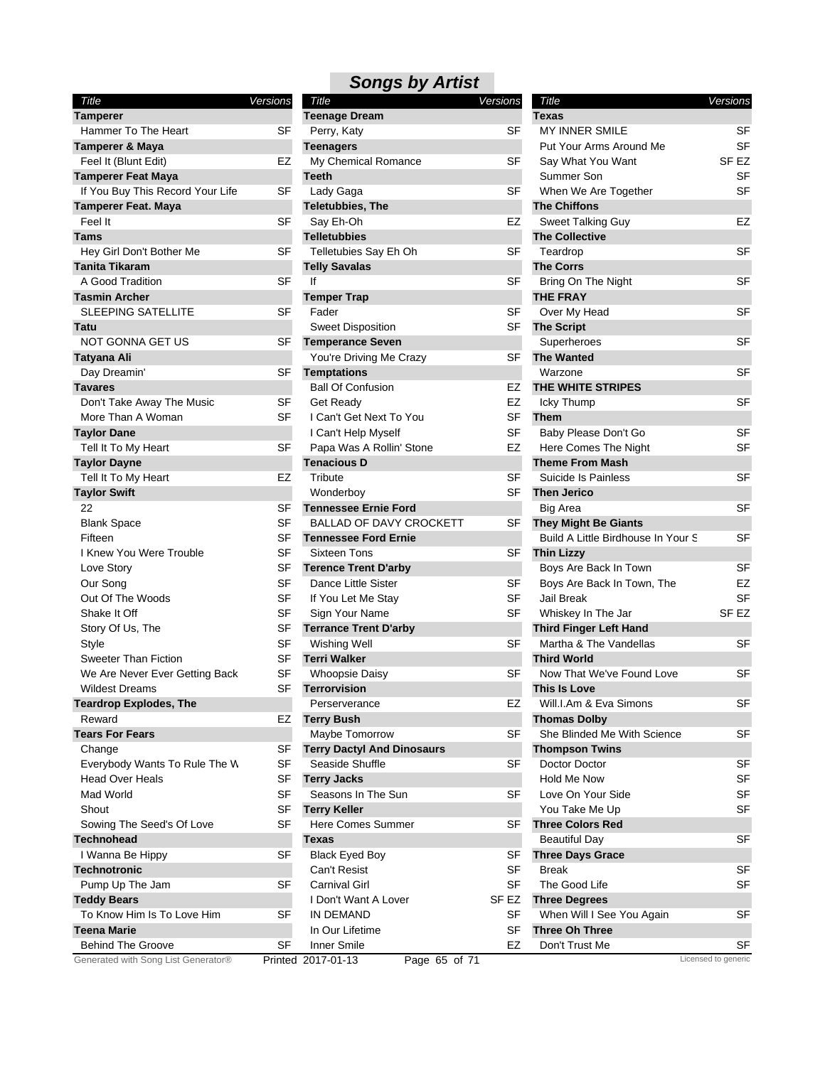# Songs by Artist

| Title | Versions |
|---|---|
| **Tamperer** | |
| Hammer To The Heart | SF |
| **Tamperer & Maya** | |
| Feel It (Blunt Edit) | EZ |
| **Tamperer Feat Maya** | |
| If You Buy This Record Your Life | SF |
| **Tamperer Feat. Maya** | |
| Feel It | SF |
| **Tams** | |
| Hey Girl Don't Bother Me | SF |
| **Tanita Tikaram** | |
| A Good Tradition | SF |
| **Tasmin Archer** | |
| SLEEPING SATELLITE | SF |
| **Tatu** | |
| NOT GONNA GET US | SF |
| **Tatyana Ali** | |
| Day Dreamin' | SF |
| **Tavares** | |
| Don't Take Away The Music | SF |
| More Than A Woman | SF |
| **Taylor Dane** | |
| Tell It To My Heart | SF |
| **Taylor Dayne** | |
| Tell It To My Heart | EZ |
| **Taylor Swift** | |
| 22 | SF |
| Blank Space | SF |
| Fifteen | SF |
| I Knew You Were Trouble | SF |
| Love Story | SF |
| Our Song | SF |
| Out Of The Woods | SF |
| Shake It Off | SF |
| Story Of Us, The | SF |
| Style | SF |
| Sweeter Than Fiction | SF |
| We Are Never Ever Getting Back | SF |
| Wildest Dreams | SF |
| **Teardrop Explodes, The** | |
| Reward | EZ |
| **Tears For Fears** | |
| Change | SF |
| Everybody Wants To Rule The W | SF |
| Head Over Heals | SF |
| Mad World | SF |
| Shout | SF |
| Sowing The Seed's Of Love | SF |
| **Technohead** | |
| I Wanna Be Hippy | SF |
| **Technotronic** | |
| Pump Up The Jam | SF |
| **Teddy Bears** | |
| To Know Him Is To Love Him | SF |
| **Teena Marie** | |
| Behind The Groove | SF |
| **Teenage Dream** | |
| Perry, Katy | SF |
| **Teenagers** | |
| My Chemical Romance | SF |
| **Teeth** | |
| Lady Gaga | SF |
| **Teletubbies, The** | |
| Say Eh-Oh | EZ |
| **Telletubbies** | |
| Telletubies Say Eh Oh | SF |
| **Telly Savalas** | |
| If | SF |
| **Temper Trap** | |
| Fader | SF |
| Sweet Disposition | SF |
| **Temperance Seven** | |
| You're Driving Me Crazy | SF |
| **Temptations** | |
| Ball Of Confusion | EZ |
| Get Ready | EZ |
| I Can't Get Next To You | SF |
| I Can't Help Myself | SF |
| Papa Was A Rollin' Stone | EZ |
| **Tenacious D** | |
| Tribute | SF |
| Wonderboy | SF |
| **Tennessee Ernie Ford** | |
| BALLAD OF DAVY CROCKETT | SF |
| **Tennessee Ford Ernie** | |
| Sixteen Tons | SF |
| **Terence Trent D'arby** | |
| Dance Little Sister | SF |
| If You Let Me Stay | SF |
| Sign Your Name | SF |
| **Terrance Trent D'arby** | |
| Wishing Well | SF |
| **Terri Walker** | |
| Whoopsie Daisy | SF |
| **Terrorvision** | |
| Perserverance | EZ |
| **Terry Bush** | |
| Maybe Tomorrow | SF |
| **Terry Dactyl And Dinosaurs** | |
| Seaside Shuffle | SF |
| **Terry Jacks** | |
| Seasons In The Sun | SF |
| **Terry Keller** | |
| Here Comes Summer | SF |
| **Texas** | |
| Black Eyed Boy | SF |
| Can't Resist | SF |
| Carnival Girl | SF |
| I Don't Want A Lover | SF EZ |
| IN DEMAND | SF |
| In Our Lifetime | SF |
| Inner Smile | EZ |
| **Texas** | |
| MY INNER SMILE | SF |
| Put Your Arms Around Me | SF |
| Say What You Want | SF EZ |
| Summer Son | SF |
| When We Are Together | SF |
| **The Chiffons** | |
| Sweet Talking Guy | EZ |
| **The Collective** | |
| Teardrop | SF |
| **The Corrs** | |
| Bring On The Night | SF |
| **THE FRAY** | |
| Over My Head | SF |
| **The Script** | |
| Superheroes | SF |
| **The Wanted** | |
| Warzone | SF |
| **THE WHITE STRIPES** | |
| Icky Thump | SF |
| **Them** | |
| Baby Please Don't Go | SF |
| Here Comes The Night | SF |
| **Theme From Mash** | |
| Suicide Is Painless | SF |
| **Then Jerico** | |
| Big Area | SF |
| **They Might Be Giants** | |
| Build A Little Birdhouse In Your S | SF |
| **Thin Lizzy** | |
| Boys Are Back In Town | SF |
| Boys Are Back In Town, The | EZ |
| Jail Break | SF |
| Whiskey In The Jar | SF EZ |
| **Third Finger Left Hand** | |
| Martha & The Vandellas | SF |
| **Third World** | |
| Now That We've Found Love | SF |
| **This Is Love** | |
| Will.I.Am & Eva Simons | SF |
| **Thomas Dolby** | |
| She Blinded Me With Science | SF |
| **Thompson Twins** | |
| Doctor Doctor | SF |
| Hold Me Now | SF |
| Love On Your Side | SF |
| You Take Me Up | SF |
| **Three Colors Red** | |
| Beautiful Day | SF |
| **Three Days Grace** | |
| Break | SF |
| The Good Life | SF |
| **Three Degrees** | |
| When Will I See You Again | SF |
| **Three Oh Three** | |
| Don't Trust Me | SF |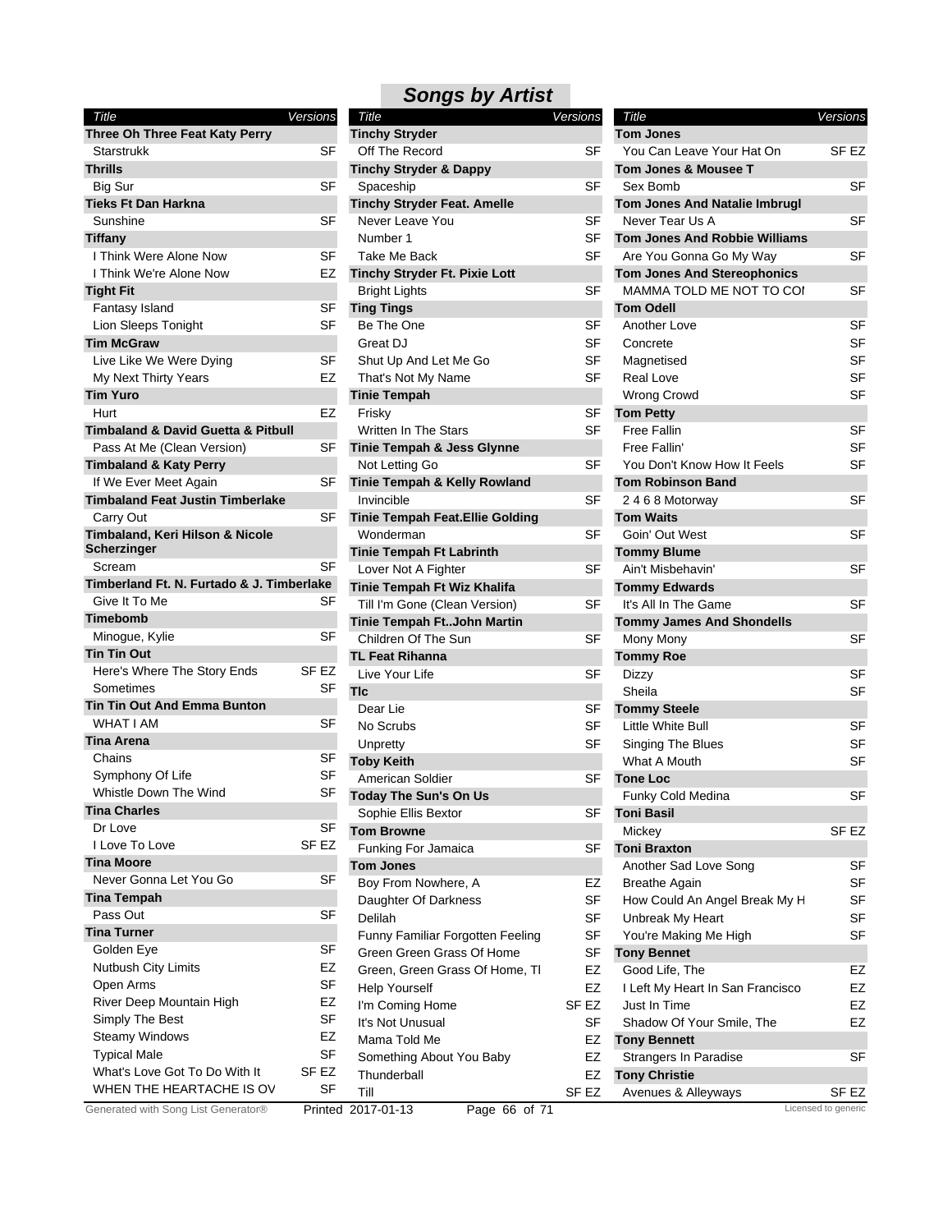# Songs by Artist

| Title | Versions |
|---|---|
| **Three Oh Three Feat Katy Perry** | |
| Starstrukk | SF |
| **Thrills** | |
| Big Sur | SF |
| **Tieks Ft Dan Harkna** | |
| Sunshine | SF |
| **Tiffany** | |
| I Think Were Alone Now | SF |
| I Think We're Alone Now | EZ |
| **Tight Fit** | |
| Fantasy Island | SF |
| Lion Sleeps Tonight | SF |
| **Tim McGraw** | |
| Live Like We Were Dying | SF |
| My Next Thirty Years | EZ |
| **Tim Yuro** | |
| Hurt | EZ |
| **Timbaland & David Guetta & Pitbull** | |
| Pass At Me (Clean Version) | SF |
| **Timbaland & Katy Perry** | |
| If We Ever Meet Again | SF |
| **Timbaland Feat Justin Timberlake** | |
| Carry Out | SF |
| **Timbaland, Keri Hilson & Nicole Scherzinger** | |
| Scream | SF |
| **Timberland Ft. N. Furtado & J. Timberlake** | |
| Give It To Me | SF |
| **Timebomb** | |
| Minogue, Kylie | SF |
| **Tin Tin Out** | |
| Here's Where The Story Ends | SF EZ |
| Sometimes | SF |
| **Tin Tin Out And Emma Bunton** | |
| WHAT I AM | SF |
| **Tina Arena** | |
| Chains | SF |
| Symphony Of Life | SF |
| Whistle Down The Wind | SF |
| **Tina Charles** | |
| Dr Love | SF |
| I Love To Love | SF EZ |
| **Tina Moore** | |
| Never Gonna Let You Go | SF |
| **Tina Tempah** | |
| Pass Out | SF |
| **Tina Turner** | |
| Golden Eye | SF |
| Nutbush City Limits | EZ |
| Open Arms | SF |
| River Deep Mountain High | EZ |
| Simply The Best | SF |
| Steamy Windows | EZ |
| Typical Male | SF |
| What's Love Got To Do With It | SF EZ |
| WHEN THE HEARTACHE IS OV | SF |
| **Tinchy Stryder** | |
| Off The Record | SF |
| **Tinchy Stryder & Dappy** | |
| Spaceship | SF |
| **Tinchy Stryder Feat. Amelle** | |
| Never Leave You | SF |
| Number 1 | SF |
| Take Me Back | SF |
| **Tinchy Stryder Ft. Pixie Lott** | |
| Bright Lights | SF |
| **Ting Tings** | |
| Be The One | SF |
| Great DJ | SF |
| Shut Up And Let Me Go | SF |
| That's Not My Name | SF |
| **Tinie Tempah** | |
| Frisky | SF |
| Written In The Stars | SF |
| **Tinie Tempah & Jess Glynne** | |
| Not Letting Go | SF |
| **Tinie Tempah & Kelly Rowland** | |
| Invincible | SF |
| **Tinie Tempah Feat.Ellie Golding** | |
| Wonderman | SF |
| **Tinie Tempah Ft Labrinth** | |
| Lover Not A Fighter | SF |
| **Tinie Tempah Ft Wiz Khalifa** | |
| Till I'm Gone (Clean Version) | SF |
| **Tinie Tempah Ft..John Martin** | |
| Children Of The Sun | SF |
| **TL Feat Rihanna** | |
| Live Your Life | SF |
| **Tlc** | |
| Dear Lie | SF |
| No Scrubs | SF |
| Unpretty | SF |
| **Toby Keith** | |
| American Soldier | SF |
| **Today The Sun's On Us** | |
| Sophie Ellis Bextor | SF |
| **Tom Browne** | |
| Funking For Jamaica | SF |
| **Tom Jones** | |
| Boy From Nowhere, A | EZ |
| Daughter Of Darkness | SF |
| Delilah | SF |
| Funny Familiar Forgotten Feeling | SF |
| Green Green Grass Of Home | SF |
| Green, Green Grass Of Home, Tl | EZ |
| Help Yourself | EZ |
| I'm Coming Home | SF EZ |
| It's Not Unusual | SF |
| Mama Told Me | EZ |
| Something About You Baby | EZ |
| Thunderball | EZ |
| Till | SF EZ |
| **Tom Jones** | |
| You Can Leave Your Hat On | SF EZ |
| **Tom Jones & Mousee T** | |
| Sex Bomb | SF |
| **Tom Jones And Natalie Imbrugl** | |
| Never Tear Us A | SF |
| **Tom Jones And Robbie Williams** | |
| Are You Gonna Go My Way | SF |
| **Tom Jones And Stereophonics** | |
| MAMMA TOLD ME NOT TO COI | SF |
| **Tom Odell** | |
| Another Love | SF |
| Concrete | SF |
| Magnetised | SF |
| Real Love | SF |
| Wrong Crowd | SF |
| **Tom Petty** | |
| Free Fallin | SF |
| Free Fallin' | SF |
| You Don't Know How It Feels | SF |
| **Tom Robinson Band** | |
| 2 4 6 8 Motorway | SF |
| **Tom Waits** | |
| Goin' Out West | SF |
| **Tommy Blume** | |
| Ain't Misbehavin' | SF |
| **Tommy Edwards** | |
| It's All In The Game | SF |
| **Tommy James And Shondells** | |
| Mony Mony | SF |
| **Tommy Roe** | |
| Dizzy | SF |
| Sheila | SF |
| **Tommy Steele** | |
| Little White Bull | SF |
| Singing The Blues | SF |
| What A Mouth | SF |
| **Tone Loc** | |
| Funky Cold Medina | SF |
| **Toni Basil** | |
| Mickey | SF EZ |
| **Toni Braxton** | |
| Another Sad Love Song | SF |
| Breathe Again | SF |
| How Could An Angel Break My H | SF |
| Unbreak My Heart | SF |
| You're Making Me High | SF |
| **Tony Bennet** | |
| Good Life, The | EZ |
| I Left My Heart In San Francisco | EZ |
| Just In Time | EZ |
| Shadow Of Your Smile, The | EZ |
| **Tony Bennett** | |
| Strangers In Paradise | SF |
| **Tony Christie** | |
| Avenues & Alleyways | SF EZ |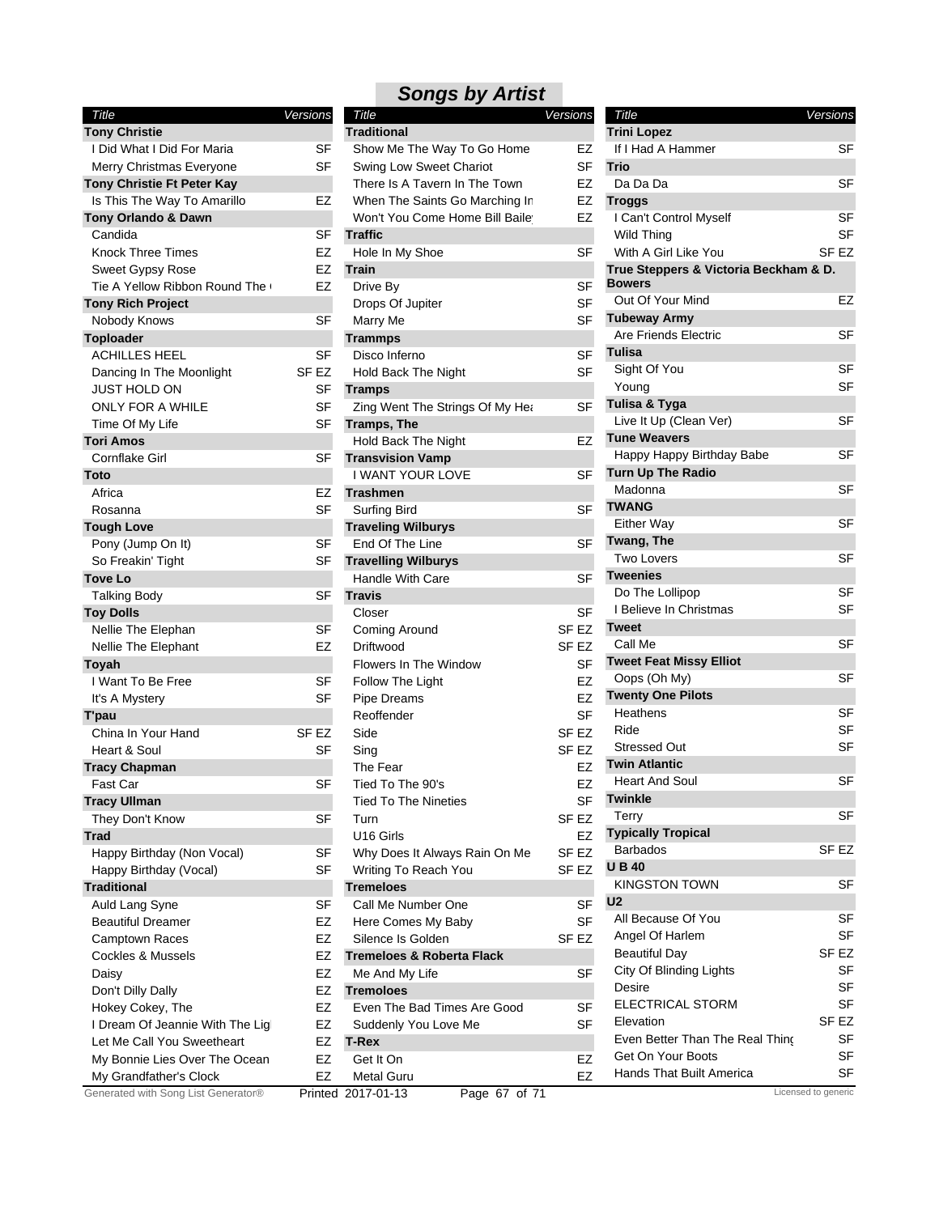## Songs by Artist

| Title | Versions |
|---|---|
| **Tony Christie** | |
| I Did What I Did For Maria | SF |
| Merry Christmas Everyone | SF |
| **Tony Christie Ft Peter Kay** | |
| Is This The Way To Amarillo | EZ |
| **Tony Orlando & Dawn** | |
| Candida | SF |
| Knock Three Times | EZ |
| Sweet Gypsy Rose | EZ |
| Tie A Yellow Ribbon Round The ( | EZ |
| **Tony Rich Project** | |
| Nobody Knows | SF |
| **Toploader** | |
| ACHILLES HEEL | SF |
| Dancing In The Moonlight | SF EZ |
| JUST HOLD ON | SF |
| ONLY FOR A WHILE | SF |
| Time Of My Life | SF |
| **Tori Amos** | |
| Cornflake Girl | SF |
| **Toto** | |
| Africa | EZ |
| Rosanna | SF |
| **Tough Love** | |
| Pony (Jump On It) | SF |
| So Freakin' Tight | SF |
| **Tove Lo** | |
| Talking Body | SF |
| **Toy Dolls** | |
| Nellie The Elephan | SF |
| Nellie The Elephant | EZ |
| **Toyah** | |
| I Want To Be Free | SF |
| It's A Mystery | SF |
| **T'pau** | |
| China In Your Hand | SF EZ |
| Heart & Soul | SF |
| **Tracy Chapman** | |
| Fast Car | SF |
| **Tracy Ullman** | |
| They Don't Know | SF |
| **Trad** | |
| Happy Birthday (Non Vocal) | SF |
| Happy Birthday (Vocal) | SF |
| **Traditional** | |
| Auld Lang Syne | SF |
| Beautiful Dreamer | EZ |
| Camptown Races | EZ |
| Cockles & Mussels | EZ |
| Daisy | EZ |
| Don't Dilly Dally | EZ |
| Hokey Cokey, The | EZ |
| I Dream Of Jeannie With The Lig | EZ |
| Let Me Call You Sweetheart | EZ |
| My Bonnie Lies Over The Ocean | EZ |
| My Grandfather's Clock | EZ |
| Show Me The Way To Go Home | EZ |
| Swing Low Sweet Chariot | SF |
| There Is A Tavern In The Town | EZ |
| When The Saints Go Marching In | EZ |
| Won't You Come Home Bill Baile | EZ |
| **Traffic** | |
| Hole In My Shoe | SF |
| **Train** | |
| Drive By | SF |
| Drops Of Jupiter | SF |
| Marry Me | SF |
| **Trammps** | |
| Disco Inferno | SF |
| Hold Back The Night | SF |
| **Tramps** | |
| Zing Went The Strings Of My Hea | SF |
| **Tramps, The** | |
| Hold Back The Night | EZ |
| **Transvision Vamp** | |
| I WANT YOUR LOVE | SF |
| **Trashmen** | |
| Surfing Bird | SF |
| **Traveling Wilburys** | |
| End Of The Line | SF |
| **Travelling Wilburys** | |
| Handle With Care | SF |
| **Travis** | |
| Closer | SF |
| Coming Around | SF EZ |
| Driftwood | SF EZ |
| Flowers In The Window | SF |
| Follow The Light | EZ |
| Pipe Dreams | EZ |
| Reoffender | SF |
| Side | SF EZ |
| Sing | SF EZ |
| The Fear | EZ |
| Tied To The 90's | EZ |
| Tied To The Nineties | SF |
| Turn | SF EZ |
| U16 Girls | EZ |
| Why Does It Always Rain On Me | SF EZ |
| Writing To Reach You | SF EZ |
| **Tremeloes** | |
| Call Me Number One | SF |
| Here Comes My Baby | SF |
| Silence Is Golden | SF EZ |
| **Tremeloes & Roberta Flack** | |
| Me And My Life | SF |
| **Tremoloes** | |
| Even The Bad Times Are Good | SF |
| Suddenly You Love Me | SF |
| **T-Rex** | |
| Get It On | EZ |
| Metal Guru | EZ |
| **Trini Lopez** | |
| If I Had A Hammer | SF |
| **Trio** | |
| Da Da Da | SF |
| **Troggs** | |
| I Can't Control Myself | SF |
| Wild Thing | SF |
| With A Girl Like You | SF EZ |
| **True Steppers & Victoria Beckham & D. Bowers** | |
| Out Of Your Mind | EZ |
| **Tubeway Army** | |
| Are Friends Electric | SF |
| **Tulisa** | |
| Sight Of You | SF |
| Young | SF |
| **Tulisa & Tyga** | |
| Live It Up (Clean Ver) | SF |
| **Tune Weavers** | |
| Happy Happy Birthday Babe | SF |
| **Turn Up The Radio** | |
| Madonna | SF |
| **TWANG** | |
| Either Way | SF |
| **Twang, The** | |
| Two Lovers | SF |
| **Tweenies** | |
| Do The Lollipop | SF |
| I Believe In Christmas | SF |
| **Tweet** | |
| Call Me | SF |
| **Tweet Feat Missy Elliot** | |
| Oops (Oh My) | SF |
| **Twenty One Pilots** | |
| Heathens | SF |
| Ride | SF |
| Stressed Out | SF |
| **Twin Atlantic** | |
| Heart And Soul | SF |
| **Twinkle** | |
| Terry | SF |
| **Typically Tropical** | |
| Barbados | SF EZ |
| **U B 40** | |
| KINGSTON TOWN | SF |
| **U2** | |
| All Because Of You | SF |
| Angel Of Harlem | SF |
| Beautiful Day | SF EZ |
| City Of Blinding Lights | SF |
| Desire | SF |
| ELECTRICAL STORM | SF |
| Elevation | SF EZ |
| Even Better Than The Real Thing | SF |
| Get On Your Boots | SF |
| Hands That Built America | SF |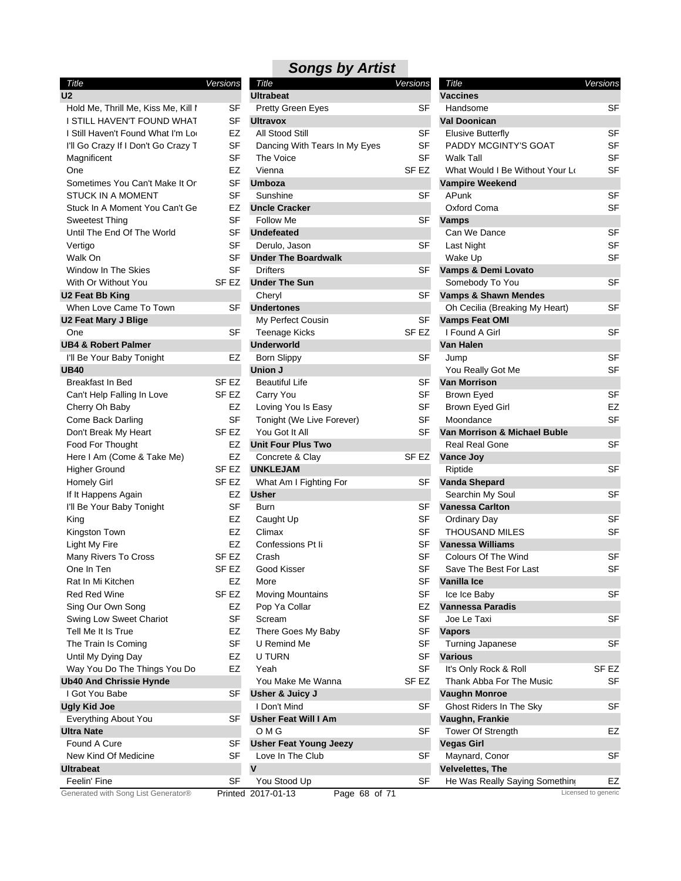## Songs by Artist

| Title | Versions |
|---|---|
| **U2** | |
| Hold Me, Thrill Me, Kiss Me, Kill I | SF |
| I STILL HAVEN'T FOUND WHAT | SF |
| I Still Haven't Found What I'm Lo | EZ |
| I'll Go Crazy If I Don't Go Crazy T | SF |
| Magnificent | SF |
| One | EZ |
| Sometimes You Can't Make It On | SF |
| STUCK IN A MOMENT | SF |
| Stuck In A Moment You Can't Ge | EZ |
| Sweetest Thing | SF |
| Until The End Of The World | SF |
| Vertigo | SF |
| Walk On | SF |
| Window In The Skies | SF |
| With Or Without You | SF EZ |
| **U2 Feat Bb King** | |
| When Love Came To Town | SF |
| **U2 Feat Mary J Blige** | |
| One | SF |
| **UB4 & Robert Palmer** | |
| I'll Be Your Baby Tonight | EZ |
| **UB40** | |
| Breakfast In Bed | SF EZ |
| Can't Help Falling In Love | SF EZ |
| Cherry Oh Baby | EZ |
| Come Back Darling | SF |
| Don't Break My Heart | SF EZ |
| Food For Thought | EZ |
| Here I Am (Come & Take Me) | EZ |
| Higher Ground | SF EZ |
| Homely Girl | SF EZ |
| If It Happens Again | EZ |
| I'll Be Your Baby Tonight | SF |
| King | EZ |
| Kingston Town | EZ |
| Light My Fire | EZ |
| Many Rivers To Cross | SF EZ |
| One In Ten | SF EZ |
| Rat In Mi Kitchen | EZ |
| Red Red Wine | SF EZ |
| Sing Our Own Song | EZ |
| Swing Low Sweet Chariot | SF |
| Tell Me It Is True | EZ |
| The Train Is Coming | SF |
| Until My Dying Day | EZ |
| Way You Do The Things You Do | EZ |
| **Ub40 And Chrissie Hynde** | |
| I Got You Babe | SF |
| **Ugly Kid Joe** | |
| Everything About You | SF |
| **Ultra Nate** | |
| Found A Cure | SF |
| New Kind Of Medicine | SF |
| **Ultrabeat** | |
| Feelin' Fine | SF |
| **Ultrabeat** | |
| Pretty Green Eyes | SF |
| **Ultravox** | |
| All Stood Still | SF |
| Dancing With Tears In My Eyes | SF |
| The Voice | SF |
| Vienna | SF EZ |
| **Umboza** | |
| Sunshine | SF |
| **Uncle Cracker** | |
| Follow Me | SF |
| **Undefeated** | |
| Derulo, Jason | SF |
| **Under The Boardwalk** | |
| Drifters | SF |
| **Under The Sun** | |
| Cheryl | SF |
| **Undertones** | |
| My Perfect Cousin | SF |
| Teenage Kicks | SF EZ |
| **Underworld** | |
| Born Slippy | SF |
| **Union J** | |
| Beautiful Life | SF |
| Carry You | SF |
| Loving You Is Easy | SF |
| Tonight (We Live Forever) | SF |
| You Got It All | SF |
| **Unit Four Plus Two** | |
| Concrete & Clay | SF EZ |
| **UNKLEJAM** | |
| What Am I Fighting For | SF |
| **Usher** | |
| Burn | SF |
| Caught Up | SF |
| Climax | SF |
| Confessions Pt Ii | SF |
| Crash | SF |
| Good Kisser | SF |
| More | SF |
| Moving Mountains | SF |
| Pop Ya Collar | EZ |
| Scream | SF |
| There Goes My Baby | SF |
| U Remind Me | SF |
| U TURN | SF |
| Yeah | SF |
| You Make Me Wanna | SF EZ |
| **Usher & Juicy J** | |
| I Don't Mind | SF |
| **Usher Feat Will I Am** | |
| O M G | SF |
| **Usher Feat Young Jeezy** | |
| Love In The Club | SF |
| **V** | |
| You Stood Up | SF |
| **Vaccines** | |
| Handsome | SF |
| **Val Doonican** | |
| Elusive Butterfly | SF |
| PADDY MCGINTY'S GOAT | SF |
| Walk Tall | SF |
| What Would I Be Without Your Lo | SF |
| **Vampire Weekend** | |
| APunk | SF |
| Oxford Coma | SF |
| **Vamps** | |
| Can We Dance | SF |
| Last Night | SF |
| Wake Up | SF |
| **Vamps & Demi Lovato** | |
| Somebody To You | SF |
| **Vamps & Shawn Mendes** | |
| Oh Cecilia (Breaking My Heart) | SF |
| **Vamps Feat OMI** | |
| I Found A Girl | SF |
| **Van Halen** | |
| Jump | SF |
| You Really Got Me | SF |
| **Van Morrison** | |
| Brown Eyed | SF |
| Brown Eyed Girl | EZ |
| Moondance | SF |
| **Van Morrison & Michael Buble** | |
| Real Real Gone | SF |
| **Vance Joy** | |
| Riptide | SF |
| **Vanda Shepard** | |
| Searchin My Soul | SF |
| **Vanessa Carlton** | |
| Ordinary Day | SF |
| THOUSAND MILES | SF |
| **Vanessa Williams** | |
| Colours Of The Wind | SF |
| Save The Best For Last | SF |
| **Vanilla Ice** | |
| Ice Ice Baby | SF |
| **Vannessa Paradis** | |
| Joe Le Taxi | SF |
| **Vapors** | |
| Turning Japanese | SF |
| **Various** | |
| It's Only Rock & Roll | SF EZ |
| Thank Abba For The Music | SF |
| **Vaughn Monroe** | |
| Ghost Riders In The Sky | SF |
| **Vaughn, Frankie** | |
| Tower Of Strength | EZ |
| **Vegas Girl** | |
| Maynard, Conor | SF |
| **Velvelettes, The** | |
| He Was Really Saying Somethin | EZ |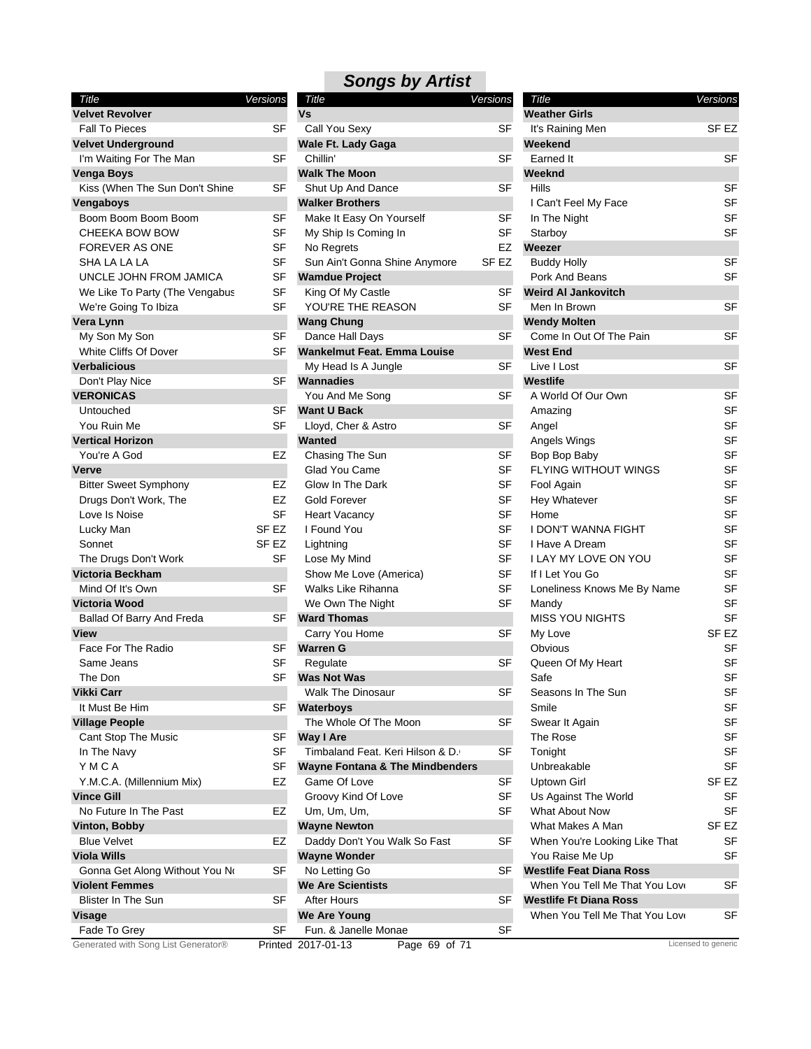## Songs by Artist

| Title | Versions |
|---|---|
| **Velvet Revolver** | |
| Fall To Pieces | SF |
| **Velvet Underground** | |
| I'm Waiting For The Man | SF |
| **Venga Boys** | |
| Kiss (When The Sun Don't Shine | SF |
| **Vengaboys** | |
| Boom Boom Boom Boom | SF |
| CHEEKA BOW BOW | SF |
| FOREVER AS ONE | SF |
| SHA LA LA LA | SF |
| UNCLE JOHN FROM JAMICA | SF |
| We Like To Party (The Vengabus | SF |
| We're Going To Ibiza | SF |
| **Vera Lynn** | |
| My Son My Son | SF |
| White Cliffs Of Dover | SF |
| **Verbalicious** | |
| Don't Play Nice | SF |
| **VERONICAS** | |
| Untouched | SF |
| You Ruin Me | SF |
| **Vertical Horizon** | |
| You're A God | EZ |
| **Verve** | |
| Bitter Sweet Symphony | EZ |
| Drugs Don't Work, The | EZ |
| Love Is Noise | SF |
| Lucky Man | SF EZ |
| Sonnet | SF EZ |
| The Drugs Don't Work | SF |
| **Victoria Beckham** | |
| Mind Of It's Own | SF |
| **Victoria Wood** | |
| Ballad Of Barry And Freda | SF |
| **View** | |
| Face For The Radio | SF |
| Same Jeans | SF |
| The Don | SF |
| **Vikki Carr** | |
| It Must Be Him | SF |
| **Village People** | |
| Cant Stop The Music | SF |
| In The Navy | SF |
| Y M C A | SF |
| Y.M.C.A. (Millennium Mix) | EZ |
| **Vince Gill** | |
| No Future In The Past | EZ |
| **Vinton, Bobby** | |
| Blue Velvet | EZ |
| **Viola Wills** | |
| Gonna Get Along Without You No | SF |
| **Violent Femmes** | |
| Blister In The Sun | SF |
| **Visage** | |
| Fade To Grey | SF |
| **Vs** | |
| Call You Sexy | SF |
| **Wale Ft. Lady Gaga** | |
| Chillin' | SF |
| **Walk The Moon** | |
| Shut Up And Dance | SF |
| **Walker Brothers** | |
| Make It Easy On Yourself | SF |
| My Ship Is Coming In | SF |
| No Regrets | EZ |
| Sun Ain't Gonna Shine Anymore | SF EZ |
| **Wamdue Project** | |
| King Of My Castle | SF |
| YOU'RE THE REASON | SF |
| **Wang Chung** | |
| Dance Hall Days | SF |
| **Wankelmut Feat. Emma Louise** | |
| My Head Is A Jungle | SF |
| **Wannadies** | |
| You And Me Song | SF |
| **Want U Back** | |
| Lloyd, Cher & Astro | SF |
| **Wanted** | |
| Chasing The Sun | SF |
| Glad You Came | SF |
| Glow In The Dark | SF |
| Gold Forever | SF |
| Heart Vacancy | SF |
| I Found You | SF |
| Lightning | SF |
| Lose My Mind | SF |
| Show Me Love (America) | SF |
| Walks Like Rihanna | SF |
| We Own The Night | SF |
| **Ward Thomas** | |
| Carry You Home | SF |
| **Warren G** | |
| Regulate | SF |
| **Was Not Was** | |
| Walk The Dinosaur | SF |
| **Waterboys** | |
| The Whole Of The Moon | SF |
| **Way I Are** | |
| Timbaland Feat. Keri Hilson & D. | SF |
| **Wayne Fontana & The Mindbenders** | |
| Game Of Love | SF |
| Groovy Kind Of Love | SF |
| Um, Um, Um, | SF |
| **Wayne Newton** | |
| Daddy Don't You Walk So Fast | SF |
| **Wayne Wonder** | |
| No Letting Go | SF |
| **We Are Scientists** | |
| After Hours | SF |
| **We Are Young** | |
| Fun. & Janelle Monae | SF |
| **Weather Girls** | |
| It's Raining Men | SF EZ |
| **Weekend** | |
| Earned It | SF |
| **Weeknd** | |
| Hills | SF |
| I Can't Feel My Face | SF |
| In The Night | SF |
| Starboy | SF |
| **Weezer** | |
| Buddy Holly | SF |
| Pork And Beans | SF |
| **Weird Al Jankovitch** | |
| Men In Brown | SF |
| **Wendy Molten** | |
| Come In Out Of The Pain | SF |
| **West End** | |
| Live I Lost | SF |
| **Westlife** | |
| A World Of Our Own | SF |
| Amazing | SF |
| Angel | SF |
| Angels Wings | SF |
| Bop Bop Baby | SF |
| FLYING WITHOUT WINGS | SF |
| Fool Again | SF |
| Hey Whatever | SF |
| Home | SF |
| I DON'T WANNA FIGHT | SF |
| I Have A Dream | SF |
| I LAY MY LOVE ON YOU | SF |
| If I Let You Go | SF |
| Loneliness Knows Me By Name | SF |
| Mandy | SF |
| MISS YOU NIGHTS | SF |
| My Love | SF EZ |
| Obvious | SF |
| Queen Of My Heart | SF |
| Safe | SF |
| Seasons In The Sun | SF |
| Smile | SF |
| Swear It Again | SF |
| The Rose | SF |
| Tonight | SF |
| Unbreakable | SF |
| Uptown Girl | SF EZ |
| Us Against The World | SF |
| What About Now | SF |
| What Makes A Man | SF EZ |
| When You're Looking Like That | SF |
| You Raise Me Up | SF |
| **Westlife Feat Diana Ross** | |
| When You Tell Me That You Love | SF |
| **Westlife Ft Diana Ross** | |
| When You Tell Me That You Love | SF |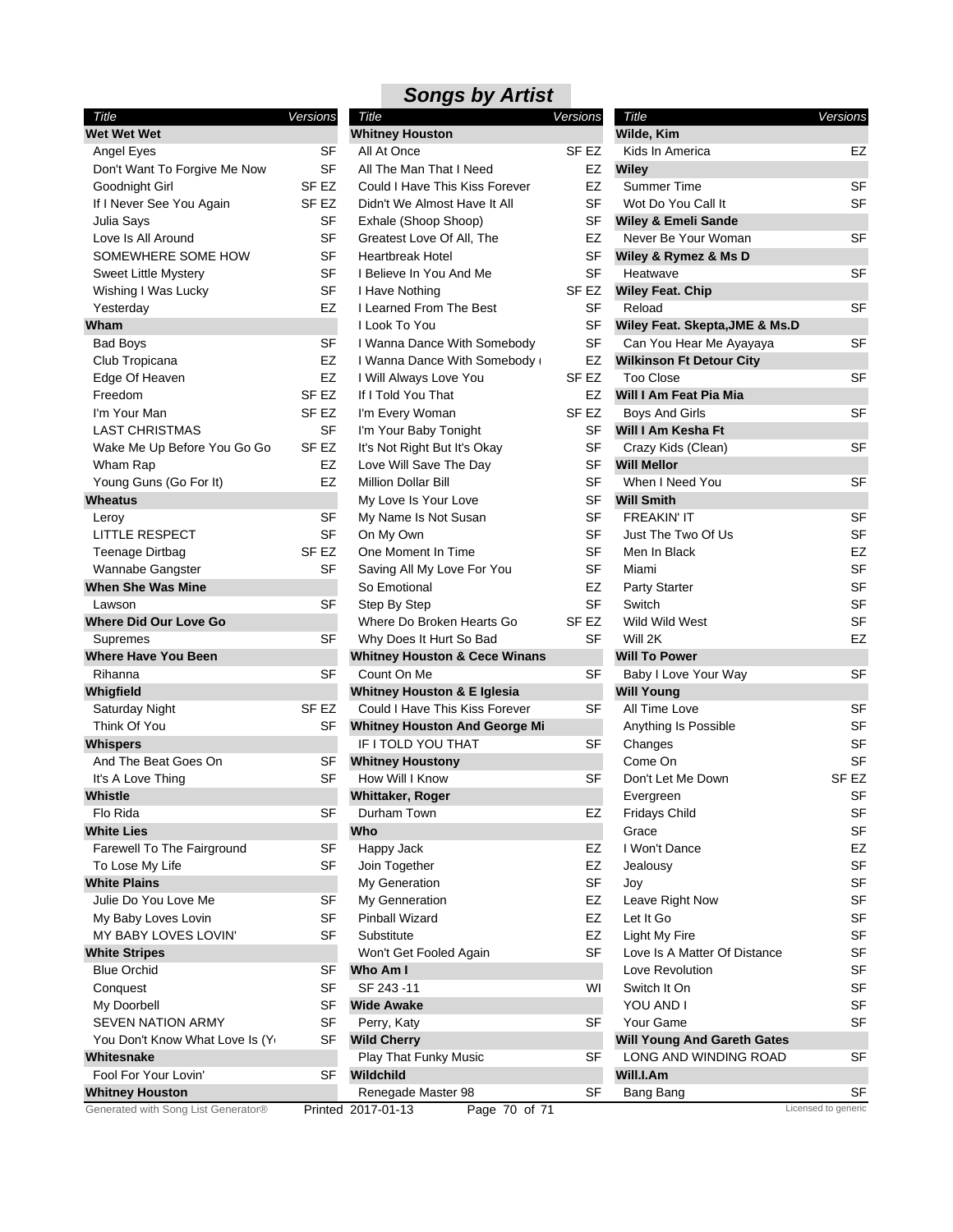## Songs by Artist

| Title | Versions |
|---|---|
| **Wet Wet Wet** | |
| Angel Eyes | SF |
| Don't Want To Forgive Me Now | SF |
| Goodnight Girl | SF EZ |
| If I Never See You Again | SF EZ |
| Julia Says | SF |
| Love Is All Around | SF |
| SOMEWHERE SOME HOW | SF |
| Sweet Little Mystery | SF |
| Wishing I Was Lucky | SF |
| Yesterday | EZ |
| **Wham** | |
| Bad Boys | SF |
| Club Tropicana | EZ |
| Edge Of Heaven | EZ |
| Freedom | SF EZ |
| I'm Your Man | SF EZ |
| LAST CHRISTMAS | SF |
| Wake Me Up Before You Go Go | SF EZ |
| Wham Rap | EZ |
| Young Guns (Go For It) | EZ |
| **Wheatus** | |
| Leroy | SF |
| LITTLE RESPECT | SF |
| Teenage Dirtbag | SF EZ |
| Wannabe Gangster | SF |
| **When She Was Mine** | |
| Lawson | SF |
| **Where Did Our Love Go** | |
| Supremes | SF |
| **Where Have You Been** | |
| Rihanna | SF |
| **Whigfield** | |
| Saturday Night | SF EZ |
| Think Of You | SF |
| **Whispers** | |
| And The Beat Goes On | SF |
| It's A Love Thing | SF |
| **Whistle** | |
| Flo Rida | SF |
| **White Lies** | |
| Farewell To The Fairground | SF |
| To Lose My Life | SF |
| **White Plains** | |
| Julie Do You Love Me | SF |
| My Baby Loves Lovin | SF |
| MY BABY LOVES LOVIN' | SF |
| **White Stripes** | |
| Blue Orchid | SF |
| Conquest | SF |
| My Doorbell | SF |
| SEVEN NATION ARMY | SF |
| You Don't Know What Love Is (Y | SF |
| **Whitesnake** | |
| Fool For Your Lovin' | SF |
| **Whitney Houston** | |
| All At Once | SF EZ |
| All The Man That I Need | EZ |
| Could I Have This Kiss Forever | EZ |
| Didn't We Almost Have It All | SF |
| Exhale (Shoop Shoop) | SF |
| Greatest Love Of All, The | EZ |
| Heartbreak Hotel | SF |
| I Believe In You And Me | SF |
| I Have Nothing | SF EZ |
| I Learned From The Best | SF |
| I Look To You | SF |
| I Wanna Dance With Somebody | SF |
| I Wanna Dance With Somebody ( | EZ |
| I Will Always Love You | SF EZ |
| If I Told You That | EZ |
| I'm Every Woman | SF EZ |
| I'm Your Baby Tonight | SF |
| It's Not Right But It's Okay | SF |
| Love Will Save The Day | SF |
| Million Dollar Bill | SF |
| My Love Is Your Love | SF |
| My Name Is Not Susan | SF |
| On My Own | SF |
| One Moment In Time | SF |
| Saving All My Love For You | SF |
| So Emotional | EZ |
| Step By Step | SF |
| Where Do Broken Hearts Go | SF EZ |
| Why Does It Hurt So Bad | SF |
| **Whitney Houston & Cece Winans** | |
| Count On Me | SF |
| **Whitney Houston & E Iglesia** | |
| Could I Have This Kiss Forever | SF |
| **Whitney Houston And George Mi** | |
| IF I TOLD YOU THAT | SF |
| **Whitney Houstony** | |
| How Will I Know | SF |
| **Whittaker, Roger** | |
| Durham Town | EZ |
| **Who** | |
| Happy Jack | EZ |
| Join Together | EZ |
| My Generation | SF |
| My Genneration | EZ |
| Pinball Wizard | EZ |
| Substitute | EZ |
| Won't Get Fooled Again | SF |
| **Who Am I** | |
| SF 243 -11 | WI |
| **Wide Awake** | |
| Perry, Katy | SF |
| **Wild Cherry** | |
| Play That Funky Music | SF |
| **Wildchild** | |
| Renegade Master 98 | SF |
| **Wilde, Kim** | |
| Kids In America | EZ |
| **Wiley** | |
| Summer Time | SF |
| Wot Do You Call It | SF |
| **Wiley & Emeli Sande** | |
| Never Be Your Woman | SF |
| **Wiley & Rymez & Ms D** | |
| Heatwave | SF |
| **Wiley Feat. Chip** | |
| Reload | SF |
| **Wiley Feat. Skepta,JME & Ms.D** | |
| Can You Hear Me Ayayaya | SF |
| **Wilkinson Ft Detour City** | |
| Too Close | SF |
| **Will I Am Feat Pia Mia** | |
| Boys And Girls | SF |
| **Will I Am Kesha Ft** | |
| Crazy Kids (Clean) | SF |
| **Will Mellor** | |
| When I Need You | SF |
| **Will Smith** | |
| FREAKIN' IT | SF |
| Just The Two Of Us | SF |
| Men In Black | EZ |
| Miami | SF |
| Party Starter | SF |
| Switch | SF |
| Wild Wild West | SF |
| Will 2K | EZ |
| **Will To Power** | |
| Baby I Love Your Way | SF |
| **Will Young** | |
| All Time Love | SF |
| Anything Is Possible | SF |
| Changes | SF |
| Come On | SF |
| Don't Let Me Down | SF EZ |
| Evergreen | SF |
| Fridays Child | SF |
| Grace | SF |
| I Won't Dance | EZ |
| Jealousy | SF |
| Joy | SF |
| Leave Right Now | SF |
| Let It Go | SF |
| Light My Fire | SF |
| Love Is A Matter Of Distance | SF |
| Love Revolution | SF |
| Switch It On | SF |
| YOU AND I | SF |
| Your Game | SF |
| **Will Young And Gareth Gates** | |
| LONG AND WINDING ROAD | SF |
| **Will.I.Am** | |
| Bang Bang | SF |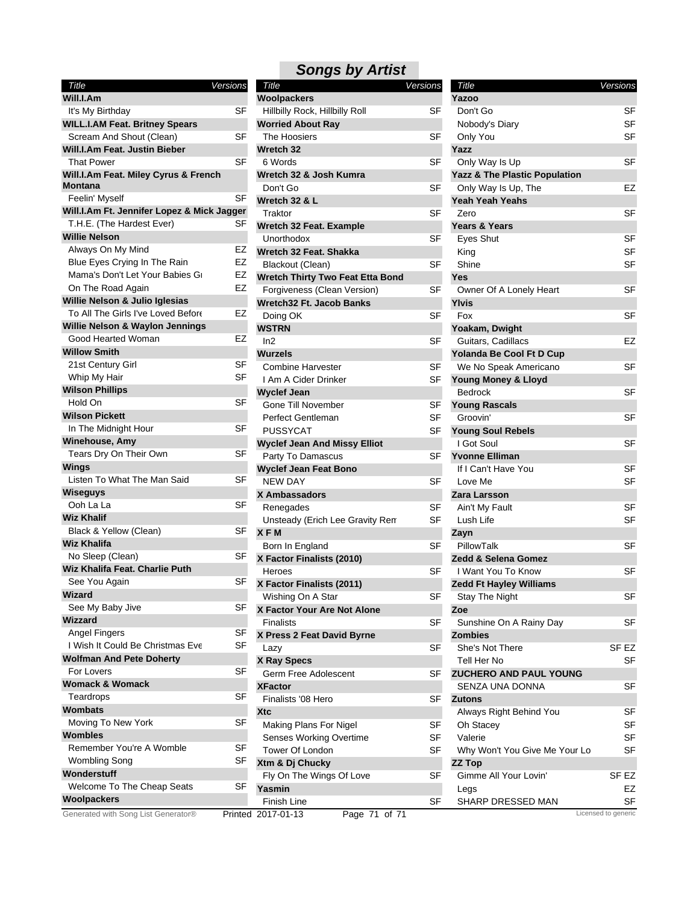## Songs by Artist

| Title | Versions |
| --- | --- |
| **Will.I.Am** | |
| It's My Birthday | SF |
| **WILL.I.AM Feat. Britney Spears** | |
| Scream And Shout (Clean) | SF |
| **Will.I.Am Feat. Justin Bieber** | |
| That Power | SF |
| **Will.I.Am Feat. Miley Cyrus & French Montana** | |
| Feelin' Myself | SF |
| **Will.I.Am Ft. Jennifer Lopez & Mick Jagger** | |
| T.H.E. (The Hardest Ever) | SF |
| **Willie Nelson** | |
| Always On My Mind | EZ |
| Blue Eyes Crying In The Rain | EZ |
| Mama's Don't Let Your Babies Gı | EZ |
| On The Road Again | EZ |
| **Willie Nelson & Julio Iglesias** | |
| To All The Girls I've Loved Before | EZ |
| **Willie Nelson & Waylon Jennings** | |
| Good Hearted Woman | EZ |
| **Willow Smith** | |
| 21st Century Girl | SF |
| Whip My Hair | SF |
| **Wilson Phillips** | |
| Hold On | SF |
| **Wilson Pickett** | |
| In The Midnight Hour | SF |
| **Winehouse, Amy** | |
| Tears Dry On Their Own | SF |
| **Wings** | |
| Listen To What The Man Said | SF |
| **Wiseguys** | |
| Ooh La La | SF |
| **Wiz Khalif** | |
| Black & Yellow (Clean) | SF |
| **Wiz Khalifa** | |
| No Sleep (Clean) | SF |
| **Wiz Khalifa Feat. Charlie Puth** | |
| See You Again | SF |
| **Wizard** | |
| See My Baby Jive | SF |
| **Wizzard** | |
| Angel Fingers | SF |
| I Wish It Could Be Christmas Eve | SF |
| **Wolfman And Pete Doherty** | |
| For Lovers | SF |
| **Womack & Womack** | |
| Teardrops | SF |
| **Wombats** | |
| Moving To New York | SF |
| **Wombles** | |
| Remember You're A Womble | SF |
| Wombling Song | SF |
| **Wonderstuff** | |
| Welcome To The Cheap Seats | SF |
| **Woolpackers** | |
| Hillbilly Rock, Hillbilly Roll | SF |
| **Worried About Ray** | |
| The Hoosiers | SF |
| **Wretch 32** | |
| 6 Words | SF |
| **Wretch 32 & Josh Kumra** | |
| Don't Go | SF |
| **Wretch 32 & L** | |
| Traktor | SF |
| **Wretch 32 Feat. Example** | |
| Unorthodox | SF |
| **Wretch 32 Feat. Shakka** | |
| Blackout (Clean) | SF |
| **Wretch Thirty Two Feat Etta Bond** | |
| Forgiveness (Clean Version) | SF |
| **Wretch32 Ft. Jacob Banks** | |
| Doing OK | SF |
| **WSTRN** | |
| In2 | SF |
| **Wurzels** | |
| Combine Harvester | SF |
| I Am A Cider Drinker | SF |
| **Wyclef Jean** | |
| Gone Till November | SF |
| Perfect Gentleman | SF |
| PUSSYCAT | SF |
| **Wyclef Jean And Missy Elliot** | |
| Party To Damascus | SF |
| **Wyclef Jean Feat Bono** | |
| NEW DAY | SF |
| **X Ambassadors** | |
| Renegades | SF |
| Unsteady (Erich Lee Gravity Rem | SF |
| **X F M** | |
| Born In England | SF |
| **X Factor Finalists (2010)** | |
| Heroes | SF |
| **X Factor Finalists (2011)** | |
| Wishing On A Star | SF |
| **X Factor Your Are Not Alone** | |
| Finalists | SF |
| **X Press 2 Feat David Byrne** | |
| Lazy | SF |
| **X Ray Specs** | |
| Germ Free Adolescent | SF |
| **XFactor** | |
| Finalists '08 Hero | SF |
| **Xtc** | |
| Making Plans For Nigel | SF |
| Senses Working Overtime | SF |
| Tower Of London | SF |
| **Xtm & Dj Chucky** | |
| Fly On The Wings Of Love | SF |
| **Yasmin** | |
| Finish Line | SF |
| **Yazoo** | |
| Don't Go | SF |
| Nobody's Diary | SF |
| Only You | SF |
| **Yazz** | |
| Only Way Is Up | SF |
| **Yazz & The Plastic Population** | |
| Only Way Is Up, The | EZ |
| **Yeah Yeah Yeahs** | |
| Zero | SF |
| **Years & Years** | |
| Eyes Shut | SF |
| King | SF |
| Shine | SF |
| **Yes** | |
| Owner Of A Lonely Heart | SF |
| **Ylvis** | |
| Fox | SF |
| **Yoakam, Dwight** | |
| Guitars, Cadillacs | EZ |
| **Yolanda Be Cool Ft D Cup** | |
| We No Speak Americano | SF |
| **Young Money & Lloyd** | |
| Bedrock | SF |
| **Young Rascals** | |
| Groovin' | SF |
| **Young Soul Rebels** | |
| I Got Soul | SF |
| **Yvonne Elliman** | |
| If I Can't Have You | SF |
| Love Me | SF |
| **Zara Larsson** | |
| Ain't My Fault | SF |
| Lush Life | SF |
| **Zayn** | |
| PillowTalk | SF |
| **Zedd & Selena Gomez** | |
| I Want You To Know | SF |
| **Zedd Ft Hayley Williams** | |
| Stay The Night | SF |
| **Zoe** | |
| Sunshine On A Rainy Day | SF |
| **Zombies** | |
| She's Not There | SF EZ |
| Tell Her No | SF |
| **ZUCHERO AND PAUL YOUNG** | |
| SENZA UNA DONNA | SF |
| **Zutons** | |
| Always Right Behind You | SF |
| Oh Stacey | SF |
| Valerie | SF |
| Why Won't You Give Me Your Lo | SF |
| **ZZ Top** | |
| Gimme All Your Lovin' | SF EZ |
| Legs | EZ |
| SHARP DRESSED MAN | SF |